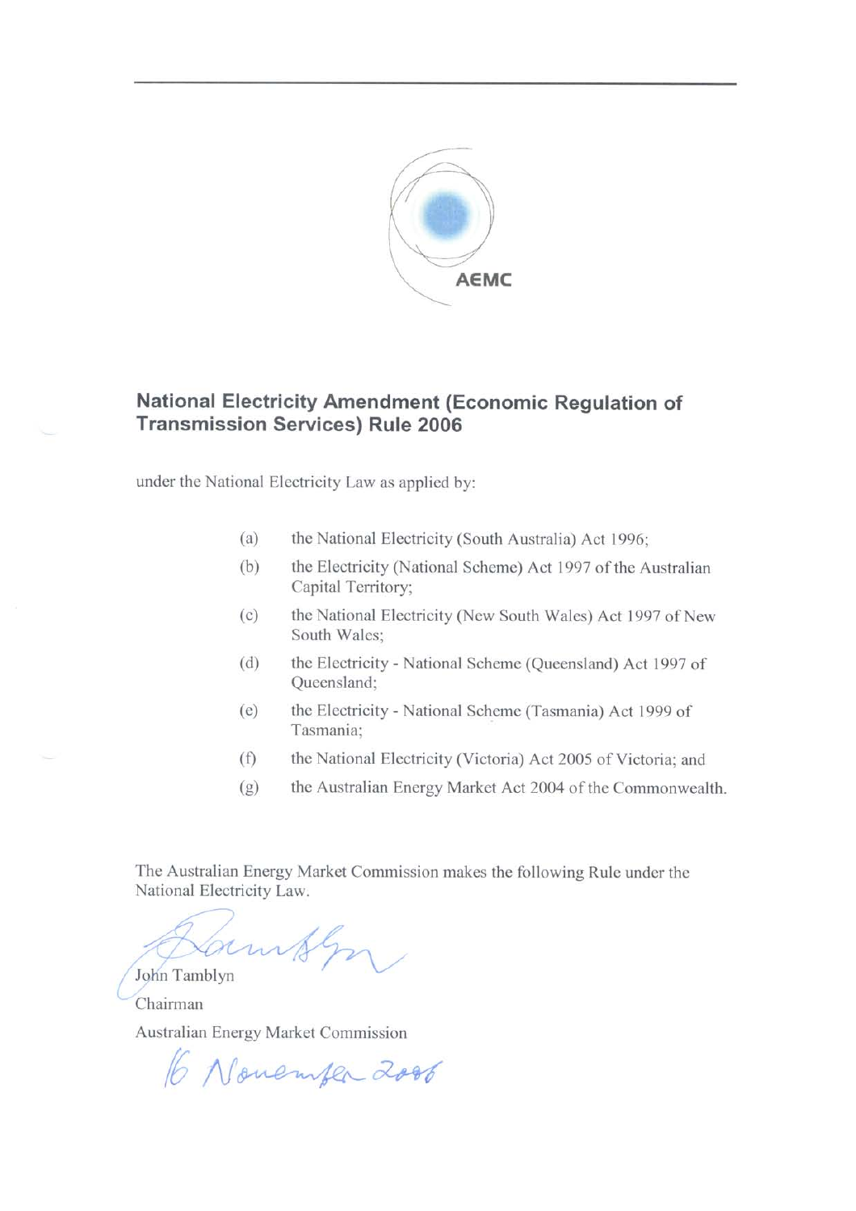AEMC

# National Electricity Amendment (Economic Regulation of Transmission Services) Rule 2006

under the National Electricity Law as applied by:

(a) the National Electricity (South Australia) Act 1996;

(b) the Electricity (National Scheme) Act 1997 of the Australian Capital Territory;

(c) the National Electricity (New South Wales) Act 1997 of New South Wales;

(d) the Electricity - National Scheme (Queensland) Act 1997 of Queensland;

(e) the Electricity - National Scheme (Tasmania) Act 1999 of Tasmania;

(f) the National Electricity (Victoria) Act 2005 of Victoria; and

(g) the Australian Energy Market Act 2004 of the Commonwealth.

The Australian Energy Market Commission makes the following Rule under the National Electricity Law.

John Tamblyn

Chairman

Australian Energy Market Commission

16 November 2006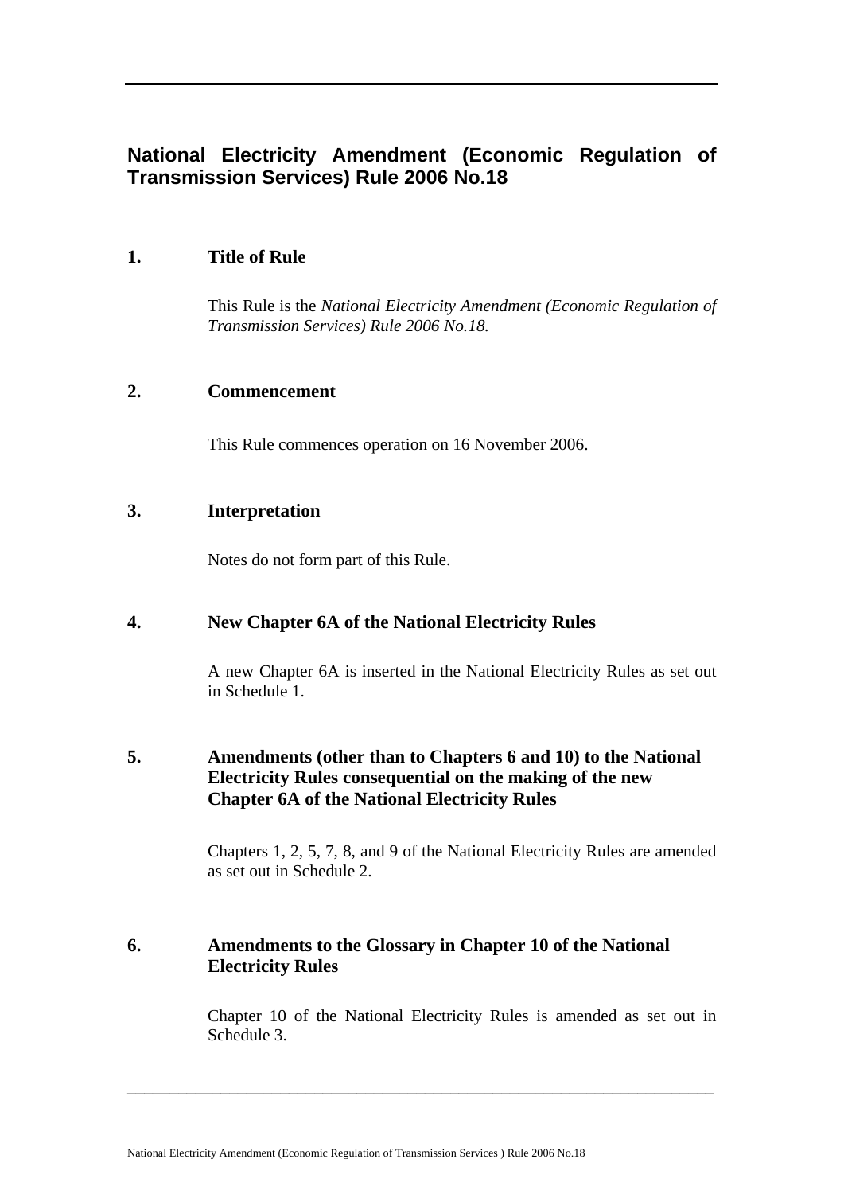# National Electricity Amendment (Economic Regulation of Transmission Services) Rule 2006 No.18

## 1. Title of Rule

This Rule is the *National Electricity Amendment (Economic Regulation of Transmission Services) Rule 2006 No.18.*

## 2. Commencement

This Rule commences operation on 16 November 2006.

## 3. Interpretation

Notes do not form part of this Rule.

## 4. New Chapter 6A of the National Electricity Rules

A new Chapter 6A is inserted in the National Electricity Rules as set out in Schedule 1.

## 5. Amendments (other than to Chapters 6 and 10) to the National Electricity Rules consequential on the making of the new Chapter 6A of the National Electricity Rules

Chapters 1, 2, 5, 7, 8, and 9 of the National Electricity Rules are amended as set out in Schedule 2.

## 6. Amendments to the Glossary in Chapter 10 of the National Electricity Rules

Chapter 10 of the National Electricity Rules is amended as set out in Schedule 3.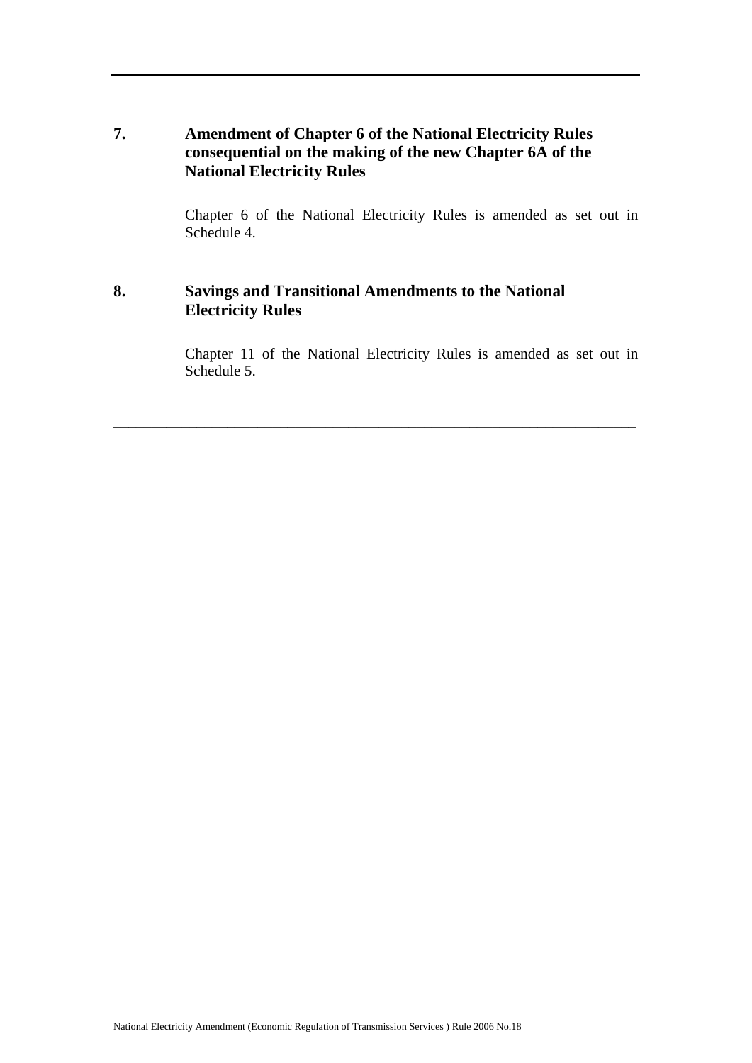## 7. Amendment of Chapter 6 of the National Electricity Rules consequential on the making of the new Chapter 6A of the National Electricity Rules

Chapter 6 of the National Electricity Rules is amended as set out in Schedule 4.

## 8. Savings and Transitional Amendments to the National Electricity Rules

Chapter 11 of the National Electricity Rules is amended as set out in Schedule 5.

---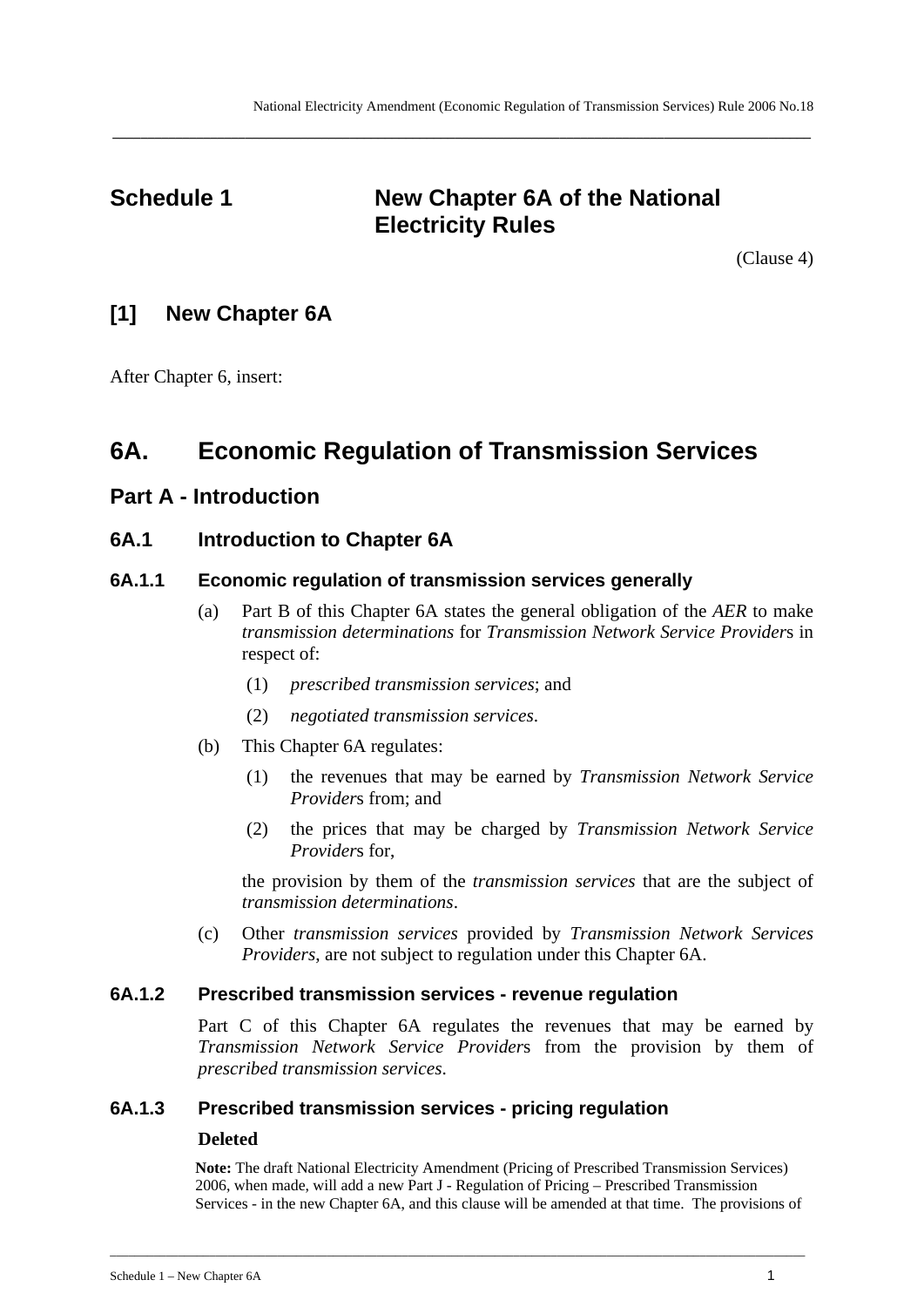# Schedule 1 New Chapter 6A of the National Electricity Rules

(Clause 4)

## [1] New Chapter 6A

After Chapter 6, insert:

# 6A. Economic Regulation of Transmission Services

## Part A - Introduction

### 6A.1 Introduction to Chapter 6A

#### 6A.1.1 Economic regulation of transmission services generally

(a) Part B of this Chapter 6A states the general obligation of the *AER* to make *transmission determinations* for *Transmission Network Service Provider*s in respect of:

(1) *prescribed transmission services*; and

(2) *negotiated transmission services*.

(b) This Chapter 6A regulates:

(1) the revenues that may be earned by *Transmission Network Service Provider*s from; and

(2) the prices that may be charged by *Transmission Network Service Provider*s for,

the provision by them of the *transmission services* that are the subject of *transmission determinations*.

(c) Other *transmission services* provided by *Transmission Network Services Providers*, are not subject to regulation under this Chapter 6A.

#### 6A.1.2 Prescribed transmission services - revenue regulation

Part C of this Chapter 6A regulates the revenues that may be earned by *Transmission Network Service Provider*s from the provision by them of *prescribed transmission services*.

#### 6A.1.3 Prescribed transmission services - pricing regulation

**Deleted**

**Note:** The draft National Electricity Amendment (Pricing of Prescribed Transmission Services) 2006, when made, will add a new Part J - Regulation of Pricing – Prescribed Transmission Services - in the new Chapter 6A, and this clause will be amended at that time. The provisions of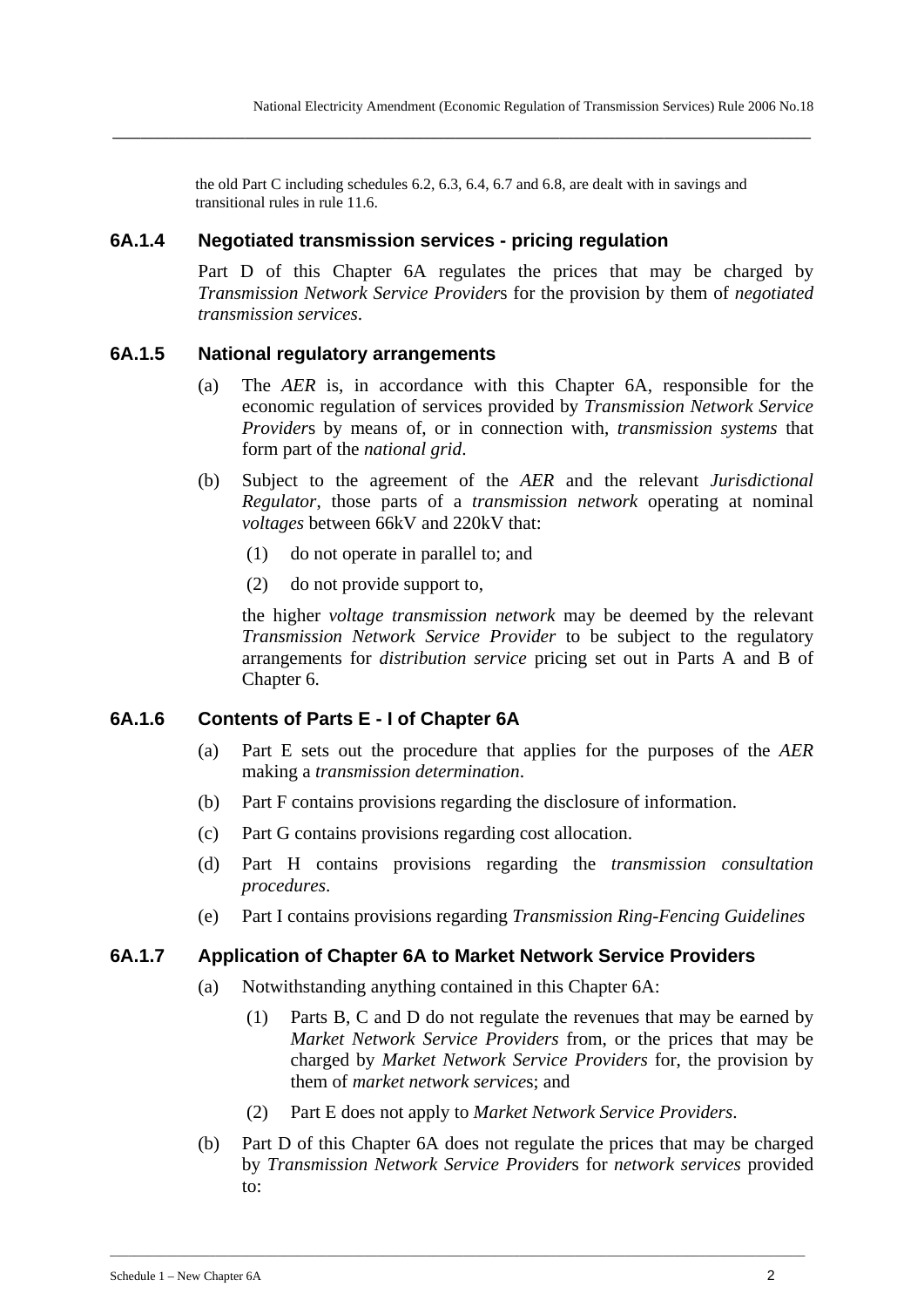the old Part C including schedules 6.2, 6.3, 6.4, 6.7 and 6.8, are dealt with in savings and transitional rules in rule 11.6.

### 6A.1.4 Negotiated transmission services - pricing regulation

Part D of this Chapter 6A regulates the prices that may be charged by *Transmission Network Service Provider*s for the provision by them of *negotiated transmission services*.

### 6A.1.5 National regulatory arrangements

(a) The *AER* is, in accordance with this Chapter 6A, responsible for the economic regulation of services provided by *Transmission Network Service Provider*s by means of, or in connection with, *transmission systems* that form part of the *national grid*.

(b) Subject to the agreement of the *AER* and the relevant *Jurisdictional Regulator*, those parts of a *transmission network* operating at nominal *voltages* between 66kV and 220kV that:

(1) do not operate in parallel to; and

(2) do not provide support to,

the higher *voltage transmission network* may be deemed by the relevant *Transmission Network Service Provider* to be subject to the regulatory arrangements for *distribution service* pricing set out in Parts A and B of Chapter 6.

### 6A.1.6 Contents of Parts E - I of Chapter 6A

(a) Part E sets out the procedure that applies for the purposes of the *AER* making a *transmission determination*.

(b) Part F contains provisions regarding the disclosure of information.

(c) Part G contains provisions regarding cost allocation.

(d) Part H contains provisions regarding the *transmission consultation procedures*.

(e) Part I contains provisions regarding *Transmission Ring-Fencing Guidelines*

### 6A.1.7 Application of Chapter 6A to Market Network Service Providers

(a) Notwithstanding anything contained in this Chapter 6A:

(1) Parts B, C and D do not regulate the revenues that may be earned by *Market Network Service Providers* from, or the prices that may be charged by *Market Network Service Providers* for, the provision by them of *market network service*s; and

(2) Part E does not apply to *Market Network Service Providers*.

(b) Part D of this Chapter 6A does not regulate the prices that may be charged by *Transmission Network Service Provider*s for *network services* provided to: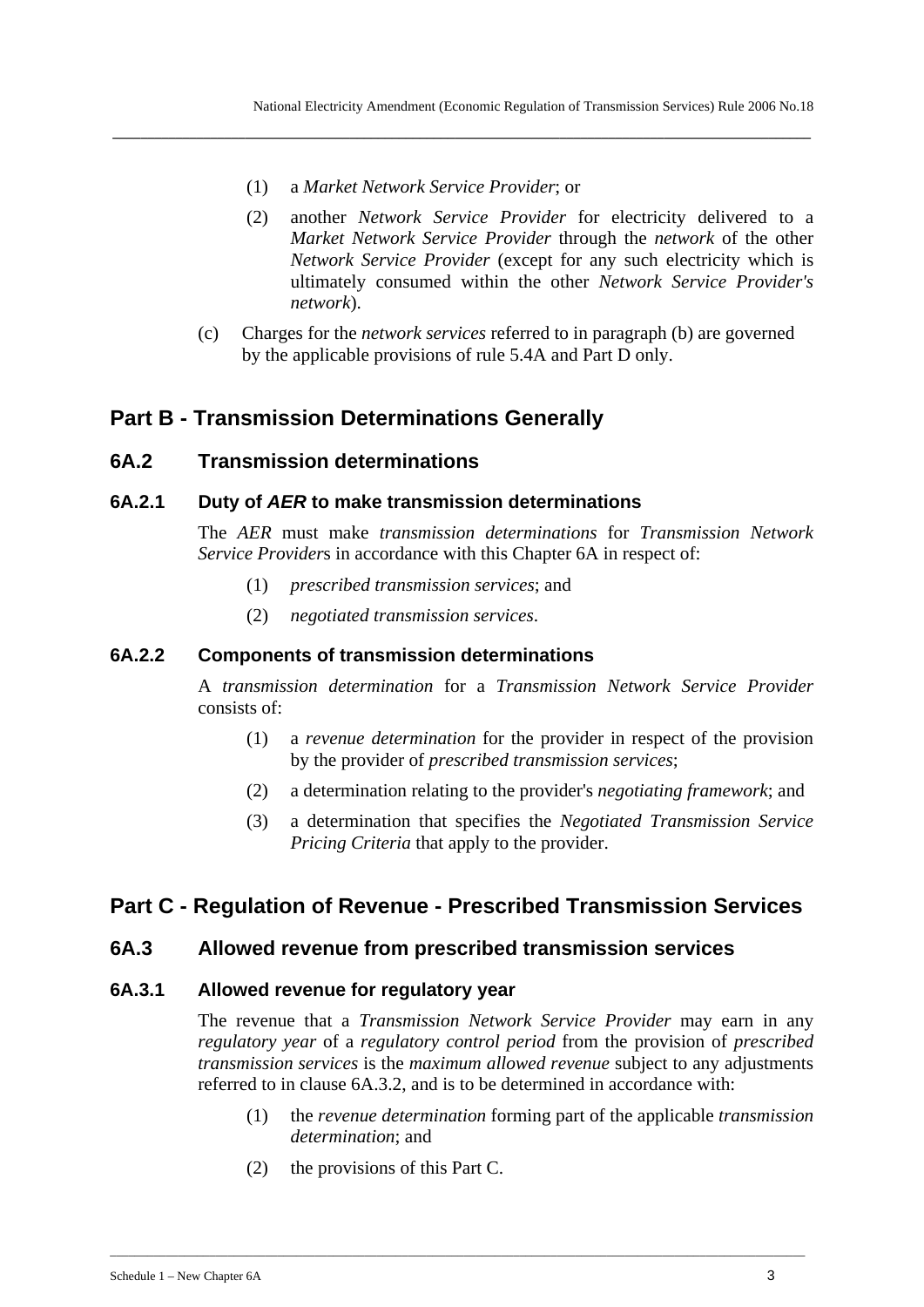(1) a *Market Network Service Provider*; or

(2) another *Network Service Provider* for electricity delivered to a *Market Network Service Provider* through the *network* of the other *Network Service Provider* (except for any such electricity which is ultimately consumed within the other *Network Service Provider's network*).

(c) Charges for the *network services* referred to in paragraph (b) are governed by the applicable provisions of rule 5.4A and Part D only.

## Part B - Transmission Determinations Generally

### 6A.2 Transmission determinations

#### 6A.2.1 Duty of *AER* to make transmission determinations

The *AER* must make *transmission determinations* for *Transmission Network Service Provider*s in accordance with this Chapter 6A in respect of:

(1) *prescribed transmission services*; and

(2) *negotiated transmission services*.

#### 6A.2.2 Components of transmission determinations

A *transmission determination* for a *Transmission Network Service Provider* consists of:

(1) a *revenue determination* for the provider in respect of the provision by the provider of *prescribed transmission services*;

(2) a determination relating to the provider's *negotiating framework*; and

(3) a determination that specifies the *Negotiated Transmission Service Pricing Criteria* that apply to the provider.

## Part C - Regulation of Revenue - Prescribed Transmission Services

### 6A.3 Allowed revenue from prescribed transmission services

#### 6A.3.1 Allowed revenue for regulatory year

The revenue that a *Transmission Network Service Provider* may earn in any *regulatory year* of a *regulatory control period* from the provision of *prescribed transmission services* is the *maximum allowed revenue* subject to any adjustments referred to in clause 6A.3.2, and is to be determined in accordance with:

(1) the *revenue determination* forming part of the applicable *transmission determination*; and

(2) the provisions of this Part C.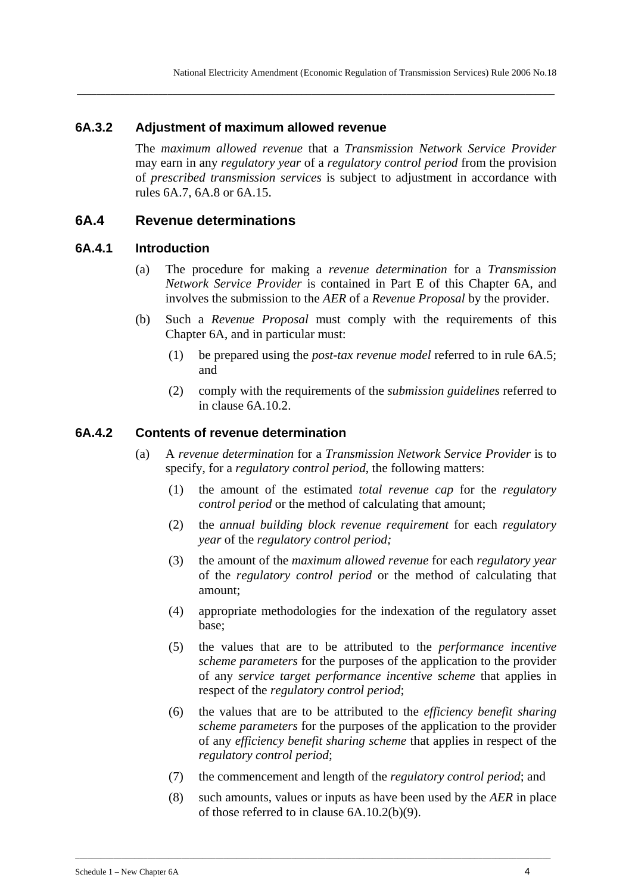### 6A.3.2 Adjustment of maximum allowed revenue

The *maximum allowed revenue* that a *Transmission Network Service Provider* may earn in any *regulatory year* of a *regulatory control period* from the provision of *prescribed transmission services* is subject to adjustment in accordance with rules 6A.7, 6A.8 or 6A.15.

## 6A.4 Revenue determinations

### 6A.4.1 Introduction

(a) The procedure for making a *revenue determination* for a *Transmission Network Service Provider* is contained in Part E of this Chapter 6A, and involves the submission to the *AER* of a *Revenue Proposal* by the provider.

(b) Such a *Revenue Proposal* must comply with the requirements of this Chapter 6A, and in particular must:

(1) be prepared using the *post-tax revenue model* referred to in rule 6A.5; and

(2) comply with the requirements of the *submission guidelines* referred to in clause 6A.10.2.

### 6A.4.2 Contents of revenue determination

(a) A *revenue determination* for a *Transmission Network Service Provider* is to specify, for a *regulatory control period*, the following matters:

(1) the amount of the estimated *total revenue cap* for the *regulatory control period* or the method of calculating that amount;

(2) the *annual building block revenue requirement* for each *regulatory year* of the *regulatory control period;*

(3) the amount of the *maximum allowed revenue* for each *regulatory year* of the *regulatory control period* or the method of calculating that amount;

(4) appropriate methodologies for the indexation of the regulatory asset base;

(5) the values that are to be attributed to the *performance incentive scheme parameters* for the purposes of the application to the provider of any *service target performance incentive scheme* that applies in respect of the *regulatory control period*;

(6) the values that are to be attributed to the *efficiency benefit sharing scheme parameters* for the purposes of the application to the provider of any *efficiency benefit sharing scheme* that applies in respect of the *regulatory control period*;

(7) the commencement and length of the *regulatory control period*; and

(8) such amounts, values or inputs as have been used by the *AER* in place of those referred to in clause 6A.10.2(b)(9).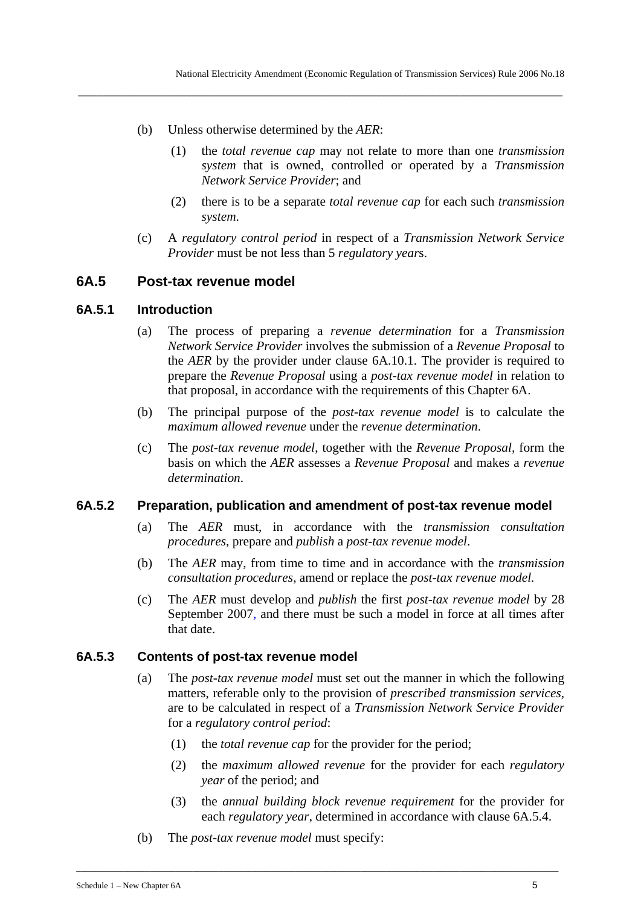(b) Unless otherwise determined by the *AER*:

  (1) the *total revenue cap* may not relate to more than one *transmission system* that is owned, controlled or operated by a *Transmission Network Service Provider*; and

  (2) there is to be a separate *total revenue cap* for each such *transmission system*.

(c) A *regulatory control period* in respect of a *Transmission Network Service Provider* must be not less than 5 *regulatory year*s.

## 6A.5 Post-tax revenue model

### 6A.5.1 Introduction

(a) The process of preparing a *revenue determination* for a *Transmission Network Service Provider* involves the submission of a *Revenue Proposal* to the *AER* by the provider under clause 6A.10.1. The provider is required to prepare the *Revenue Proposal* using a *post-tax revenue model* in relation to that proposal, in accordance with the requirements of this Chapter 6A.

(b) The principal purpose of the *post-tax revenue model* is to calculate the *maximum allowed revenue* under the *revenue determination*.

(c) The *post-tax revenue model*, together with the *Revenue Proposal*, form the basis on which the *AER* assesses a *Revenue Proposal* and makes a *revenue determination*.

### 6A.5.2 Preparation, publication and amendment of post-tax revenue model

(a) The *AER* must, in accordance with the *transmission consultation procedures*, prepare and *publish* a *post-tax revenue model*.

(b) The *AER* may, from time to time and in accordance with the *transmission consultation procedures*, amend or replace the *post-tax revenue model.*

(c) The *AER* must develop and *publish* the first *post-tax revenue model* by 28 September 2007, and there must be such a model in force at all times after that date.

### 6A.5.3 Contents of post-tax revenue model

(a) The *post-tax revenue model* must set out the manner in which the following matters, referable only to the provision of *prescribed transmission services*, are to be calculated in respect of a *Transmission Network Service Provider* for a *regulatory control period*:

  (1) the *total revenue cap* for the provider for the period;

  (2) the *maximum allowed revenue* for the provider for each *regulatory year* of the period; and

  (3) the *annual building block revenue requirement* for the provider for each *regulatory year*, determined in accordance with clause 6A.5.4.

(b) The *post-tax revenue model* must specify: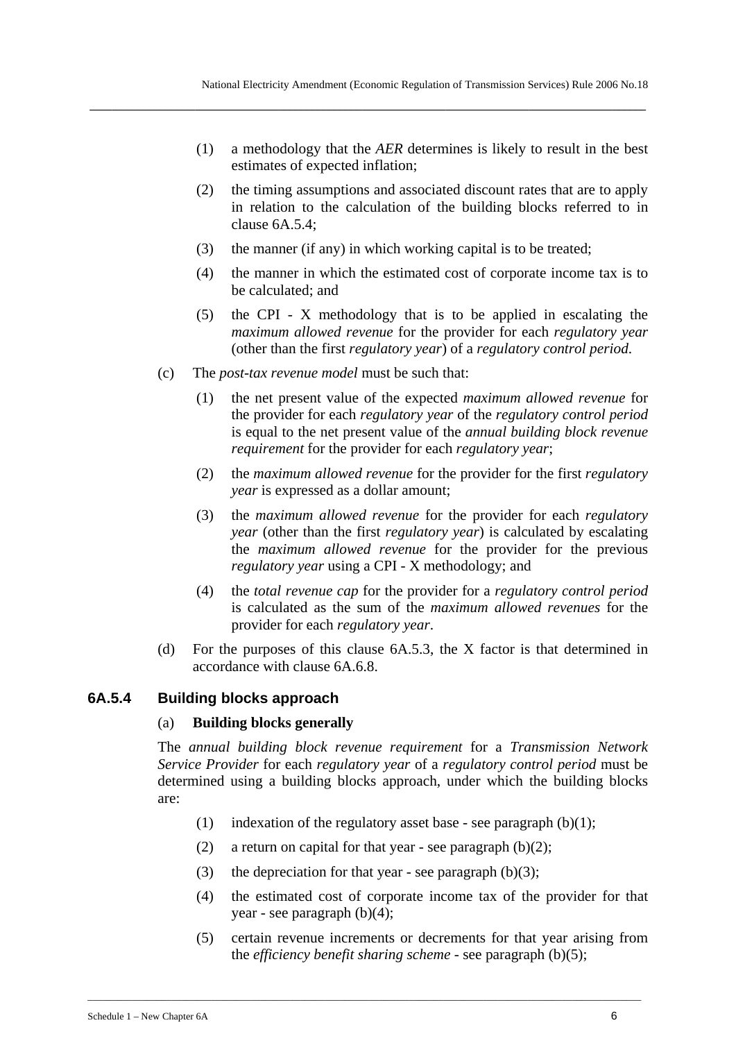(1) a methodology that the *AER* determines is likely to result in the best estimates of expected inflation;

(2) the timing assumptions and associated discount rates that are to apply in relation to the calculation of the building blocks referred to in clause 6A.5.4;

(3) the manner (if any) in which working capital is to be treated;

(4) the manner in which the estimated cost of corporate income tax is to be calculated; and

(5) the CPI - X methodology that is to be applied in escalating the *maximum allowed revenue* for the provider for each *regulatory year* (other than the first *regulatory year*) of a *regulatory control period*.

(c) The *post-tax revenue model* must be such that:

(1) the net present value of the expected *maximum allowed revenue* for the provider for each *regulatory year* of the *regulatory control period* is equal to the net present value of the *annual building block revenue requirement* for the provider for each *regulatory year*;

(2) the *maximum allowed revenue* for the provider for the first *regulatory year* is expressed as a dollar amount;

(3) the *maximum allowed revenue* for the provider for each *regulatory year* (other than the first *regulatory year*) is calculated by escalating the *maximum allowed revenue* for the provider for the previous *regulatory year* using a CPI - X methodology; and

(4) the *total revenue cap* for the provider for a *regulatory control period* is calculated as the sum of the *maximum allowed revenues* for the provider for each *regulatory year*.

(d) For the purposes of this clause 6A.5.3, the X factor is that determined in accordance with clause 6A.6.8.

### 6A.5.4 Building blocks approach

(a) **Building blocks generally**

The *annual building block revenue requirement* for a *Transmission Network Service Provider* for each *regulatory year* of a *regulatory control period* must be determined using a building blocks approach, under which the building blocks are:

(1) indexation of the regulatory asset base - see paragraph (b)(1);

(2) a return on capital for that year - see paragraph (b)(2);

(3) the depreciation for that year - see paragraph (b)(3);

(4) the estimated cost of corporate income tax of the provider for that year - see paragraph (b)(4);

(5) certain revenue increments or decrements for that year arising from the *efficiency benefit sharing scheme* - see paragraph (b)(5);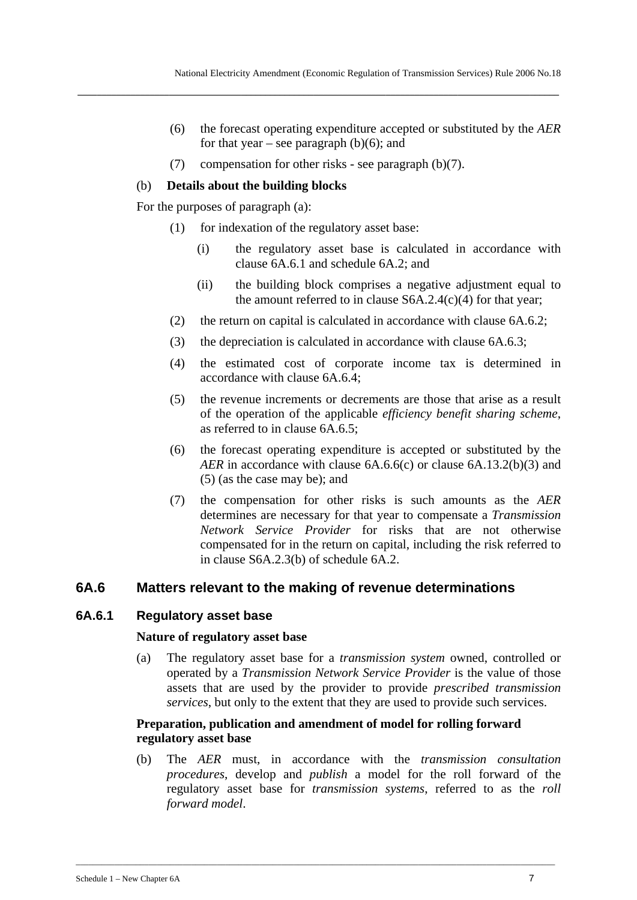(6) the forecast operating expenditure accepted or substituted by the *AER* for that year – see paragraph (b)(6); and

(7) compensation for other risks - see paragraph (b)(7).

(b) **Details about the building blocks**

For the purposes of paragraph (a):

(1) for indexation of the regulatory asset base:

(i) the regulatory asset base is calculated in accordance with clause 6A.6.1 and schedule 6A.2; and

(ii) the building block comprises a negative adjustment equal to the amount referred to in clause S6A.2.4(c)(4) for that year;

(2) the return on capital is calculated in accordance with clause 6A.6.2;

(3) the depreciation is calculated in accordance with clause 6A.6.3;

(4) the estimated cost of corporate income tax is determined in accordance with clause 6A.6.4;

(5) the revenue increments or decrements are those that arise as a result of the operation of the applicable *efficiency benefit sharing scheme*, as referred to in clause 6A.6.5;

(6) the forecast operating expenditure is accepted or substituted by the *AER* in accordance with clause 6A.6.6(c) or clause 6A.13.2(b)(3) and (5) (as the case may be); and

(7) the compensation for other risks is such amounts as the *AER* determines are necessary for that year to compensate a *Transmission Network Service Provider* for risks that are not otherwise compensated for in the return on capital, including the risk referred to in clause S6A.2.3(b) of schedule 6A.2.

## 6A.6 Matters relevant to the making of revenue determinations

### 6A.6.1 Regulatory asset base

**Nature of regulatory asset base**

(a) The regulatory asset base for a *transmission system* owned, controlled or operated by a *Transmission Network Service Provider* is the value of those assets that are used by the provider to provide *prescribed transmission services*, but only to the extent that they are used to provide such services.

**Preparation, publication and amendment of model for rolling forward regulatory asset base**

(b) The *AER* must, in accordance with the *transmission consultation procedures*, develop and *publish* a model for the roll forward of the regulatory asset base for *transmission systems*, referred to as the *roll forward model*.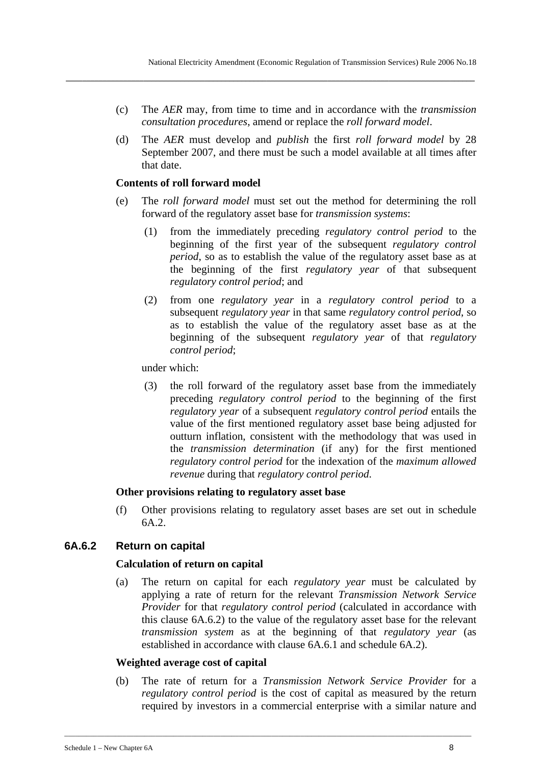(c) The *AER* may, from time to time and in accordance with the *transmission consultation procedures*, amend or replace the *roll forward model*.

(d) The *AER* must develop and *publish* the first *roll forward model* by 28 September 2007, and there must be such a model available at all times after that date.

**Contents of roll forward model**

(e) The *roll forward model* must set out the method for determining the roll forward of the regulatory asset base for *transmission systems*:

(1) from the immediately preceding *regulatory control period* to the beginning of the first year of the subsequent *regulatory control period*, so as to establish the value of the regulatory asset base as at the beginning of the first *regulatory year* of that subsequent *regulatory control period*; and

(2) from one *regulatory year* in a *regulatory control period* to a subsequent *regulatory year* in that same *regulatory control period*, so as to establish the value of the regulatory asset base as at the beginning of the subsequent *regulatory year* of that *regulatory control period*;

under which:

(3) the roll forward of the regulatory asset base from the immediately preceding *regulatory control period* to the beginning of the first *regulatory year* of a subsequent *regulatory control period* entails the value of the first mentioned regulatory asset base being adjusted for outturn inflation, consistent with the methodology that was used in the *transmission determination* (if any) for the first mentioned *regulatory control period* for the indexation of the *maximum allowed revenue* during that *regulatory control period*.

**Other provisions relating to regulatory asset base**

(f) Other provisions relating to regulatory asset bases are set out in schedule 6A.2.

### 6A.6.2 Return on capital

**Calculation of return on capital**

(a) The return on capital for each *regulatory year* must be calculated by applying a rate of return for the relevant *Transmission Network Service Provider* for that *regulatory control period* (calculated in accordance with this clause 6A.6.2) to the value of the regulatory asset base for the relevant *transmission system* as at the beginning of that *regulatory year* (as established in accordance with clause 6A.6.1 and schedule 6A.2).

**Weighted average cost of capital**

(b) The rate of return for a *Transmission Network Service Provider* for a *regulatory control period* is the cost of capital as measured by the return required by investors in a commercial enterprise with a similar nature and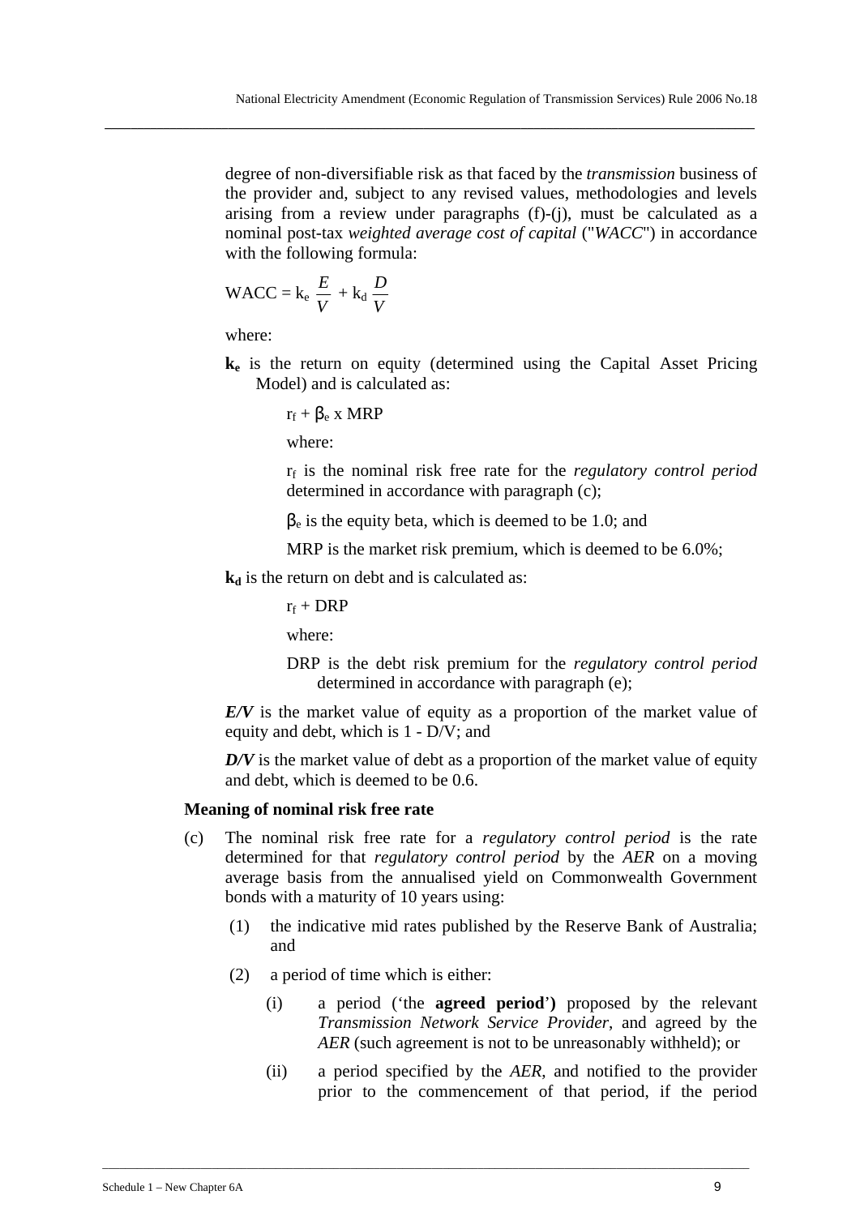degree of non-diversifiable risk as that faced by the *transmission* business of the provider and, subject to any revised values, methodologies and levels arising from a review under paragraphs (f)-(j), must be calculated as a nominal post-tax *weighted average cost of capital* ("*WACC*") in accordance with the following formula:

$$\text{WACC} = k_e \frac{E}{V} + k_d \frac{D}{V}$$

where:

**$k_e$** is the return on equity (determined using the Capital Asset Pricing Model) and is calculated as:

$r_f + \beta_e \times \text{MRP}$

where:

$r_f$ is the nominal risk free rate for the *regulatory control period* determined in accordance with paragraph (c);

$\beta_e$ is the equity beta, which is deemed to be 1.0; and

MRP is the market risk premium, which is deemed to be 6.0%;

**$k_d$** is the return on debt and is calculated as:

$r_f + \text{DRP}$

where:

DRP is the debt risk premium for the *regulatory control period* determined in accordance with paragraph (e);

***E/V*** is the market value of equity as a proportion of the market value of equity and debt, which is 1 - D/V; and

***D/V*** is the market value of debt as a proportion of the market value of equity and debt, which is deemed to be 0.6.

**Meaning of nominal risk free rate**

(c) The nominal risk free rate for a *regulatory control period* is the rate determined for that *regulatory control period* by the *AER* on a moving average basis from the annualised yield on Commonwealth Government bonds with a maturity of 10 years using:

(1) the indicative mid rates published by the Reserve Bank of Australia; and

(2) a period of time which is either:

(i) a period ('the **agreed period**') proposed by the relevant *Transmission Network Service Provider*, and agreed by the *AER* (such agreement is not to be unreasonably withheld); or

(ii) a period specified by the *AER*, and notified to the provider prior to the commencement of that period, if the period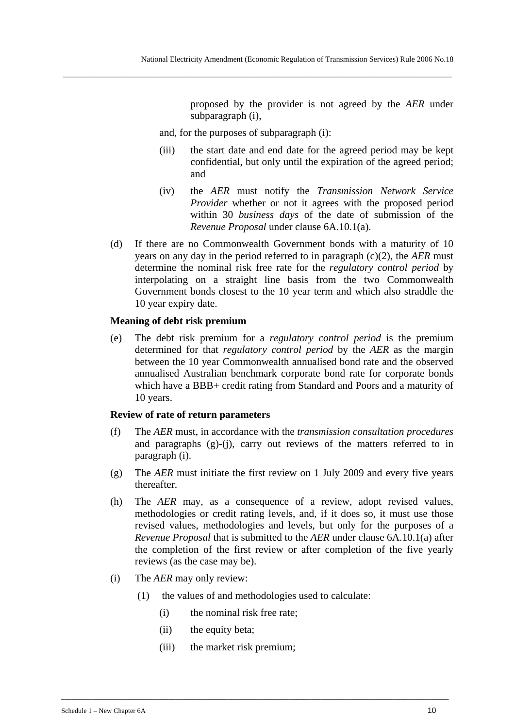proposed by the provider is not agreed by the *AER* under subparagraph (i),

and, for the purposes of subparagraph (i):

(iii) the start date and end date for the agreed period may be kept confidential, but only until the expiration of the agreed period; and

(iv) the *AER* must notify the *Transmission Network Service Provider* whether or not it agrees with the proposed period within 30 *business days* of the date of submission of the *Revenue Proposal* under clause 6A.10.1(a).

(d) If there are no Commonwealth Government bonds with a maturity of 10 years on any day in the period referred to in paragraph (c)(2), the *AER* must determine the nominal risk free rate for the *regulatory control period* by interpolating on a straight line basis from the two Commonwealth Government bonds closest to the 10 year term and which also straddle the 10 year expiry date.

**Meaning of debt risk premium**

(e) The debt risk premium for a *regulatory control period* is the premium determined for that *regulatory control period* by the *AER* as the margin between the 10 year Commonwealth annualised bond rate and the observed annualised Australian benchmark corporate bond rate for corporate bonds which have a BBB+ credit rating from Standard and Poors and a maturity of 10 years.

**Review of rate of return parameters**

(f) The *AER* must, in accordance with the *transmission consultation procedures* and paragraphs (g)-(j), carry out reviews of the matters referred to in paragraph (i).

(g) The *AER* must initiate the first review on 1 July 2009 and every five years thereafter.

(h) The *AER* may, as a consequence of a review, adopt revised values, methodologies or credit rating levels, and, if it does so, it must use those revised values, methodologies and levels, but only for the purposes of a *Revenue Proposal* that is submitted to the *AER* under clause 6A.10.1(a) after the completion of the first review or after completion of the five yearly reviews (as the case may be).

(i) The *AER* may only review:

(1) the values of and methodologies used to calculate:

(i) the nominal risk free rate;

(ii) the equity beta;

(iii) the market risk premium;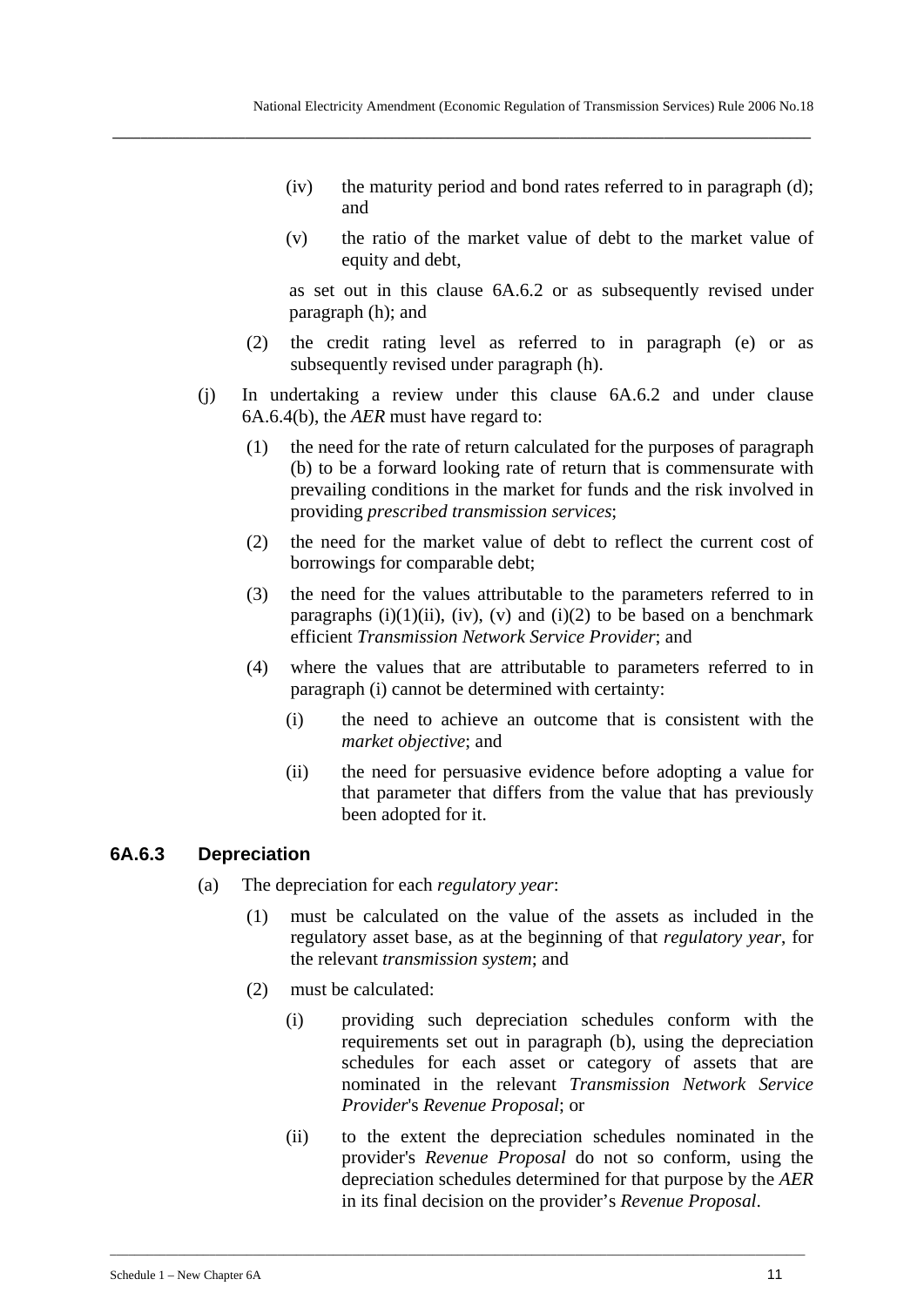(iv) the maturity period and bond rates referred to in paragraph (d); and

(v) the ratio of the market value of debt to the market value of equity and debt,

as set out in this clause 6A.6.2 or as subsequently revised under paragraph (h); and

(2) the credit rating level as referred to in paragraph (e) or as subsequently revised under paragraph (h).

(j) In undertaking a review under this clause 6A.6.2 and under clause 6A.6.4(b), the *AER* must have regard to:

(1) the need for the rate of return calculated for the purposes of paragraph (b) to be a forward looking rate of return that is commensurate with prevailing conditions in the market for funds and the risk involved in providing *prescribed transmission services*;

(2) the need for the market value of debt to reflect the current cost of borrowings for comparable debt;

(3) the need for the values attributable to the parameters referred to in paragraphs (i)(1)(ii), (iv), (v) and (i)(2) to be based on a benchmark efficient *Transmission Network Service Provider*; and

(4) where the values that are attributable to parameters referred to in paragraph (i) cannot be determined with certainty:

(i) the need to achieve an outcome that is consistent with the *market objective*; and

(ii) the need for persuasive evidence before adopting a value for that parameter that differs from the value that has previously been adopted for it.

### 6A.6.3 Depreciation

(a) The depreciation for each *regulatory year*:

(1) must be calculated on the value of the assets as included in the regulatory asset base, as at the beginning of that *regulatory year*, for the relevant *transmission system*; and

(2) must be calculated:

(i) providing such depreciation schedules conform with the requirements set out in paragraph (b), using the depreciation schedules for each asset or category of assets that are nominated in the relevant *Transmission Network Service Provider*'s *Revenue Proposal*; or

(ii) to the extent the depreciation schedules nominated in the provider's *Revenue Proposal* do not so conform, using the depreciation schedules determined for that purpose by the *AER* in its final decision on the provider's *Revenue Proposal*.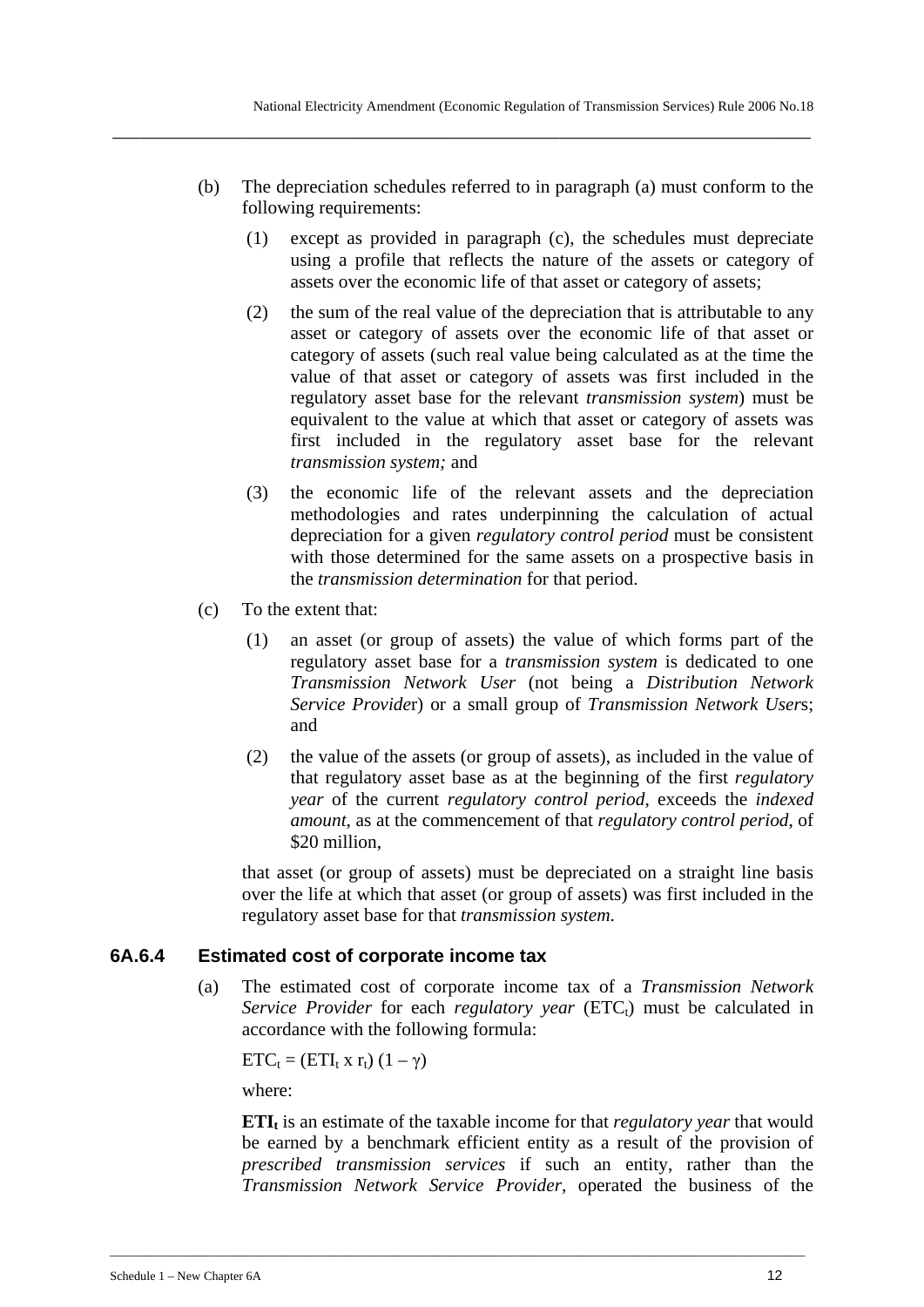(b) The depreciation schedules referred to in paragraph (a) must conform to the following requirements:

(1) except as provided in paragraph (c), the schedules must depreciate using a profile that reflects the nature of the assets or category of assets over the economic life of that asset or category of assets;

(2) the sum of the real value of the depreciation that is attributable to any asset or category of assets over the economic life of that asset or category of assets (such real value being calculated as at the time the value of that asset or category of assets was first included in the regulatory asset base for the relevant *transmission system*) must be equivalent to the value at which that asset or category of assets was first included in the regulatory asset base for the relevant *transmission system;* and

(3) the economic life of the relevant assets and the depreciation methodologies and rates underpinning the calculation of actual depreciation for a given *regulatory control period* must be consistent with those determined for the same assets on a prospective basis in the *transmission determination* for that period.

(c) To the extent that:

(1) an asset (or group of assets) the value of which forms part of the regulatory asset base for a *transmission system* is dedicated to one *Transmission Network User* (not being a *Distribution Network Service Provide*r) or a small group of *Transmission Network User*s; and

(2) the value of the assets (or group of assets), as included in the value of that regulatory asset base as at the beginning of the first *regulatory year* of the current *regulatory control period*, exceeds the *indexed amount*, as at the commencement of that *regulatory control period*, of $20 million,

that asset (or group of assets) must be depreciated on a straight line basis over the life at which that asset (or group of assets) was first included in the regulatory asset base for that *transmission system*.

### 6A.6.4 Estimated cost of corporate income tax

(a) The estimated cost of corporate income tax of a *Transmission Network Service Provider* for each *regulatory year* ($ETC_t$) must be calculated in accordance with the following formula:

$$ETC_t = (ETI_t \times r_t)(1 - \gamma)$$

where:

$\mathbf{ETI_t}$ is an estimate of the taxable income for that *regulatory year* that would be earned by a benchmark efficient entity as a result of the provision of *prescribed transmission services* if such an entity, rather than the *Transmission Network Service Provider*, operated the business of the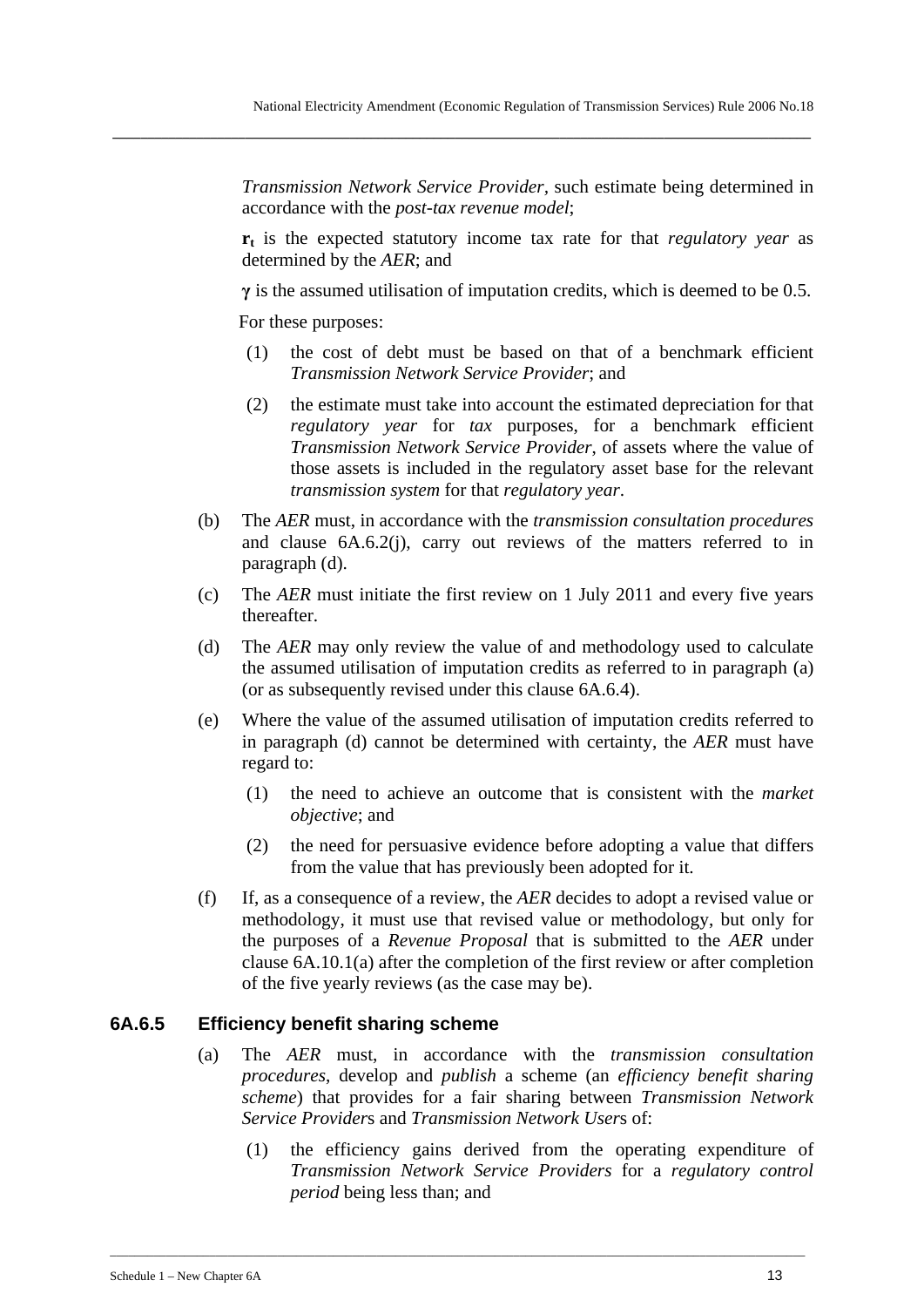*Transmission Network Service Provider*, such estimate being determined in accordance with the *post-tax revenue model*;

$\mathbf{r_t}$ is the expected statutory income tax rate for that *regulatory year* as determined by the *AER*; and

$\boldsymbol{\gamma}$ is the assumed utilisation of imputation credits, which is deemed to be 0.5.

For these purposes:

(1) the cost of debt must be based on that of a benchmark efficient *Transmission Network Service Provider*; and

(2) the estimate must take into account the estimated depreciation for that *regulatory year* for *tax* purposes, for a benchmark efficient *Transmission Network Service Provider*, of assets where the value of those assets is included in the regulatory asset base for the relevant *transmission system* for that *regulatory year*.

(b) The *AER* must, in accordance with the *transmission consultation procedures* and clause 6A.6.2(j), carry out reviews of the matters referred to in paragraph (d).

(c) The *AER* must initiate the first review on 1 July 2011 and every five years thereafter.

(d) The *AER* may only review the value of and methodology used to calculate the assumed utilisation of imputation credits as referred to in paragraph (a) (or as subsequently revised under this clause 6A.6.4).

(e) Where the value of the assumed utilisation of imputation credits referred to in paragraph (d) cannot be determined with certainty, the *AER* must have regard to:

(1) the need to achieve an outcome that is consistent with the *market objective*; and

(2) the need for persuasive evidence before adopting a value that differs from the value that has previously been adopted for it.

(f) If, as a consequence of a review, the *AER* decides to adopt a revised value or methodology, it must use that revised value or methodology, but only for the purposes of a *Revenue Proposal* that is submitted to the *AER* under clause 6A.10.1(a) after the completion of the first review or after completion of the five yearly reviews (as the case may be).

### 6A.6.5 Efficiency benefit sharing scheme

(a) The *AER* must, in accordance with the *transmission consultation procedures*, develop and *publish* a scheme (an *efficiency benefit sharing scheme*) that provides for a fair sharing between *Transmission Network Service Provider*s and *Transmission Network User*s of:

(1) the efficiency gains derived from the operating expenditure of *Transmission Network Service Providers* for a *regulatory control period* being less than; and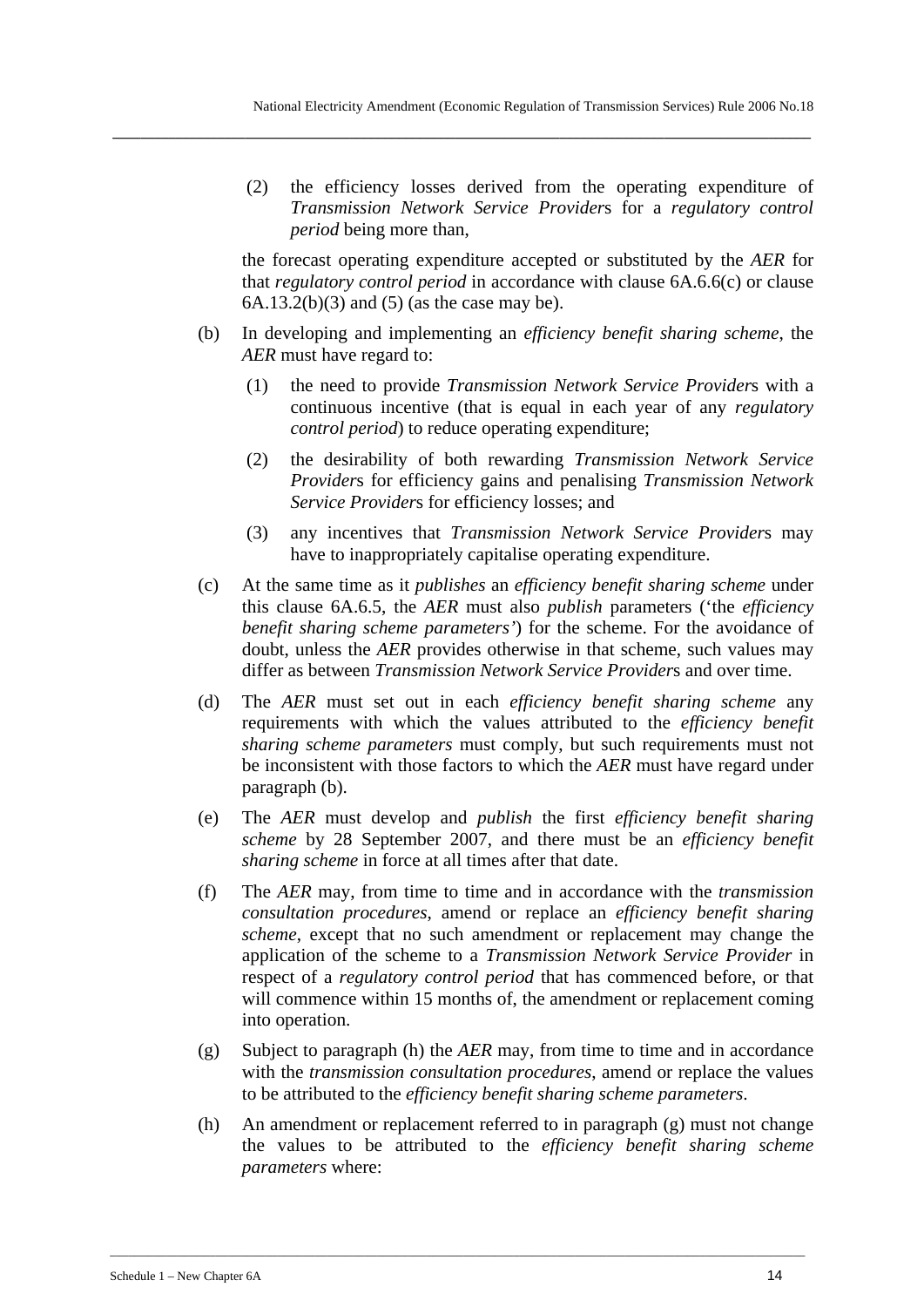(2) the efficiency losses derived from the operating expenditure of *Transmission Network Service Provider*s for a *regulatory control period* being more than,

the forecast operating expenditure accepted or substituted by the *AER* for that *regulatory control period* in accordance with clause 6A.6.6(c) or clause 6A.13.2(b)(3) and (5) (as the case may be).

(b) In developing and implementing an *efficiency benefit sharing scheme*, the *AER* must have regard to:

(1) the need to provide *Transmission Network Service Provider*s with a continuous incentive (that is equal in each year of any *regulatory control period*) to reduce operating expenditure;

(2) the desirability of both rewarding *Transmission Network Service Provider*s for efficiency gains and penalising *Transmission Network Service Provider*s for efficiency losses; and

(3) any incentives that *Transmission Network Service Provider*s may have to inappropriately capitalise operating expenditure.

(c) At the same time as it *publishes* an *efficiency benefit sharing scheme* under this clause 6A.6.5, the *AER* must also *publish* parameters ('the *efficiency benefit sharing scheme parameters'*) for the scheme. For the avoidance of doubt, unless the *AER* provides otherwise in that scheme, such values may differ as between *Transmission Network Service Provider*s and over time.

(d) The *AER* must set out in each *efficiency benefit sharing scheme* any requirements with which the values attributed to the *efficiency benefit sharing scheme parameters* must comply, but such requirements must not be inconsistent with those factors to which the *AER* must have regard under paragraph (b).

(e) The *AER* must develop and *publish* the first *efficiency benefit sharing scheme* by 28 September 2007, and there must be an *efficiency benefit sharing scheme* in force at all times after that date.

(f) The *AER* may, from time to time and in accordance with the *transmission consultation procedures*, amend or replace an *efficiency benefit sharing scheme*, except that no such amendment or replacement may change the application of the scheme to a *Transmission Network Service Provider* in respect of a *regulatory control period* that has commenced before, or that will commence within 15 months of, the amendment or replacement coming into operation.

(g) Subject to paragraph (h) the *AER* may, from time to time and in accordance with the *transmission consultation procedures*, amend or replace the values to be attributed to the *efficiency benefit sharing scheme parameters*.

(h) An amendment or replacement referred to in paragraph (g) must not change the values to be attributed to the *efficiency benefit sharing scheme parameters* where: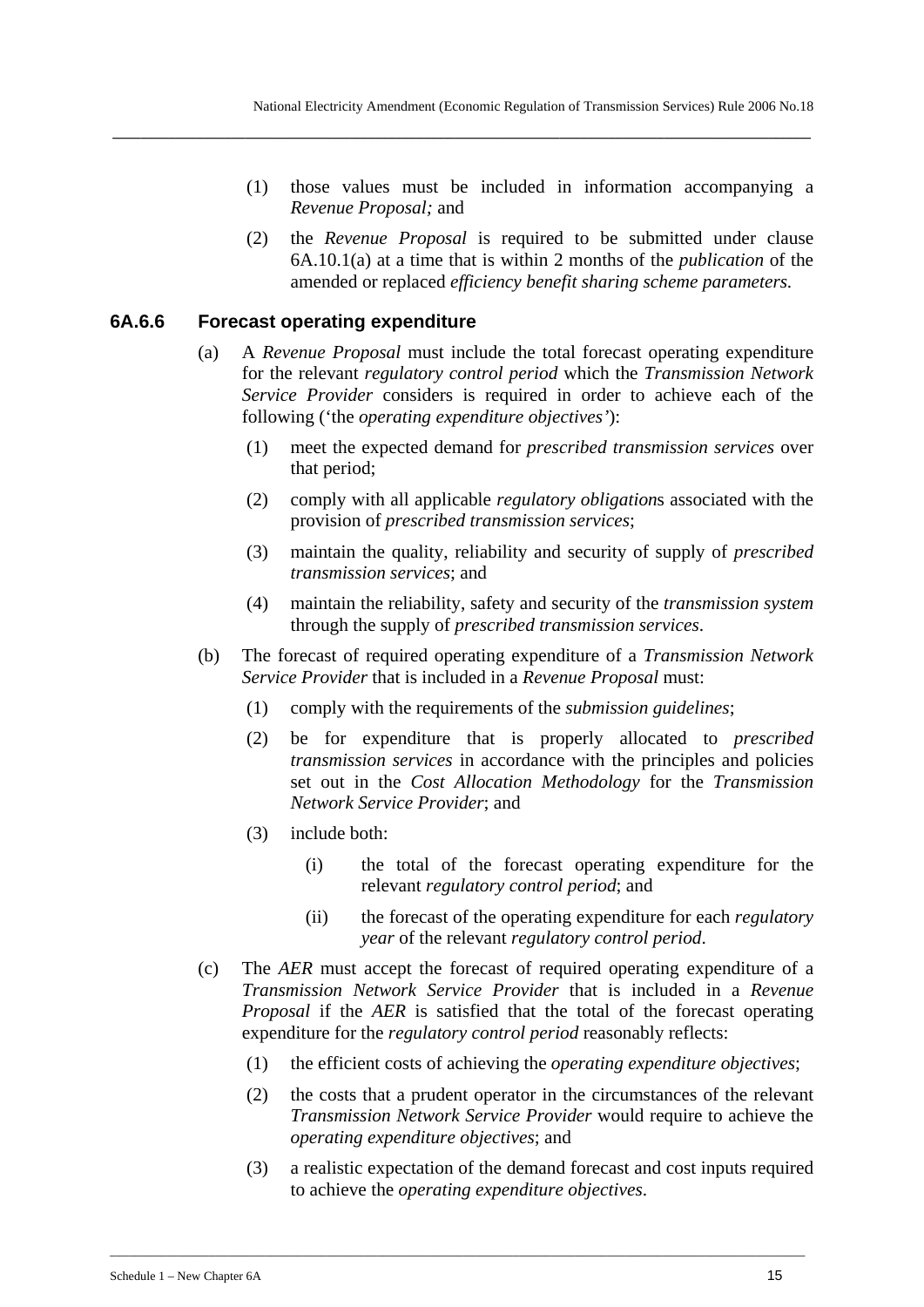(1) those values must be included in information accompanying a *Revenue Proposal;* and

(2) the *Revenue Proposal* is required to be submitted under clause 6A.10.1(a) at a time that is within 2 months of the *publication* of the amended or replaced *efficiency benefit sharing scheme parameters.*

### 6A.6.6 Forecast operating expenditure

(a) A *Revenue Proposal* must include the total forecast operating expenditure for the relevant *regulatory control period* which the *Transmission Network Service Provider* considers is required in order to achieve each of the following ('the *operating expenditure objectives'*):

  (1) meet the expected demand for *prescribed transmission services* over that period;

  (2) comply with all applicable *regulatory obligation*s associated with the provision of *prescribed transmission services*;

  (3) maintain the quality, reliability and security of supply of *prescribed transmission services*; and

  (4) maintain the reliability, safety and security of the *transmission system* through the supply of *prescribed transmission services*.

(b) The forecast of required operating expenditure of a *Transmission Network Service Provider* that is included in a *Revenue Proposal* must:

  (1) comply with the requirements of the *submission guidelines*;

  (2) be for expenditure that is properly allocated to *prescribed transmission services* in accordance with the principles and policies set out in the *Cost Allocation Methodology* for the *Transmission Network Service Provider*; and

  (3) include both:

    (i) the total of the forecast operating expenditure for the relevant *regulatory control period*; and

    (ii) the forecast of the operating expenditure for each *regulatory year* of the relevant *regulatory control period*.

(c) The *AER* must accept the forecast of required operating expenditure of a *Transmission Network Service Provider* that is included in a *Revenue Proposal* if the *AER* is satisfied that the total of the forecast operating expenditure for the *regulatory control period* reasonably reflects:

  (1) the efficient costs of achieving the *operating expenditure objectives*;

  (2) the costs that a prudent operator in the circumstances of the relevant *Transmission Network Service Provider* would require to achieve the *operating expenditure objectives*; and

  (3) a realistic expectation of the demand forecast and cost inputs required to achieve the *operating expenditure objectives*.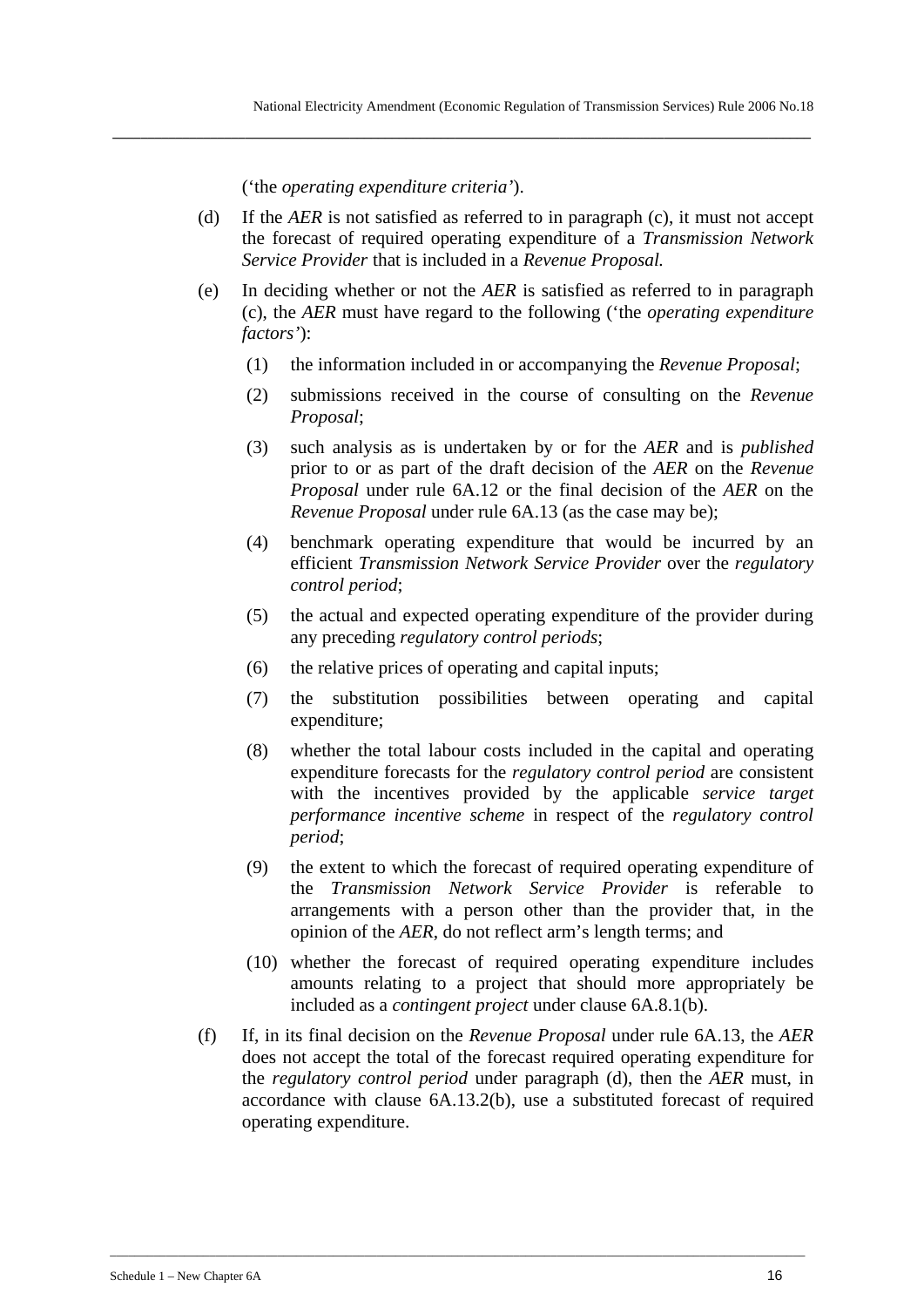(‘the *operating expenditure criteria’*).

(d) If the *AER* is not satisfied as referred to in paragraph (c), it must not accept the forecast of required operating expenditure of a *Transmission Network Service Provider* that is included in a *Revenue Proposal.*

(e) In deciding whether or not the *AER* is satisfied as referred to in paragraph (c), the *AER* must have regard to the following (‘the *operating expenditure factors’*):

   (1) the information included in or accompanying the *Revenue Proposal*;

   (2) submissions received in the course of consulting on the *Revenue Proposal*;

   (3) such analysis as is undertaken by or for the *AER* and is *published* prior to or as part of the draft decision of the *AER* on the *Revenue Proposal* under rule 6A.12 or the final decision of the *AER* on the *Revenue Proposal* under rule 6A.13 (as the case may be);

   (4) benchmark operating expenditure that would be incurred by an efficient *Transmission Network Service Provider* over the *regulatory control period*;

   (5) the actual and expected operating expenditure of the provider during any preceding *regulatory control periods*;

   (6) the relative prices of operating and capital inputs;

   (7) the substitution possibilities between operating and capital expenditure;

   (8) whether the total labour costs included in the capital and operating expenditure forecasts for the *regulatory control period* are consistent with the incentives provided by the applicable *service target performance incentive scheme* in respect of the *regulatory control period*;

   (9) the extent to which the forecast of required operating expenditure of the *Transmission Network Service Provider* is referable to arrangements with a person other than the provider that, in the opinion of the *AER*, do not reflect arm’s length terms; and

   (10) whether the forecast of required operating expenditure includes amounts relating to a project that should more appropriately be included as a *contingent project* under clause 6A.8.1(b).

(f) If, in its final decision on the *Revenue Proposal* under rule 6A.13, the *AER* does not accept the total of the forecast required operating expenditure for the *regulatory control period* under paragraph (d), then the *AER* must, in accordance with clause 6A.13.2(b), use a substituted forecast of required operating expenditure.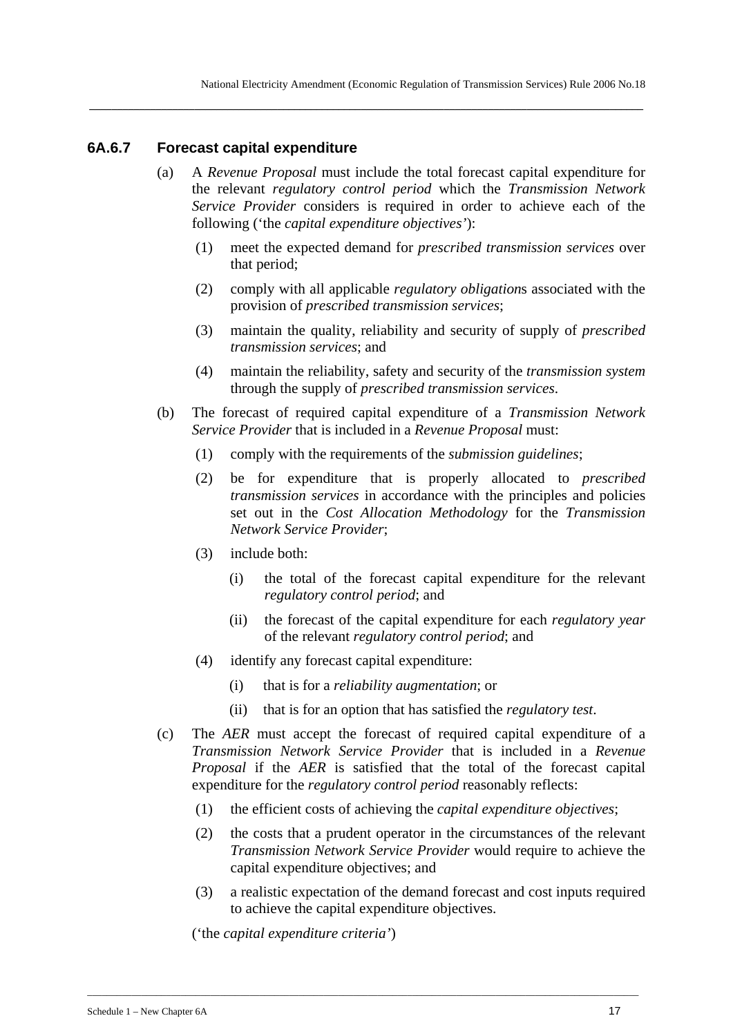### 6A.6.7 Forecast capital expenditure

(a) A *Revenue Proposal* must include the total forecast capital expenditure for the relevant *regulatory control period* which the *Transmission Network Service Provider* considers is required in order to achieve each of the following ('the *capital expenditure objectives*'):

 (1) meet the expected demand for *prescribed transmission services* over that period;

 (2) comply with all applicable *regulatory obligation*s associated with the provision of *prescribed transmission services*;

 (3) maintain the quality, reliability and security of supply of *prescribed transmission services*; and

 (4) maintain the reliability, safety and security of the *transmission system* through the supply of *prescribed transmission services*.

(b) The forecast of required capital expenditure of a *Transmission Network Service Provider* that is included in a *Revenue Proposal* must:

 (1) comply with the requirements of the *submission guidelines*;

 (2) be for expenditure that is properly allocated to *prescribed transmission services* in accordance with the principles and policies set out in the *Cost Allocation Methodology* for the *Transmission Network Service Provider*;

 (3) include both:

  (i) the total of the forecast capital expenditure for the relevant *regulatory control period*; and

  (ii) the forecast of the capital expenditure for each *regulatory year* of the relevant *regulatory control period*; and

 (4) identify any forecast capital expenditure:

  (i) that is for a *reliability augmentation*; or

  (ii) that is for an option that has satisfied the *regulatory test*.

(c) The *AER* must accept the forecast of required capital expenditure of a *Transmission Network Service Provider* that is included in a *Revenue Proposal* if the *AER* is satisfied that the total of the forecast capital expenditure for the *regulatory control period* reasonably reflects:

 (1) the efficient costs of achieving the *capital expenditure objectives*;

 (2) the costs that a prudent operator in the circumstances of the relevant *Transmission Network Service Provider* would require to achieve the capital expenditure objectives; and

 (3) a realistic expectation of the demand forecast and cost inputs required to achieve the capital expenditure objectives.

('the *capital expenditure criteria*')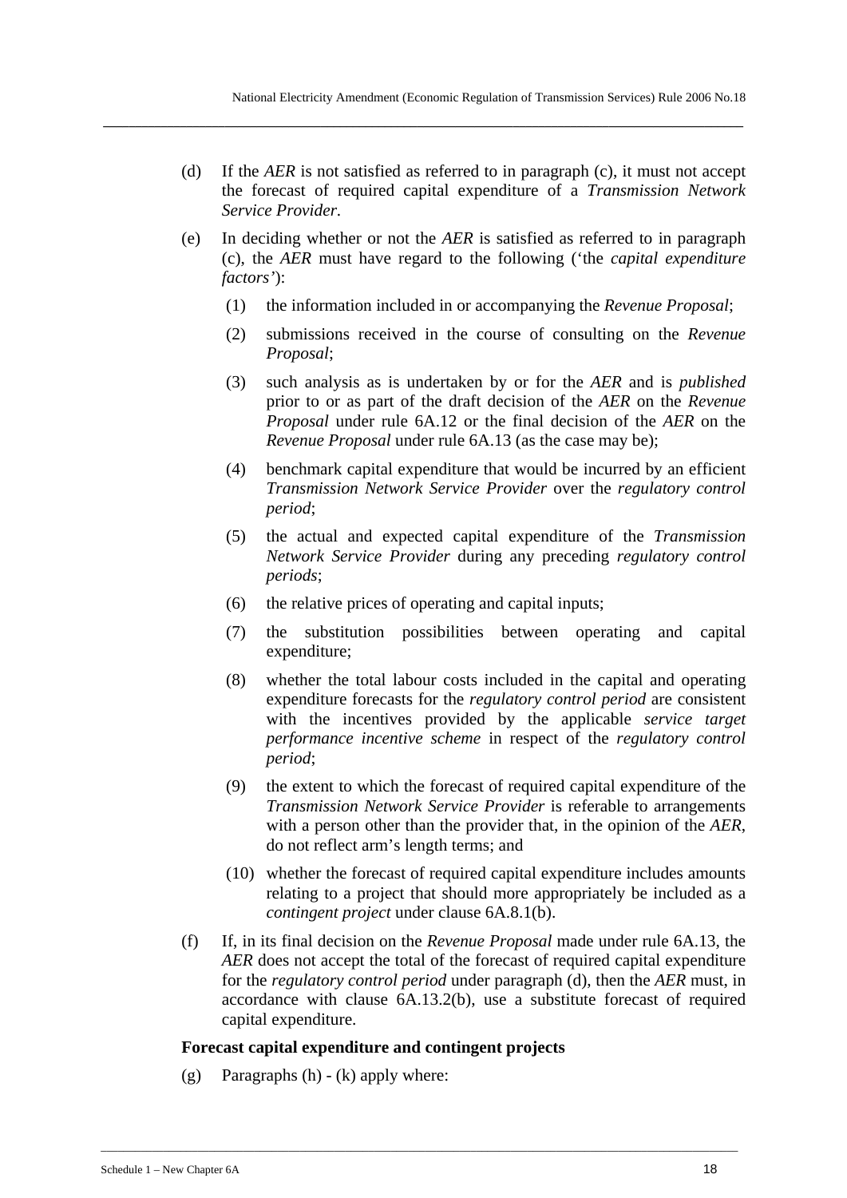(d) If the *AER* is not satisfied as referred to in paragraph (c), it must not accept the forecast of required capital expenditure of a *Transmission Network Service Provider*.

(e) In deciding whether or not the *AER* is satisfied as referred to in paragraph (c), the *AER* must have regard to the following ('the *capital expenditure factors'*):

  (1) the information included in or accompanying the *Revenue Proposal*;

  (2) submissions received in the course of consulting on the *Revenue Proposal*;

  (3) such analysis as is undertaken by or for the *AER* and is *published* prior to or as part of the draft decision of the *AER* on the *Revenue Proposal* under rule 6A.12 or the final decision of the *AER* on the *Revenue Proposal* under rule 6A.13 (as the case may be);

  (4) benchmark capital expenditure that would be incurred by an efficient *Transmission Network Service Provider* over the *regulatory control period*;

  (5) the actual and expected capital expenditure of the *Transmission Network Service Provider* during any preceding *regulatory control periods*;

  (6) the relative prices of operating and capital inputs;

  (7) the substitution possibilities between operating and capital expenditure;

  (8) whether the total labour costs included in the capital and operating expenditure forecasts for the *regulatory control period* are consistent with the incentives provided by the applicable *service target performance incentive scheme* in respect of the *regulatory control period*;

  (9) the extent to which the forecast of required capital expenditure of the *Transmission Network Service Provider* is referable to arrangements with a person other than the provider that, in the opinion of the *AER*, do not reflect arm's length terms; and

  (10) whether the forecast of required capital expenditure includes amounts relating to a project that should more appropriately be included as a *contingent project* under clause 6A.8.1(b).

(f) If, in its final decision on the *Revenue Proposal* made under rule 6A.13, the *AER* does not accept the total of the forecast of required capital expenditure for the *regulatory control period* under paragraph (d), then the *AER* must, in accordance with clause 6A.13.2(b), use a substitute forecast of required capital expenditure.

**Forecast capital expenditure and contingent projects**

(g) Paragraphs (h) - (k) apply where: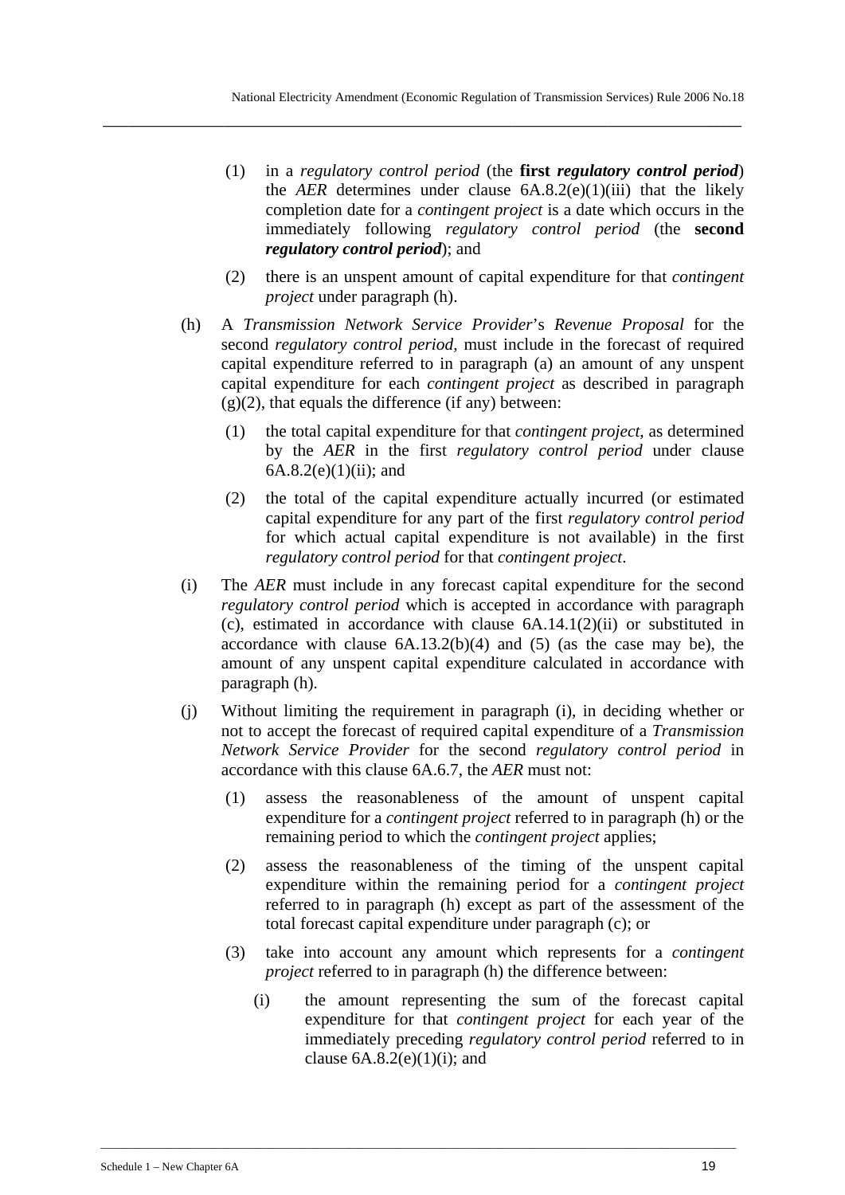(1) in a *regulatory control period* (the **first *regulatory control period***) the *AER* determines under clause 6A.8.2(e)(1)(iii) that the likely completion date for a *contingent project* is a date which occurs in the immediately following *regulatory control period* (the **second *regulatory control period***); and

(2) there is an unspent amount of capital expenditure for that *contingent project* under paragraph (h).

(h) A *Transmission Network Service Provider*'s *Revenue Proposal* for the second *regulatory control period,* must include in the forecast of required capital expenditure referred to in paragraph (a) an amount of any unspent capital expenditure for each *contingent project* as described in paragraph (g)(2), that equals the difference (if any) between:

(1) the total capital expenditure for that *contingent project*, as determined by the *AER* in the first *regulatory control period* under clause 6A.8.2(e)(1)(ii); and

(2) the total of the capital expenditure actually incurred (or estimated capital expenditure for any part of the first *regulatory control period* for which actual capital expenditure is not available) in the first *regulatory control period* for that *contingent project*.

(i) The *AER* must include in any forecast capital expenditure for the second *regulatory control period* which is accepted in accordance with paragraph (c), estimated in accordance with clause 6A.14.1(2)(ii) or substituted in accordance with clause 6A.13.2(b)(4) and (5) (as the case may be), the amount of any unspent capital expenditure calculated in accordance with paragraph (h).

(j) Without limiting the requirement in paragraph (i), in deciding whether or not to accept the forecast of required capital expenditure of a *Transmission Network Service Provider* for the second *regulatory control period* in accordance with this clause 6A.6.7, the *AER* must not:

(1) assess the reasonableness of the amount of unspent capital expenditure for a *contingent project* referred to in paragraph (h) or the remaining period to which the *contingent project* applies;

(2) assess the reasonableness of the timing of the unspent capital expenditure within the remaining period for a *contingent project* referred to in paragraph (h) except as part of the assessment of the total forecast capital expenditure under paragraph (c); or

(3) take into account any amount which represents for a *contingent project* referred to in paragraph (h) the difference between:

(i) the amount representing the sum of the forecast capital expenditure for that *contingent project* for each year of the immediately preceding *regulatory control period* referred to in clause 6A.8.2(e)(1)(i); and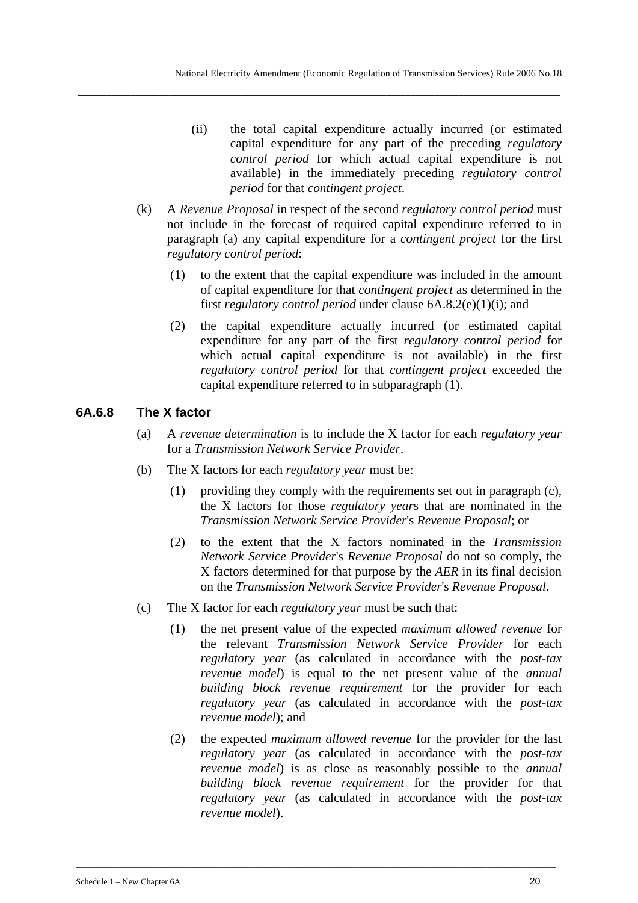(ii) the total capital expenditure actually incurred (or estimated capital expenditure for any part of the preceding *regulatory control period* for which actual capital expenditure is not available) in the immediately preceding *regulatory control period* for that *contingent project*.

(k) A *Revenue Proposal* in respect of the second *regulatory control period* must not include in the forecast of required capital expenditure referred to in paragraph (a) any capital expenditure for a *contingent project* for the first *regulatory control period*:

(1) to the extent that the capital expenditure was included in the amount of capital expenditure for that *contingent project* as determined in the first *regulatory control period* under clause 6A.8.2(e)(1)(i); and

(2) the capital expenditure actually incurred (or estimated capital expenditure for any part of the first *regulatory control period* for which actual capital expenditure is not available) in the first *regulatory control period* for that *contingent project* exceeded the capital expenditure referred to in subparagraph (1).

### 6A.6.8 The X factor

(a) A *revenue determination* is to include the X factor for each *regulatory year* for a *Transmission Network Service Provider*.

(b) The X factors for each *regulatory year* must be:

(1) providing they comply with the requirements set out in paragraph (c), the X factors for those *regulatory year*s that are nominated in the *Transmission Network Service Provider*'s *Revenue Proposal*; or

(2) to the extent that the X factors nominated in the *Transmission Network Service Provider*'s *Revenue Proposal* do not so comply, the X factors determined for that purpose by the *AER* in its final decision on the *Transmission Network Service Provider*'s *Revenue Proposal*.

(c) The X factor for each *regulatory year* must be such that:

(1) the net present value of the expected *maximum allowed revenue* for the relevant *Transmission Network Service Provider* for each *regulatory year* (as calculated in accordance with the *post-tax revenue model*) is equal to the net present value of the *annual building block revenue requirement* for the provider for each *regulatory year* (as calculated in accordance with the *post-tax revenue model*); and

(2) the expected *maximum allowed revenue* for the provider for the last *regulatory year* (as calculated in accordance with the *post-tax revenue model*) is as close as reasonably possible to the *annual building block revenue requirement* for the provider for that *regulatory year* (as calculated in accordance with the *post-tax revenue model*).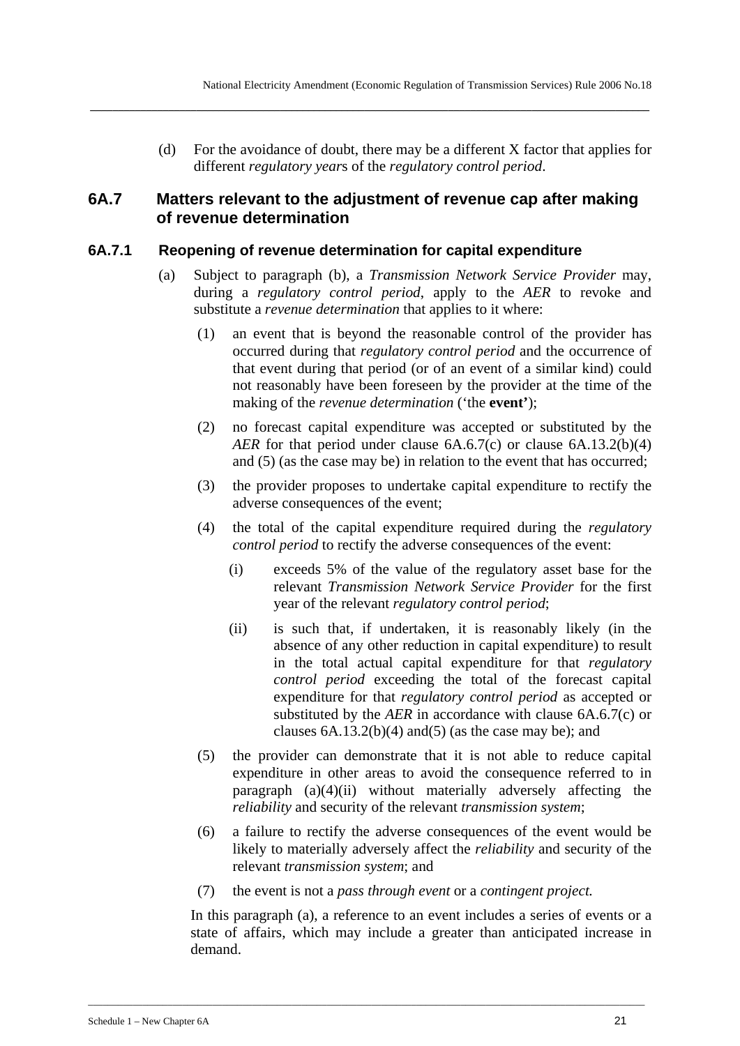(d) For the avoidance of doubt, there may be a different X factor that applies for different *regulatory year*s of the *regulatory control period*.

## 6A.7 Matters relevant to the adjustment of revenue cap after making of revenue determination

### 6A.7.1 Reopening of revenue determination for capital expenditure

(a) Subject to paragraph (b), a *Transmission Network Service Provider* may, during a *regulatory control period*, apply to the *AER* to revoke and substitute a *revenue determination* that applies to it where:

  (1) an event that is beyond the reasonable control of the provider has occurred during that *regulatory control period* and the occurrence of that event during that period (or of an event of a similar kind) could not reasonably have been foreseen by the provider at the time of the making of the *revenue determination* ('the **event'**);

  (2) no forecast capital expenditure was accepted or substituted by the *AER* for that period under clause 6A.6.7(c) or clause 6A.13.2(b)(4) and (5) (as the case may be) in relation to the event that has occurred;

  (3) the provider proposes to undertake capital expenditure to rectify the adverse consequences of the event;

  (4) the total of the capital expenditure required during the *regulatory control period* to rectify the adverse consequences of the event:

    (i) exceeds 5% of the value of the regulatory asset base for the relevant *Transmission Network Service Provider* for the first year of the relevant *regulatory control period*;

    (ii) is such that, if undertaken, it is reasonably likely (in the absence of any other reduction in capital expenditure) to result in the total actual capital expenditure for that *regulatory control period* exceeding the total of the forecast capital expenditure for that *regulatory control period* as accepted or substituted by the *AER* in accordance with clause 6A.6.7(c) or clauses 6A.13.2(b)(4) and(5) (as the case may be); and

  (5) the provider can demonstrate that it is not able to reduce capital expenditure in other areas to avoid the consequence referred to in paragraph (a)(4)(ii) without materially adversely affecting the *reliability* and security of the relevant *transmission system*;

  (6) a failure to rectify the adverse consequences of the event would be likely to materially adversely affect the *reliability* and security of the relevant *transmission system*; and

  (7) the event is not a *pass through event* or a *contingent project.*

In this paragraph (a), a reference to an event includes a series of events or a state of affairs, which may include a greater than anticipated increase in demand.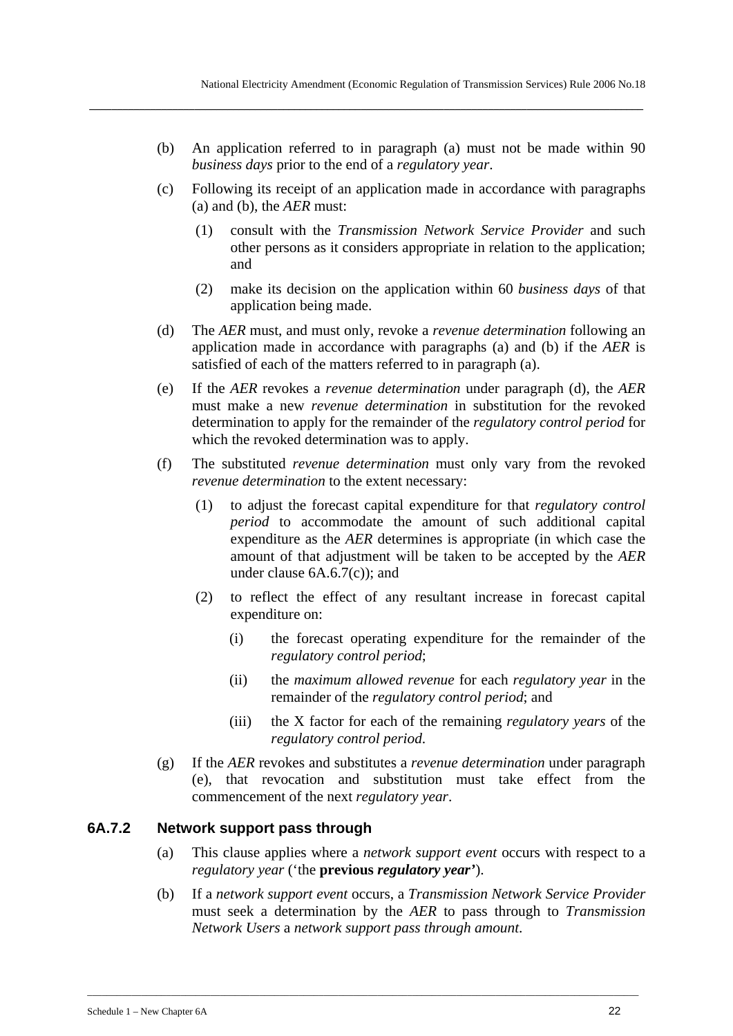(b) An application referred to in paragraph (a) must not be made within 90 *business days* prior to the end of a *regulatory year*.

(c) Following its receipt of an application made in accordance with paragraphs (a) and (b), the *AER* must:

(1) consult with the *Transmission Network Service Provider* and such other persons as it considers appropriate in relation to the application; and

(2) make its decision on the application within 60 *business days* of that application being made.

(d) The *AER* must, and must only, revoke a *revenue determination* following an application made in accordance with paragraphs (a) and (b) if the *AER* is satisfied of each of the matters referred to in paragraph (a).

(e) If the *AER* revokes a *revenue determination* under paragraph (d), the *AER* must make a new *revenue determination* in substitution for the revoked determination to apply for the remainder of the *regulatory control period* for which the revoked determination was to apply.

(f) The substituted *revenue determination* must only vary from the revoked *revenue determination* to the extent necessary:

(1) to adjust the forecast capital expenditure for that *regulatory control period* to accommodate the amount of such additional capital expenditure as the *AER* determines is appropriate (in which case the amount of that adjustment will be taken to be accepted by the *AER* under clause 6A.6.7(c)); and

(2) to reflect the effect of any resultant increase in forecast capital expenditure on:

(i) the forecast operating expenditure for the remainder of the *regulatory control period*;

(ii) the *maximum allowed revenue* for each *regulatory year* in the remainder of the *regulatory control period*; and

(iii) the X factor for each of the remaining *regulatory years* of the *regulatory control period*.

(g) If the *AER* revokes and substitutes a *revenue determination* under paragraph (e), that revocation and substitution must take effect from the commencement of the next *regulatory year*.

### 6A.7.2 Network support pass through

(a) This clause applies where a *network support event* occurs with respect to a *regulatory year* ('the **previous *regulatory year*'**).

(b) If a *network support event* occurs, a *Transmission Network Service Provider* must seek a determination by the *AER* to pass through to *Transmission Network Users* a *network support pass through amount*.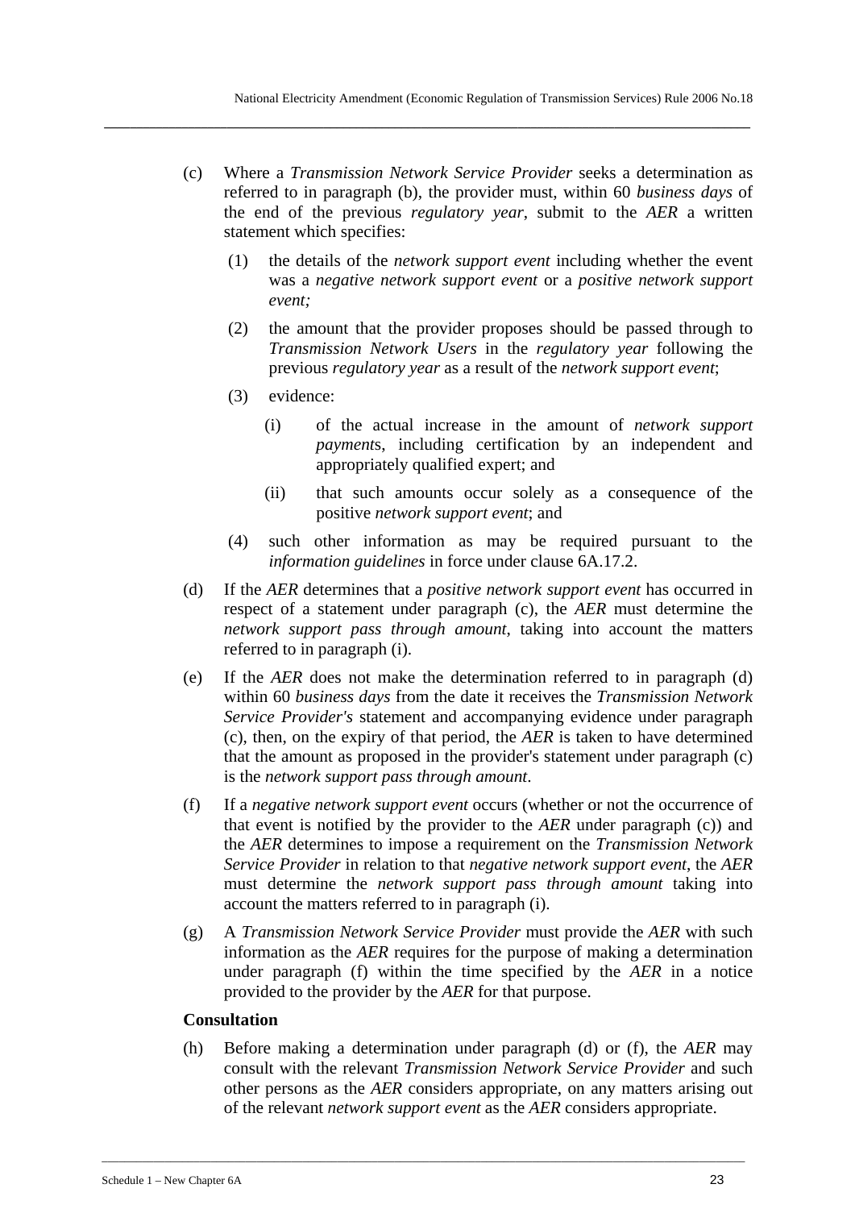(c) Where a *Transmission Network Service Provider* seeks a determination as referred to in paragraph (b), the provider must, within 60 *business days* of the end of the previous *regulatory year*, submit to the *AER* a written statement which specifies:

  (1) the details of the *network support event* including whether the event was a *negative network support event* or a *positive network support event;*

  (2) the amount that the provider proposes should be passed through to *Transmission Network Users* in the *regulatory year* following the previous *regulatory year* as a result of the *network support event*;

  (3) evidence:

    (i) of the actual increase in the amount of *network support payment*s, including certification by an independent and appropriately qualified expert; and

    (ii) that such amounts occur solely as a consequence of the positive *network support event*; and

  (4) such other information as may be required pursuant to the *information guidelines* in force under clause 6A.17.2.

(d) If the *AER* determines that a *positive network support event* has occurred in respect of a statement under paragraph (c), the *AER* must determine the *network support pass through amount*, taking into account the matters referred to in paragraph (i).

(e) If the *AER* does not make the determination referred to in paragraph (d) within 60 *business days* from the date it receives the *Transmission Network Service Provider's* statement and accompanying evidence under paragraph (c), then, on the expiry of that period, the *AER* is taken to have determined that the amount as proposed in the provider's statement under paragraph (c) is the *network support pass through amount*.

(f) If a *negative network support event* occurs (whether or not the occurrence of that event is notified by the provider to the *AER* under paragraph (c)) and the *AER* determines to impose a requirement on the *Transmission Network Service Provider* in relation to that *negative network support event*, the *AER* must determine the *network support pass through amount* taking into account the matters referred to in paragraph (i).

(g) A *Transmission Network Service Provider* must provide the *AER* with such information as the *AER* requires for the purpose of making a determination under paragraph (f) within the time specified by the *AER* in a notice provided to the provider by the *AER* for that purpose.

**Consultation**

(h) Before making a determination under paragraph (d) or (f), the *AER* may consult with the relevant *Transmission Network Service Provider* and such other persons as the *AER* considers appropriate, on any matters arising out of the relevant *network support event* as the *AER* considers appropriate.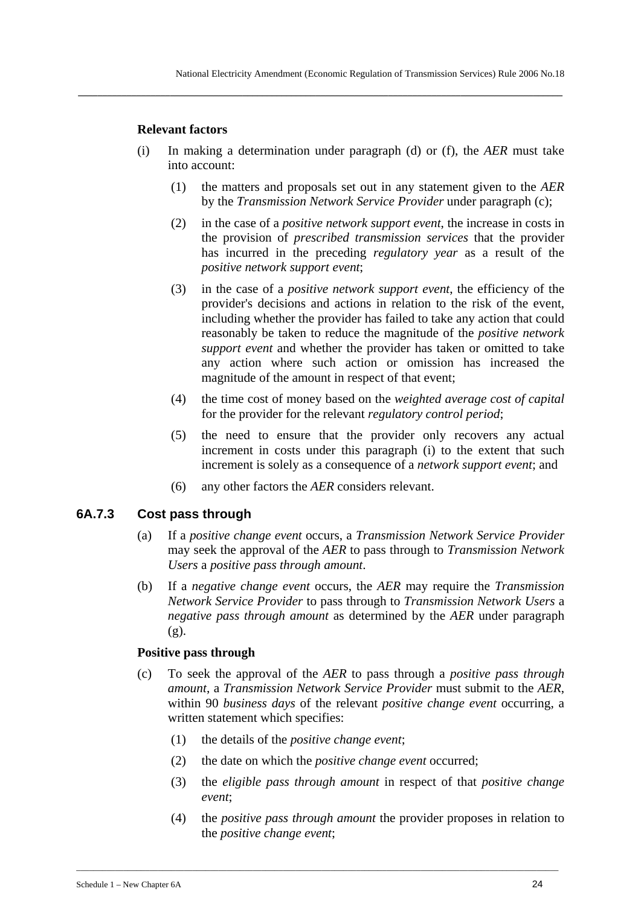**Relevant factors**

(i) In making a determination under paragraph (d) or (f), the *AER* must take into account:

(1) the matters and proposals set out in any statement given to the *AER* by the *Transmission Network Service Provider* under paragraph (c);

(2) in the case of a *positive network support event*, the increase in costs in the provision of *prescribed transmission services* that the provider has incurred in the preceding *regulatory year* as a result of the *positive network support event*;

(3) in the case of a *positive network support event*, the efficiency of the provider's decisions and actions in relation to the risk of the event, including whether the provider has failed to take any action that could reasonably be taken to reduce the magnitude of the *positive network support event* and whether the provider has taken or omitted to take any action where such action or omission has increased the magnitude of the amount in respect of that event;

(4) the time cost of money based on the *weighted average cost of capital* for the provider for the relevant *regulatory control period*;

(5) the need to ensure that the provider only recovers any actual increment in costs under this paragraph (i) to the extent that such increment is solely as a consequence of a *network support event*; and

(6) any other factors the *AER* considers relevant.

### 6A.7.3 Cost pass through

(a) If a *positive change event* occurs, a *Transmission Network Service Provider* may seek the approval of the *AER* to pass through to *Transmission Network Users* a *positive pass through amount*.

(b) If a *negative change event* occurs, the *AER* may require the *Transmission Network Service Provider* to pass through to *Transmission Network Users* a *negative pass through amount* as determined by the *AER* under paragraph (g).

**Positive pass through**

(c) To seek the approval of the *AER* to pass through a *positive pass through amount*, a *Transmission Network Service Provider* must submit to the *AER*, within 90 *business days* of the relevant *positive change event* occurring, a written statement which specifies:

(1) the details of the *positive change event*;

(2) the date on which the *positive change event* occurred;

(3) the *eligible pass through amount* in respect of that *positive change event*;

(4) the *positive pass through amount* the provider proposes in relation to the *positive change event*;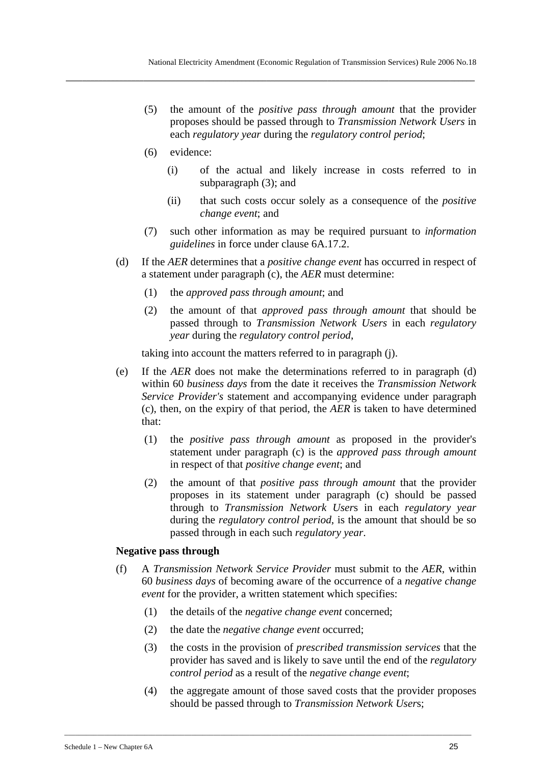(5) the amount of the *positive pass through amount* that the provider proposes should be passed through to *Transmission Network Users* in each *regulatory year* during the *regulatory control period*;

(6) evidence:

 (i) of the actual and likely increase in costs referred to in subparagraph (3); and

 (ii) that such costs occur solely as a consequence of the *positive change event*; and

(7) such other information as may be required pursuant to *information guidelines* in force under clause 6A.17.2.

(d) If the *AER* determines that a *positive change event* has occurred in respect of a statement under paragraph (c), the *AER* must determine:

 (1) the *approved pass through amount*; and

 (2) the amount of that *approved pass through amount* that should be passed through to *Transmission Network Users* in each *regulatory year* during the *regulatory control period*,

 taking into account the matters referred to in paragraph (j).

(e) If the *AER* does not make the determinations referred to in paragraph (d) within 60 *business days* from the date it receives the *Transmission Network Service Provider's* statement and accompanying evidence under paragraph (c), then, on the expiry of that period, the *AER* is taken to have determined that:

 (1) the *positive pass through amount* as proposed in the provider's statement under paragraph (c) is the *approved pass through amount* in respect of that *positive change event*; and

 (2) the amount of that *positive pass through amount* that the provider proposes in its statement under paragraph (c) should be passed through to *Transmission Network Users* in each *regulatory year* during the *regulatory control period*, is the amount that should be so passed through in each such *regulatory year*.

**Negative pass through**

(f) A *Transmission Network Service Provider* must submit to the *AER*, within 60 *business days* of becoming aware of the occurrence of a *negative change event* for the provider, a written statement which specifies:

 (1) the details of the *negative change event* concerned;

 (2) the date the *negative change event* occurred;

 (3) the costs in the provision of *prescribed transmission services* that the provider has saved and is likely to save until the end of the *regulatory control period* as a result of the *negative change event*;

 (4) the aggregate amount of those saved costs that the provider proposes should be passed through to *Transmission Network Users*;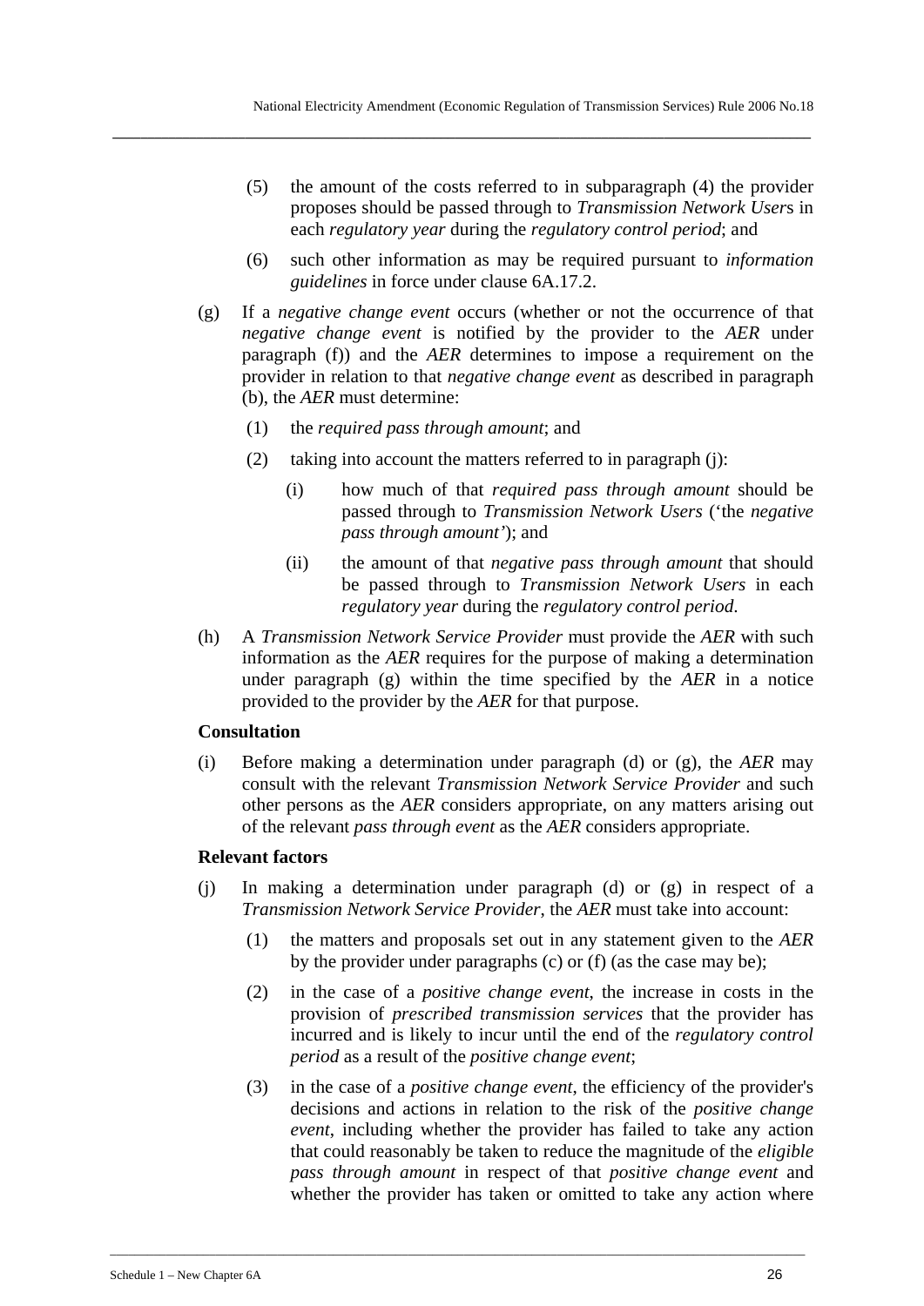(5) the amount of the costs referred to in subparagraph (4) the provider proposes should be passed through to *Transmission Network User*s in each *regulatory year* during the *regulatory control period*; and

(6) such other information as may be required pursuant to *information guidelines* in force under clause 6A.17.2.

(g) If a *negative change event* occurs (whether or not the occurrence of that *negative change event* is notified by the provider to the *AER* under paragraph (f)) and the *AER* determines to impose a requirement on the provider in relation to that *negative change event* as described in paragraph (b), the *AER* must determine:

(1) the *required pass through amount*; and

(2) taking into account the matters referred to in paragraph (j):

(i) how much of that *required pass through amount* should be passed through to *Transmission Network Users* ('the *negative pass through amount'*); and

(ii) the amount of that *negative pass through amount* that should be passed through to *Transmission Network Users* in each *regulatory year* during the *regulatory control period*.

(h) A *Transmission Network Service Provider* must provide the *AER* with such information as the *AER* requires for the purpose of making a determination under paragraph (g) within the time specified by the *AER* in a notice provided to the provider by the *AER* for that purpose.

**Consultation**

(i) Before making a determination under paragraph (d) or (g), the *AER* may consult with the relevant *Transmission Network Service Provider* and such other persons as the *AER* considers appropriate, on any matters arising out of the relevant *pass through event* as the *AER* considers appropriate.

**Relevant factors**

(j) In making a determination under paragraph (d) or (g) in respect of a *Transmission Network Service Provider*, the *AER* must take into account:

(1) the matters and proposals set out in any statement given to the *AER* by the provider under paragraphs (c) or (f) (as the case may be);

(2) in the case of a *positive change event*, the increase in costs in the provision of *prescribed transmission services* that the provider has incurred and is likely to incur until the end of the *regulatory control period* as a result of the *positive change event*;

(3) in the case of a *positive change event*, the efficiency of the provider's decisions and actions in relation to the risk of the *positive change event*, including whether the provider has failed to take any action that could reasonably be taken to reduce the magnitude of the *eligible pass through amount* in respect of that *positive change event* and whether the provider has taken or omitted to take any action where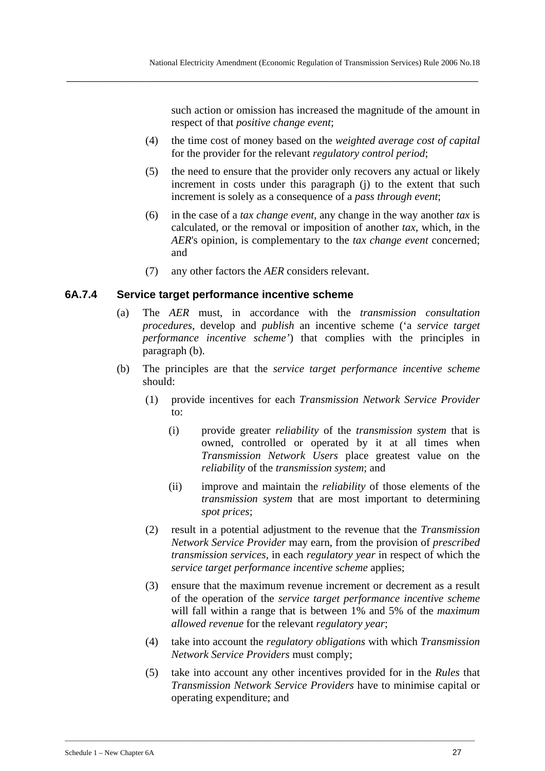such action or omission has increased the magnitude of the amount in respect of that *positive change event*;

(4) the time cost of money based on the *weighted average cost of capital* for the provider for the relevant *regulatory control period*;

(5) the need to ensure that the provider only recovers any actual or likely increment in costs under this paragraph (j) to the extent that such increment is solely as a consequence of a *pass through event*;

(6) in the case of a *tax change event*, any change in the way another *tax* is calculated, or the removal or imposition of another *tax*, which, in the *AER*'s opinion, is complementary to the *tax change event* concerned; and

(7) any other factors the *AER* considers relevant.

### 6A.7.4 Service target performance incentive scheme

(a) The *AER* must, in accordance with the *transmission consultation procedures*, develop and *publish* an incentive scheme ('a *service target performance incentive scheme'*) that complies with the principles in paragraph (b).

(b) The principles are that the *service target performance incentive scheme* should:

(1) provide incentives for each *Transmission Network Service Provider* to:

(i) provide greater *reliability* of the *transmission system* that is owned, controlled or operated by it at all times when *Transmission Network Users* place greatest value on the *reliability* of the *transmission system*; and

(ii) improve and maintain the *reliability* of those elements of the *transmission system* that are most important to determining *spot prices*;

(2) result in a potential adjustment to the revenue that the *Transmission Network Service Provider* may earn, from the provision of *prescribed transmission services*, in each *regulatory year* in respect of which the *service target performance incentive scheme* applies;

(3) ensure that the maximum revenue increment or decrement as a result of the operation of the *service target performance incentive scheme* will fall within a range that is between 1% and 5% of the *maximum allowed revenue* for the relevant *regulatory year*;

(4) take into account the *regulatory obligations* with which *Transmission Network Service Providers* must comply;

(5) take into account any other incentives provided for in the *Rules* that *Transmission Network Service Providers* have to minimise capital or operating expenditure; and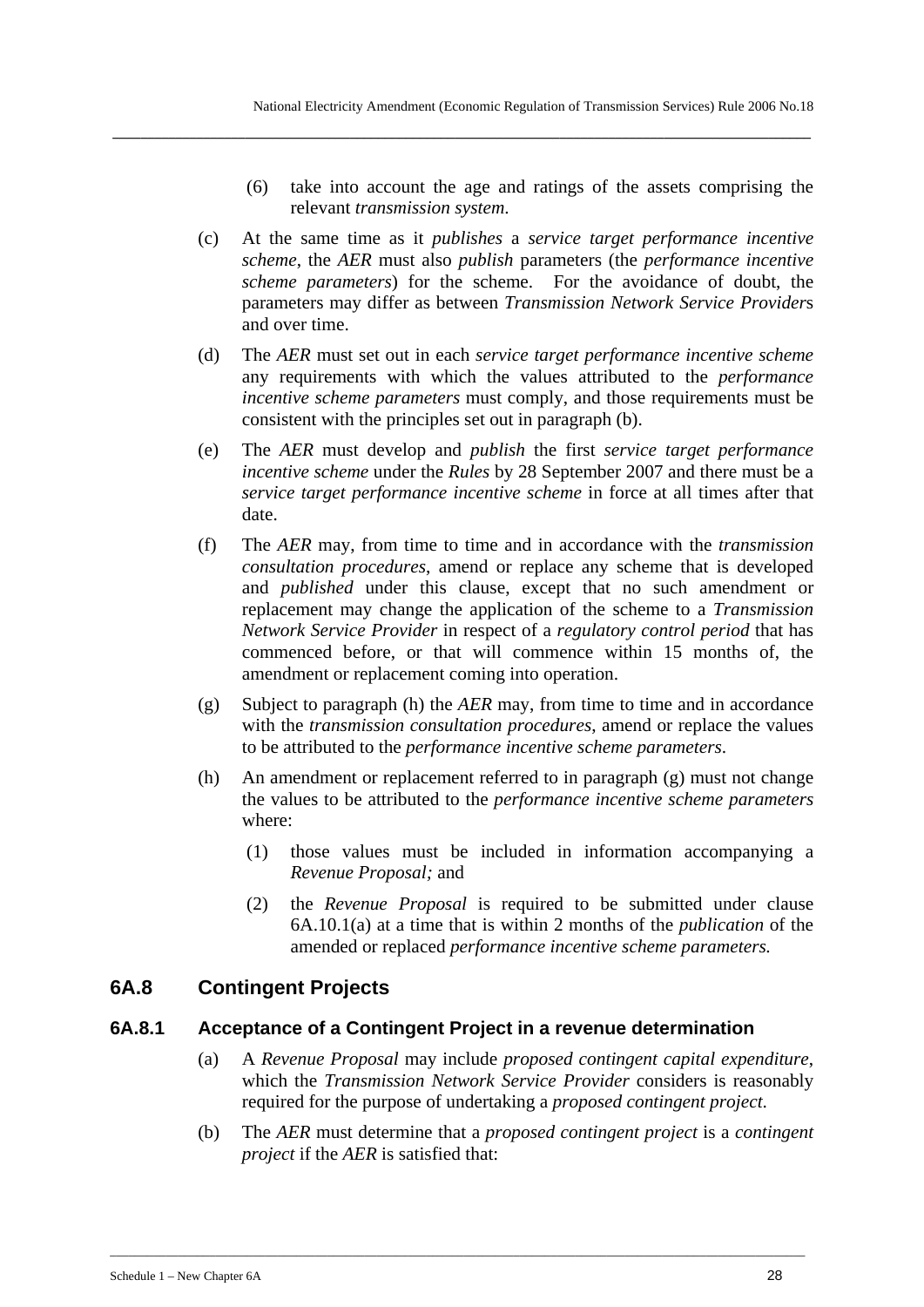(6) take into account the age and ratings of the assets comprising the relevant *transmission system*.

(c) At the same time as it *publishes* a *service target performance incentive scheme*, the *AER* must also *publish* parameters (the *performance incentive scheme parameters*) for the scheme. For the avoidance of doubt, the parameters may differ as between *Transmission Network Service Provider*s and over time.

(d) The *AER* must set out in each *service target performance incentive scheme* any requirements with which the values attributed to the *performance incentive scheme parameters* must comply, and those requirements must be consistent with the principles set out in paragraph (b).

(e) The *AER* must develop and *publish* the first *service target performance incentive scheme* under the *Rules* by 28 September 2007 and there must be a *service target performance incentive scheme* in force at all times after that date.

(f) The *AER* may, from time to time and in accordance with the *transmission consultation procedures*, amend or replace any scheme that is developed and *published* under this clause, except that no such amendment or replacement may change the application of the scheme to a *Transmission Network Service Provider* in respect of a *regulatory control period* that has commenced before, or that will commence within 15 months of, the amendment or replacement coming into operation.

(g) Subject to paragraph (h) the *AER* may, from time to time and in accordance with the *transmission consultation procedures*, amend or replace the values to be attributed to the *performance incentive scheme parameters*.

(h) An amendment or replacement referred to in paragraph (g) must not change the values to be attributed to the *performance incentive scheme parameters* where:

(1) those values must be included in information accompanying a *Revenue Proposal;* and

(2) the *Revenue Proposal* is required to be submitted under clause 6A.10.1(a) at a time that is within 2 months of the *publication* of the amended or replaced *performance incentive scheme parameters.*

## 6A.8 Contingent Projects

### 6A.8.1 Acceptance of a Contingent Project in a revenue determination

(a) A *Revenue Proposal* may include *proposed contingent capital expenditure*, which the *Transmission Network Service Provider* considers is reasonably required for the purpose of undertaking a *proposed contingent project*.

(b) The *AER* must determine that a *proposed contingent project* is a *contingent project* if the *AER* is satisfied that: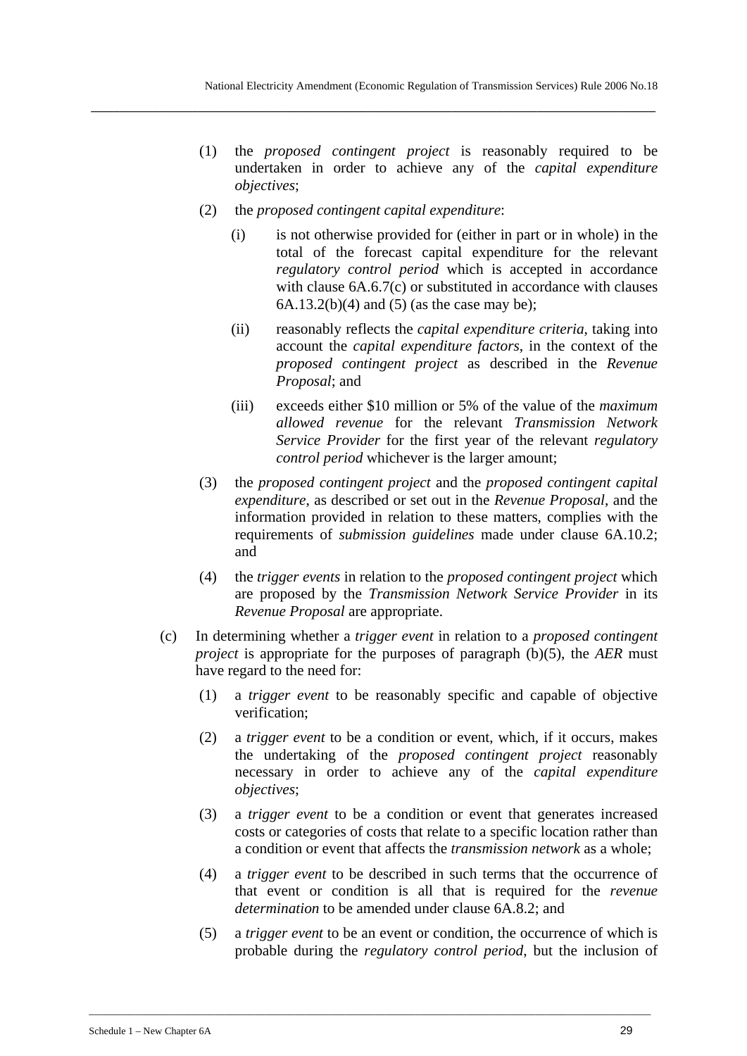(1) the *proposed contingent project* is reasonably required to be undertaken in order to achieve any of the *capital expenditure objectives*;

(2) the *proposed contingent capital expenditure*:

   (i) is not otherwise provided for (either in part or in whole) in the total of the forecast capital expenditure for the relevant *regulatory control period* which is accepted in accordance with clause 6A.6.7(c) or substituted in accordance with clauses 6A.13.2(b)(4) and (5) (as the case may be);

   (ii) reasonably reflects the *capital expenditure criteria*, taking into account the *capital expenditure factors*, in the context of the *proposed contingent project* as described in the *Revenue Proposal*; and

   (iii) exceeds either $10 million or 5% of the value of the *maximum allowed revenue* for the relevant *Transmission Network Service Provider* for the first year of the relevant *regulatory control period* whichever is the larger amount;

(3) the *proposed contingent project* and the *proposed contingent capital expenditure*, as described or set out in the *Revenue Proposal*, and the information provided in relation to these matters, complies with the requirements of *submission guidelines* made under clause 6A.10.2; and

(4) the *trigger events* in relation to the *proposed contingent project* which are proposed by the *Transmission Network Service Provider* in its *Revenue Proposal* are appropriate.

(c) In determining whether a *trigger event* in relation to a *proposed contingent project* is appropriate for the purposes of paragraph (b)(5), the *AER* must have regard to the need for:

   (1) a *trigger event* to be reasonably specific and capable of objective verification;

   (2) a *trigger event* to be a condition or event, which, if it occurs, makes the undertaking of the *proposed contingent project* reasonably necessary in order to achieve any of the *capital expenditure objectives*;

   (3) a *trigger event* to be a condition or event that generates increased costs or categories of costs that relate to a specific location rather than a condition or event that affects the *transmission network* as a whole;

   (4) a *trigger event* to be described in such terms that the occurrence of that event or condition is all that is required for the *revenue determination* to be amended under clause 6A.8.2; and

   (5) a *trigger event* to be an event or condition, the occurrence of which is probable during the *regulatory control period*, but the inclusion of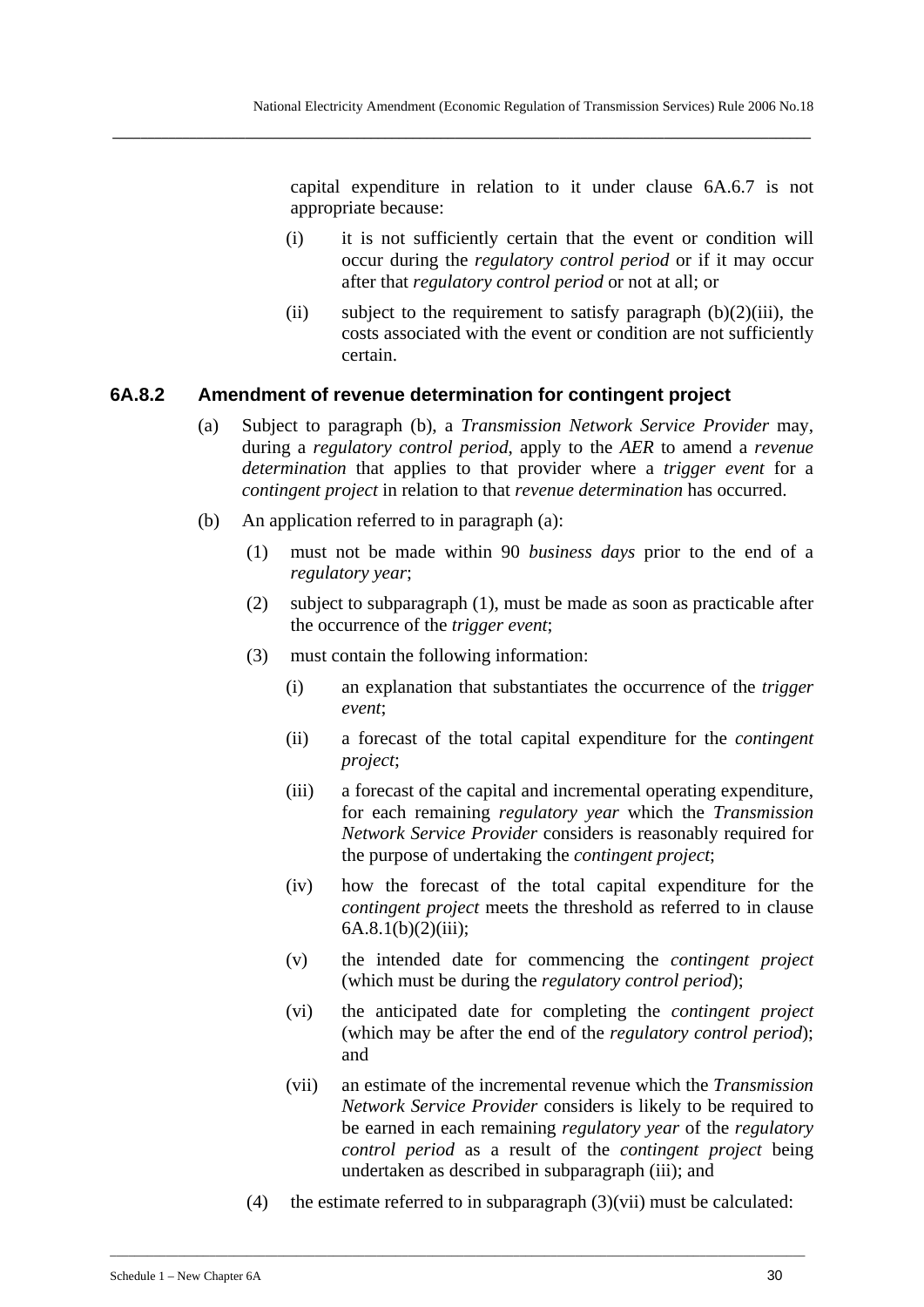capital expenditure in relation to it under clause 6A.6.7 is not appropriate because:

(i) it is not sufficiently certain that the event or condition will occur during the *regulatory control period* or if it may occur after that *regulatory control period* or not at all; or

(ii) subject to the requirement to satisfy paragraph (b)(2)(iii), the costs associated with the event or condition are not sufficiently certain.

### 6A.8.2 Amendment of revenue determination for contingent project

(a) Subject to paragraph (b), a *Transmission Network Service Provider* may, during a *regulatory control period*, apply to the *AER* to amend a *revenue determination* that applies to that provider where a *trigger event* for a *contingent project* in relation to that *revenue determination* has occurred.

(b) An application referred to in paragraph (a):

(1) must not be made within 90 *business days* prior to the end of a *regulatory year*;

(2) subject to subparagraph (1), must be made as soon as practicable after the occurrence of the *trigger event*;

(3) must contain the following information:

(i) an explanation that substantiates the occurrence of the *trigger event*;

(ii) a forecast of the total capital expenditure for the *contingent project*;

(iii) a forecast of the capital and incremental operating expenditure, for each remaining *regulatory year* which the *Transmission Network Service Provider* considers is reasonably required for the purpose of undertaking the *contingent project*;

(iv) how the forecast of the total capital expenditure for the *contingent project* meets the threshold as referred to in clause 6A.8.1(b)(2)(iii);

(v) the intended date for commencing the *contingent project* (which must be during the *regulatory control period*);

(vi) the anticipated date for completing the *contingent project* (which may be after the end of the *regulatory control period*); and

(vii) an estimate of the incremental revenue which the *Transmission Network Service Provider* considers is likely to be required to be earned in each remaining *regulatory year* of the *regulatory control period* as a result of the *contingent project* being undertaken as described in subparagraph (iii); and

(4) the estimate referred to in subparagraph (3)(vii) must be calculated: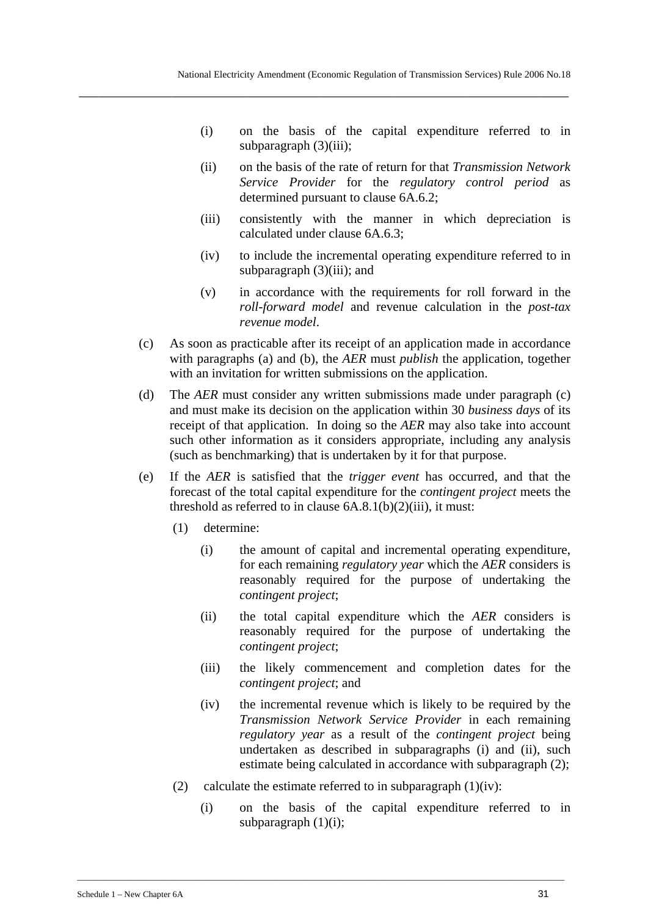(i) on the basis of the capital expenditure referred to in subparagraph (3)(iii);

(ii) on the basis of the rate of return for that *Transmission Network Service Provider* for the *regulatory control period* as determined pursuant to clause 6A.6.2;

(iii) consistently with the manner in which depreciation is calculated under clause 6A.6.3;

(iv) to include the incremental operating expenditure referred to in subparagraph (3)(iii); and

(v) in accordance with the requirements for roll forward in the *roll-forward model* and revenue calculation in the *post-tax revenue model*.

(c) As soon as practicable after its receipt of an application made in accordance with paragraphs (a) and (b), the *AER* must *publish* the application, together with an invitation for written submissions on the application.

(d) The *AER* must consider any written submissions made under paragraph (c) and must make its decision on the application within 30 *business days* of its receipt of that application. In doing so the *AER* may also take into account such other information as it considers appropriate, including any analysis (such as benchmarking) that is undertaken by it for that purpose.

(e) If the *AER* is satisfied that the *trigger event* has occurred, and that the forecast of the total capital expenditure for the *contingent project* meets the threshold as referred to in clause 6A.8.1(b)(2)(iii), it must:

(1) determine:

(i) the amount of capital and incremental operating expenditure, for each remaining *regulatory year* which the *AER* considers is reasonably required for the purpose of undertaking the *contingent project*;

(ii) the total capital expenditure which the *AER* considers is reasonably required for the purpose of undertaking the *contingent project*;

(iii) the likely commencement and completion dates for the *contingent project*; and

(iv) the incremental revenue which is likely to be required by the *Transmission Network Service Provider* in each remaining *regulatory year* as a result of the *contingent project* being undertaken as described in subparagraphs (i) and (ii), such estimate being calculated in accordance with subparagraph (2);

(2) calculate the estimate referred to in subparagraph (1)(iv):

(i) on the basis of the capital expenditure referred to in subparagraph (1)(i);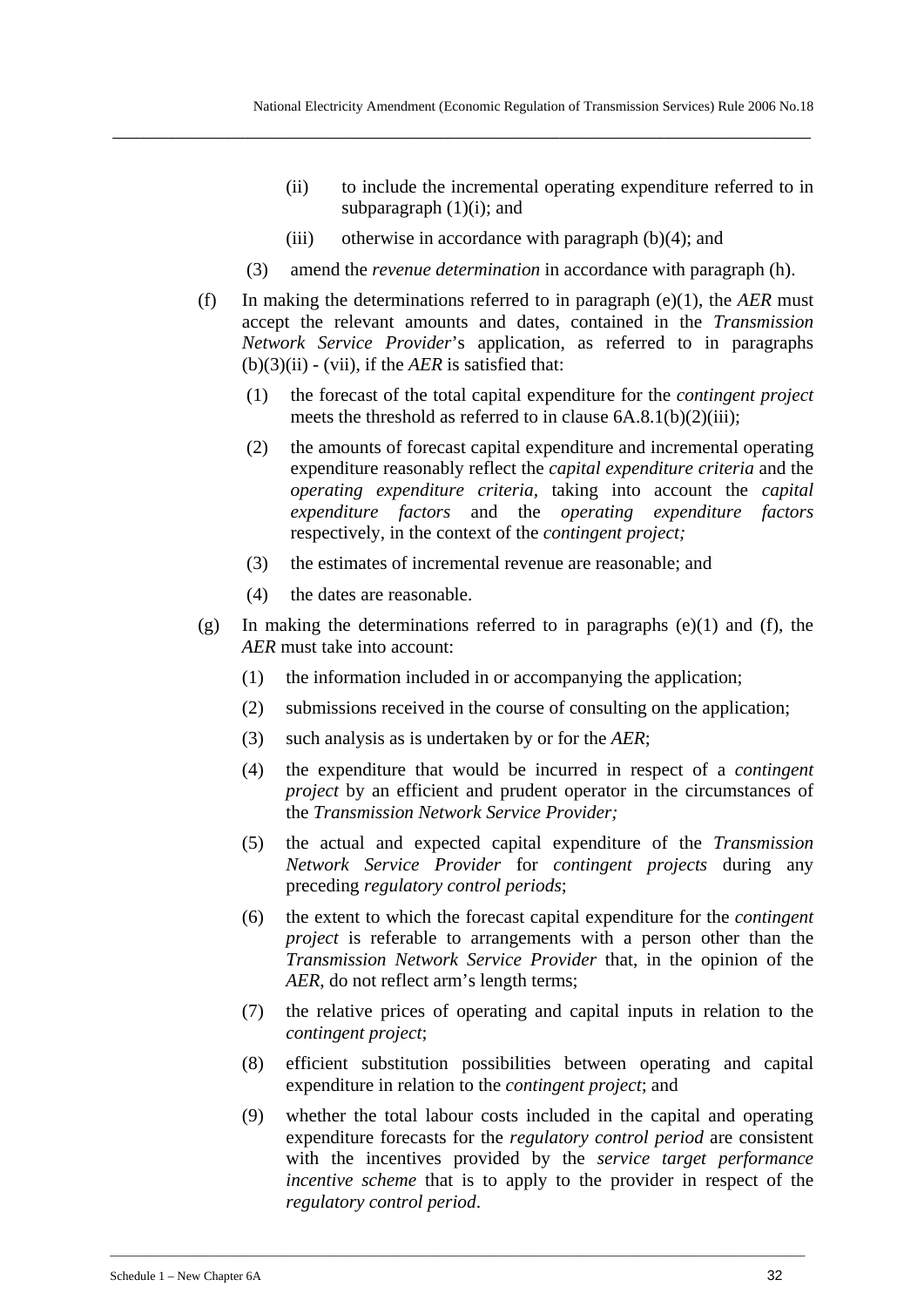(ii) to include the incremental operating expenditure referred to in subparagraph (1)(i); and

(iii) otherwise in accordance with paragraph (b)(4); and

(3) amend the *revenue determination* in accordance with paragraph (h).

(f) In making the determinations referred to in paragraph (e)(1), the *AER* must accept the relevant amounts and dates, contained in the *Transmission Network Service Provider*'s application, as referred to in paragraphs (b)(3)(ii) - (vii), if the *AER* is satisfied that:

(1) the forecast of the total capital expenditure for the *contingent project* meets the threshold as referred to in clause 6A.8.1(b)(2)(iii);

(2) the amounts of forecast capital expenditure and incremental operating expenditure reasonably reflect the *capital expenditure criteria* and the *operating expenditure criteria,* taking into account the *capital expenditure factors* and the *operating expenditure factors* respectively, in the context of the *contingent project;*

(3) the estimates of incremental revenue are reasonable; and

(4) the dates are reasonable.

(g) In making the determinations referred to in paragraphs (e)(1) and (f), the *AER* must take into account:

(1) the information included in or accompanying the application;

(2) submissions received in the course of consulting on the application;

(3) such analysis as is undertaken by or for the *AER*;

(4) the expenditure that would be incurred in respect of a *contingent project* by an efficient and prudent operator in the circumstances of the *Transmission Network Service Provider;*

(5) the actual and expected capital expenditure of the *Transmission Network Service Provider* for *contingent projects* during any preceding *regulatory control periods*;

(6) the extent to which the forecast capital expenditure for the *contingent project* is referable to arrangements with a person other than the *Transmission Network Service Provider* that, in the opinion of the *AER*, do not reflect arm's length terms;

(7) the relative prices of operating and capital inputs in relation to the *contingent project*;

(8) efficient substitution possibilities between operating and capital expenditure in relation to the *contingent project*; and

(9) whether the total labour costs included in the capital and operating expenditure forecasts for the *regulatory control period* are consistent with the incentives provided by the *service target performance incentive scheme* that is to apply to the provider in respect of the *regulatory control period*.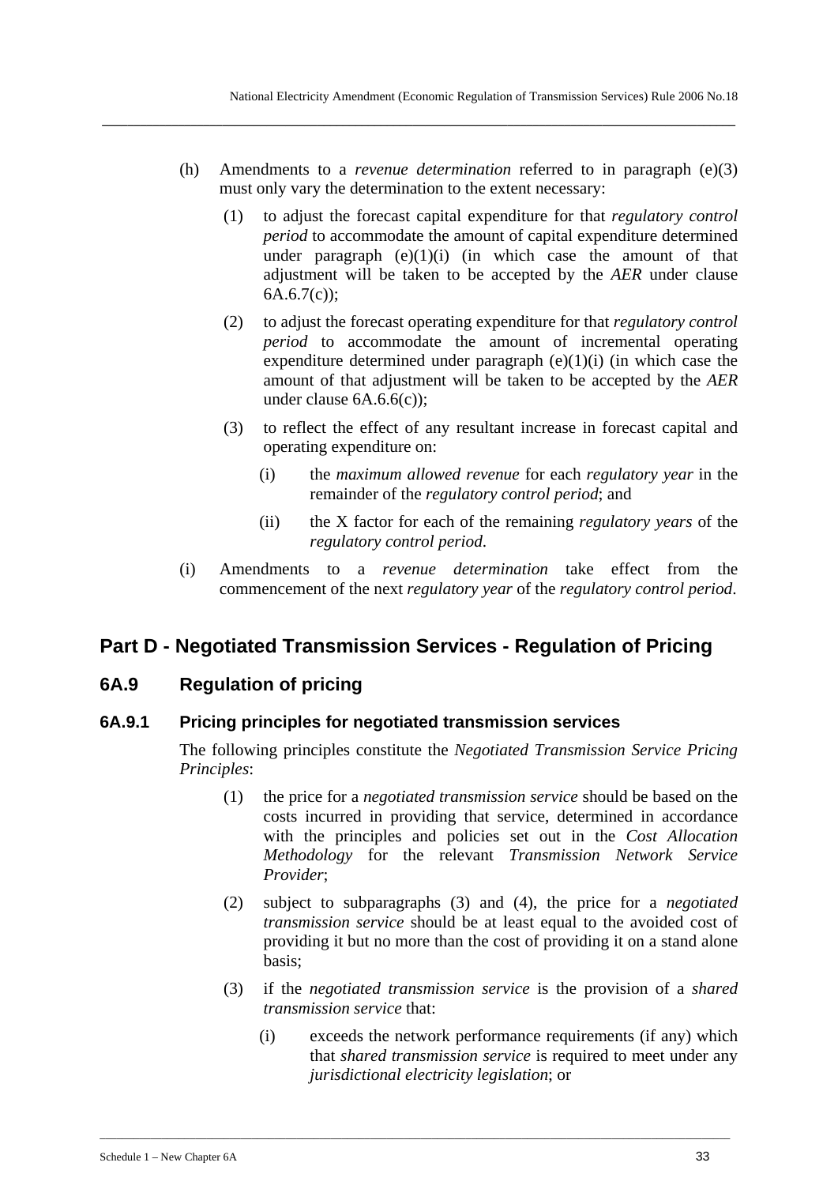(h) Amendments to a *revenue determination* referred to in paragraph (e)(3) must only vary the determination to the extent necessary:

   (1) to adjust the forecast capital expenditure for that *regulatory control period* to accommodate the amount of capital expenditure determined under paragraph (e)(1)(i) (in which case the amount of that adjustment will be taken to be accepted by the *AER* under clause 6A.6.7(c));

   (2) to adjust the forecast operating expenditure for that *regulatory control period* to accommodate the amount of incremental operating expenditure determined under paragraph (e)(1)(i) (in which case the amount of that adjustment will be taken to be accepted by the *AER* under clause 6A.6.6(c));

   (3) to reflect the effect of any resultant increase in forecast capital and operating expenditure on:

      (i) the *maximum allowed revenue* for each *regulatory year* in the remainder of the *regulatory control period*; and

      (ii) the X factor for each of the remaining *regulatory years* of the *regulatory control period*.

(i) Amendments to a *revenue determination* take effect from the commencement of the next *regulatory year* of the *regulatory control period*.

## Part D - Negotiated Transmission Services - Regulation of Pricing

### 6A.9 Regulation of pricing

#### 6A.9.1 Pricing principles for negotiated transmission services

The following principles constitute the *Negotiated Transmission Service Pricing Principles*:

   (1) the price for a *negotiated transmission service* should be based on the costs incurred in providing that service, determined in accordance with the principles and policies set out in the *Cost Allocation Methodology* for the relevant *Transmission Network Service Provider*;

   (2) subject to subparagraphs (3) and (4), the price for a *negotiated transmission service* should be at least equal to the avoided cost of providing it but no more than the cost of providing it on a stand alone basis;

   (3) if the *negotiated transmission service* is the provision of a *shared transmission service* that:

      (i) exceeds the network performance requirements (if any) which that *shared transmission service* is required to meet under any *jurisdictional electricity legislation*; or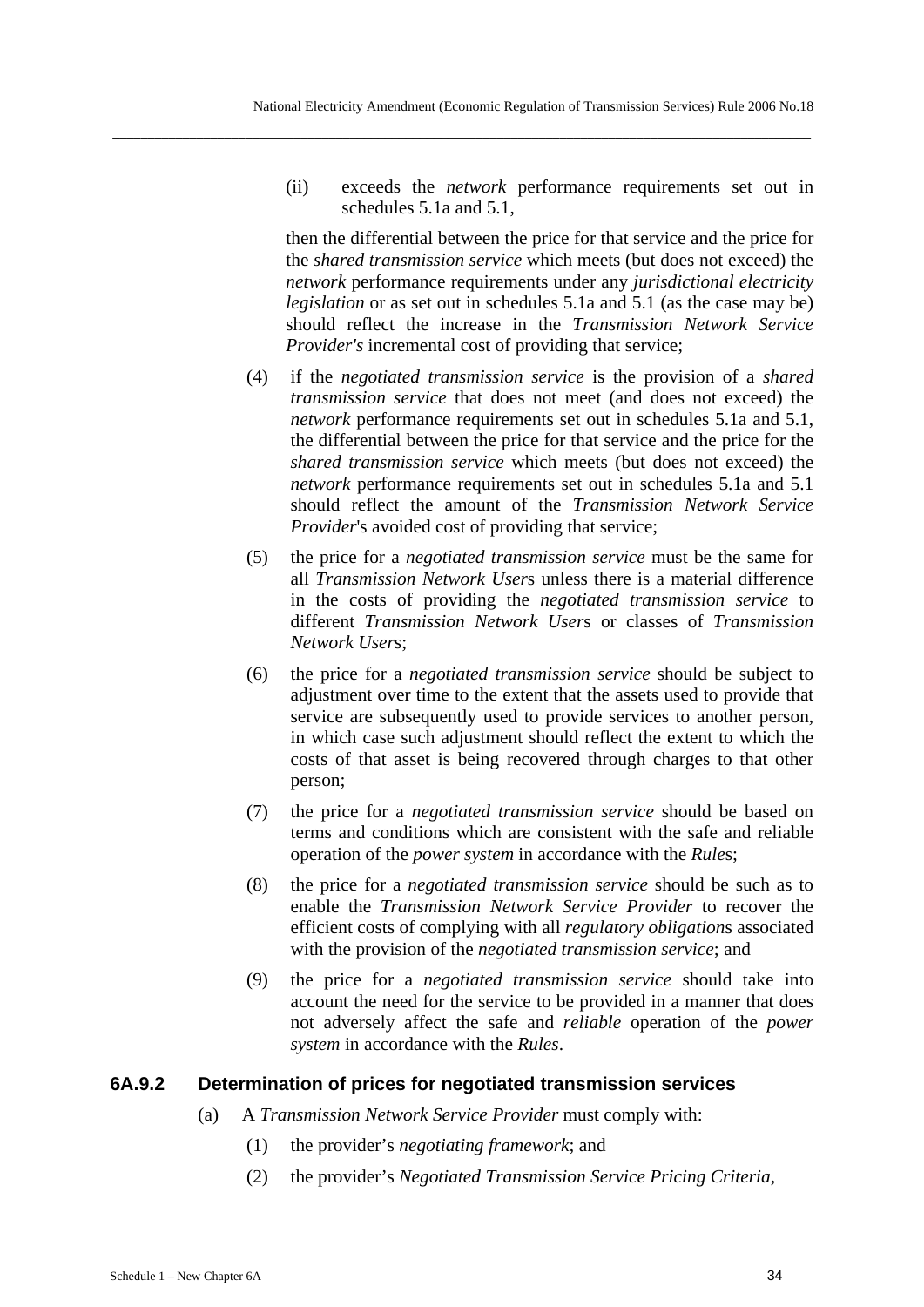(ii) exceeds the *network* performance requirements set out in schedules 5.1a and 5.1,

then the differential between the price for that service and the price for the *shared transmission service* which meets (but does not exceed) the *network* performance requirements under any *jurisdictional electricity legislation* or as set out in schedules 5.1a and 5.1 (as the case may be) should reflect the increase in the *Transmission Network Service Provider's* incremental cost of providing that service;

(4) if the *negotiated transmission service* is the provision of a *shared transmission service* that does not meet (and does not exceed) the *network* performance requirements set out in schedules 5.1a and 5.1, the differential between the price for that service and the price for the *shared transmission service* which meets (but does not exceed) the *network* performance requirements set out in schedules 5.1a and 5.1 should reflect the amount of the *Transmission Network Service Provider*'s avoided cost of providing that service;

(5) the price for a *negotiated transmission service* must be the same for all *Transmission Network User*s unless there is a material difference in the costs of providing the *negotiated transmission service* to different *Transmission Network User*s or classes of *Transmission Network User*s;

(6) the price for a *negotiated transmission service* should be subject to adjustment over time to the extent that the assets used to provide that service are subsequently used to provide services to another person, in which case such adjustment should reflect the extent to which the costs of that asset is being recovered through charges to that other person;

(7) the price for a *negotiated transmission service* should be based on terms and conditions which are consistent with the safe and reliable operation of the *power system* in accordance with the *Rule*s;

(8) the price for a *negotiated transmission service* should be such as to enable the *Transmission Network Service Provider* to recover the efficient costs of complying with all *regulatory obligation*s associated with the provision of the *negotiated transmission service*; and

(9) the price for a *negotiated transmission service* should take into account the need for the service to be provided in a manner that does not adversely affect the safe and *reliable* operation of the *power system* in accordance with the *Rules*.

### 6A.9.2 Determination of prices for negotiated transmission services

(a) A *Transmission Network Service Provider* must comply with:

(1) the provider's *negotiating framework*; and

(2) the provider's *Negotiated Transmission Service Pricing Criteria*,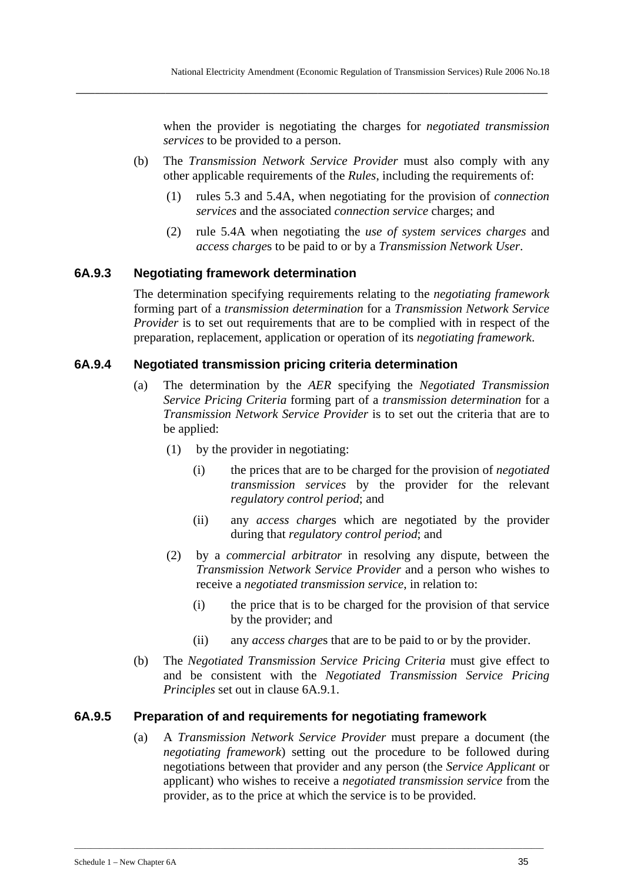when the provider is negotiating the charges for *negotiated transmission services* to be provided to a person.

(b) The *Transmission Network Service Provider* must also comply with any other applicable requirements of the *Rules*, including the requirements of:

  (1) rules 5.3 and 5.4A, when negotiating for the provision of *connection services* and the associated *connection service* charges; and

  (2) rule 5.4A when negotiating the *use of system services charges* and *access charge*s to be paid to or by a *Transmission Network User*.

### 6A.9.3 Negotiating framework determination

The determination specifying requirements relating to the *negotiating framework* forming part of a *transmission determination* for a *Transmission Network Service Provider* is to set out requirements that are to be complied with in respect of the preparation, replacement, application or operation of its *negotiating framework*.

### 6A.9.4 Negotiated transmission pricing criteria determination

(a) The determination by the *AER* specifying the *Negotiated Transmission Service Pricing Criteria* forming part of a *transmission determination* for a *Transmission Network Service Provider* is to set out the criteria that are to be applied:

  (1) by the provider in negotiating:

    (i) the prices that are to be charged for the provision of *negotiated transmission services* by the provider for the relevant *regulatory control period*; and

    (ii) any *access charge*s which are negotiated by the provider during that *regulatory control period*; and

  (2) by a *commercial arbitrator* in resolving any dispute, between the *Transmission Network Service Provider* and a person who wishes to receive a *negotiated transmission service*, in relation to:

    (i) the price that is to be charged for the provision of that service by the provider; and

    (ii) any *access charge*s that are to be paid to or by the provider.

(b) The *Negotiated Transmission Service Pricing Criteria* must give effect to and be consistent with the *Negotiated Transmission Service Pricing Principles* set out in clause 6A.9.1.

### 6A.9.5 Preparation of and requirements for negotiating framework

(a) A *Transmission Network Service Provider* must prepare a document (the *negotiating framework*) setting out the procedure to be followed during negotiations between that provider and any person (the *Service Applicant* or applicant) who wishes to receive a *negotiated transmission service* from the provider, as to the price at which the service is to be provided.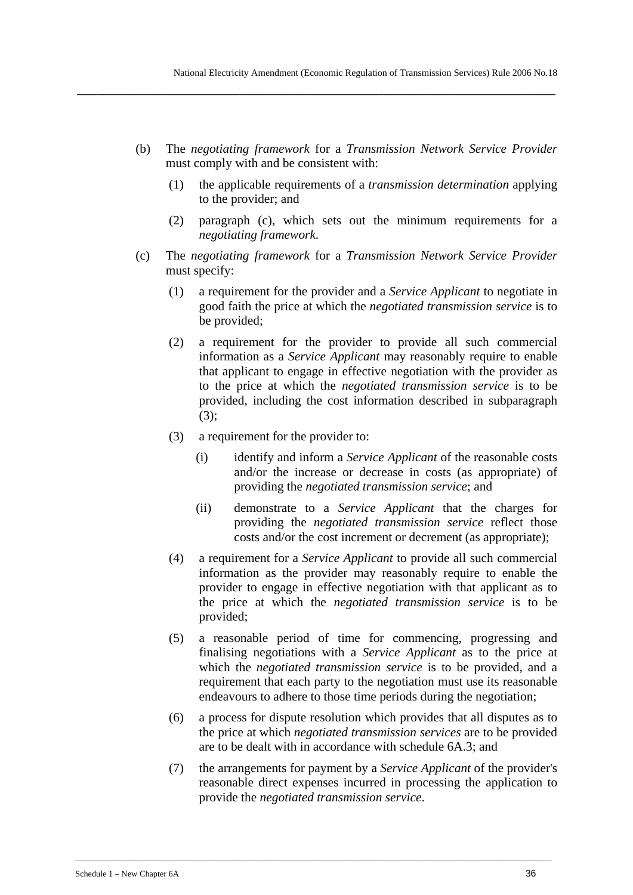(b) The *negotiating framework* for a *Transmission Network Service Provider* must comply with and be consistent with:

  (1) the applicable requirements of a *transmission determination* applying to the provider; and

  (2) paragraph (c), which sets out the minimum requirements for a *negotiating framework*.

(c) The *negotiating framework* for a *Transmission Network Service Provider* must specify:

  (1) a requirement for the provider and a *Service Applicant* to negotiate in good faith the price at which the *negotiated transmission service* is to be provided;

  (2) a requirement for the provider to provide all such commercial information as a *Service Applicant* may reasonably require to enable that applicant to engage in effective negotiation with the provider as to the price at which the *negotiated transmission service* is to be provided, including the cost information described in subparagraph (3);

  (3) a requirement for the provider to:

    (i) identify and inform a *Service Applicant* of the reasonable costs and/or the increase or decrease in costs (as appropriate) of providing the *negotiated transmission service*; and

    (ii) demonstrate to a *Service Applicant* that the charges for providing the *negotiated transmission service* reflect those costs and/or the cost increment or decrement (as appropriate);

  (4) a requirement for a *Service Applicant* to provide all such commercial information as the provider may reasonably require to enable the provider to engage in effective negotiation with that applicant as to the price at which the *negotiated transmission service* is to be provided;

  (5) a reasonable period of time for commencing, progressing and finalising negotiations with a *Service Applicant* as to the price at which the *negotiated transmission service* is to be provided, and a requirement that each party to the negotiation must use its reasonable endeavours to adhere to those time periods during the negotiation;

  (6) a process for dispute resolution which provides that all disputes as to the price at which *negotiated transmission services* are to be provided are to be dealt with in accordance with schedule 6A.3; and

  (7) the arrangements for payment by a *Service Applicant* of the provider's reasonable direct expenses incurred in processing the application to provide the *negotiated transmission service*.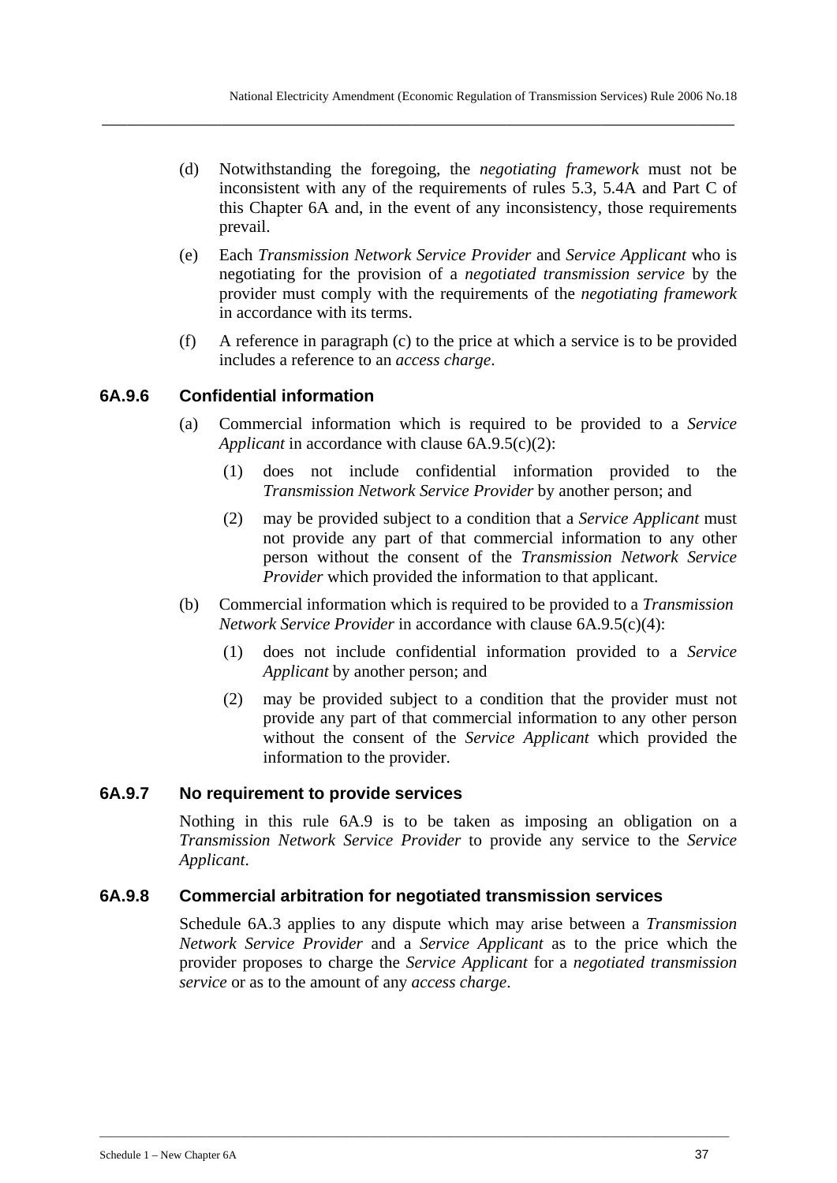(d) Notwithstanding the foregoing, the *negotiating framework* must not be inconsistent with any of the requirements of rules 5.3, 5.4A and Part C of this Chapter 6A and, in the event of any inconsistency, those requirements prevail.

(e) Each *Transmission Network Service Provider* and *Service Applicant* who is negotiating for the provision of a *negotiated transmission service* by the provider must comply with the requirements of the *negotiating framework* in accordance with its terms.

(f) A reference in paragraph (c) to the price at which a service is to be provided includes a reference to an *access charge*.

### 6A.9.6 Confidential information

(a) Commercial information which is required to be provided to a *Service Applicant* in accordance with clause 6A.9.5(c)(2):

  (1) does not include confidential information provided to the *Transmission Network Service Provider* by another person; and

  (2) may be provided subject to a condition that a *Service Applicant* must not provide any part of that commercial information to any other person without the consent of the *Transmission Network Service Provider* which provided the information to that applicant.

(b) Commercial information which is required to be provided to a *Transmission Network Service Provider* in accordance with clause 6A.9.5(c)(4):

  (1) does not include confidential information provided to a *Service Applicant* by another person; and

  (2) may be provided subject to a condition that the provider must not provide any part of that commercial information to any other person without the consent of the *Service Applicant* which provided the information to the provider.

### 6A.9.7 No requirement to provide services

Nothing in this rule 6A.9 is to be taken as imposing an obligation on a *Transmission Network Service Provider* to provide any service to the *Service Applicant*.

### 6A.9.8 Commercial arbitration for negotiated transmission services

Schedule 6A.3 applies to any dispute which may arise between a *Transmission Network Service Provider* and a *Service Applicant* as to the price which the provider proposes to charge the *Service Applicant* for a *negotiated transmission service* or as to the amount of any *access charge*.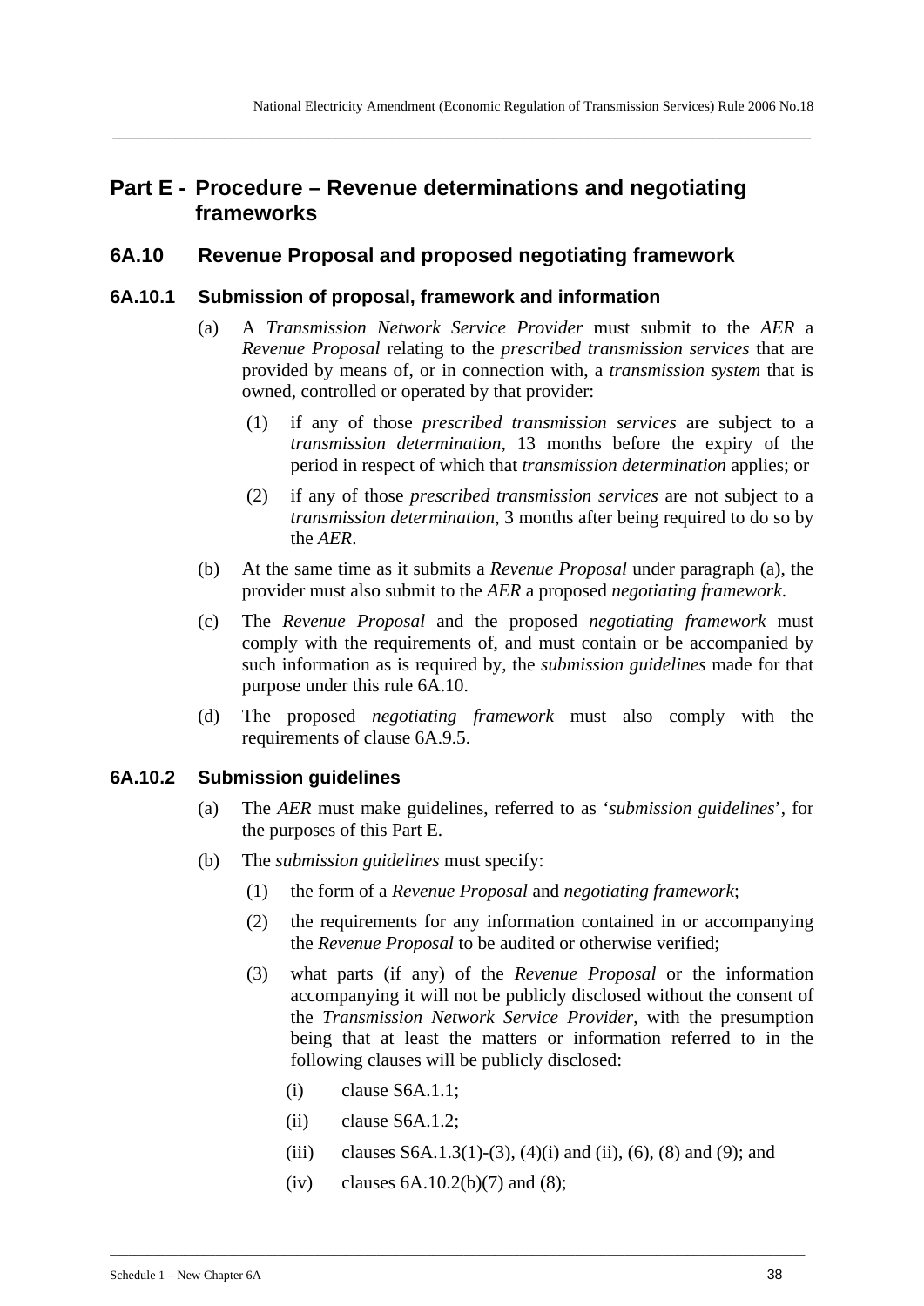## Part E - Procedure – Revenue determinations and negotiating frameworks

### 6A.10 Revenue Proposal and proposed negotiating framework

#### 6A.10.1 Submission of proposal, framework and information

(a) A *Transmission Network Service Provider* must submit to the *AER* a *Revenue Proposal* relating to the *prescribed transmission services* that are provided by means of, or in connection with, a *transmission system* that is owned, controlled or operated by that provider:

(1) if any of those *prescribed transmission services* are subject to a *transmission determination*, 13 months before the expiry of the period in respect of which that *transmission determination* applies; or

(2) if any of those *prescribed transmission services* are not subject to a *transmission determination*, 3 months after being required to do so by the *AER*.

(b) At the same time as it submits a *Revenue Proposal* under paragraph (a), the provider must also submit to the *AER* a proposed *negotiating framework*.

(c) The *Revenue Proposal* and the proposed *negotiating framework* must comply with the requirements of, and must contain or be accompanied by such information as is required by, the *submission guidelines* made for that purpose under this rule 6A.10.

(d) The proposed *negotiating framework* must also comply with the requirements of clause 6A.9.5.

#### 6A.10.2 Submission guidelines

(a) The *AER* must make guidelines, referred to as '*submission guidelines*', for the purposes of this Part E.

(b) The *submission guidelines* must specify:

(1) the form of a *Revenue Proposal* and *negotiating framework*;

(2) the requirements for any information contained in or accompanying the *Revenue Proposal* to be audited or otherwise verified;

(3) what parts (if any) of the *Revenue Proposal* or the information accompanying it will not be publicly disclosed without the consent of the *Transmission Network Service Provider*, with the presumption being that at least the matters or information referred to in the following clauses will be publicly disclosed:

(i) clause S6A.1.1;

(ii) clause S6A.1.2;

(iii) clauses S6A.1.3(1)-(3), (4)(i) and (ii), (6), (8) and (9); and

(iv) clauses 6A.10.2(b)(7) and (8);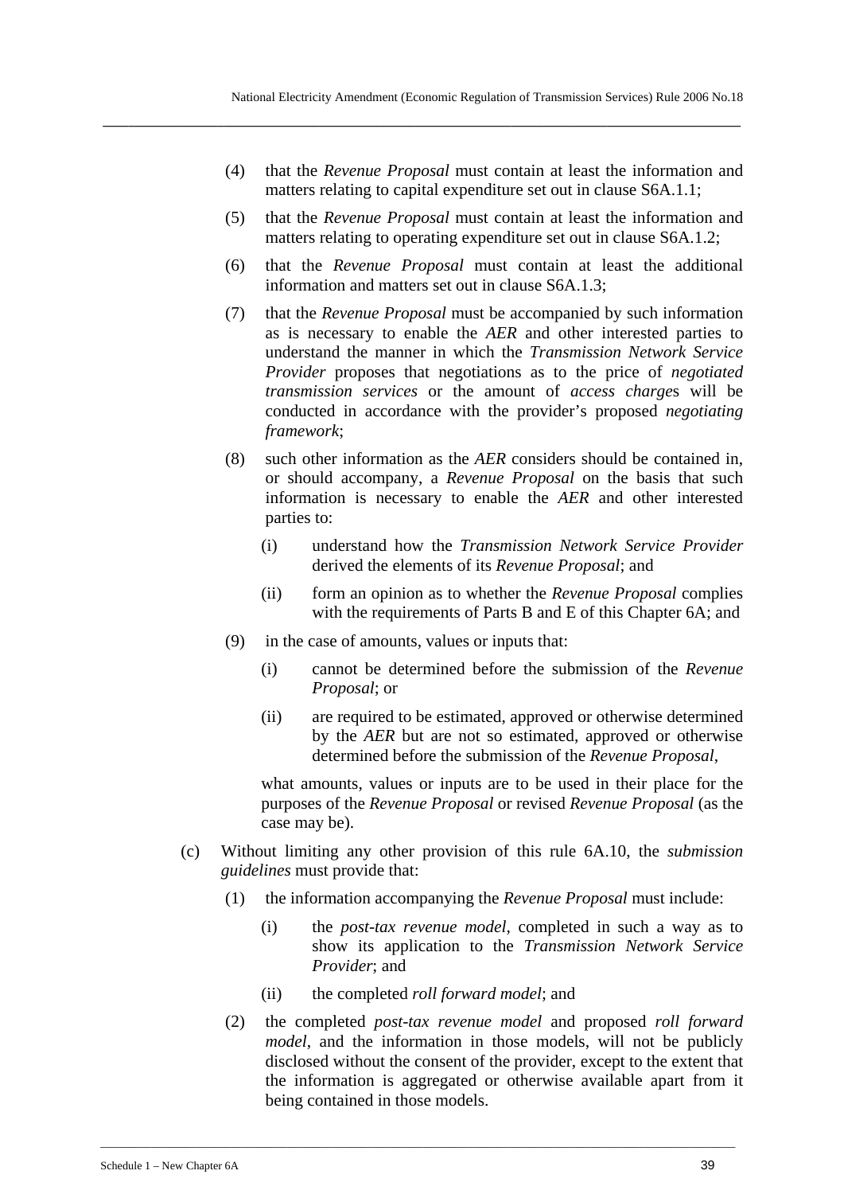(4) that the *Revenue Proposal* must contain at least the information and matters relating to capital expenditure set out in clause S6A.1.1;

(5) that the *Revenue Proposal* must contain at least the information and matters relating to operating expenditure set out in clause S6A.1.2;

(6) that the *Revenue Proposal* must contain at least the additional information and matters set out in clause S6A.1.3;

(7) that the *Revenue Proposal* must be accompanied by such information as is necessary to enable the *AER* and other interested parties to understand the manner in which the *Transmission Network Service Provider* proposes that negotiations as to the price of *negotiated transmission services* or the amount of *access charge*s will be conducted in accordance with the provider's proposed *negotiating framework*;

(8) such other information as the *AER* considers should be contained in, or should accompany, a *Revenue Proposal* on the basis that such information is necessary to enable the *AER* and other interested parties to:

   (i) understand how the *Transmission Network Service Provider* derived the elements of its *Revenue Proposal*; and

   (ii) form an opinion as to whether the *Revenue Proposal* complies with the requirements of Parts B and E of this Chapter 6A; and

(9) in the case of amounts, values or inputs that:

   (i) cannot be determined before the submission of the *Revenue Proposal*; or

   (ii) are required to be estimated, approved or otherwise determined by the *AER* but are not so estimated, approved or otherwise determined before the submission of the *Revenue Proposal*,

   what amounts, values or inputs are to be used in their place for the purposes of the *Revenue Proposal* or revised *Revenue Proposal* (as the case may be).

(c) Without limiting any other provision of this rule 6A.10, the *submission guidelines* must provide that:

   (1) the information accompanying the *Revenue Proposal* must include:

      (i) the *post-tax revenue model*, completed in such a way as to show its application to the *Transmission Network Service Provider*; and

      (ii) the completed *roll forward model*; and

   (2) the completed *post-tax revenue model* and proposed *roll forward model*, and the information in those models, will not be publicly disclosed without the consent of the provider, except to the extent that the information is aggregated or otherwise available apart from it being contained in those models.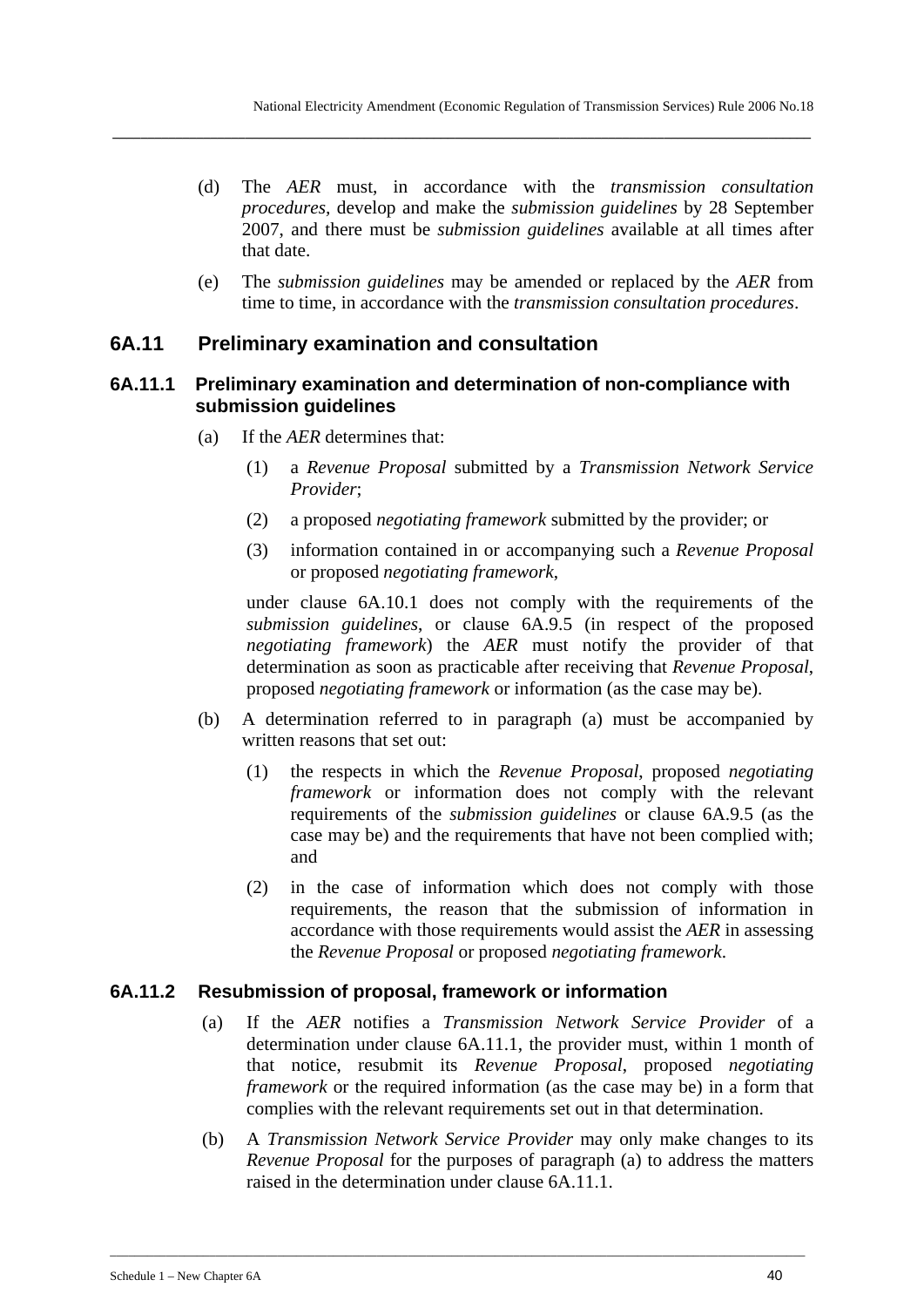(d) The *AER* must, in accordance with the *transmission consultation procedures*, develop and make the *submission guidelines* by 28 September 2007, and there must be *submission guidelines* available at all times after that date.

(e) The *submission guidelines* may be amended or replaced by the *AER* from time to time, in accordance with the *transmission consultation procedures*.

## 6A.11 Preliminary examination and consultation

### 6A.11.1 Preliminary examination and determination of non-compliance with submission guidelines

(a) If the *AER* determines that:

(1) a *Revenue Proposal* submitted by a *Transmission Network Service Provider*;

(2) a proposed *negotiating framework* submitted by the provider; or

(3) information contained in or accompanying such a *Revenue Proposal* or proposed *negotiating framework*,

under clause 6A.10.1 does not comply with the requirements of the *submission guidelines*, or clause 6A.9.5 (in respect of the proposed *negotiating framework*) the *AER* must notify the provider of that determination as soon as practicable after receiving that *Revenue Proposal*, proposed *negotiating framework* or information (as the case may be).

(b) A determination referred to in paragraph (a) must be accompanied by written reasons that set out:

(1) the respects in which the *Revenue Proposal*, proposed *negotiating framework* or information does not comply with the relevant requirements of the *submission guidelines* or clause 6A.9.5 (as the case may be) and the requirements that have not been complied with; and

(2) in the case of information which does not comply with those requirements, the reason that the submission of information in accordance with those requirements would assist the *AER* in assessing the *Revenue Proposal* or proposed *negotiating framework*.

### 6A.11.2 Resubmission of proposal, framework or information

(a) If the *AER* notifies a *Transmission Network Service Provider* of a determination under clause 6A.11.1, the provider must, within 1 month of that notice, resubmit its *Revenue Proposal*, proposed *negotiating framework* or the required information (as the case may be) in a form that complies with the relevant requirements set out in that determination.

(b) A *Transmission Network Service Provider* may only make changes to its *Revenue Proposal* for the purposes of paragraph (a) to address the matters raised in the determination under clause 6A.11.1.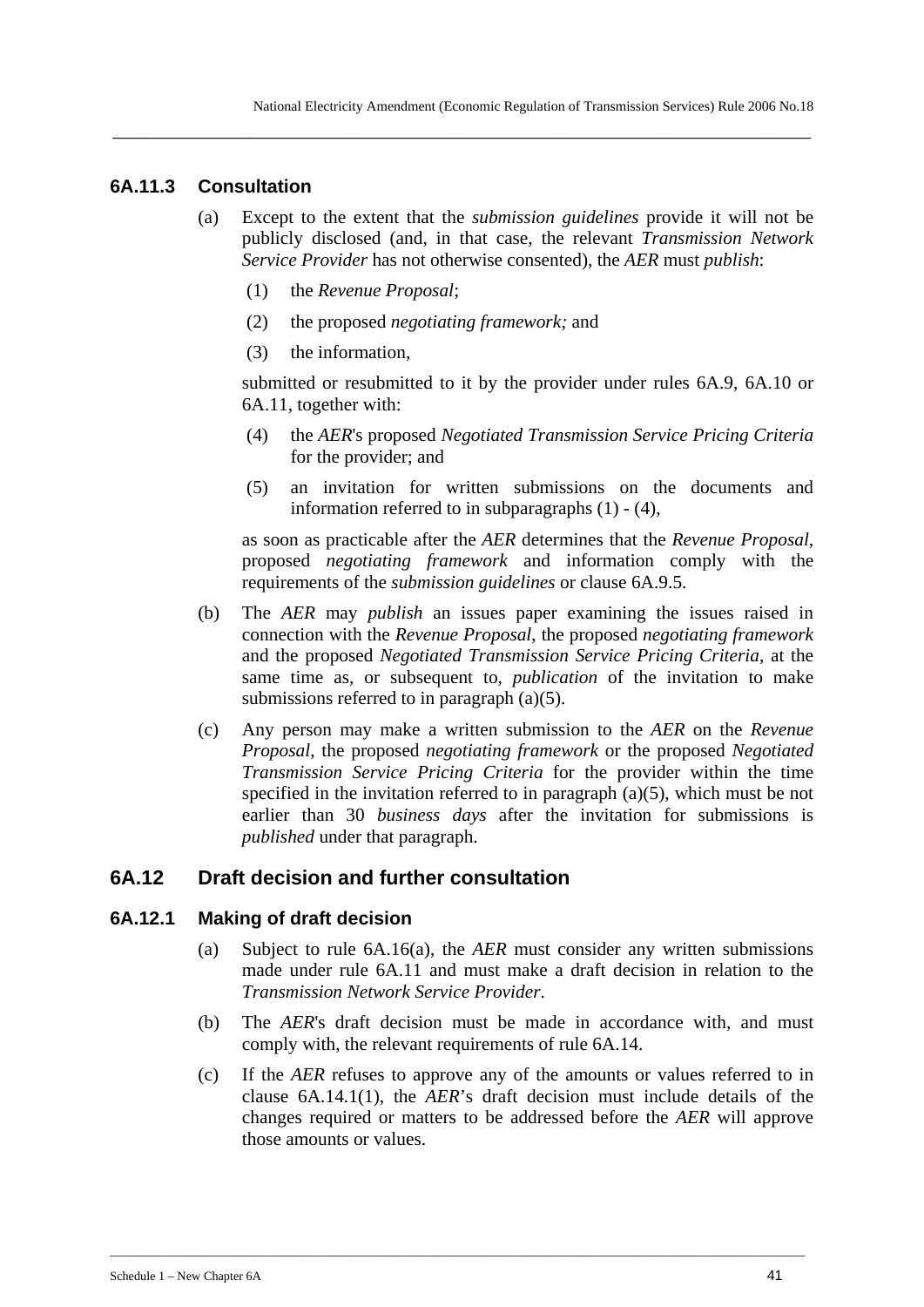### 6A.11.3 Consultation

(a) Except to the extent that the *submission guidelines* provide it will not be publicly disclosed (and, in that case, the relevant *Transmission Network Service Provider* has not otherwise consented), the *AER* must *publish*:

(1) the *Revenue Proposal*;

(2) the proposed *negotiating framework;* and

(3) the information,

submitted or resubmitted to it by the provider under rules 6A.9, 6A.10 or 6A.11, together with:

(4) the *AER*'s proposed *Negotiated Transmission Service Pricing Criteria* for the provider; and

(5) an invitation for written submissions on the documents and information referred to in subparagraphs (1) - (4),

as soon as practicable after the *AER* determines that the *Revenue Proposal*, proposed *negotiating framework* and information comply with the requirements of the *submission guidelines* or clause 6A.9.5.

(b) The *AER* may *publish* an issues paper examining the issues raised in connection with the *Revenue Proposal*, the proposed *negotiating framework* and the proposed *Negotiated Transmission Service Pricing Criteria*, at the same time as, or subsequent to, *publication* of the invitation to make submissions referred to in paragraph (a)(5).

(c) Any person may make a written submission to the *AER* on the *Revenue Proposal*, the proposed *negotiating framework* or the proposed *Negotiated Transmission Service Pricing Criteria* for the provider within the time specified in the invitation referred to in paragraph (a)(5), which must be not earlier than 30 *business days* after the invitation for submissions is *published* under that paragraph.

## 6A.12 Draft decision and further consultation

### 6A.12.1 Making of draft decision

(a) Subject to rule 6A.16(a), the *AER* must consider any written submissions made under rule 6A.11 and must make a draft decision in relation to the *Transmission Network Service Provider*.

(b) The *AER*'s draft decision must be made in accordance with, and must comply with, the relevant requirements of rule 6A.14.

(c) If the *AER* refuses to approve any of the amounts or values referred to in clause 6A.14.1(1), the *AER*'s draft decision must include details of the changes required or matters to be addressed before the *AER* will approve those amounts or values.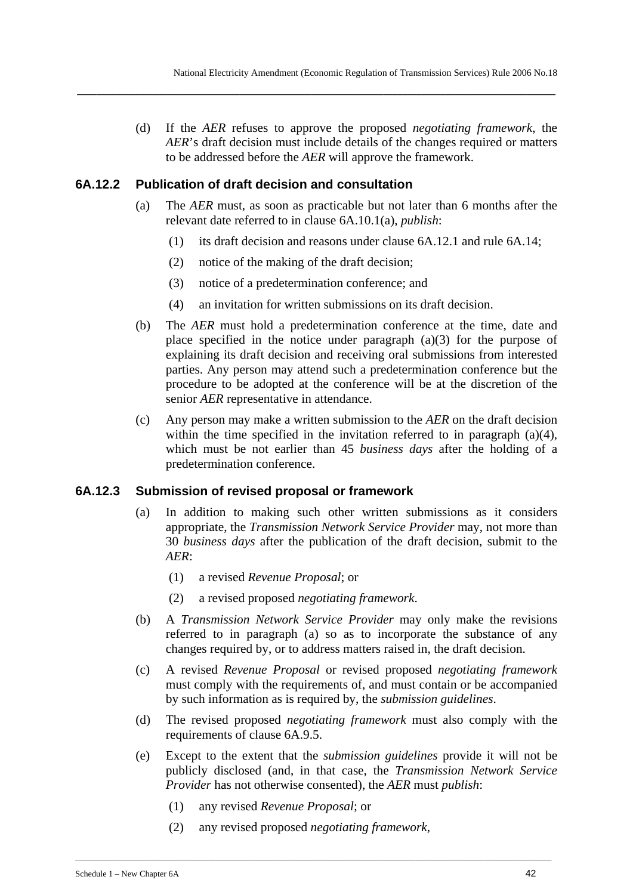(d) If the *AER* refuses to approve the proposed *negotiating framework*, the *AER*'s draft decision must include details of the changes required or matters to be addressed before the *AER* will approve the framework.

### 6A.12.2 Publication of draft decision and consultation

(a) The *AER* must, as soon as practicable but not later than 6 months after the relevant date referred to in clause 6A.10.1(a), *publish*:

(1) its draft decision and reasons under clause 6A.12.1 and rule 6A.14;

(2) notice of the making of the draft decision;

(3) notice of a predetermination conference; and

(4) an invitation for written submissions on its draft decision.

(b) The *AER* must hold a predetermination conference at the time, date and place specified in the notice under paragraph (a)(3) for the purpose of explaining its draft decision and receiving oral submissions from interested parties. Any person may attend such a predetermination conference but the procedure to be adopted at the conference will be at the discretion of the senior *AER* representative in attendance.

(c) Any person may make a written submission to the *AER* on the draft decision within the time specified in the invitation referred to in paragraph (a)(4), which must be not earlier than 45 *business days* after the holding of a predetermination conference.

### 6A.12.3 Submission of revised proposal or framework

(a) In addition to making such other written submissions as it considers appropriate, the *Transmission Network Service Provider* may, not more than 30 *business days* after the publication of the draft decision, submit to the *AER*:

(1) a revised *Revenue Proposal*; or

(2) a revised proposed *negotiating framework*.

(b) A *Transmission Network Service Provider* may only make the revisions referred to in paragraph (a) so as to incorporate the substance of any changes required by, or to address matters raised in, the draft decision.

(c) A revised *Revenue Proposal* or revised proposed *negotiating framework* must comply with the requirements of, and must contain or be accompanied by such information as is required by, the *submission guidelines*.

(d) The revised proposed *negotiating framework* must also comply with the requirements of clause 6A.9.5.

(e) Except to the extent that the *submission guidelines* provide it will not be publicly disclosed (and, in that case, the *Transmission Network Service Provider* has not otherwise consented), the *AER* must *publish*:

(1) any revised *Revenue Proposal*; or

(2) any revised proposed *negotiating framework*,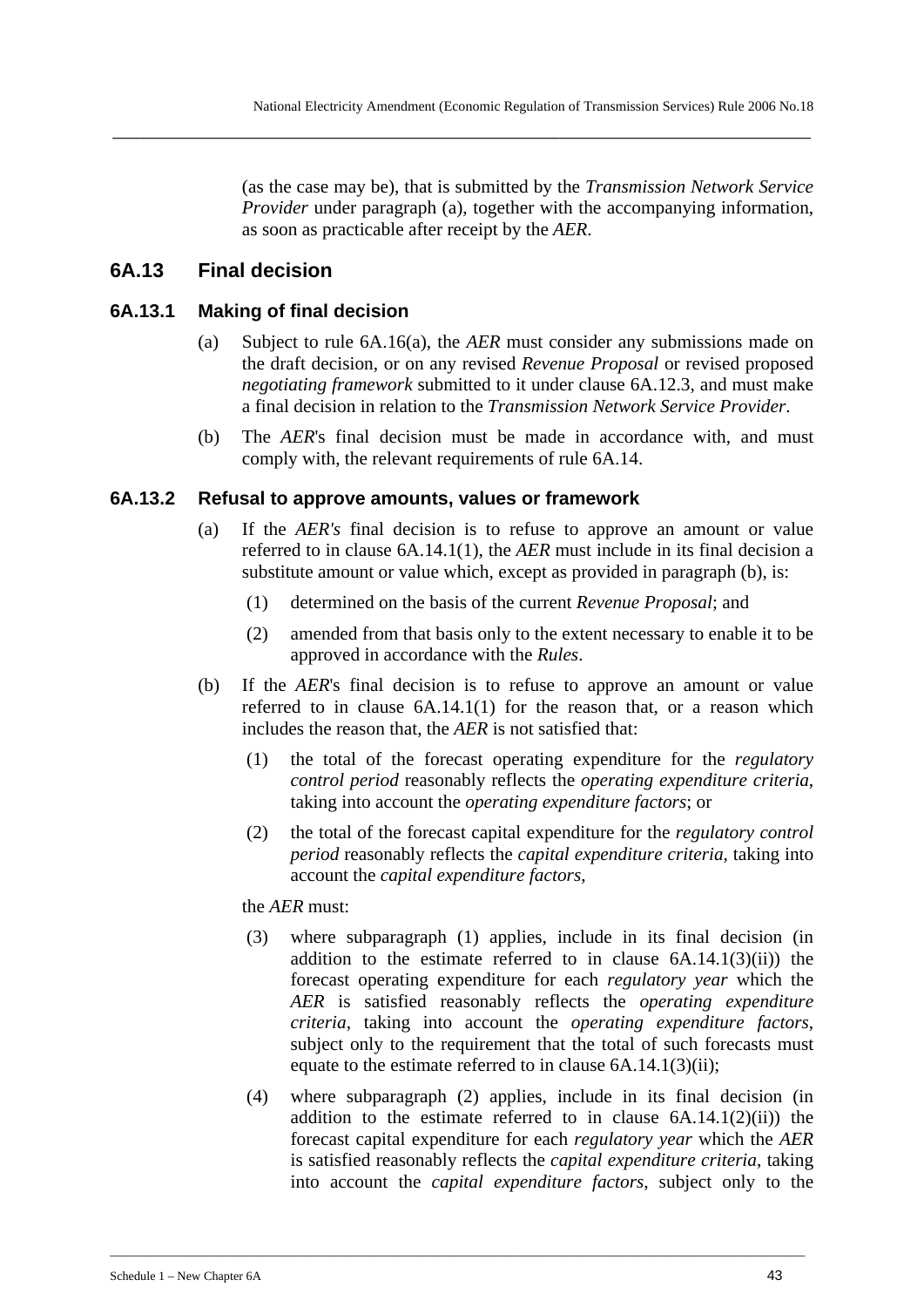(as the case may be), that is submitted by the *Transmission Network Service Provider* under paragraph (a), together with the accompanying information, as soon as practicable after receipt by the *AER*.

## 6A.13 Final decision

### 6A.13.1 Making of final decision

(a) Subject to rule 6A.16(a), the *AER* must consider any submissions made on the draft decision, or on any revised *Revenue Proposal* or revised proposed *negotiating framework* submitted to it under clause 6A.12.3, and must make a final decision in relation to the *Transmission Network Service Provider*.

(b) The *AER*'s final decision must be made in accordance with, and must comply with, the relevant requirements of rule 6A.14.

### 6A.13.2 Refusal to approve amounts, values or framework

(a) If the *AER's* final decision is to refuse to approve an amount or value referred to in clause 6A.14.1(1), the *AER* must include in its final decision a substitute amount or value which, except as provided in paragraph (b), is:

(1) determined on the basis of the current *Revenue Proposal*; and

(2) amended from that basis only to the extent necessary to enable it to be approved in accordance with the *Rules*.

(b) If the *AER*'s final decision is to refuse to approve an amount or value referred to in clause 6A.14.1(1) for the reason that, or a reason which includes the reason that, the *AER* is not satisfied that:

(1) the total of the forecast operating expenditure for the *regulatory control period* reasonably reflects the *operating expenditure criteria*, taking into account the *operating expenditure factors*; or

(2) the total of the forecast capital expenditure for the *regulatory control period* reasonably reflects the *capital expenditure criteria*, taking into account the *capital expenditure factors*,

the *AER* must:

(3) where subparagraph (1) applies, include in its final decision (in addition to the estimate referred to in clause 6A.14.1(3)(ii)) the forecast operating expenditure for each *regulatory year* which the *AER* is satisfied reasonably reflects the *operating expenditure criteria*, taking into account the *operating expenditure factors*, subject only to the requirement that the total of such forecasts must equate to the estimate referred to in clause 6A.14.1(3)(ii);

(4) where subparagraph (2) applies, include in its final decision (in addition to the estimate referred to in clause 6A.14.1(2)(ii)) the forecast capital expenditure for each *regulatory year* which the *AER* is satisfied reasonably reflects the *capital expenditure criteria*, taking into account the *capital expenditure factors*, subject only to the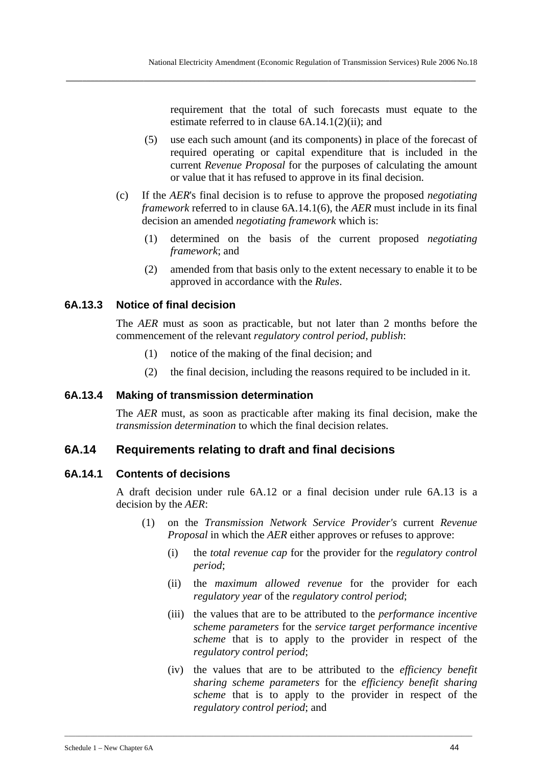requirement that the total of such forecasts must equate to the estimate referred to in clause 6A.14.1(2)(ii); and

(5) use each such amount (and its components) in place of the forecast of required operating or capital expenditure that is included in the current *Revenue Proposal* for the purposes of calculating the amount or value that it has refused to approve in its final decision.

(c) If the *AER*'s final decision is to refuse to approve the proposed *negotiating framework* referred to in clause 6A.14.1(6), the *AER* must include in its final decision an amended *negotiating framework* which is:

(1) determined on the basis of the current proposed *negotiating framework*; and

(2) amended from that basis only to the extent necessary to enable it to be approved in accordance with the *Rules*.

### 6A.13.3 Notice of final decision

The *AER* must as soon as practicable, but not later than 2 months before the commencement of the relevant *regulatory control period*, *publish*:

(1) notice of the making of the final decision; and

(2) the final decision, including the reasons required to be included in it.

### 6A.13.4 Making of transmission determination

The *AER* must, as soon as practicable after making its final decision, make the *transmission determination* to which the final decision relates.

## 6A.14 Requirements relating to draft and final decisions

### 6A.14.1 Contents of decisions

A draft decision under rule 6A.12 or a final decision under rule 6A.13 is a decision by the *AER*:

(1) on the *Transmission Network Service Provider's* current *Revenue Proposal* in which the *AER* either approves or refuses to approve:

(i) the *total revenue cap* for the provider for the *regulatory control period*;

(ii) the *maximum allowed revenue* for the provider for each *regulatory year* of the *regulatory control period*;

(iii) the values that are to be attributed to the *performance incentive scheme parameters* for the *service target performance incentive scheme* that is to apply to the provider in respect of the *regulatory control period*;

(iv) the values that are to be attributed to the *efficiency benefit sharing scheme parameters* for the *efficiency benefit sharing scheme* that is to apply to the provider in respect of the *regulatory control period*; and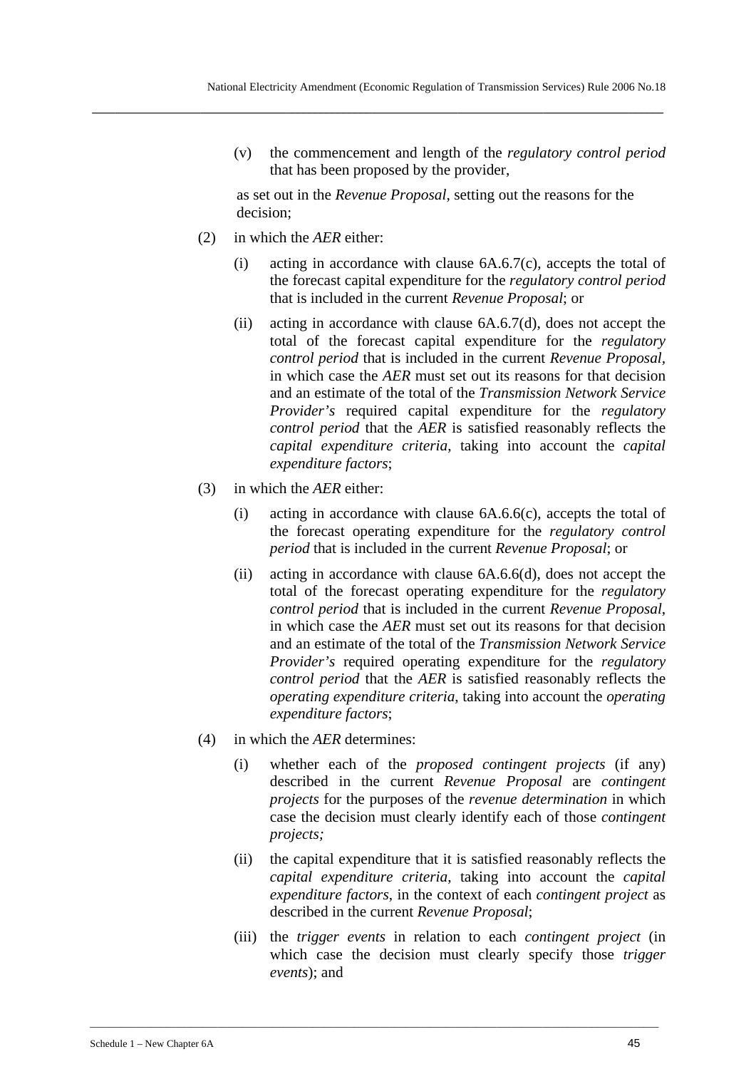(v) the commencement and length of the *regulatory control period* that has been proposed by the provider,

as set out in the *Revenue Proposal*, setting out the reasons for the decision;

(2) in which the *AER* either:

(i) acting in accordance with clause 6A.6.7(c), accepts the total of the forecast capital expenditure for the *regulatory control period* that is included in the current *Revenue Proposal*; or

(ii) acting in accordance with clause 6A.6.7(d), does not accept the total of the forecast capital expenditure for the *regulatory control period* that is included in the current *Revenue Proposal*, in which case the *AER* must set out its reasons for that decision and an estimate of the total of the *Transmission Network Service Provider's* required capital expenditure for the *regulatory control period* that the *AER* is satisfied reasonably reflects the *capital expenditure criteria*, taking into account the *capital expenditure factors*;

(3) in which the *AER* either:

(i) acting in accordance with clause 6A.6.6(c), accepts the total of the forecast operating expenditure for the *regulatory control period* that is included in the current *Revenue Proposal*; or

(ii) acting in accordance with clause 6A.6.6(d), does not accept the total of the forecast operating expenditure for the *regulatory control period* that is included in the current *Revenue Proposal*, in which case the *AER* must set out its reasons for that decision and an estimate of the total of the *Transmission Network Service Provider's* required operating expenditure for the *regulatory control period* that the *AER* is satisfied reasonably reflects the *operating expenditure criteria*, taking into account the *operating expenditure factors*;

(4) in which the *AER* determines:

(i) whether each of the *proposed contingent projects* (if any) described in the current *Revenue Proposal* are *contingent projects* for the purposes of the *revenue determination* in which case the decision must clearly identify each of those *contingent projects;*

(ii) the capital expenditure that it is satisfied reasonably reflects the *capital expenditure criteria*, taking into account the *capital expenditure factors*, in the context of each *contingent project* as described in the current *Revenue Proposal*;

(iii) the *trigger events* in relation to each *contingent project* (in which case the decision must clearly specify those *trigger events*); and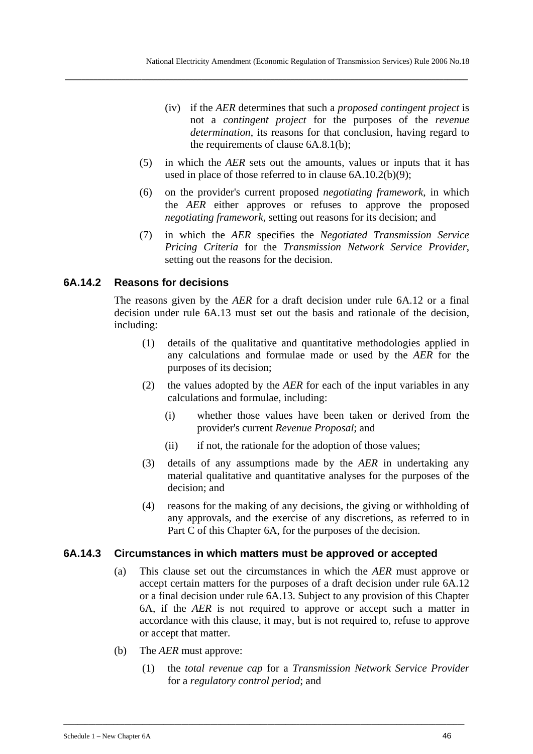(iv) if the *AER* determines that such a *proposed contingent project* is not a *contingent project* for the purposes of the *revenue determination*, its reasons for that conclusion, having regard to the requirements of clause 6A.8.1(b);

(5) in which the *AER* sets out the amounts, values or inputs that it has used in place of those referred to in clause 6A.10.2(b)(9);

(6) on the provider's current proposed *negotiating framework*, in which the *AER* either approves or refuses to approve the proposed *negotiating framework*, setting out reasons for its decision; and

(7) in which the *AER* specifies the *Negotiated Transmission Service Pricing Criteria* for the *Transmission Network Service Provider*, setting out the reasons for the decision.

### 6A.14.2 Reasons for decisions

The reasons given by the *AER* for a draft decision under rule 6A.12 or a final decision under rule 6A.13 must set out the basis and rationale of the decision, including:

(1) details of the qualitative and quantitative methodologies applied in any calculations and formulae made or used by the *AER* for the purposes of its decision;

(2) the values adopted by the *AER* for each of the input variables in any calculations and formulae, including:

(i) whether those values have been taken or derived from the provider's current *Revenue Proposal*; and

(ii) if not, the rationale for the adoption of those values;

(3) details of any assumptions made by the *AER* in undertaking any material qualitative and quantitative analyses for the purposes of the decision; and

(4) reasons for the making of any decisions, the giving or withholding of any approvals, and the exercise of any discretions, as referred to in Part C of this Chapter 6A, for the purposes of the decision.

### 6A.14.3 Circumstances in which matters must be approved or accepted

(a) This clause set out the circumstances in which the *AER* must approve or accept certain matters for the purposes of a draft decision under rule 6A.12 or a final decision under rule 6A.13. Subject to any provision of this Chapter 6A, if the *AER* is not required to approve or accept such a matter in accordance with this clause, it may, but is not required to, refuse to approve or accept that matter.

(b) The *AER* must approve:

(1) the *total revenue cap* for a *Transmission Network Service Provider* for a *regulatory control period*; and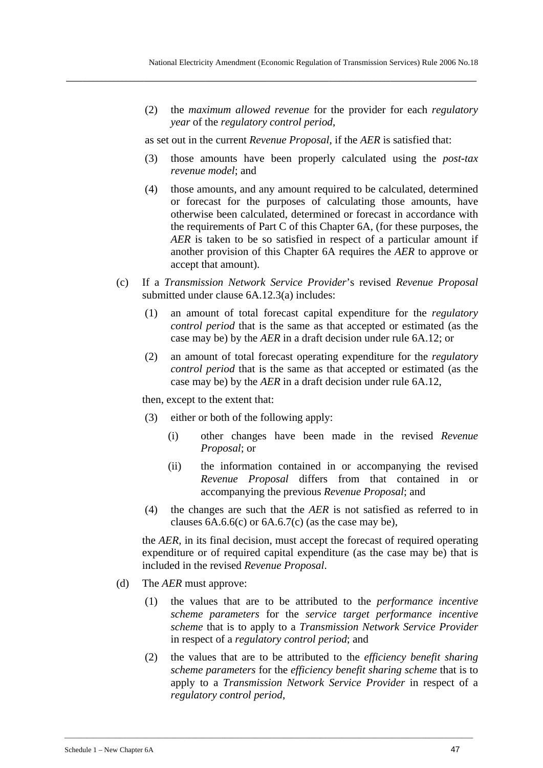(2) the *maximum allowed revenue* for the provider for each *regulatory year* of the *regulatory control period*,

as set out in the current *Revenue Proposal*, if the *AER* is satisfied that:

(3) those amounts have been properly calculated using the *post-tax revenue model*; and

(4) those amounts, and any amount required to be calculated, determined or forecast for the purposes of calculating those amounts, have otherwise been calculated, determined or forecast in accordance with the requirements of Part C of this Chapter 6A, (for these purposes, the *AER* is taken to be so satisfied in respect of a particular amount if another provision of this Chapter 6A requires the *AER* to approve or accept that amount).

(c) If a *Transmission Network Service Provider*'s revised *Revenue Proposal* submitted under clause 6A.12.3(a) includes:

(1) an amount of total forecast capital expenditure for the *regulatory control period* that is the same as that accepted or estimated (as the case may be) by the *AER* in a draft decision under rule 6A.12; or

(2) an amount of total forecast operating expenditure for the *regulatory control period* that is the same as that accepted or estimated (as the case may be) by the *AER* in a draft decision under rule 6A.12,

then, except to the extent that:

(3) either or both of the following apply:

(i) other changes have been made in the revised *Revenue Proposal*; or

(ii) the information contained in or accompanying the revised *Revenue Proposal* differs from that contained in or accompanying the previous *Revenue Proposal*; and

(4) the changes are such that the *AER* is not satisfied as referred to in clauses 6A.6.6(c) or 6A.6.7(c) (as the case may be),

the *AER*, in its final decision, must accept the forecast of required operating expenditure or of required capital expenditure (as the case may be) that is included in the revised *Revenue Proposal*.

(d) The *AER* must approve:

(1) the values that are to be attributed to the *performance incentive scheme parameters* for the *service target performance incentive scheme* that is to apply to a *Transmission Network Service Provider* in respect of a *regulatory control period*; and

(2) the values that are to be attributed to the *efficiency benefit sharing scheme parameters* for the *efficiency benefit sharing scheme* that is to apply to a *Transmission Network Service Provider* in respect of a *regulatory control period*,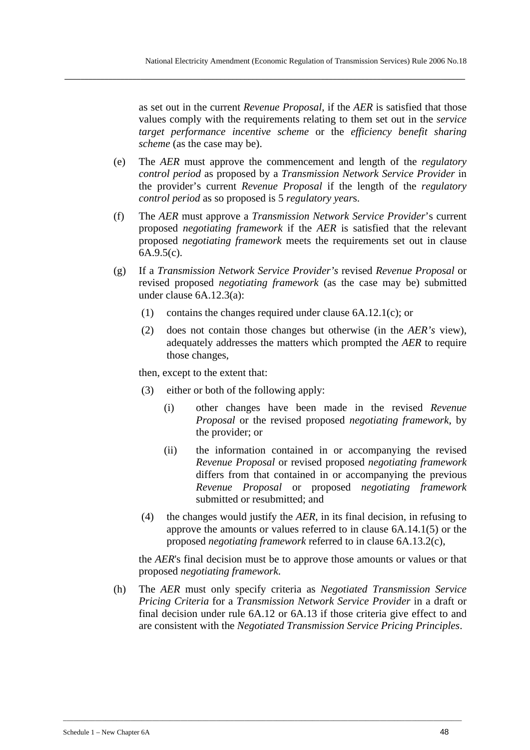as set out in the current *Revenue Proposal*, if the *AER* is satisfied that those values comply with the requirements relating to them set out in the *service target performance incentive scheme* or the *efficiency benefit sharing scheme* (as the case may be).

(e) The *AER* must approve the commencement and length of the *regulatory control period* as proposed by a *Transmission Network Service Provider* in the provider's current *Revenue Proposal* if the length of the *regulatory control period* as so proposed is 5 *regulatory year*s.

(f) The *AER* must approve a *Transmission Network Service Provider*'s current proposed *negotiating framework* if the *AER* is satisfied that the relevant proposed *negotiating framework* meets the requirements set out in clause 6A.9.5(c).

(g) If a *Transmission Network Service Provider's* revised *Revenue Proposal* or revised proposed *negotiating framework* (as the case may be) submitted under clause 6A.12.3(a):

(1) contains the changes required under clause 6A.12.1(c); or

(2) does not contain those changes but otherwise (in the *AER's* view), adequately addresses the matters which prompted the *AER* to require those changes,

then, except to the extent that:

(3) either or both of the following apply:

(i) other changes have been made in the revised *Revenue Proposal* or the revised proposed *negotiating framework*, by the provider; or

(ii) the information contained in or accompanying the revised *Revenue Proposal* or revised proposed *negotiating framework* differs from that contained in or accompanying the previous *Revenue Proposal* or proposed *negotiating framework* submitted or resubmitted; and

(4) the changes would justify the *AER*, in its final decision, in refusing to approve the amounts or values referred to in clause 6A.14.1(5) or the proposed *negotiating framework* referred to in clause 6A.13.2(c),

the *AER*'s final decision must be to approve those amounts or values or that proposed *negotiating framework*.

(h) The *AER* must only specify criteria as *Negotiated Transmission Service Pricing Criteria* for a *Transmission Network Service Provider* in a draft or final decision under rule 6A.12 or 6A.13 if those criteria give effect to and are consistent with the *Negotiated Transmission Service Pricing Principles*.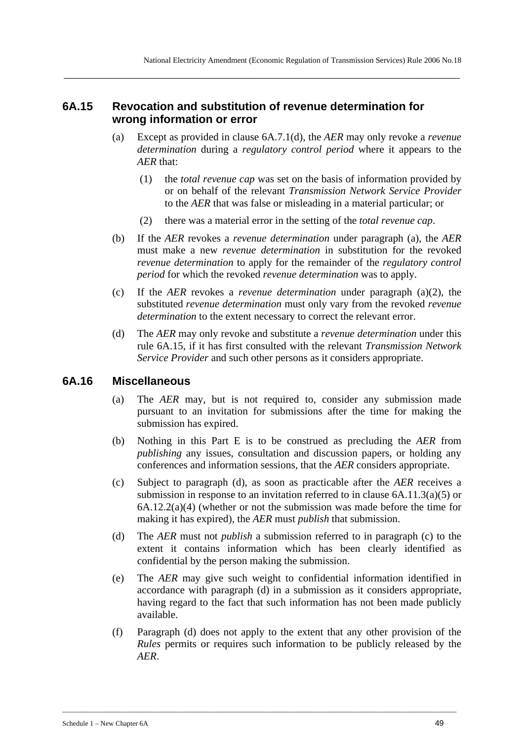## 6A.15 Revocation and substitution of revenue determination for wrong information or error

(a) Except as provided in clause 6A.7.1(d), the *AER* may only revoke a *revenue determination* during a *regulatory control period* where it appears to the *AER* that:

(1) the *total revenue cap* was set on the basis of information provided by or on behalf of the relevant *Transmission Network Service Provider* to the *AER* that was false or misleading in a material particular; or

(2) there was a material error in the setting of the *total revenue cap*.

(b) If the *AER* revokes a *revenue determination* under paragraph (a), the *AER* must make a new *revenue determination* in substitution for the revoked *revenue determination* to apply for the remainder of the *regulatory control period* for which the revoked *revenue determination* was to apply.

(c) If the *AER* revokes a *revenue determination* under paragraph (a)(2), the substituted *revenue determination* must only vary from the revoked *revenue determination* to the extent necessary to correct the relevant error.

(d) The *AER* may only revoke and substitute a *revenue determination* under this rule 6A.15, if it has first consulted with the relevant *Transmission Network Service Provider* and such other persons as it considers appropriate.

## 6A.16 Miscellaneous

(a) The *AER* may, but is not required to, consider any submission made pursuant to an invitation for submissions after the time for making the submission has expired.

(b) Nothing in this Part E is to be construed as precluding the *AER* from *publishing* any issues, consultation and discussion papers, or holding any conferences and information sessions, that the *AER* considers appropriate.

(c) Subject to paragraph (d), as soon as practicable after the *AER* receives a submission in response to an invitation referred to in clause 6A.11.3(a)(5) or 6A.12.2(a)(4) (whether or not the submission was made before the time for making it has expired), the *AER* must *publish* that submission.

(d) The *AER* must not *publish* a submission referred to in paragraph (c) to the extent it contains information which has been clearly identified as confidential by the person making the submission.

(e) The *AER* may give such weight to confidential information identified in accordance with paragraph (d) in a submission as it considers appropriate, having regard to the fact that such information has not been made publicly available.

(f) Paragraph (d) does not apply to the extent that any other provision of the *Rules* permits or requires such information to be publicly released by the *AER*.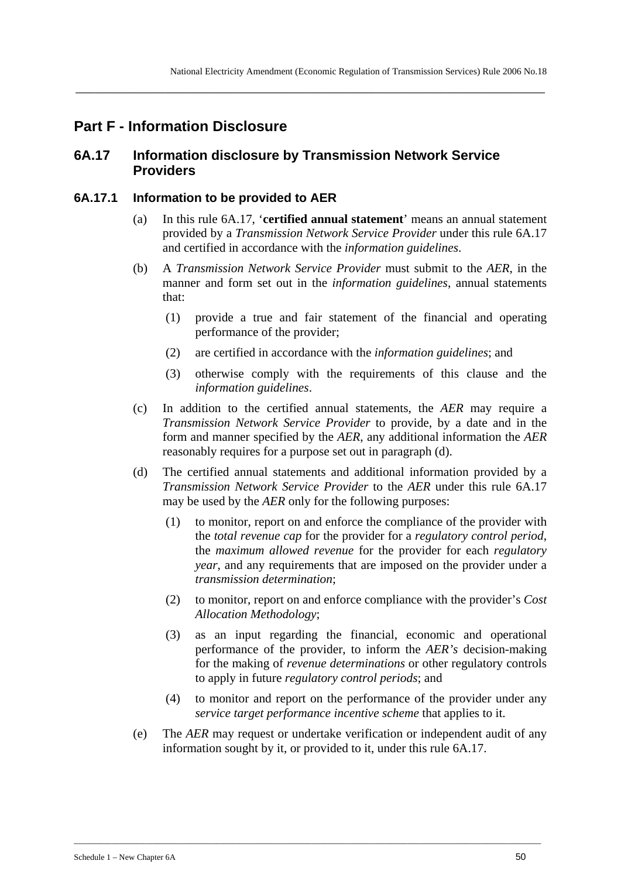## Part F - Information Disclosure

### 6A.17 Information disclosure by Transmission Network Service Providers

#### 6A.17.1 Information to be provided to AER

(a) In this rule 6A.17, '**certified annual statement**' means an annual statement provided by a *Transmission Network Service Provider* under this rule 6A.17 and certified in accordance with the *information guidelines*.

(b) A *Transmission Network Service Provider* must submit to the *AER*, in the manner and form set out in the *information guidelines*, annual statements that:

(1) provide a true and fair statement of the financial and operating performance of the provider;

(2) are certified in accordance with the *information guidelines*; and

(3) otherwise comply with the requirements of this clause and the *information guidelines*.

(c) In addition to the certified annual statements, the *AER* may require a *Transmission Network Service Provider* to provide, by a date and in the form and manner specified by the *AER*, any additional information the *AER* reasonably requires for a purpose set out in paragraph (d).

(d) The certified annual statements and additional information provided by a *Transmission Network Service Provider* to the *AER* under this rule 6A.17 may be used by the *AER* only for the following purposes:

(1) to monitor, report on and enforce the compliance of the provider with the *total revenue cap* for the provider for a *regulatory control period*, the *maximum allowed revenue* for the provider for each *regulatory year*, and any requirements that are imposed on the provider under a *transmission determination*;

(2) to monitor, report on and enforce compliance with the provider's *Cost Allocation Methodology*;

(3) as an input regarding the financial, economic and operational performance of the provider, to inform the *AER's* decision-making for the making of *revenue determinations* or other regulatory controls to apply in future *regulatory control periods*; and

(4) to monitor and report on the performance of the provider under any *service target performance incentive scheme* that applies to it.

(e) The *AER* may request or undertake verification or independent audit of any information sought by it, or provided to it, under this rule 6A.17.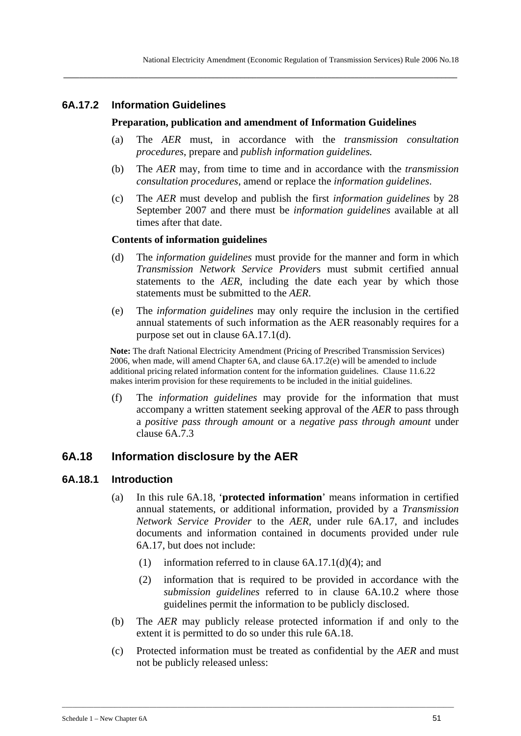### 6A.17.2 Information Guidelines

**Preparation, publication and amendment of Information Guidelines**

(a) The *AER* must, in accordance with the *transmission consultation procedures*, prepare and *publish information guidelines.*

(b) The *AER* may, from time to time and in accordance with the *transmission consultation procedures*, amend or replace the *information guidelines*.

(c) The *AER* must develop and publish the first *information guidelines* by 28 September 2007 and there must be *information guidelines* available at all times after that date.

**Contents of information guidelines**

(d) The *information guidelines* must provide for the manner and form in which *Transmission Network Service Provider*s must submit certified annual statements to the *AER*, including the date each year by which those statements must be submitted to the *AER*.

(e) The *information guidelines* may only require the inclusion in the certified annual statements of such information as the AER reasonably requires for a purpose set out in clause 6A.17.1(d).

**Note:** The draft National Electricity Amendment (Pricing of Prescribed Transmission Services) 2006, when made, will amend Chapter 6A, and clause 6A.17.2(e) will be amended to include additional pricing related information content for the information guidelines. Clause 11.6.22 makes interim provision for these requirements to be included in the initial guidelines.

(f) The *information guidelines* may provide for the information that must accompany a written statement seeking approval of the *AER* to pass through a *positive pass through amount* or a *negative pass through amount* under clause 6A.7.3

## 6A.18 Information disclosure by the AER

### 6A.18.1 Introduction

(a) In this rule 6A.18, '**protected information**' means information in certified annual statements, or additional information, provided by a *Transmission Network Service Provider* to the *AER*, under rule 6A.17, and includes documents and information contained in documents provided under rule 6A.17, but does not include:

(1) information referred to in clause 6A.17.1(d)(4); and

(2) information that is required to be provided in accordance with the *submission guidelines* referred to in clause 6A.10.2 where those guidelines permit the information to be publicly disclosed.

(b) The *AER* may publicly release protected information if and only to the extent it is permitted to do so under this rule 6A.18.

(c) Protected information must be treated as confidential by the *AER* and must not be publicly released unless: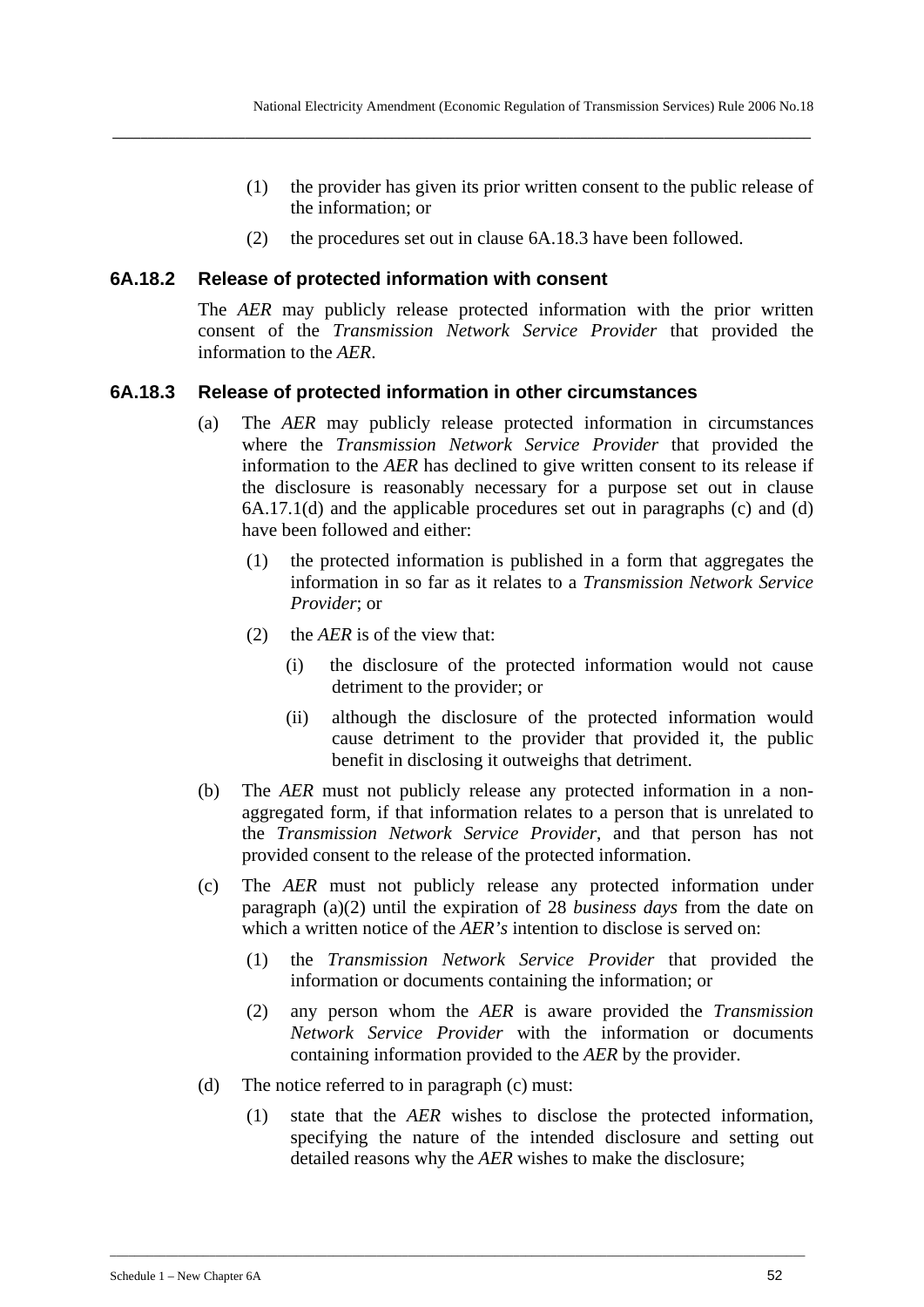(1) the provider has given its prior written consent to the public release of the information; or

(2) the procedures set out in clause 6A.18.3 have been followed.

### 6A.18.2 Release of protected information with consent

The *AER* may publicly release protected information with the prior written consent of the *Transmission Network Service Provider* that provided the information to the *AER*.

### 6A.18.3 Release of protected information in other circumstances

(a) The *AER* may publicly release protected information in circumstances where the *Transmission Network Service Provider* that provided the information to the *AER* has declined to give written consent to its release if the disclosure is reasonably necessary for a purpose set out in clause 6A.17.1(d) and the applicable procedures set out in paragraphs (c) and (d) have been followed and either:

(1) the protected information is published in a form that aggregates the information in so far as it relates to a *Transmission Network Service Provider*; or

(2) the *AER* is of the view that:

(i) the disclosure of the protected information would not cause detriment to the provider; or

(ii) although the disclosure of the protected information would cause detriment to the provider that provided it, the public benefit in disclosing it outweighs that detriment.

(b) The *AER* must not publicly release any protected information in a non-aggregated form, if that information relates to a person that is unrelated to the *Transmission Network Service Provider*, and that person has not provided consent to the release of the protected information.

(c) The *AER* must not publicly release any protected information under paragraph (a)(2) until the expiration of 28 *business days* from the date on which a written notice of the *AER's* intention to disclose is served on:

(1) the *Transmission Network Service Provider* that provided the information or documents containing the information; or

(2) any person whom the *AER* is aware provided the *Transmission Network Service Provider* with the information or documents containing information provided to the *AER* by the provider.

(d) The notice referred to in paragraph (c) must:

(1) state that the *AER* wishes to disclose the protected information, specifying the nature of the intended disclosure and setting out detailed reasons why the *AER* wishes to make the disclosure;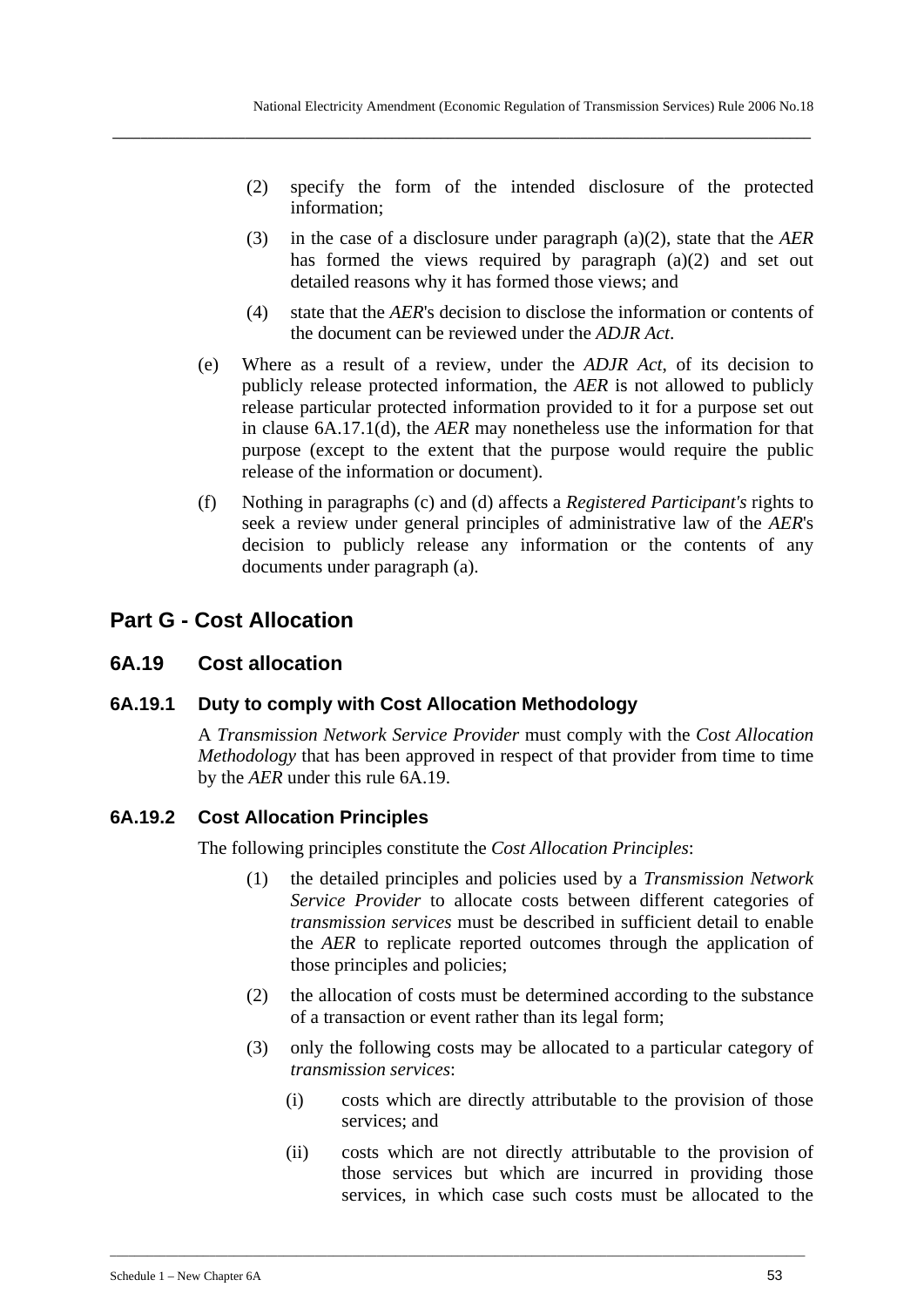(2) specify the form of the intended disclosure of the protected information;

(3) in the case of a disclosure under paragraph (a)(2), state that the *AER* has formed the views required by paragraph (a)(2) and set out detailed reasons why it has formed those views; and

(4) state that the *AER*'s decision to disclose the information or contents of the document can be reviewed under the *ADJR Act*.

(e) Where as a result of a review, under the *ADJR Act*, of its decision to publicly release protected information, the *AER* is not allowed to publicly release particular protected information provided to it for a purpose set out in clause 6A.17.1(d), the *AER* may nonetheless use the information for that purpose (except to the extent that the purpose would require the public release of the information or document).

(f) Nothing in paragraphs (c) and (d) affects a *Registered Participant's* rights to seek a review under general principles of administrative law of the *AER*'s decision to publicly release any information or the contents of any documents under paragraph (a).

## Part G - Cost Allocation

### 6A.19 Cost allocation

#### 6A.19.1 Duty to comply with Cost Allocation Methodology

A *Transmission Network Service Provider* must comply with the *Cost Allocation Methodology* that has been approved in respect of that provider from time to time by the *AER* under this rule 6A.19.

#### 6A.19.2 Cost Allocation Principles

The following principles constitute the *Cost Allocation Principles*:

(1) the detailed principles and policies used by a *Transmission Network Service Provider* to allocate costs between different categories of *transmission services* must be described in sufficient detail to enable the *AER* to replicate reported outcomes through the application of those principles and policies;

(2) the allocation of costs must be determined according to the substance of a transaction or event rather than its legal form;

(3) only the following costs may be allocated to a particular category of *transmission services*:

(i) costs which are directly attributable to the provision of those services; and

(ii) costs which are not directly attributable to the provision of those services but which are incurred in providing those services, in which case such costs must be allocated to the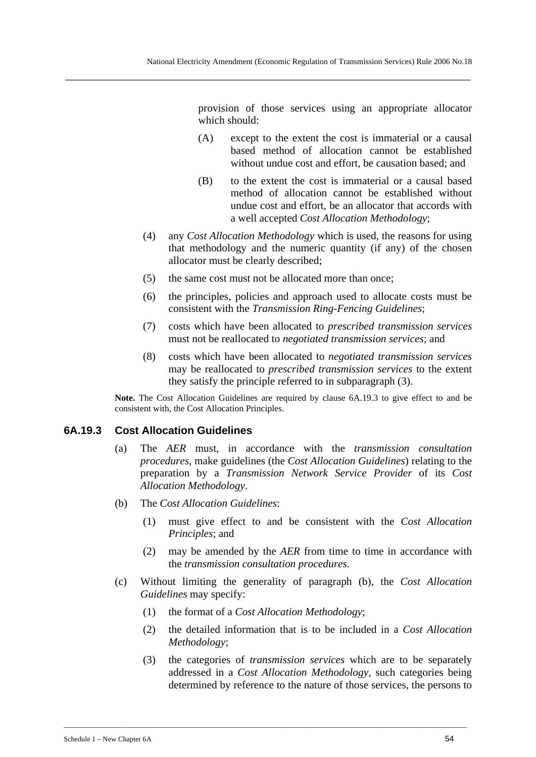provision of those services using an appropriate allocator which should:

(A) except to the extent the cost is immaterial or a causal based method of allocation cannot be established without undue cost and effort, be causation based; and

(B) to the extent the cost is immaterial or a causal based method of allocation cannot be established without undue cost and effort, be an allocator that accords with a well accepted *Cost Allocation Methodology*;

(4) any *Cost Allocation Methodology* which is used, the reasons for using that methodology and the numeric quantity (if any) of the chosen allocator must be clearly described;

(5) the same cost must not be allocated more than once;

(6) the principles, policies and approach used to allocate costs must be consistent with the *Transmission Ring-Fencing Guidelines*;

(7) costs which have been allocated to *prescribed transmission services* must not be reallocated to *negotiated transmission services*; and

(8) costs which have been allocated to *negotiated transmission services* may be reallocated to *prescribed transmission services* to the extent they satisfy the principle referred to in subparagraph (3).

**Note.** The Cost Allocation Guidelines are required by clause 6A.19.3 to give effect to and be consistent with, the Cost Allocation Principles.

### 6A.19.3 Cost Allocation Guidelines

(a) The *AER* must, in accordance with the *transmission consultation procedures*, make guidelines (the *Cost Allocation Guidelines*) relating to the preparation by a *Transmission Network Service Provider* of its *Cost Allocation Methodology*.

(b) The *Cost Allocation Guidelines*:

(1) must give effect to and be consistent with the *Cost Allocation Principles*; and

(2) may be amended by the *AER* from time to time in accordance with the *transmission consultation procedures*.

(c) Without limiting the generality of paragraph (b), the *Cost Allocation Guidelines* may specify:

(1) the format of a *Cost Allocation Methodology*;

(2) the detailed information that is to be included in a *Cost Allocation Methodology*;

(3) the categories of *transmission services* which are to be separately addressed in a *Cost Allocation Methodology*, such categories being determined by reference to the nature of those services, the persons to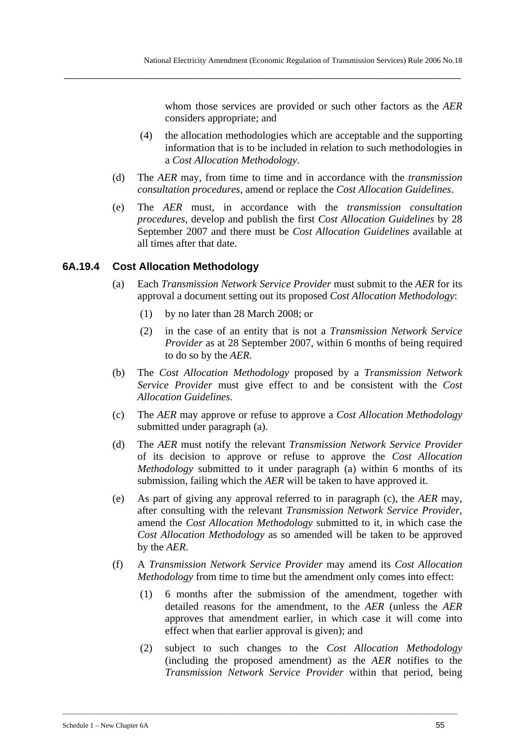whom those services are provided or such other factors as the *AER* considers appropriate; and

(4) the allocation methodologies which are acceptable and the supporting information that is to be included in relation to such methodologies in a *Cost Allocation Methodology*.

(d) The *AER* may, from time to time and in accordance with the *transmission consultation procedures*, amend or replace the *Cost Allocation Guidelines*.

(e) The *AER* must, in accordance with the *transmission consultation procedures*, develop and publish the first *Cost Allocation Guidelines* by 28 September 2007 and there must be *Cost Allocation Guidelines* available at all times after that date.

### 6A.19.4 Cost Allocation Methodology

(a) Each *Transmission Network Service Provider* must submit to the *AER* for its approval a document setting out its proposed *Cost Allocation Methodology*:

(1) by no later than 28 March 2008; or

(2) in the case of an entity that is not a *Transmission Network Service Provider* as at 28 September 2007, within 6 months of being required to do so by the *AER*.

(b) The *Cost Allocation Methodology* proposed by a *Transmission Network Service Provider* must give effect to and be consistent with the *Cost Allocation Guidelines*.

(c) The *AER* may approve or refuse to approve a *Cost Allocation Methodology* submitted under paragraph (a).

(d) The *AER* must notify the relevant *Transmission Network Service Provider* of its decision to approve or refuse to approve the *Cost Allocation Methodology* submitted to it under paragraph (a) within 6 months of its submission, failing which the *AER* will be taken to have approved it.

(e) As part of giving any approval referred to in paragraph (c), the *AER* may, after consulting with the relevant *Transmission Network Service Provider*, amend the *Cost Allocation Methodology* submitted to it, in which case the *Cost Allocation Methodology* as so amended will be taken to be approved by the *AER*.

(f) A *Transmission Network Service Provider* may amend its *Cost Allocation Methodology* from time to time but the amendment only comes into effect:

(1) 6 months after the submission of the amendment, together with detailed reasons for the amendment, to the *AER* (unless the *AER* approves that amendment earlier, in which case it will come into effect when that earlier approval is given); and

(2) subject to such changes to the *Cost Allocation Methodology* (including the proposed amendment) as the *AER* notifies to the *Transmission Network Service Provider* within that period, being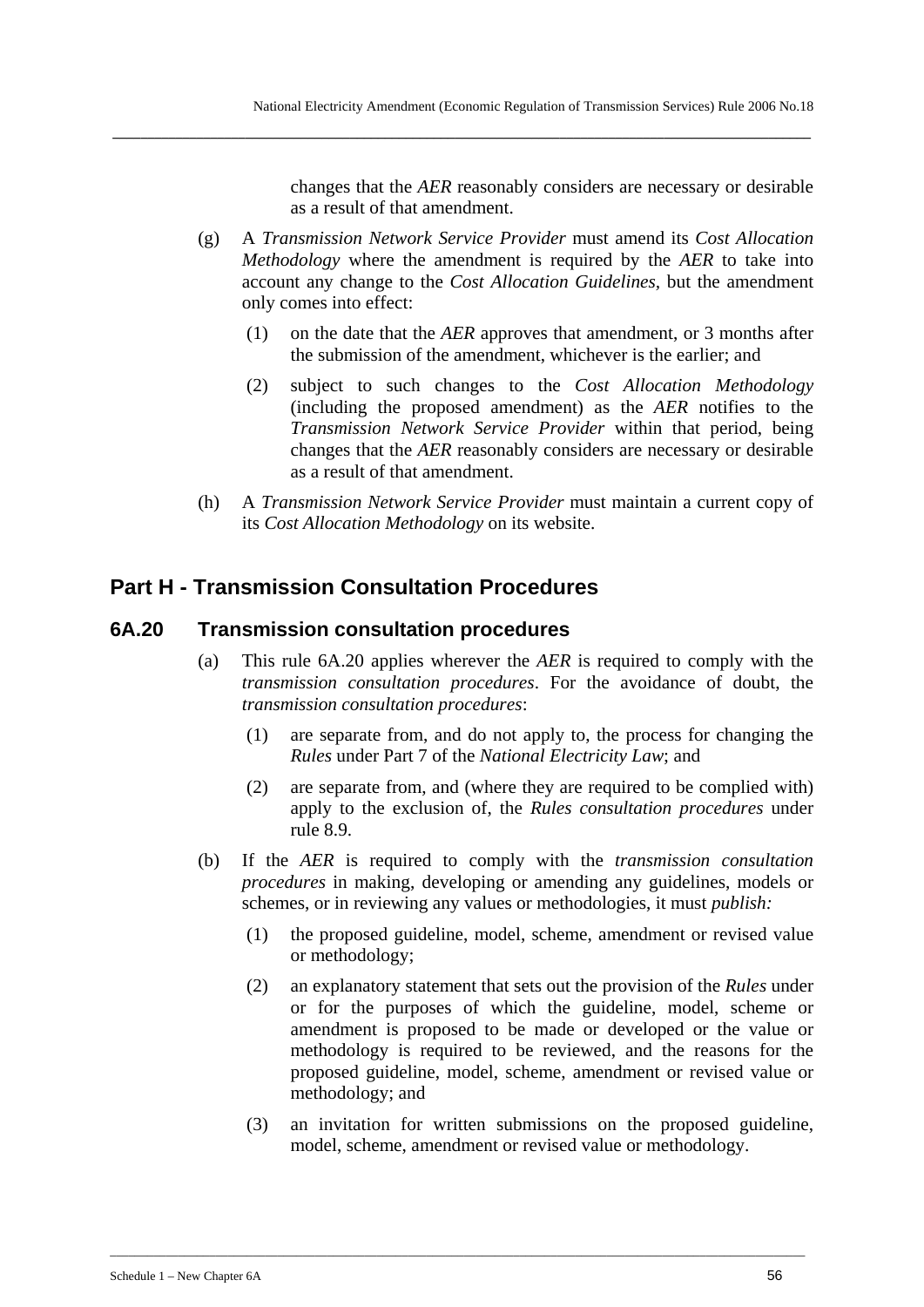changes that the *AER* reasonably considers are necessary or desirable as a result of that amendment.

(g) A *Transmission Network Service Provider* must amend its *Cost Allocation Methodology* where the amendment is required by the *AER* to take into account any change to the *Cost Allocation Guidelines*, but the amendment only comes into effect:

(1) on the date that the *AER* approves that amendment, or 3 months after the submission of the amendment, whichever is the earlier; and

(2) subject to such changes to the *Cost Allocation Methodology* (including the proposed amendment) as the *AER* notifies to the *Transmission Network Service Provider* within that period, being changes that the *AER* reasonably considers are necessary or desirable as a result of that amendment.

(h) A *Transmission Network Service Provider* must maintain a current copy of its *Cost Allocation Methodology* on its website.

## Part H - Transmission Consultation Procedures

### 6A.20 Transmission consultation procedures

(a) This rule 6A.20 applies wherever the *AER* is required to comply with the *transmission consultation procedures*. For the avoidance of doubt, the *transmission consultation procedures*:

(1) are separate from, and do not apply to, the process for changing the *Rules* under Part 7 of the *National Electricity Law*; and

(2) are separate from, and (where they are required to be complied with) apply to the exclusion of, the *Rules consultation procedures* under rule 8.9.

(b) If the *AER* is required to comply with the *transmission consultation procedures* in making, developing or amending any guidelines, models or schemes, or in reviewing any values or methodologies, it must *publish:*

(1) the proposed guideline, model, scheme, amendment or revised value or methodology;

(2) an explanatory statement that sets out the provision of the *Rules* under or for the purposes of which the guideline, model, scheme or amendment is proposed to be made or developed or the value or methodology is required to be reviewed, and the reasons for the proposed guideline, model, scheme, amendment or revised value or methodology; and

(3) an invitation for written submissions on the proposed guideline, model, scheme, amendment or revised value or methodology.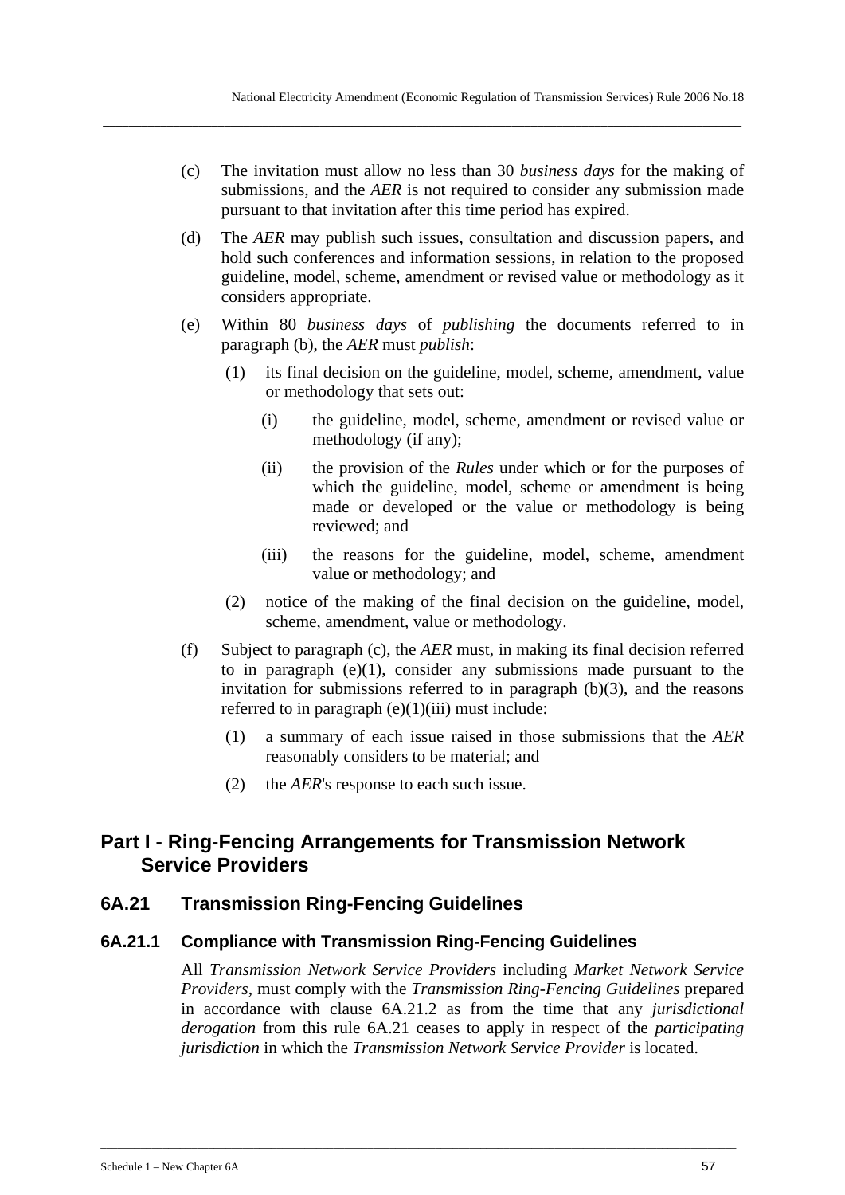(c) The invitation must allow no less than 30 *business days* for the making of submissions, and the *AER* is not required to consider any submission made pursuant to that invitation after this time period has expired.

(d) The *AER* may publish such issues, consultation and discussion papers, and hold such conferences and information sessions, in relation to the proposed guideline, model, scheme, amendment or revised value or methodology as it considers appropriate.

(e) Within 80 *business days* of *publishing* the documents referred to in paragraph (b), the *AER* must *publish*:

   (1) its final decision on the guideline, model, scheme, amendment, value or methodology that sets out:

      (i) the guideline, model, scheme, amendment or revised value or methodology (if any);

      (ii) the provision of the *Rules* under which or for the purposes of which the guideline, model, scheme or amendment is being made or developed or the value or methodology is being reviewed; and

      (iii) the reasons for the guideline, model, scheme, amendment value or methodology; and

   (2) notice of the making of the final decision on the guideline, model, scheme, amendment, value or methodology.

(f) Subject to paragraph (c), the *AER* must, in making its final decision referred to in paragraph (e)(1), consider any submissions made pursuant to the invitation for submissions referred to in paragraph (b)(3), and the reasons referred to in paragraph (e)(1)(iii) must include:

   (1) a summary of each issue raised in those submissions that the *AER* reasonably considers to be material; and

   (2) the *AER*'s response to each such issue.

## Part I - Ring-Fencing Arrangements for Transmission Network Service Providers

## 6A.21 Transmission Ring-Fencing Guidelines

### 6A.21.1 Compliance with Transmission Ring-Fencing Guidelines

All *Transmission Network Service Providers* including *Market Network Service Providers*, must comply with the *Transmission Ring-Fencing Guidelines* prepared in accordance with clause 6A.21.2 as from the time that any *jurisdictional derogation* from this rule 6A.21 ceases to apply in respect of the *participating jurisdiction* in which the *Transmission Network Service Provider* is located.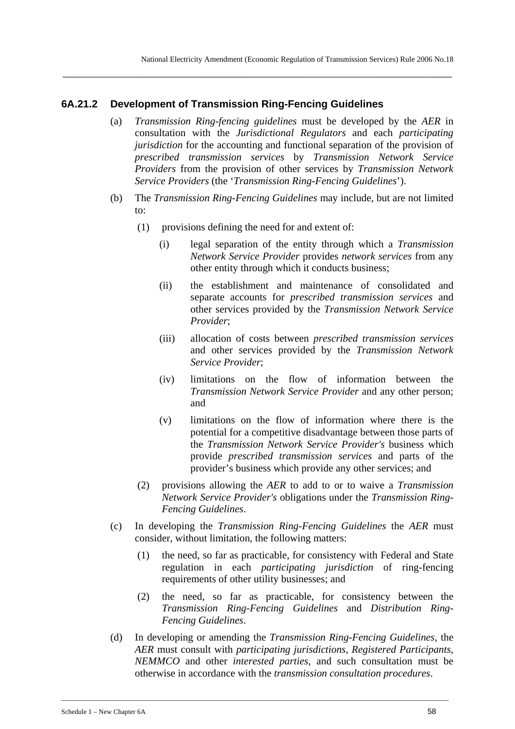### 6A.21.2 Development of Transmission Ring-Fencing Guidelines

(a) *Transmission Ring-fencing guidelines* must be developed by the *AER* in consultation with the *Jurisdictional Regulators* and each *participating jurisdiction* for the accounting and functional separation of the provision of *prescribed transmission services* by *Transmission Network Service Providers* from the provision of other services by *Transmission Network Service Providers* (the '*Transmission Ring-Fencing Guidelines*').

(b) The *Transmission Ring-Fencing Guidelines* may include, but are not limited to:

 (1) provisions defining the need for and extent of:

  (i) legal separation of the entity through which a *Transmission Network Service Provider* provides *network services* from any other entity through which it conducts business;

  (ii) the establishment and maintenance of consolidated and separate accounts for *prescribed transmission services* and other services provided by the *Transmission Network Service Provider*;

  (iii) allocation of costs between *prescribed transmission services* and other services provided by the *Transmission Network Service Provider*;

  (iv) limitations on the flow of information between the *Transmission Network Service Provider* and any other person; and

  (v) limitations on the flow of information where there is the potential for a competitive disadvantage between those parts of the *Transmission Network Service Provider's* business which provide *prescribed transmission services* and parts of the provider's business which provide any other services; and

 (2) provisions allowing the *AER* to add to or to waive a *Transmission Network Service Provider's* obligations under the *Transmission Ring-Fencing Guidelines*.

(c) In developing the *Transmission Ring-Fencing Guidelines* the *AER* must consider, without limitation, the following matters:

 (1) the need, so far as practicable, for consistency with Federal and State regulation in each *participating jurisdiction* of ring-fencing requirements of other utility businesses; and

 (2) the need, so far as practicable, for consistency between the *Transmission Ring-Fencing Guidelines* and *Distribution Ring-Fencing Guidelines*.

(d) In developing or amending the *Transmission Ring-Fencing Guidelines*, the *AER* must consult with *participating jurisdictions*, *Registered Participants*, *NEMMCO* and other *interested parties*, and such consultation must be otherwise in accordance with the *transmission consultation procedures*.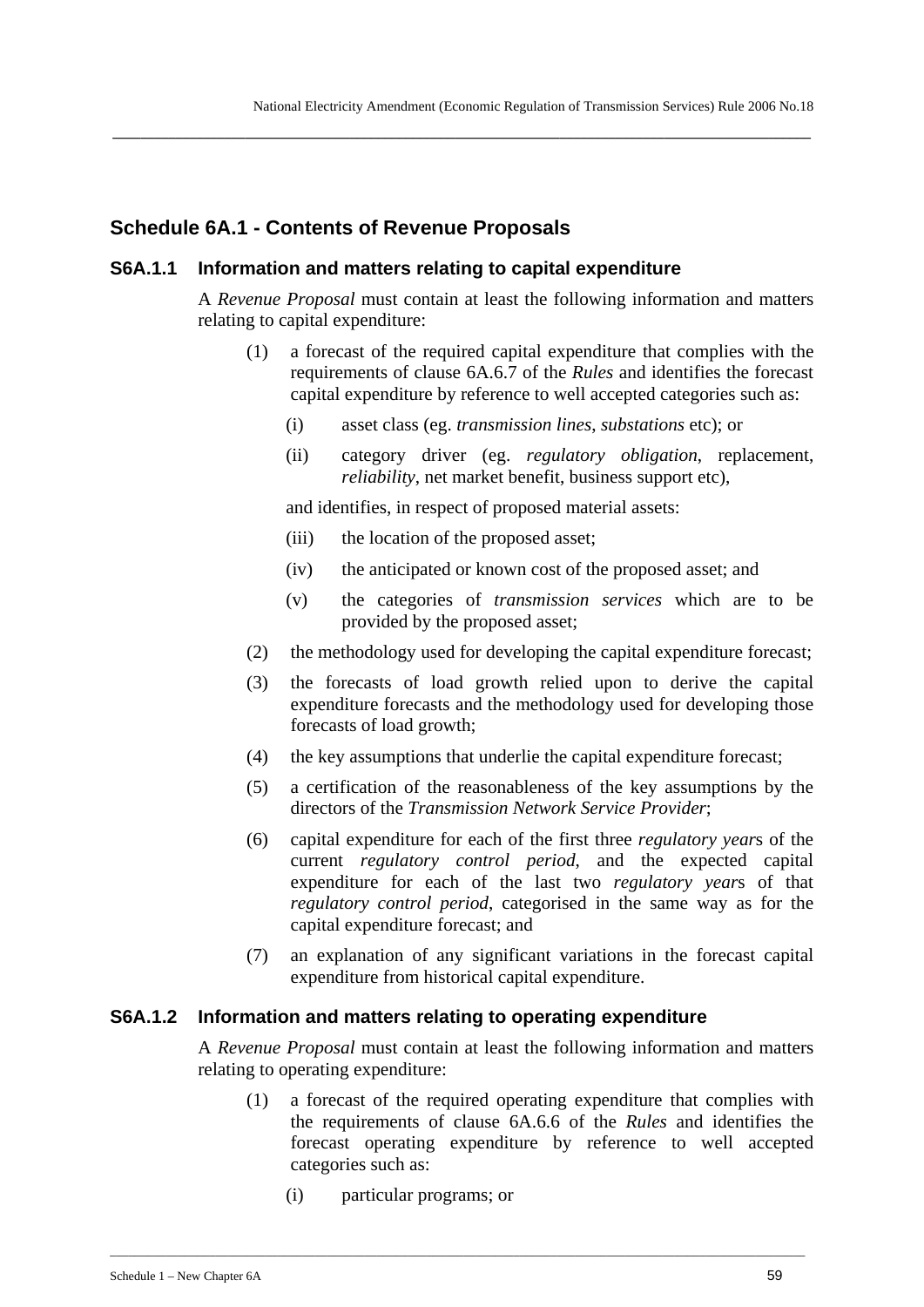## Schedule 6A.1 - Contents of Revenue Proposals

### S6A.1.1 Information and matters relating to capital expenditure

A *Revenue Proposal* must contain at least the following information and matters relating to capital expenditure:

(1) a forecast of the required capital expenditure that complies with the requirements of clause 6A.6.7 of the *Rules* and identifies the forecast capital expenditure by reference to well accepted categories such as:

  (i) asset class (eg. *transmission lines*, *substations* etc); or

  (ii) category driver (eg. *regulatory obligation*, replacement, *reliability*, net market benefit, business support etc),

  and identifies, in respect of proposed material assets:

  (iii) the location of the proposed asset;

  (iv) the anticipated or known cost of the proposed asset; and

  (v) the categories of *transmission services* which are to be provided by the proposed asset;

(2) the methodology used for developing the capital expenditure forecast;

(3) the forecasts of load growth relied upon to derive the capital expenditure forecasts and the methodology used for developing those forecasts of load growth;

(4) the key assumptions that underlie the capital expenditure forecast;

(5) a certification of the reasonableness of the key assumptions by the directors of the *Transmission Network Service Provider*;

(6) capital expenditure for each of the first three *regulatory year*s of the current *regulatory control period*, and the expected capital expenditure for each of the last two *regulatory year*s of that *regulatory control period*, categorised in the same way as for the capital expenditure forecast; and

(7) an explanation of any significant variations in the forecast capital expenditure from historical capital expenditure.

### S6A.1.2 Information and matters relating to operating expenditure

A *Revenue Proposal* must contain at least the following information and matters relating to operating expenditure:

(1) a forecast of the required operating expenditure that complies with the requirements of clause 6A.6.6 of the *Rules* and identifies the forecast operating expenditure by reference to well accepted categories such as:

  (i) particular programs; or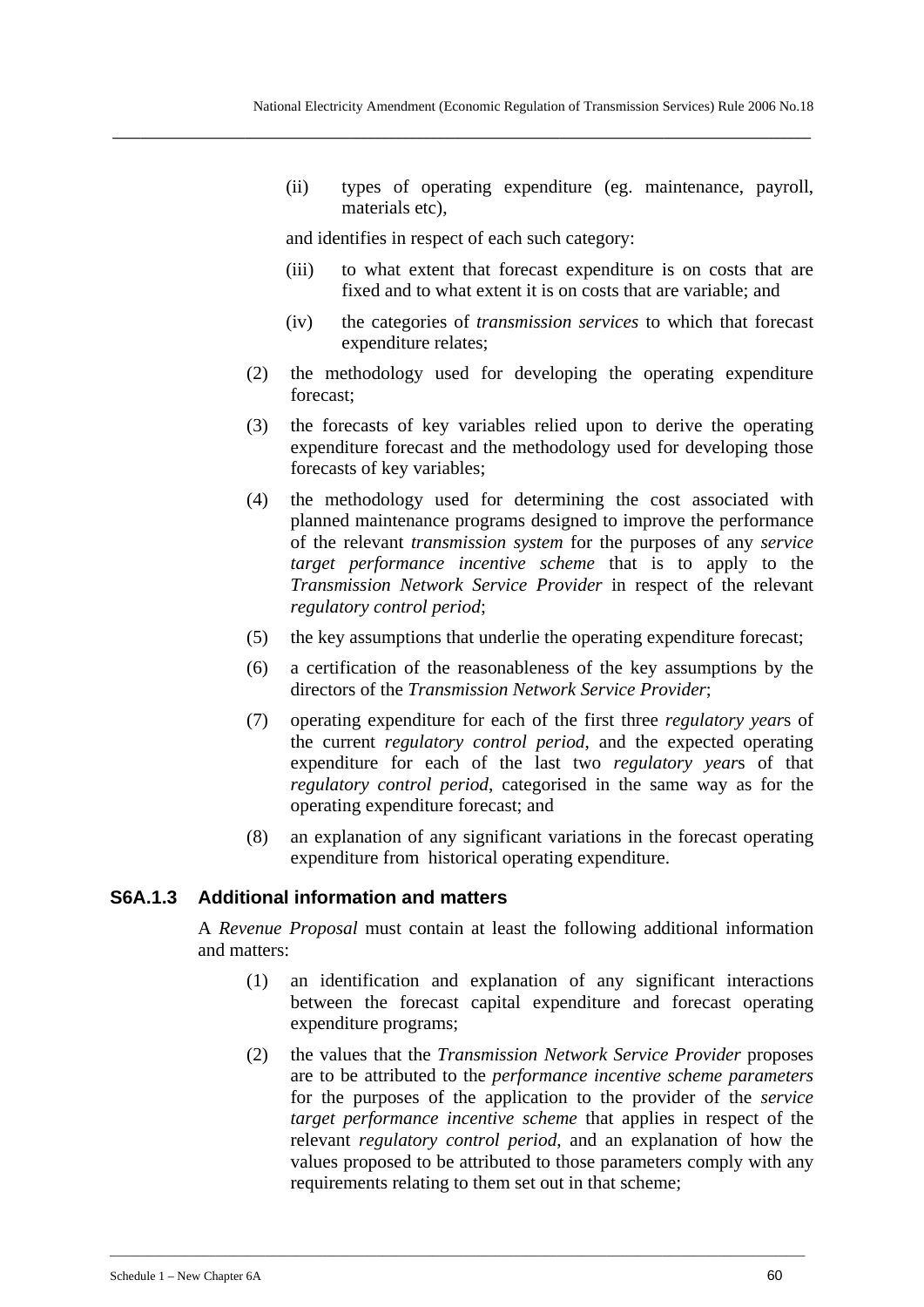(ii) types of operating expenditure (eg. maintenance, payroll, materials etc),

and identifies in respect of each such category:

(iii) to what extent that forecast expenditure is on costs that are fixed and to what extent it is on costs that are variable; and

(iv) the categories of *transmission services* to which that forecast expenditure relates;

(2) the methodology used for developing the operating expenditure forecast;

(3) the forecasts of key variables relied upon to derive the operating expenditure forecast and the methodology used for developing those forecasts of key variables;

(4) the methodology used for determining the cost associated with planned maintenance programs designed to improve the performance of the relevant *transmission system* for the purposes of any *service target performance incentive scheme* that is to apply to the *Transmission Network Service Provider* in respect of the relevant *regulatory control period*;

(5) the key assumptions that underlie the operating expenditure forecast;

(6) a certification of the reasonableness of the key assumptions by the directors of the *Transmission Network Service Provider*;

(7) operating expenditure for each of the first three *regulatory year*s of the current *regulatory control period*, and the expected operating expenditure for each of the last two *regulatory year*s of that *regulatory control period*, categorised in the same way as for the operating expenditure forecast; and

(8) an explanation of any significant variations in the forecast operating expenditure from historical operating expenditure.

### S6A.1.3 Additional information and matters

A *Revenue Proposal* must contain at least the following additional information and matters:

(1) an identification and explanation of any significant interactions between the forecast capital expenditure and forecast operating expenditure programs;

(2) the values that the *Transmission Network Service Provider* proposes are to be attributed to the *performance incentive scheme parameters* for the purposes of the application to the provider of the *service target performance incentive scheme* that applies in respect of the relevant *regulatory control period*, and an explanation of how the values proposed to be attributed to those parameters comply with any requirements relating to them set out in that scheme;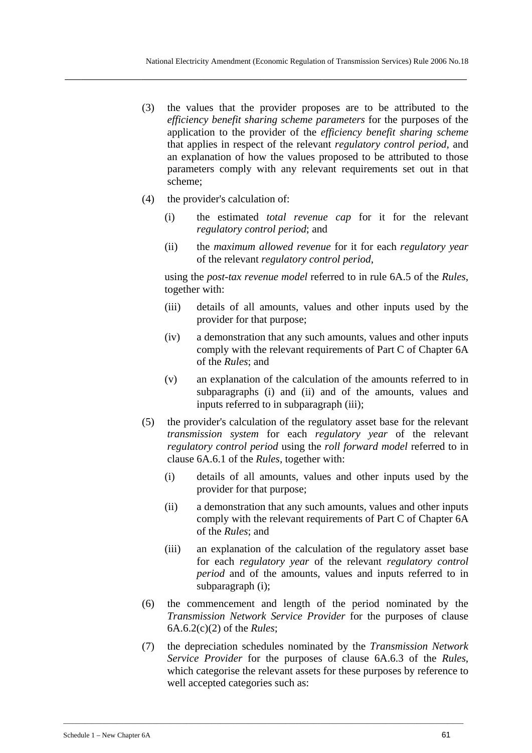(3) the values that the provider proposes are to be attributed to the *efficiency benefit sharing scheme parameters* for the purposes of the application to the provider of the *efficiency benefit sharing scheme* that applies in respect of the relevant *regulatory control period*, and an explanation of how the values proposed to be attributed to those parameters comply with any relevant requirements set out in that scheme;

(4) the provider's calculation of:

  (i) the estimated *total revenue cap* for it for the relevant *regulatory control period*; and

  (ii) the *maximum allowed revenue* for it for each *regulatory year* of the relevant *regulatory control period*,

  using the *post-tax revenue model* referred to in rule 6A.5 of the *Rules*, together with:

  (iii) details of all amounts, values and other inputs used by the provider for that purpose;

  (iv) a demonstration that any such amounts, values and other inputs comply with the relevant requirements of Part C of Chapter 6A of the *Rules*; and

  (v) an explanation of the calculation of the amounts referred to in subparagraphs (i) and (ii) and of the amounts, values and inputs referred to in subparagraph (iii);

(5) the provider's calculation of the regulatory asset base for the relevant *transmission system* for each *regulatory year* of the relevant *regulatory control period* using the *roll forward model* referred to in clause 6A.6.1 of the *Rules*, together with:

  (i) details of all amounts, values and other inputs used by the provider for that purpose;

  (ii) a demonstration that any such amounts, values and other inputs comply with the relevant requirements of Part C of Chapter 6A of the *Rules*; and

  (iii) an explanation of the calculation of the regulatory asset base for each *regulatory year* of the relevant *regulatory control period* and of the amounts, values and inputs referred to in subparagraph (i);

(6) the commencement and length of the period nominated by the *Transmission Network Service Provider* for the purposes of clause 6A.6.2(c)(2) of the *Rules*;

(7) the depreciation schedules nominated by the *Transmission Network Service Provider* for the purposes of clause 6A.6.3 of the *Rules*, which categorise the relevant assets for these purposes by reference to well accepted categories such as: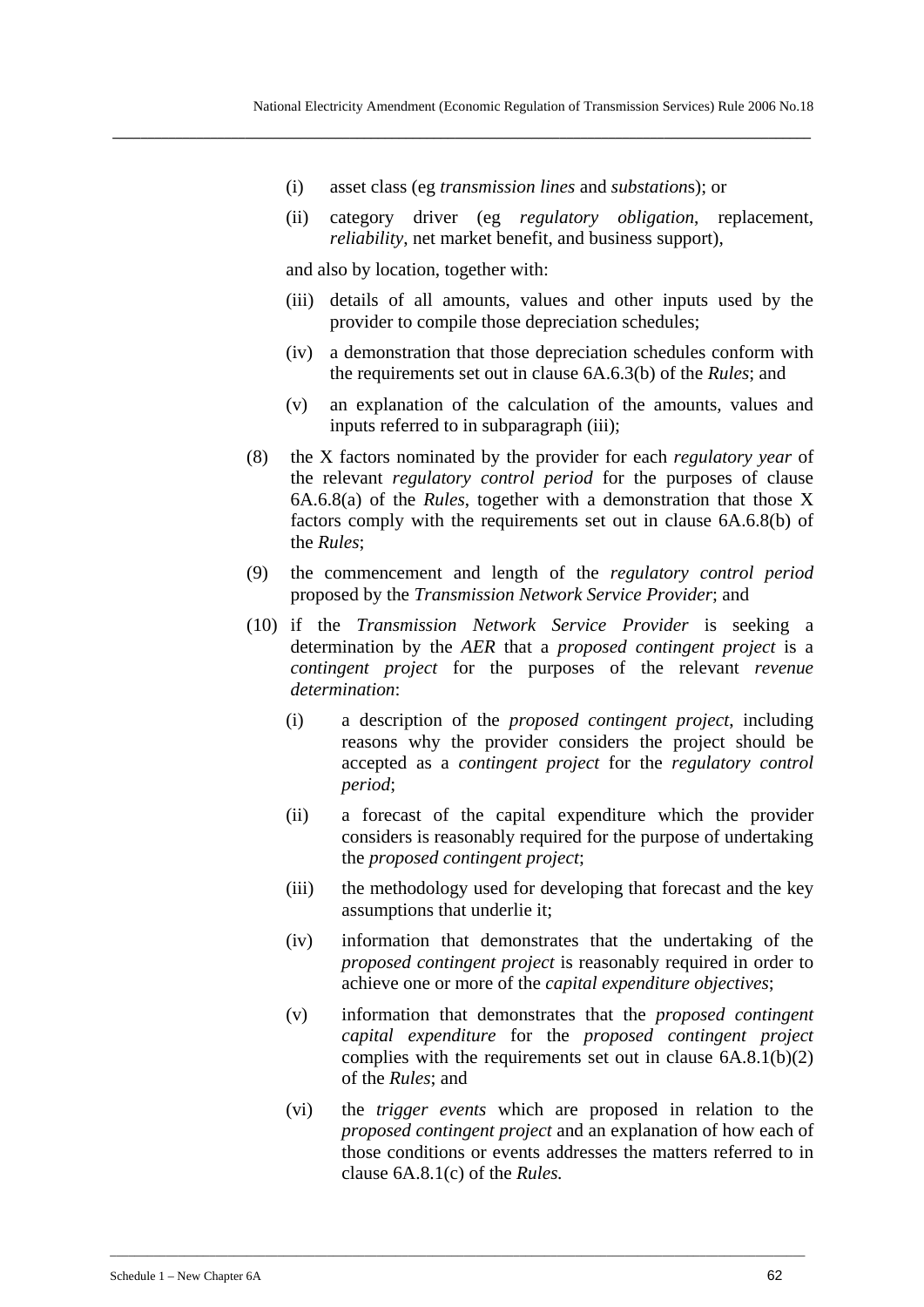(i) asset class (eg *transmission lines* and *substation*s); or

(ii) category driver (eg *regulatory obligation*, replacement, *reliability*, net market benefit, and business support),

and also by location, together with:

(iii) details of all amounts, values and other inputs used by the provider to compile those depreciation schedules;

(iv) a demonstration that those depreciation schedules conform with the requirements set out in clause 6A.6.3(b) of the *Rules*; and

(v) an explanation of the calculation of the amounts, values and inputs referred to in subparagraph (iii);

(8) the X factors nominated by the provider for each *regulatory year* of the relevant *regulatory control period* for the purposes of clause 6A.6.8(a) of the *Rules*, together with a demonstration that those X factors comply with the requirements set out in clause 6A.6.8(b) of the *Rules*;

(9) the commencement and length of the *regulatory control period* proposed by the *Transmission Network Service Provider*; and

(10) if the *Transmission Network Service Provider* is seeking a determination by the *AER* that a *proposed contingent project* is a *contingent project* for the purposes of the relevant *revenue determination*:

(i) a description of the *proposed contingent project*, including reasons why the provider considers the project should be accepted as a *contingent project* for the *regulatory control period*;

(ii) a forecast of the capital expenditure which the provider considers is reasonably required for the purpose of undertaking the *proposed contingent project*;

(iii) the methodology used for developing that forecast and the key assumptions that underlie it;

(iv) information that demonstrates that the undertaking of the *proposed contingent project* is reasonably required in order to achieve one or more of the *capital expenditure objectives*;

(v) information that demonstrates that the *proposed contingent capital expenditure* for the *proposed contingent project* complies with the requirements set out in clause 6A.8.1(b)(2) of the *Rules*; and

(vi) the *trigger events* which are proposed in relation to the *proposed contingent project* and an explanation of how each of those conditions or events addresses the matters referred to in clause 6A.8.1(c) of the *Rules.*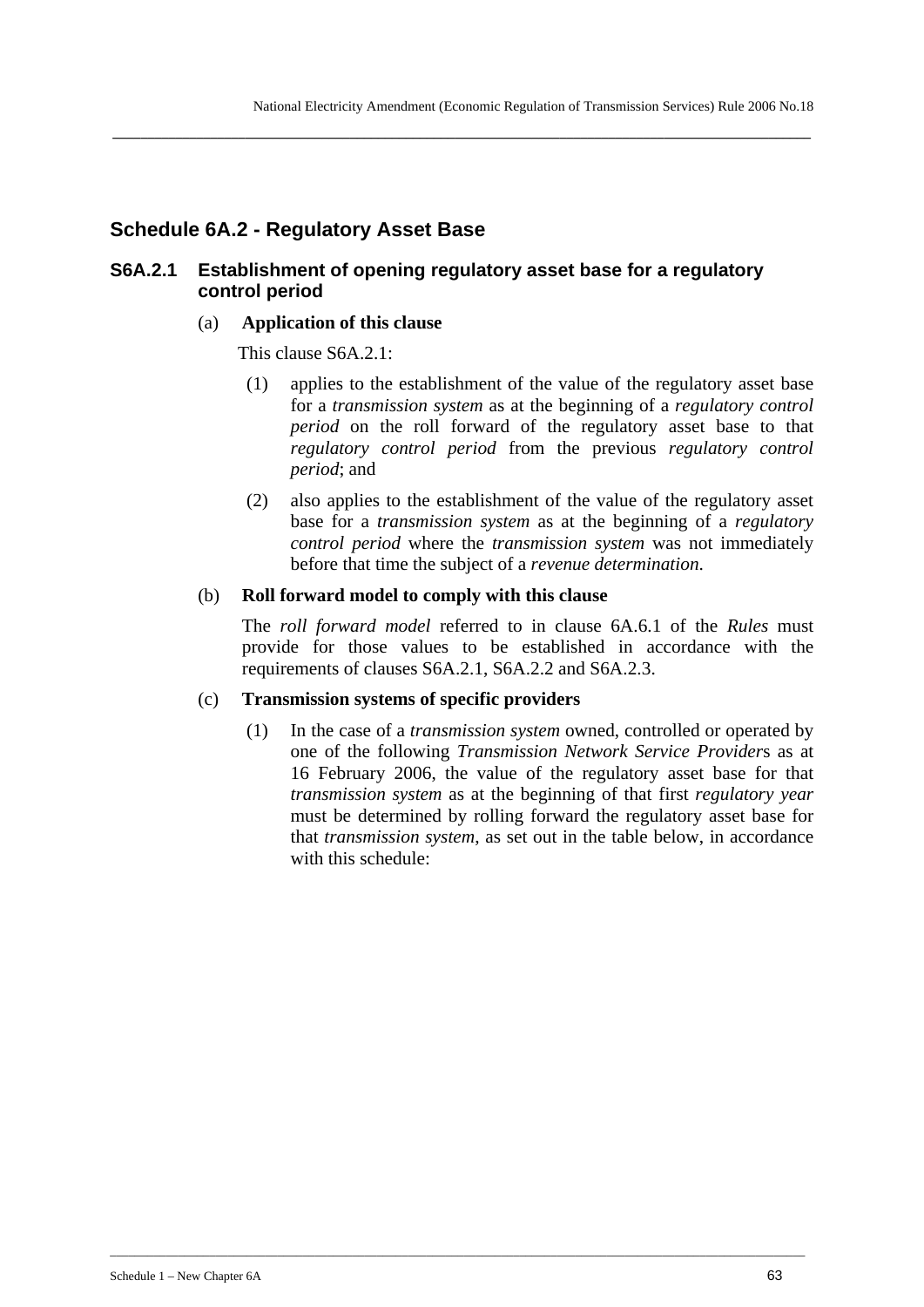## Schedule 6A.2 - Regulatory Asset Base

### S6A.2.1 Establishment of opening regulatory asset base for a regulatory control period

(a) **Application of this clause**

This clause S6A.2.1:

(1) applies to the establishment of the value of the regulatory asset base for a *transmission system* as at the beginning of a *regulatory control period* on the roll forward of the regulatory asset base to that *regulatory control period* from the previous *regulatory control period*; and

(2) also applies to the establishment of the value of the regulatory asset base for a *transmission system* as at the beginning of a *regulatory control period* where the *transmission system* was not immediately before that time the subject of a *revenue determination*.

(b) **Roll forward model to comply with this clause**

The *roll forward model* referred to in clause 6A.6.1 of the *Rules* must provide for those values to be established in accordance with the requirements of clauses S6A.2.1, S6A.2.2 and S6A.2.3.

(c) **Transmission systems of specific providers**

(1) In the case of a *transmission system* owned, controlled or operated by one of the following *Transmission Network Service Provider*s as at 16 February 2006, the value of the regulatory asset base for that *transmission system* as at the beginning of that first *regulatory year* must be determined by rolling forward the regulatory asset base for that *transmission system*, as set out in the table below, in accordance with this schedule: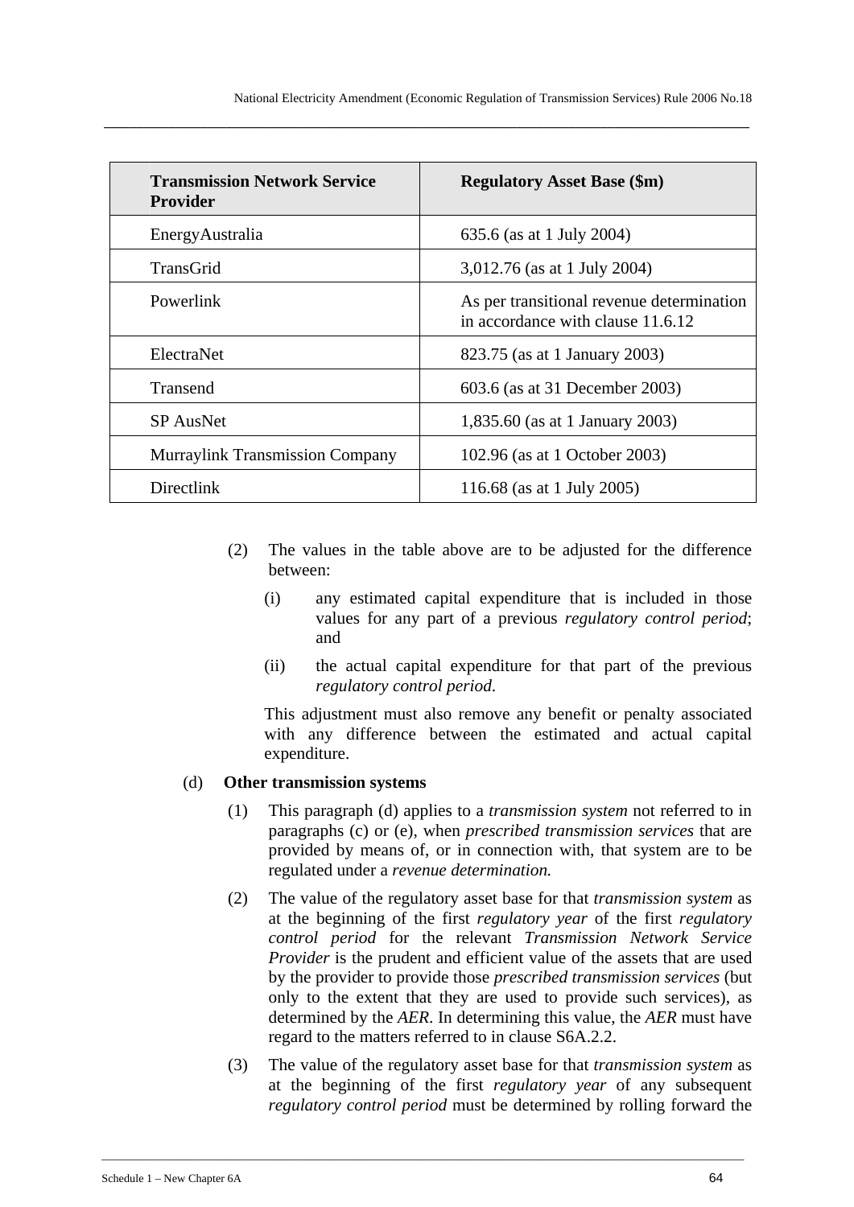| Transmission Network Service Provider | Regulatory Asset Base ($m) |
|---|---|
| EnergyAustralia | 635.6 (as at 1 July 2004) |
| TransGrid | 3,012.76 (as at 1 July 2004) |
| Powerlink | As per transitional revenue determination in accordance with clause 11.6.12 |
| ElectraNet | 823.75 (as at 1 January 2003) |
| Transend | 603.6 (as at 31 December 2003) |
| SP AusNet | 1,835.60 (as at 1 January 2003) |
| Murraylink Transmission Company | 102.96 (as at 1 October 2003) |
| Directlink | 116.68 (as at 1 July 2005) |

(2) The values in the table above are to be adjusted for the difference between:

(i) any estimated capital expenditure that is included in those values for any part of a previous *regulatory control period*; and

(ii) the actual capital expenditure for that part of the previous *regulatory control period.*

This adjustment must also remove any benefit or penalty associated with any difference between the estimated and actual capital expenditure.

(d) **Other transmission systems**

(1) This paragraph (d) applies to a *transmission system* not referred to in paragraphs (c) or (e), when *prescribed transmission services* that are provided by means of, or in connection with, that system are to be regulated under a *revenue determination.*

(2) The value of the regulatory asset base for that *transmission system* as at the beginning of the first *regulatory year* of the first *regulatory control period* for the relevant *Transmission Network Service Provider* is the prudent and efficient value of the assets that are used by the provider to provide those *prescribed transmission services* (but only to the extent that they are used to provide such services), as determined by the *AER*. In determining this value, the *AER* must have regard to the matters referred to in clause S6A.2.2.

(3) The value of the regulatory asset base for that *transmission system* as at the beginning of the first *regulatory year* of any subsequent *regulatory control period* must be determined by rolling forward the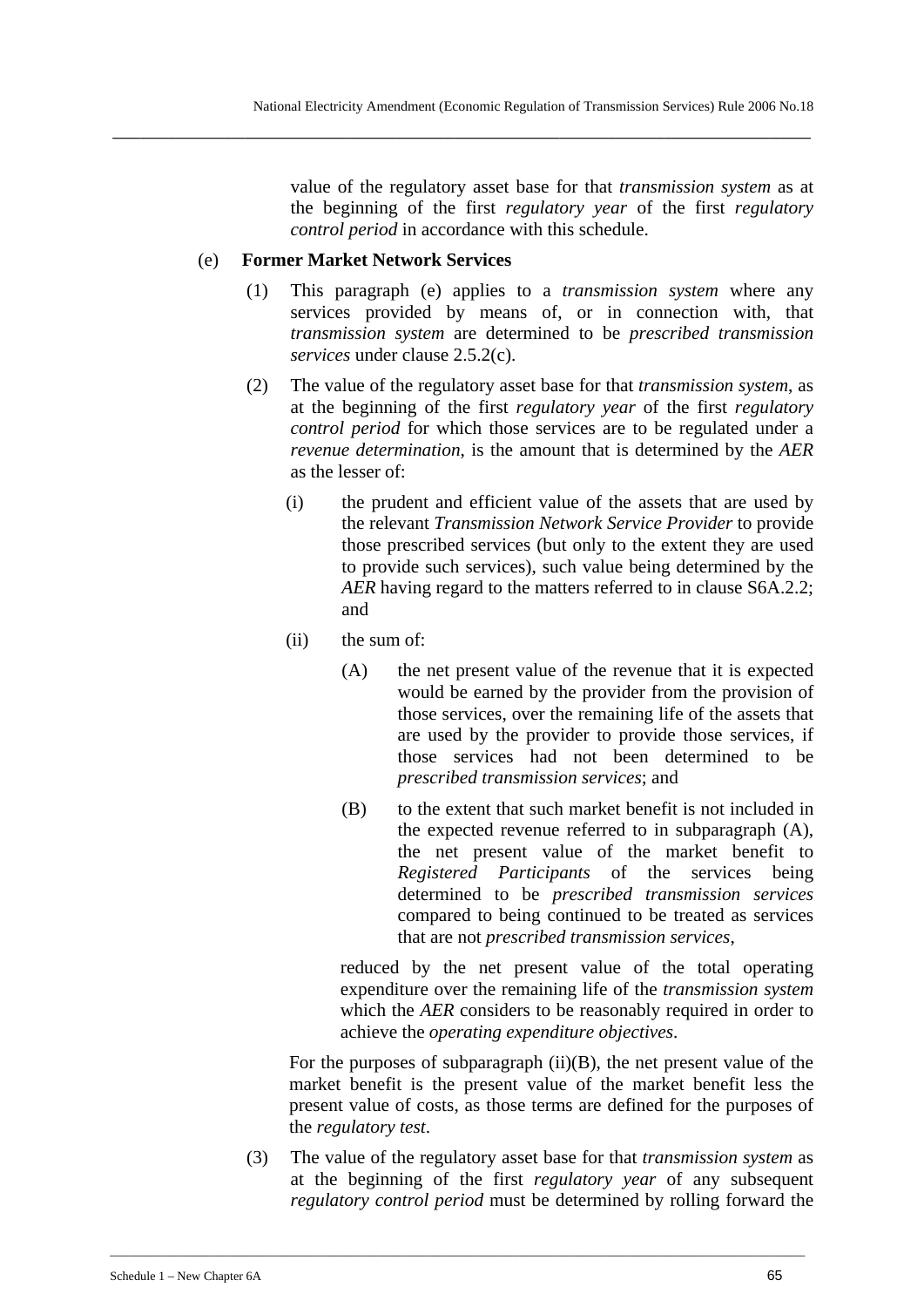value of the regulatory asset base for that *transmission system* as at the beginning of the first *regulatory year* of the first *regulatory control period* in accordance with this schedule.

(e) **Former Market Network Services**

(1) This paragraph (e) applies to a *transmission system* where any services provided by means of, or in connection with, that *transmission system* are determined to be *prescribed transmission services* under clause 2.5.2(c).

(2) The value of the regulatory asset base for that *transmission system*, as at the beginning of the first *regulatory year* of the first *regulatory control period* for which those services are to be regulated under a *revenue determination*, is the amount that is determined by the *AER* as the lesser of:

(i) the prudent and efficient value of the assets that are used by the relevant *Transmission Network Service Provider* to provide those prescribed services (but only to the extent they are used to provide such services), such value being determined by the *AER* having regard to the matters referred to in clause S6A.2.2; and

(ii) the sum of:

(A) the net present value of the revenue that it is expected would be earned by the provider from the provision of those services, over the remaining life of the assets that are used by the provider to provide those services, if those services had not been determined to be *prescribed transmission services*; and

(B) to the extent that such market benefit is not included in the expected revenue referred to in subparagraph (A), the net present value of the market benefit to *Registered Participants* of the services being determined to be *prescribed transmission services* compared to being continued to be treated as services that are not *prescribed transmission services*,

reduced by the net present value of the total operating expenditure over the remaining life of the *transmission system* which the *AER* considers to be reasonably required in order to achieve the *operating expenditure objectives*.

For the purposes of subparagraph (ii)(B), the net present value of the market benefit is the present value of the market benefit less the present value of costs, as those terms are defined for the purposes of the *regulatory test*.

(3) The value of the regulatory asset base for that *transmission system* as at the beginning of the first *regulatory year* of any subsequent *regulatory control period* must be determined by rolling forward the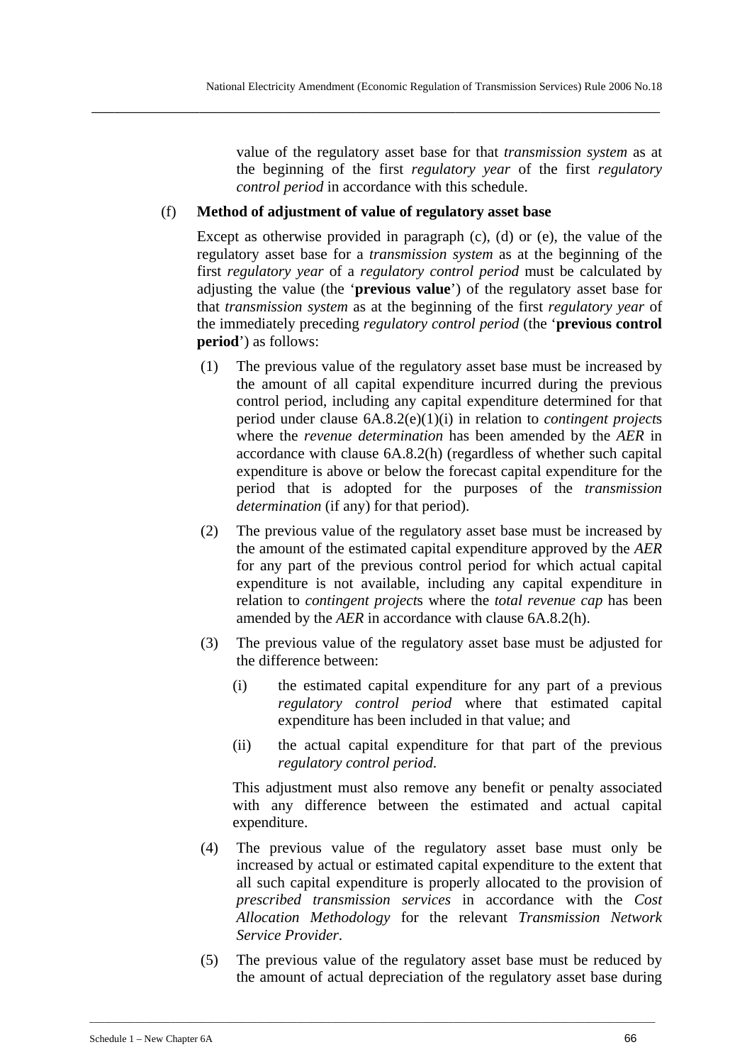value of the regulatory asset base for that *transmission system* as at the beginning of the first *regulatory year* of the first *regulatory control period* in accordance with this schedule.

(f) **Method of adjustment of value of regulatory asset base**

Except as otherwise provided in paragraph (c), (d) or (e), the value of the regulatory asset base for a *transmission system* as at the beginning of the first *regulatory year* of a *regulatory control period* must be calculated by adjusting the value (the '**previous value**') of the regulatory asset base for that *transmission system* as at the beginning of the first *regulatory year* of the immediately preceding *regulatory control period* (the '**previous control period**') as follows:

(1) The previous value of the regulatory asset base must be increased by the amount of all capital expenditure incurred during the previous control period, including any capital expenditure determined for that period under clause 6A.8.2(e)(1)(i) in relation to *contingent project*s where the *revenue determination* has been amended by the *AER* in accordance with clause 6A.8.2(h) (regardless of whether such capital expenditure is above or below the forecast capital expenditure for the period that is adopted for the purposes of the *transmission determination* (if any) for that period).

(2) The previous value of the regulatory asset base must be increased by the amount of the estimated capital expenditure approved by the *AER* for any part of the previous control period for which actual capital expenditure is not available, including any capital expenditure in relation to *contingent project*s where the *total revenue cap* has been amended by the *AER* in accordance with clause 6A.8.2(h).

(3) The previous value of the regulatory asset base must be adjusted for the difference between:

   (i) the estimated capital expenditure for any part of a previous *regulatory control period* where that estimated capital expenditure has been included in that value; and

   (ii) the actual capital expenditure for that part of the previous *regulatory control period*.

   This adjustment must also remove any benefit or penalty associated with any difference between the estimated and actual capital expenditure.

(4) The previous value of the regulatory asset base must only be increased by actual or estimated capital expenditure to the extent that all such capital expenditure is properly allocated to the provision of *prescribed transmission services* in accordance with the *Cost Allocation Methodology* for the relevant *Transmission Network Service Provider*.

(5) The previous value of the regulatory asset base must be reduced by the amount of actual depreciation of the regulatory asset base during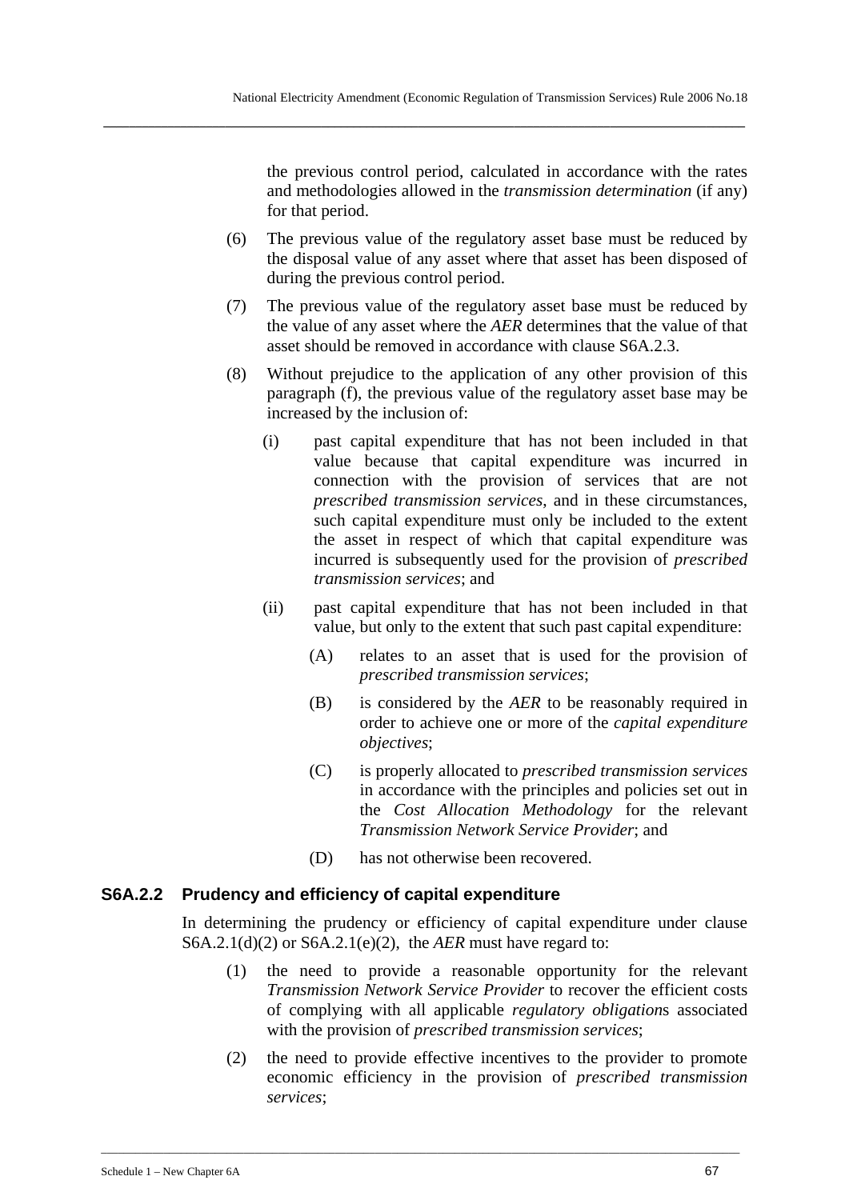the previous control period, calculated in accordance with the rates and methodologies allowed in the *transmission determination* (if any) for that period.

(6) The previous value of the regulatory asset base must be reduced by the disposal value of any asset where that asset has been disposed of during the previous control period.

(7) The previous value of the regulatory asset base must be reduced by the value of any asset where the *AER* determines that the value of that asset should be removed in accordance with clause S6A.2.3.

(8) Without prejudice to the application of any other provision of this paragraph (f), the previous value of the regulatory asset base may be increased by the inclusion of:

(i) past capital expenditure that has not been included in that value because that capital expenditure was incurred in connection with the provision of services that are not *prescribed transmission services,* and in these circumstances, such capital expenditure must only be included to the extent the asset in respect of which that capital expenditure was incurred is subsequently used for the provision of *prescribed transmission services*; and

(ii) past capital expenditure that has not been included in that value, but only to the extent that such past capital expenditure:

(A) relates to an asset that is used for the provision of *prescribed transmission services*;

(B) is considered by the *AER* to be reasonably required in order to achieve one or more of the *capital expenditure objectives*;

(C) is properly allocated to *prescribed transmission services* in accordance with the principles and policies set out in the *Cost Allocation Methodology* for the relevant *Transmission Network Service Provider*; and

(D) has not otherwise been recovered.

### S6A.2.2 Prudency and efficiency of capital expenditure

In determining the prudency or efficiency of capital expenditure under clause S6A.2.1(d)(2) or S6A.2.1(e)(2), the *AER* must have regard to:

(1) the need to provide a reasonable opportunity for the relevant *Transmission Network Service Provider* to recover the efficient costs of complying with all applicable *regulatory obligation*s associated with the provision of *prescribed transmission services*;

(2) the need to provide effective incentives to the provider to promote economic efficiency in the provision of *prescribed transmission services*;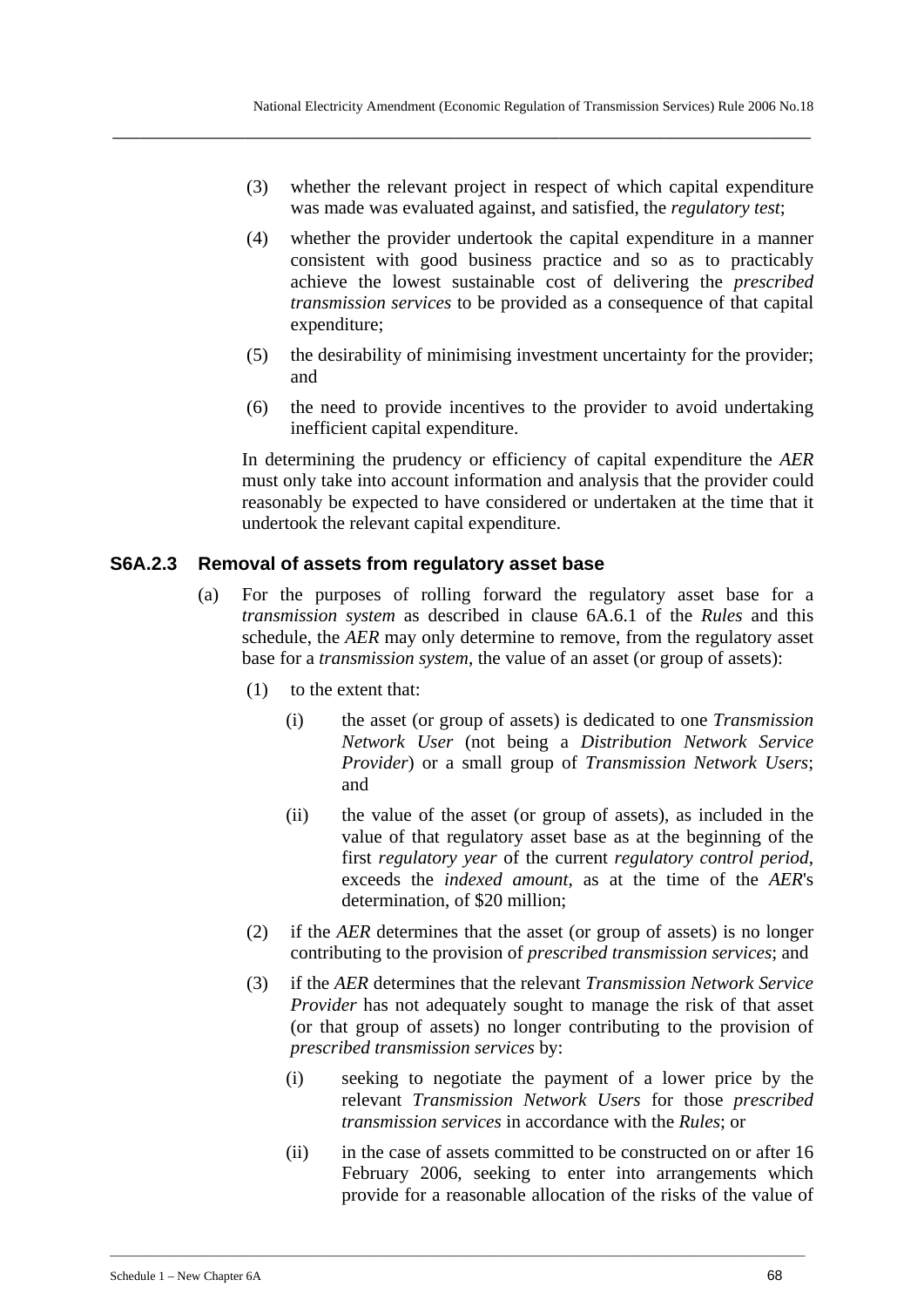(3) whether the relevant project in respect of which capital expenditure was made was evaluated against, and satisfied, the *regulatory test*;

(4) whether the provider undertook the capital expenditure in a manner consistent with good business practice and so as to practicably achieve the lowest sustainable cost of delivering the *prescribed transmission services* to be provided as a consequence of that capital expenditure;

(5) the desirability of minimising investment uncertainty for the provider; and

(6) the need to provide incentives to the provider to avoid undertaking inefficient capital expenditure.

In determining the prudency or efficiency of capital expenditure the *AER* must only take into account information and analysis that the provider could reasonably be expected to have considered or undertaken at the time that it undertook the relevant capital expenditure.

### S6A.2.3 Removal of assets from regulatory asset base

(a) For the purposes of rolling forward the regulatory asset base for a *transmission system* as described in clause 6A.6.1 of the *Rules* and this schedule, the *AER* may only determine to remove, from the regulatory asset base for a *transmission system*, the value of an asset (or group of assets):

(1) to the extent that:

(i) the asset (or group of assets) is dedicated to one *Transmission Network User* (not being a *Distribution Network Service Provider*) or a small group of *Transmission Network Users*; and

(ii) the value of the asset (or group of assets), as included in the value of that regulatory asset base as at the beginning of the first *regulatory year* of the current *regulatory control period*, exceeds the *indexed amount*, as at the time of the *AER*'s determination, of $20 million;

(2) if the *AER* determines that the asset (or group of assets) is no longer contributing to the provision of *prescribed transmission services*; and

(3) if the *AER* determines that the relevant *Transmission Network Service Provider* has not adequately sought to manage the risk of that asset (or that group of assets) no longer contributing to the provision of *prescribed transmission services* by:

(i) seeking to negotiate the payment of a lower price by the relevant *Transmission Network Users* for those *prescribed transmission services* in accordance with the *Rules*; or

(ii) in the case of assets committed to be constructed on or after 16 February 2006, seeking to enter into arrangements which provide for a reasonable allocation of the risks of the value of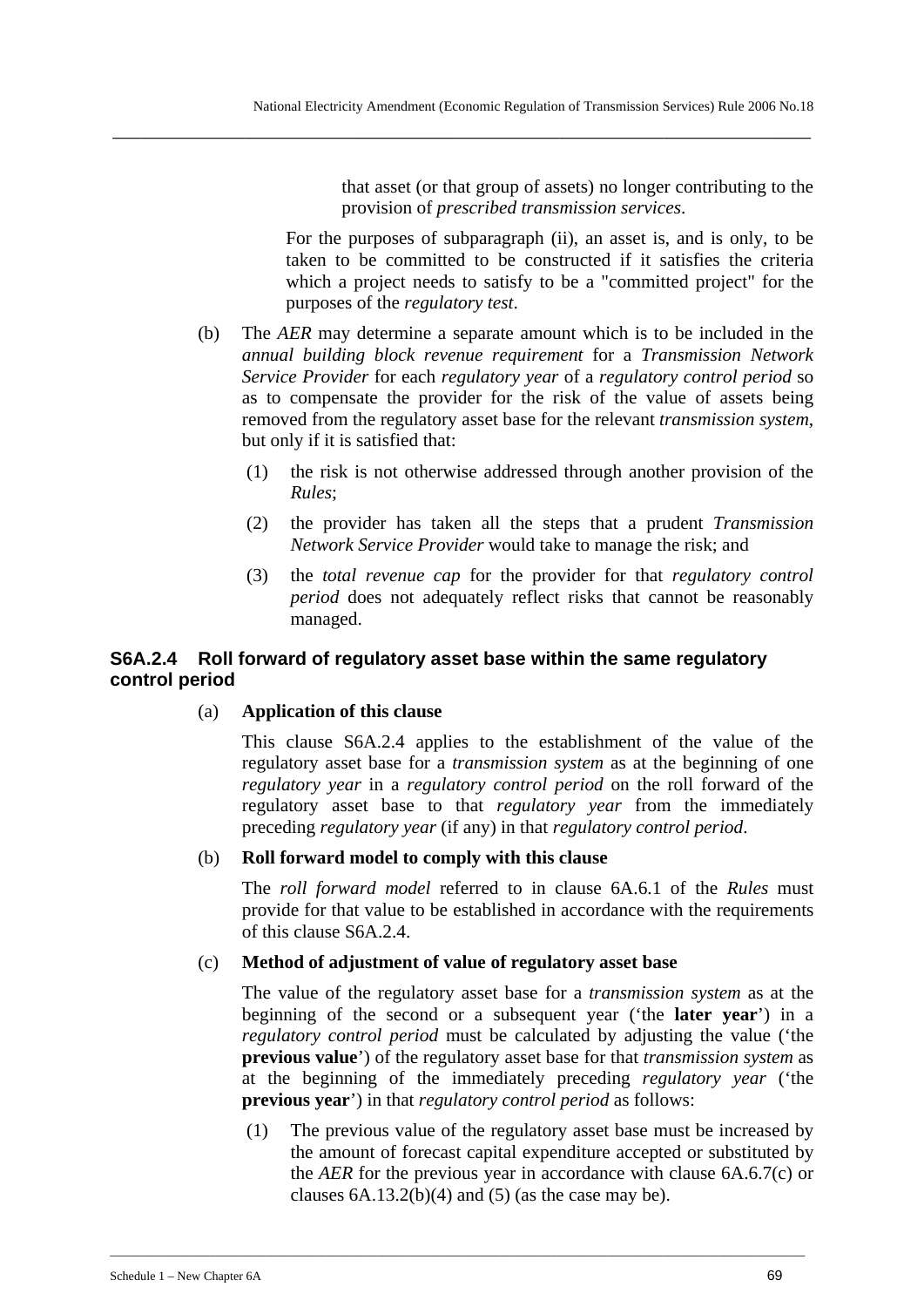that asset (or that group of assets) no longer contributing to the provision of *prescribed transmission services*.

For the purposes of subparagraph (ii), an asset is, and is only, to be taken to be committed to be constructed if it satisfies the criteria which a project needs to satisfy to be a "committed project" for the purposes of the *regulatory test*.

(b) The *AER* may determine a separate amount which is to be included in the *annual building block revenue requirement* for a *Transmission Network Service Provider* for each *regulatory year* of a *regulatory control period* so as to compensate the provider for the risk of the value of assets being removed from the regulatory asset base for the relevant *transmission system*, but only if it is satisfied that:

(1) the risk is not otherwise addressed through another provision of the *Rules*;

(2) the provider has taken all the steps that a prudent *Transmission Network Service Provider* would take to manage the risk; and

(3) the *total revenue cap* for the provider for that *regulatory control period* does not adequately reflect risks that cannot be reasonably managed.

### S6A.2.4 Roll forward of regulatory asset base within the same regulatory control period

(a) **Application of this clause**

This clause S6A.2.4 applies to the establishment of the value of the regulatory asset base for a *transmission system* as at the beginning of one *regulatory year* in a *regulatory control period* on the roll forward of the regulatory asset base to that *regulatory year* from the immediately preceding *regulatory year* (if any) in that *regulatory control period*.

(b) **Roll forward model to comply with this clause**

The *roll forward model* referred to in clause 6A.6.1 of the *Rules* must provide for that value to be established in accordance with the requirements of this clause S6A.2.4.

(c) **Method of adjustment of value of regulatory asset base**

The value of the regulatory asset base for a *transmission system* as at the beginning of the second or a subsequent year ('the **later year**') in a *regulatory control period* must be calculated by adjusting the value ('the **previous value**') of the regulatory asset base for that *transmission system* as at the beginning of the immediately preceding *regulatory year* ('the **previous year**') in that *regulatory control period* as follows:

(1) The previous value of the regulatory asset base must be increased by the amount of forecast capital expenditure accepted or substituted by the *AER* for the previous year in accordance with clause 6A.6.7(c) or clauses 6A.13.2(b)(4) and (5) (as the case may be).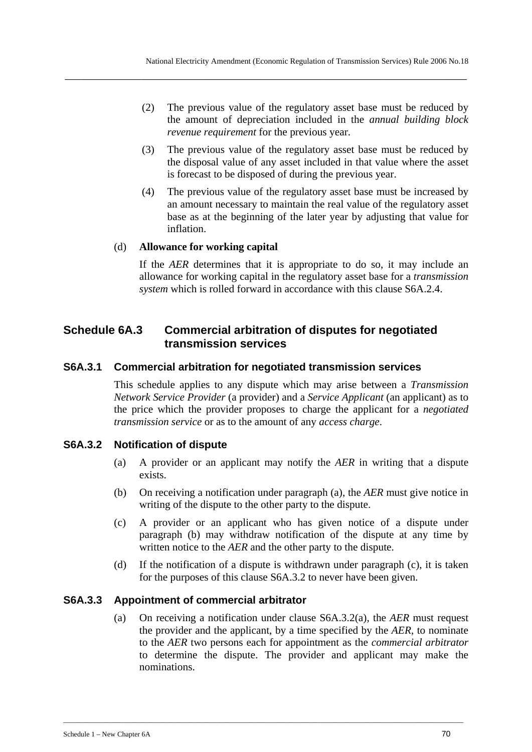(2) The previous value of the regulatory asset base must be reduced by the amount of depreciation included in the *annual building block revenue requirement* for the previous year.

(3) The previous value of the regulatory asset base must be reduced by the disposal value of any asset included in that value where the asset is forecast to be disposed of during the previous year.

(4) The previous value of the regulatory asset base must be increased by an amount necessary to maintain the real value of the regulatory asset base as at the beginning of the later year by adjusting that value for inflation.

(d) **Allowance for working capital**

If the *AER* determines that it is appropriate to do so, it may include an allowance for working capital in the regulatory asset base for a *transmission system* which is rolled forward in accordance with this clause S6A.2.4.

## Schedule 6A.3 Commercial arbitration of disputes for negotiated transmission services

### S6A.3.1 Commercial arbitration for negotiated transmission services

This schedule applies to any dispute which may arise between a *Transmission Network Service Provider* (a provider) and a *Service Applicant* (an applicant) as to the price which the provider proposes to charge the applicant for a *negotiated transmission service* or as to the amount of any *access charge*.

### S6A.3.2 Notification of dispute

(a) A provider or an applicant may notify the *AER* in writing that a dispute exists.

(b) On receiving a notification under paragraph (a), the *AER* must give notice in writing of the dispute to the other party to the dispute.

(c) A provider or an applicant who has given notice of a dispute under paragraph (b) may withdraw notification of the dispute at any time by written notice to the *AER* and the other party to the dispute.

(d) If the notification of a dispute is withdrawn under paragraph (c), it is taken for the purposes of this clause S6A.3.2 to never have been given.

### S6A.3.3 Appointment of commercial arbitrator

(a) On receiving a notification under clause S6A.3.2(a), the *AER* must request the provider and the applicant, by a time specified by the *AER*, to nominate to the *AER* two persons each for appointment as the *commercial arbitrator* to determine the dispute. The provider and applicant may make the nominations.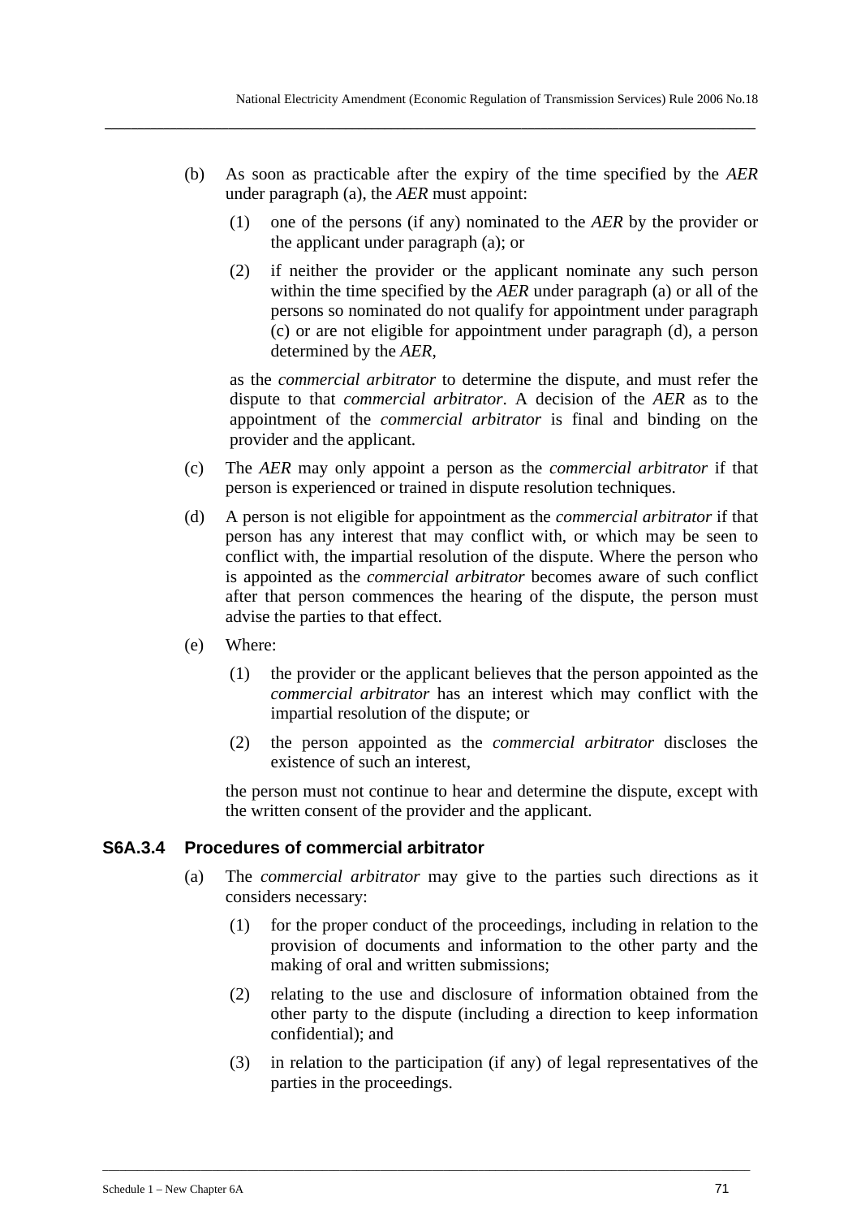(b) As soon as practicable after the expiry of the time specified by the *AER* under paragraph (a), the *AER* must appoint:

(1) one of the persons (if any) nominated to the *AER* by the provider or the applicant under paragraph (a); or

(2) if neither the provider or the applicant nominate any such person within the time specified by the *AER* under paragraph (a) or all of the persons so nominated do not qualify for appointment under paragraph (c) or are not eligible for appointment under paragraph (d), a person determined by the *AER*,

as the *commercial arbitrator* to determine the dispute, and must refer the dispute to that *commercial arbitrator*. A decision of the *AER* as to the appointment of the *commercial arbitrator* is final and binding on the provider and the applicant.

(c) The *AER* may only appoint a person as the *commercial arbitrator* if that person is experienced or trained in dispute resolution techniques.

(d) A person is not eligible for appointment as the *commercial arbitrator* if that person has any interest that may conflict with, or which may be seen to conflict with, the impartial resolution of the dispute. Where the person who is appointed as the *commercial arbitrator* becomes aware of such conflict after that person commences the hearing of the dispute, the person must advise the parties to that effect.

(e) Where:

(1) the provider or the applicant believes that the person appointed as the *commercial arbitrator* has an interest which may conflict with the impartial resolution of the dispute; or

(2) the person appointed as the *commercial arbitrator* discloses the existence of such an interest,

the person must not continue to hear and determine the dispute, except with the written consent of the provider and the applicant.

### S6A.3.4 Procedures of commercial arbitrator

(a) The *commercial arbitrator* may give to the parties such directions as it considers necessary:

(1) for the proper conduct of the proceedings, including in relation to the provision of documents and information to the other party and the making of oral and written submissions;

(2) relating to the use and disclosure of information obtained from the other party to the dispute (including a direction to keep information confidential); and

(3) in relation to the participation (if any) of legal representatives of the parties in the proceedings.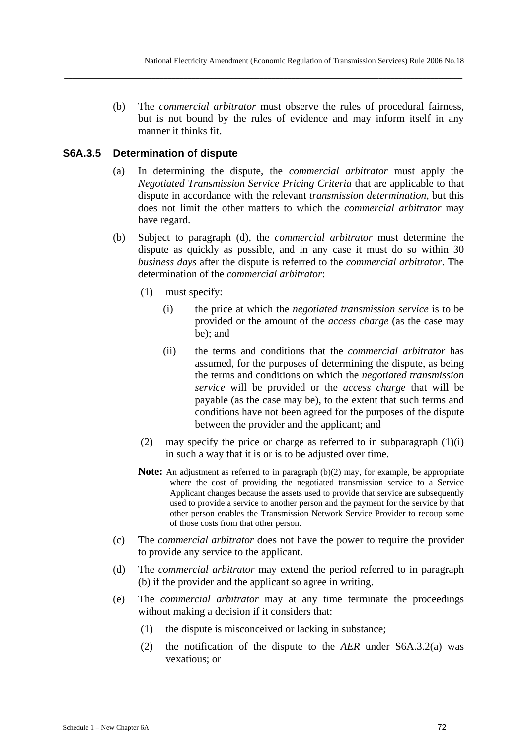(b) The *commercial arbitrator* must observe the rules of procedural fairness, but is not bound by the rules of evidence and may inform itself in any manner it thinks fit.

### S6A.3.5 Determination of dispute

(a) In determining the dispute, the *commercial arbitrator* must apply the *Negotiated Transmission Service Pricing Criteria* that are applicable to that dispute in accordance with the relevant *transmission determination*, but this does not limit the other matters to which the *commercial arbitrator* may have regard.

(b) Subject to paragraph (d), the *commercial arbitrator* must determine the dispute as quickly as possible, and in any case it must do so within 30 *business days* after the dispute is referred to the *commercial arbitrator*. The determination of the *commercial arbitrator*:

(1) must specify:

(i) the price at which the *negotiated transmission service* is to be provided or the amount of the *access charge* (as the case may be); and

(ii) the terms and conditions that the *commercial arbitrator* has assumed, for the purposes of determining the dispute, as being the terms and conditions on which the *negotiated transmission service* will be provided or the *access charge* that will be payable (as the case may be), to the extent that such terms and conditions have not been agreed for the purposes of the dispute between the provider and the applicant; and

(2) may specify the price or charge as referred to in subparagraph (1)(i) in such a way that it is or is to be adjusted over time.

**Note:** An adjustment as referred to in paragraph (b)(2) may, for example, be appropriate where the cost of providing the negotiated transmission service to a Service Applicant changes because the assets used to provide that service are subsequently used to provide a service to another person and the payment for the service by that other person enables the Transmission Network Service Provider to recoup some of those costs from that other person.

(c) The *commercial arbitrator* does not have the power to require the provider to provide any service to the applicant.

(d) The *commercial arbitrator* may extend the period referred to in paragraph (b) if the provider and the applicant so agree in writing.

(e) The *commercial arbitrator* may at any time terminate the proceedings without making a decision if it considers that:

(1) the dispute is misconceived or lacking in substance;

(2) the notification of the dispute to the *AER* under S6A.3.2(a) was vexatious; or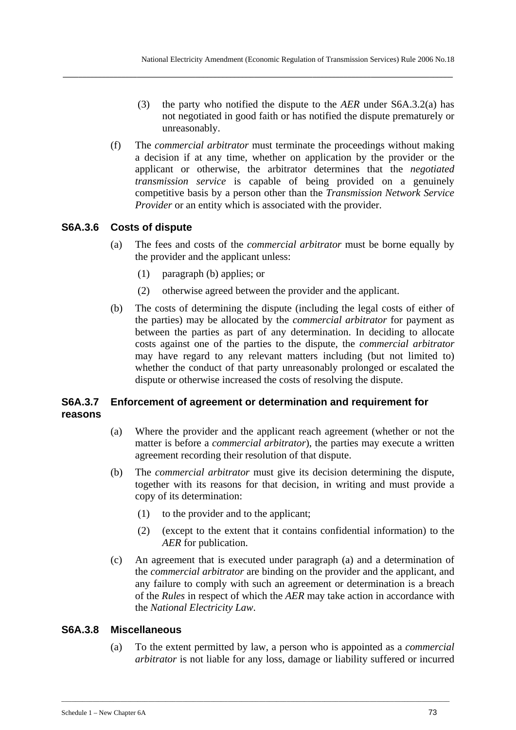(3) the party who notified the dispute to the *AER* under S6A.3.2(a) has not negotiated in good faith or has notified the dispute prematurely or unreasonably.

(f) The *commercial arbitrator* must terminate the proceedings without making a decision if at any time, whether on application by the provider or the applicant or otherwise, the arbitrator determines that the *negotiated transmission service* is capable of being provided on a genuinely competitive basis by a person other than the *Transmission Network Service Provider* or an entity which is associated with the provider.

### S6A.3.6 Costs of dispute

(a) The fees and costs of the *commercial arbitrator* must be borne equally by the provider and the applicant unless:

(1) paragraph (b) applies; or

(2) otherwise agreed between the provider and the applicant.

(b) The costs of determining the dispute (including the legal costs of either of the parties) may be allocated by the *commercial arbitrator* for payment as between the parties as part of any determination. In deciding to allocate costs against one of the parties to the dispute, the *commercial arbitrator* may have regard to any relevant matters including (but not limited to) whether the conduct of that party unreasonably prolonged or escalated the dispute or otherwise increased the costs of resolving the dispute.

### S6A.3.7 Enforcement of agreement or determination and requirement for reasons

(a) Where the provider and the applicant reach agreement (whether or not the matter is before a *commercial arbitrator*), the parties may execute a written agreement recording their resolution of that dispute.

(b) The *commercial arbitrator* must give its decision determining the dispute, together with its reasons for that decision, in writing and must provide a copy of its determination:

(1) to the provider and to the applicant;

(2) (except to the extent that it contains confidential information) to the *AER* for publication.

(c) An agreement that is executed under paragraph (a) and a determination of the *commercial arbitrator* are binding on the provider and the applicant, and any failure to comply with such an agreement or determination is a breach of the *Rules* in respect of which the *AER* may take action in accordance with the *National Electricity Law*.

### S6A.3.8 Miscellaneous

(a) To the extent permitted by law, a person who is appointed as a *commercial arbitrator* is not liable for any loss, damage or liability suffered or incurred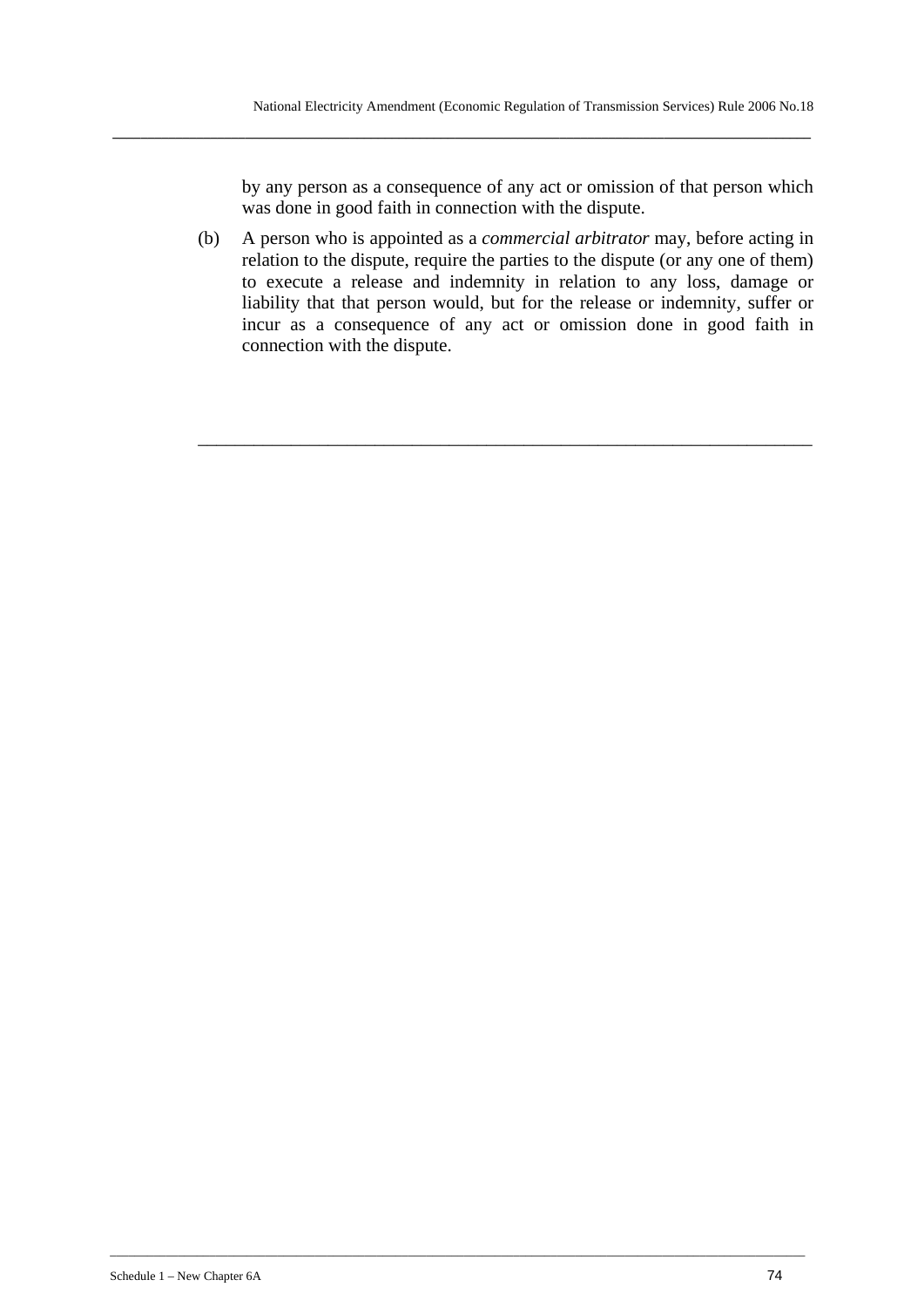by any person as a consequence of any act or omission of that person which was done in good faith in connection with the dispute.

(b) A person who is appointed as a *commercial arbitrator* may, before acting in relation to the dispute, require the parties to the dispute (or any one of them) to execute a release and indemnity in relation to any loss, damage or liability that that person would, but for the release or indemnity, suffer or incur as a consequence of any act or omission done in good faith in connection with the dispute.

---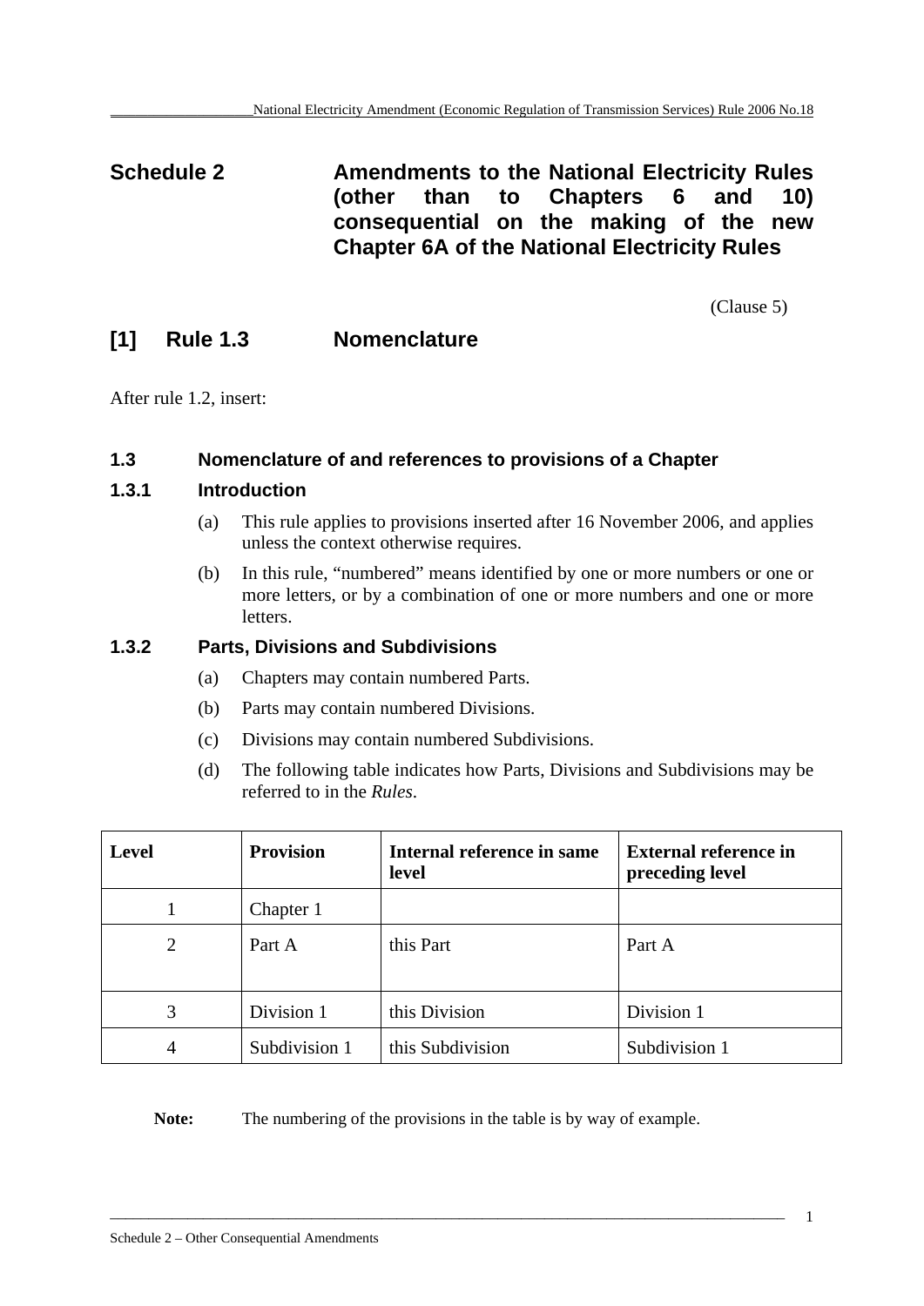# Schedule 2 Amendments to the National Electricity Rules (other than to Chapters 6 and 10) consequential on the making of the new Chapter 6A of the National Electricity Rules

(Clause 5)

## [1] Rule 1.3 Nomenclature

After rule 1.2, insert:

### 1.3 Nomenclature of and references to provisions of a Chapter

#### 1.3.1 Introduction

(a) This rule applies to provisions inserted after 16 November 2006, and applies unless the context otherwise requires.

(b) In this rule, "numbered" means identified by one or more numbers or one or more letters, or by a combination of one or more numbers and one or more letters.

#### 1.3.2 Parts, Divisions and Subdivisions

(a) Chapters may contain numbered Parts.

(b) Parts may contain numbered Divisions.

(c) Divisions may contain numbered Subdivisions.

(d) The following table indicates how Parts, Divisions and Subdivisions may be referred to in the *Rules*.

| Level | Provision | Internal reference in same level | External reference in preceding level |
|---|---|---|---|
| 1 | Chapter 1 | | |
| 2 | Part A | this Part | Part A |
| 3 | Division 1 | this Division | Division 1 |
| 4 | Subdivision 1 | this Subdivision | Subdivision 1 |

**Note:** The numbering of the provisions in the table is by way of example.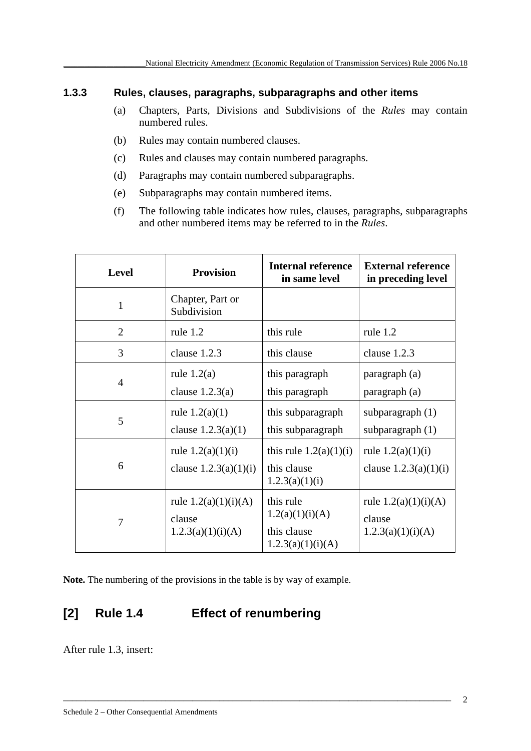### 1.3.3 Rules, clauses, paragraphs, subparagraphs and other items

(a) Chapters, Parts, Divisions and Subdivisions of the *Rules* may contain numbered rules.

(b) Rules may contain numbered clauses.

(c) Rules and clauses may contain numbered paragraphs.

(d) Paragraphs may contain numbered subparagraphs.

(e) Subparagraphs may contain numbered items.

(f) The following table indicates how rules, clauses, paragraphs, subparagraphs and other numbered items may be referred to in the *Rules*.

| Level | Provision | Internal reference in same level | External reference in preceding level |
|---|---|---|---|
| 1 | Chapter, Part or Subdivision | | |
| 2 | rule 1.2 | this rule | rule 1.2 |
| 3 | clause 1.2.3 | this clause | clause 1.2.3 |
| 4 | rule 1.2(a)<br>clause 1.2.3(a) | this paragraph<br>this paragraph | paragraph (a)<br>paragraph (a) |
| 5 | rule 1.2(a)(1)<br>clause 1.2.3(a)(1) | this subparagraph<br>this subparagraph | subparagraph (1)<br>subparagraph (1) |
| 6 | rule 1.2(a)(1)(i)<br>clause 1.2.3(a)(1)(i) | this rule 1.2(a)(1)(i)<br>this clause 1.2.3(a)(1)(i) | rule 1.2(a)(1)(i)<br>clause 1.2.3(a)(1)(i) |
| 7 | rule 1.2(a)(1)(i)(A)<br>clause 1.2.3(a)(1)(i)(A) | this rule 1.2(a)(1)(i)(A)<br>this clause 1.2.3(a)(1)(i)(A) | rule 1.2(a)(1)(i)(A)<br>clause 1.2.3(a)(1)(i)(A) |

**Note.** The numbering of the provisions in the table is by way of example.

## [2] Rule 1.4 Effect of renumbering

After rule 1.3, insert: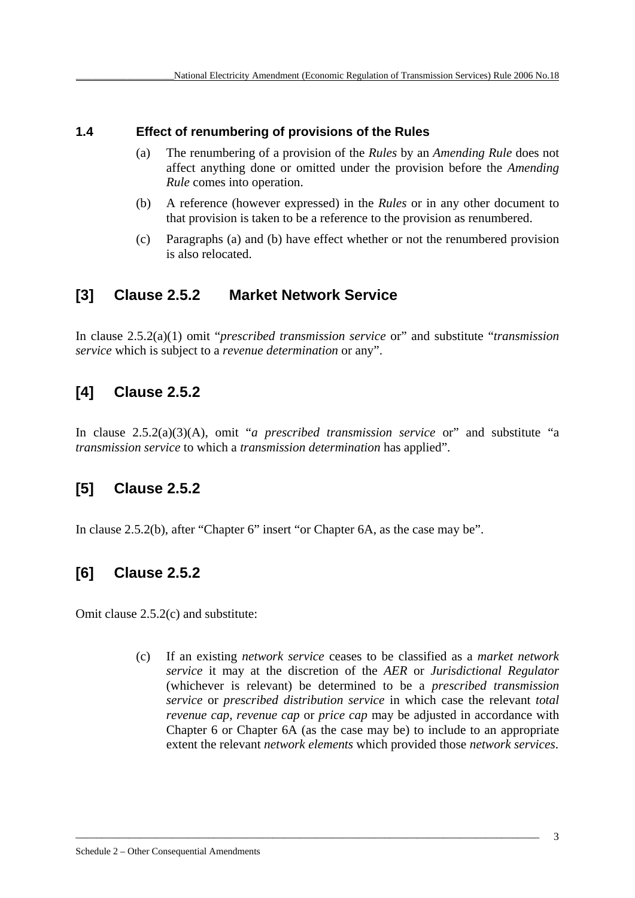### 1.4 Effect of renumbering of provisions of the Rules

(a) The renumbering of a provision of the *Rules* by an *Amending Rule* does not affect anything done or omitted under the provision before the *Amending Rule* comes into operation.

(b) A reference (however expressed) in the *Rules* or in any other document to that provision is taken to be a reference to the provision as renumbered.

(c) Paragraphs (a) and (b) have effect whether or not the renumbered provision is also relocated.

## [3] Clause 2.5.2 Market Network Service

In clause 2.5.2(a)(1) omit "*prescribed transmission service* or" and substitute "*transmission service* which is subject to a *revenue determination* or any".

## [4] Clause 2.5.2

In clause 2.5.2(a)(3)(A), omit "*a prescribed transmission service* or" and substitute "a *transmission service* to which a *transmission determination* has applied".

## [5] Clause 2.5.2

In clause 2.5.2(b), after "Chapter 6" insert "or Chapter 6A, as the case may be".

## [6] Clause 2.5.2

Omit clause 2.5.2(c) and substitute:

> (c) If an existing *network service* ceases to be classified as a *market network service* it may at the discretion of the *AER* or *Jurisdictional Regulator* (whichever is relevant) be determined to be a *prescribed transmission service* or *prescribed distribution service* in which case the relevant *total revenue cap*, *revenue cap* or *price cap* may be adjusted in accordance with Chapter 6 or Chapter 6A (as the case may be) to include to an appropriate extent the relevant *network elements* which provided those *network services*.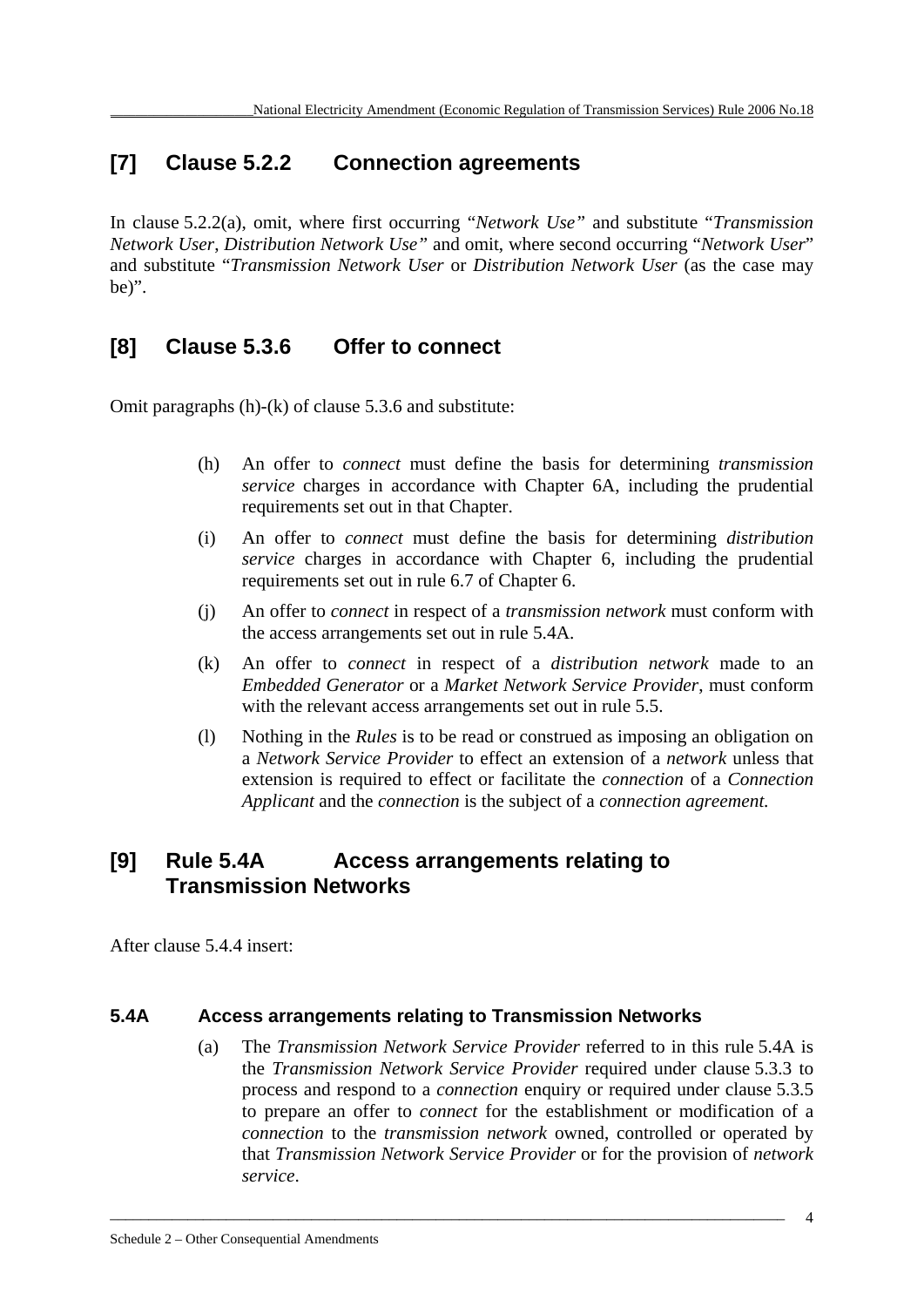## [7] Clause 5.2.2 Connection agreements

In clause 5.2.2(a), omit, where first occurring "*Network Use"* and substitute "*Transmission Network User*, *Distribution Network Use"* and omit, where second occurring "*Network User*" and substitute "*Transmission Network User* or *Distribution Network User* (as the case may be)".

## [8] Clause 5.3.6 Offer to connect

Omit paragraphs (h)-(k) of clause 5.3.6 and substitute:

(h) An offer to *connect* must define the basis for determining *transmission service* charges in accordance with Chapter 6A, including the prudential requirements set out in that Chapter.

(i) An offer to *connect* must define the basis for determining *distribution service* charges in accordance with Chapter 6, including the prudential requirements set out in rule 6.7 of Chapter 6.

(j) An offer to *connect* in respect of a *transmission network* must conform with the access arrangements set out in rule 5.4A.

(k) An offer to *connect* in respect of a *distribution network* made to an *Embedded Generator* or a *Market Network Service Provider*, must conform with the relevant access arrangements set out in rule 5.5.

(l) Nothing in the *Rules* is to be read or construed as imposing an obligation on a *Network Service Provider* to effect an extension of a *network* unless that extension is required to effect or facilitate the *connection* of a *Connection Applicant* and the *connection* is the subject of a *connection agreement.*

## [9] Rule 5.4A Access arrangements relating to Transmission Networks

After clause 5.4.4 insert:

### 5.4A Access arrangements relating to Transmission Networks

(a) The *Transmission Network Service Provider* referred to in this rule 5.4A is the *Transmission Network Service Provider* required under clause 5.3.3 to process and respond to a *connection* enquiry or required under clause 5.3.5 to prepare an offer to *connect* for the establishment or modification of a *connection* to the *transmission network* owned, controlled or operated by that *Transmission Network Service Provider* or for the provision of *network service*.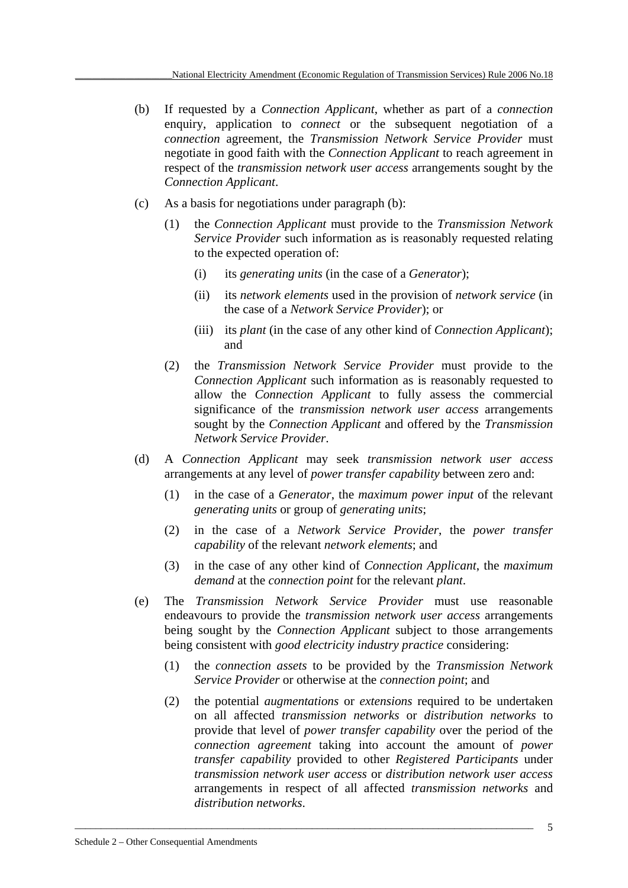(b) If requested by a *Connection Applicant*, whether as part of a *connection* enquiry, application to *connect* or the subsequent negotiation of a *connection* agreement, the *Transmission Network Service Provider* must negotiate in good faith with the *Connection Applicant* to reach agreement in respect of the *transmission network user access* arrangements sought by the *Connection Applicant*.

(c) As a basis for negotiations under paragraph (b):

  (1) the *Connection Applicant* must provide to the *Transmission Network Service Provider* such information as is reasonably requested relating to the expected operation of:

    (i) its *generating units* (in the case of a *Generator*);

    (ii) its *network elements* used in the provision of *network service* (in the case of a *Network Service Provider*); or

    (iii) its *plant* (in the case of any other kind of *Connection Applicant*); and

  (2) the *Transmission Network Service Provider* must provide to the *Connection Applicant* such information as is reasonably requested to allow the *Connection Applicant* to fully assess the commercial significance of the *transmission network user access* arrangements sought by the *Connection Applicant* and offered by the *Transmission Network Service Provider*.

(d) A *Connection Applicant* may seek *transmission network user access* arrangements at any level of *power transfer capability* between zero and:

  (1) in the case of a *Generator*, the *maximum power input* of the relevant *generating units* or group of *generating units*;

  (2) in the case of a *Network Service Provider*, the *power transfer capability* of the relevant *network elements*; and

  (3) in the case of any other kind of *Connection Applicant*, the *maximum demand* at the *connection point* for the relevant *plant*.

(e) The *Transmission Network Service Provider* must use reasonable endeavours to provide the *transmission network user access* arrangements being sought by the *Connection Applicant* subject to those arrangements being consistent with *good electricity industry practice* considering:

  (1) the *connection assets* to be provided by the *Transmission Network Service Provider* or otherwise at the *connection point*; and

  (2) the potential *augmentations* or *extensions* required to be undertaken on all affected *transmission networks* or *distribution networks* to provide that level of *power transfer capability* over the period of the *connection agreement* taking into account the amount of *power transfer capability* provided to other *Registered Participants* under *transmission network user access* or *distribution network user access* arrangements in respect of all affected *transmission networks* and *distribution networks*.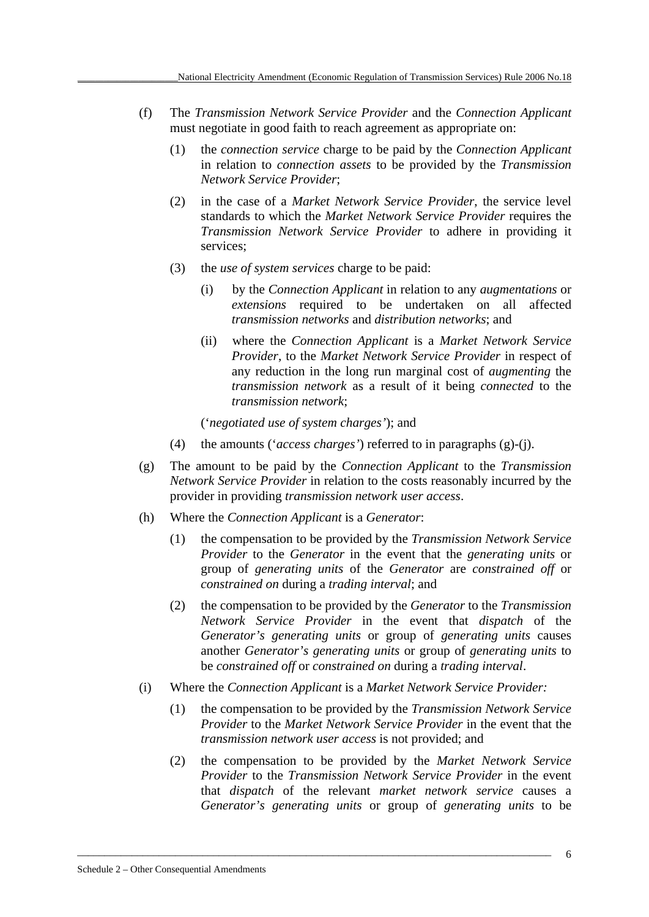(f) The *Transmission Network Service Provider* and the *Connection Applicant* must negotiate in good faith to reach agreement as appropriate on:

  (1) the *connection service* charge to be paid by the *Connection Applicant* in relation to *connection assets* to be provided by the *Transmission Network Service Provider*;

  (2) in the case of a *Market Network Service Provider*, the service level standards to which the *Market Network Service Provider* requires the *Transmission Network Service Provider* to adhere in providing it services;

  (3) the *use of system services* charge to be paid:

    (i) by the *Connection Applicant* in relation to any *augmentations* or *extensions* required to be undertaken on all affected *transmission networks* and *distribution networks*; and

    (ii) where the *Connection Applicant* is a *Market Network Service Provider*, to the *Market Network Service Provider* in respect of any reduction in the long run marginal cost of *augmenting* the *transmission network* as a result of it being *connected* to the *transmission network*;

  ('*negotiated use of system charges'*); and

  (4) the amounts ('*access charges'*) referred to in paragraphs (g)-(j).

(g) The amount to be paid by the *Connection Applicant* to the *Transmission Network Service Provider* in relation to the costs reasonably incurred by the provider in providing *transmission network user access*.

(h) Where the *Connection Applicant* is a *Generator*:

  (1) the compensation to be provided by the *Transmission Network Service Provider* to the *Generator* in the event that the *generating units* or group of *generating units* of the *Generator* are *constrained off* or *constrained on* during a *trading interval*; and

  (2) the compensation to be provided by the *Generator* to the *Transmission Network Service Provider* in the event that *dispatch* of the *Generator's generating units* or group of *generating units* causes another *Generator's generating units* or group of *generating units* to be *constrained off* or *constrained on* during a *trading interval*.

(i) Where the *Connection Applicant* is a *Market Network Service Provider:*

  (1) the compensation to be provided by the *Transmission Network Service Provider* to the *Market Network Service Provider* in the event that the *transmission network user access* is not provided; and

  (2) the compensation to be provided by the *Market Network Service Provider* to the *Transmission Network Service Provider* in the event that *dispatch* of the relevant *market network service* causes a *Generator's generating units* or group of *generating units* to be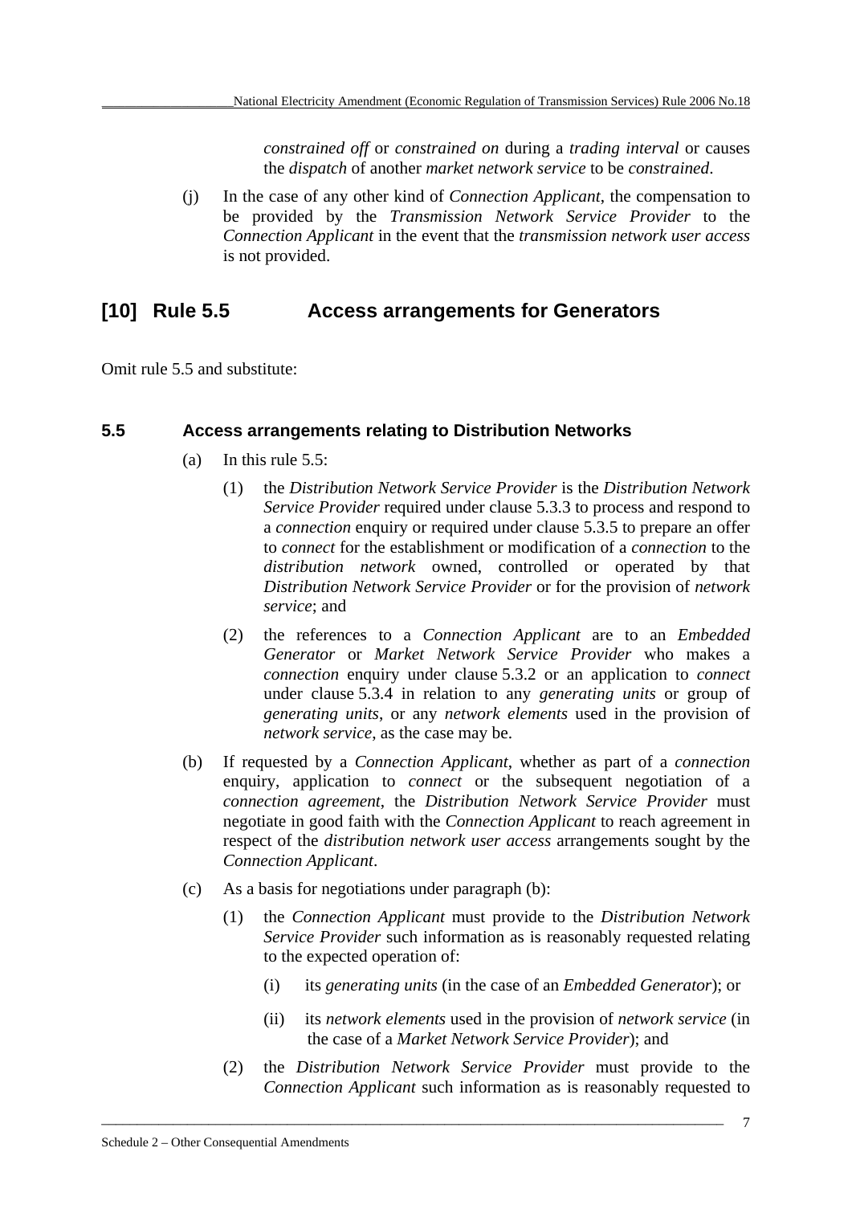*constrained off* or *constrained on* during a *trading interval* or causes the *dispatch* of another *market network service* to be *constrained*.

(j) In the case of any other kind of *Connection Applicant*, the compensation to be provided by the *Transmission Network Service Provider* to the *Connection Applicant* in the event that the *transmission network user access* is not provided.

## [10] Rule 5.5 Access arrangements for Generators

Omit rule 5.5 and substitute:

### 5.5 Access arrangements relating to Distribution Networks

(a) In this rule 5.5:

(1) the *Distribution Network Service Provider* is the *Distribution Network Service Provider* required under clause 5.3.3 to process and respond to a *connection* enquiry or required under clause 5.3.5 to prepare an offer to *connect* for the establishment or modification of a *connection* to the *distribution network* owned, controlled or operated by that *Distribution Network Service Provider* or for the provision of *network service*; and

(2) the references to a *Connection Applicant* are to an *Embedded Generator* or *Market Network Service Provider* who makes a *connection* enquiry under clause 5.3.2 or an application to *connect* under clause 5.3.4 in relation to any *generating units* or group of *generating units*, or any *network elements* used in the provision of *network service*, as the case may be.

(b) If requested by a *Connection Applicant*, whether as part of a *connection* enquiry, application to *connect* or the subsequent negotiation of a *connection agreement*, the *Distribution Network Service Provider* must negotiate in good faith with the *Connection Applicant* to reach agreement in respect of the *distribution network user access* arrangements sought by the *Connection Applicant*.

(c) As a basis for negotiations under paragraph (b):

(1) the *Connection Applicant* must provide to the *Distribution Network Service Provider* such information as is reasonably requested relating to the expected operation of:

(i) its *generating units* (in the case of an *Embedded Generator*); or

(ii) its *network elements* used in the provision of *network service* (in the case of a *Market Network Service Provider*); and

(2) the *Distribution Network Service Provider* must provide to the *Connection Applicant* such information as is reasonably requested to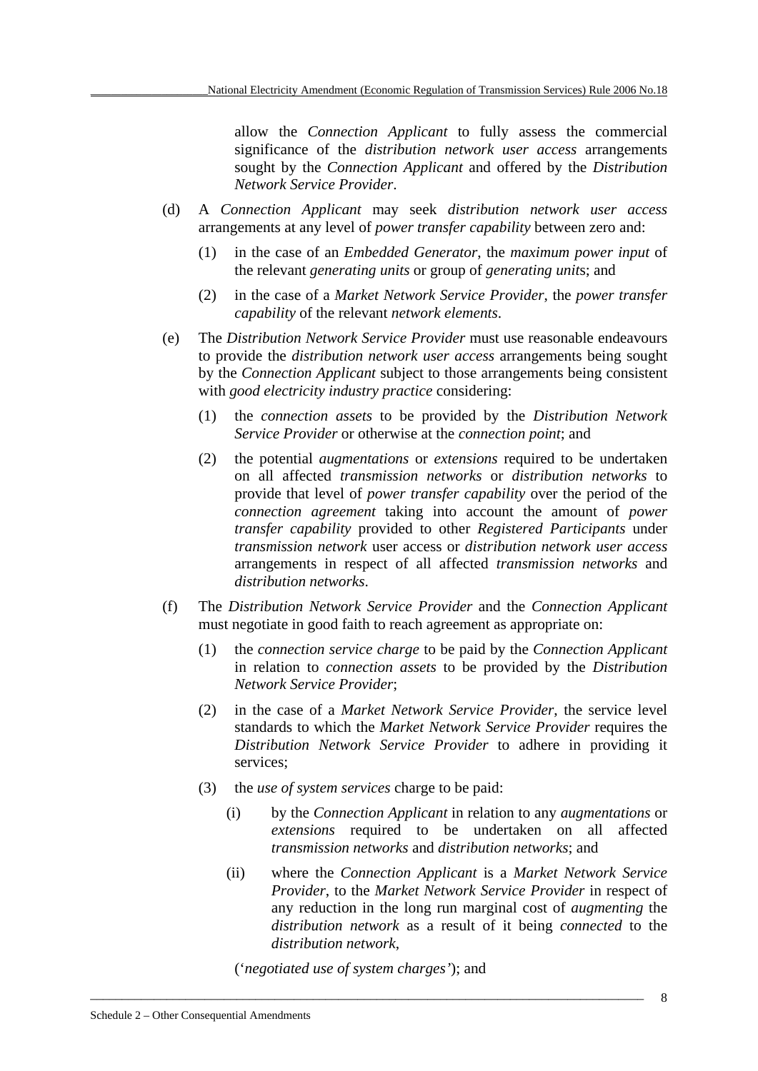allow the *Connection Applicant* to fully assess the commercial significance of the *distribution network user access* arrangements sought by the *Connection Applicant* and offered by the *Distribution Network Service Provider*.

(d) A *Connection Applicant* may seek *distribution network user access* arrangements at any level of *power transfer capability* between zero and:

(1) in the case of an *Embedded Generator*, the *maximum power input* of the relevant *generating units* or group of *generating unit*s; and

(2) in the case of a *Market Network Service Provider*, the *power transfer capability* of the relevant *network elements*.

(e) The *Distribution Network Service Provider* must use reasonable endeavours to provide the *distribution network user access* arrangements being sought by the *Connection Applicant* subject to those arrangements being consistent with *good electricity industry practice* considering:

(1) the *connection assets* to be provided by the *Distribution Network Service Provider* or otherwise at the *connection point*; and

(2) the potential *augmentations* or *extensions* required to be undertaken on all affected *transmission networks* or *distribution networks* to provide that level of *power transfer capability* over the period of the *connection agreement* taking into account the amount of *power transfer capability* provided to other *Registered Participants* under *transmission network* user access or *distribution network user access* arrangements in respect of all affected *transmission networks* and *distribution networks*.

(f) The *Distribution Network Service Provider* and the *Connection Applicant* must negotiate in good faith to reach agreement as appropriate on:

(1) the *connection service charge* to be paid by the *Connection Applicant* in relation to *connection assets* to be provided by the *Distribution Network Service Provider*;

(2) in the case of a *Market Network Service Provider*, the service level standards to which the *Market Network Service Provider* requires the *Distribution Network Service Provider* to adhere in providing it services;

(3) the *use of system services* charge to be paid:

(i) by the *Connection Applicant* in relation to any *augmentations* or *extensions* required to be undertaken on all affected *transmission networks* and *distribution networks*; and

(ii) where the *Connection Applicant* is a *Market Network Service Provider*, to the *Market Network Service Provider* in respect of any reduction in the long run marginal cost of *augmenting* the *distribution network* as a result of it being *connected* to the *distribution network*,

('*negotiated use of system charges'*); and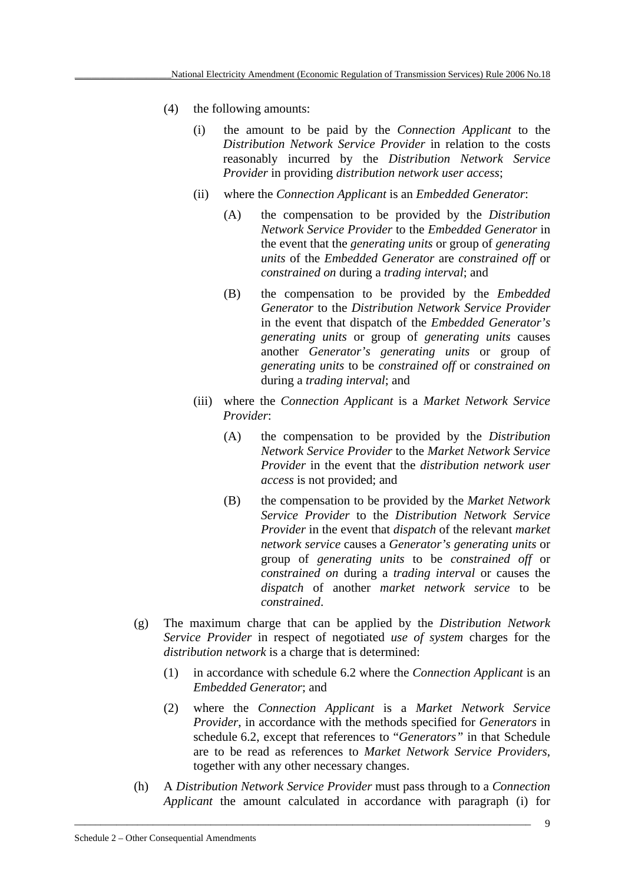(4) the following amounts:

(i) the amount to be paid by the *Connection Applicant* to the *Distribution Network Service Provider* in relation to the costs reasonably incurred by the *Distribution Network Service Provider* in providing *distribution network user access*;

(ii) where the *Connection Applicant* is an *Embedded Generator*:

(A) the compensation to be provided by the *Distribution Network Service Provider* to the *Embedded Generator* in the event that the *generating units* or group of *generating units* of the *Embedded Generator* are *constrained off* or *constrained on* during a *trading interval*; and

(B) the compensation to be provided by the *Embedded Generator* to the *Distribution Network Service Provider* in the event that dispatch of the *Embedded Generator's generating units* or group of *generating units* causes another *Generator's generating units* or group of *generating units* to be *constrained off* or *constrained on* during a *trading interval*; and

(iii) where the *Connection Applicant* is a *Market Network Service Provider*:

(A) the compensation to be provided by the *Distribution Network Service Provider* to the *Market Network Service Provider* in the event that the *distribution network user access* is not provided; and

(B) the compensation to be provided by the *Market Network Service Provider* to the *Distribution Network Service Provider* in the event that *dispatch* of the relevant *market network service* causes a *Generator's generating units* or group of *generating units* to be *constrained off* or *constrained on* during a *trading interval* or causes the *dispatch* of another *market network service* to be *constrained*.

(g) The maximum charge that can be applied by the *Distribution Network Service Provider* in respect of negotiated *use of system* charges for the *distribution network* is a charge that is determined:

(1) in accordance with schedule 6.2 where the *Connection Applicant* is an *Embedded Generator*; and

(2) where the *Connection Applicant* is a *Market Network Service Provider*, in accordance with the methods specified for *Generators* in schedule 6.2, except that references to "*Generators*" in that Schedule are to be read as references to *Market Network Service Providers*, together with any other necessary changes.

(h) A *Distribution Network Service Provider* must pass through to a *Connection Applicant* the amount calculated in accordance with paragraph (i) for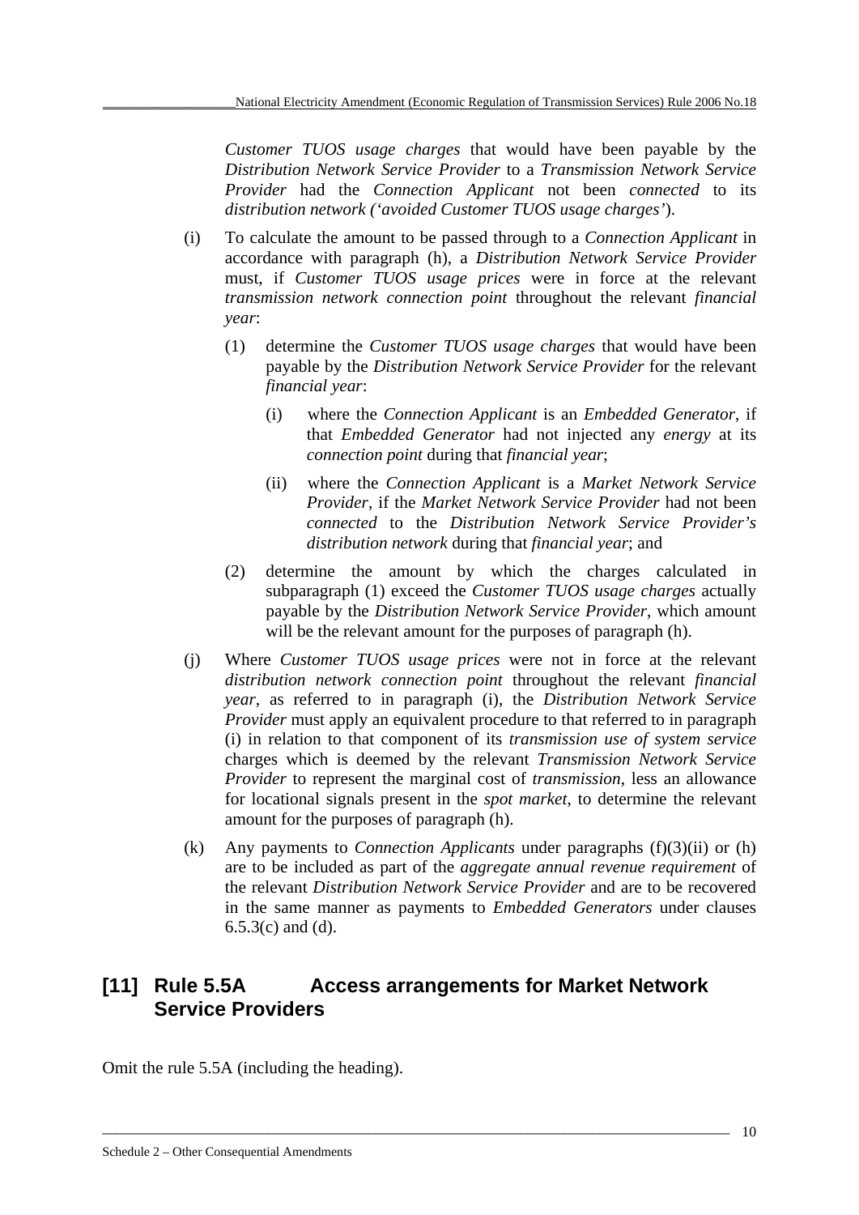*Customer TUOS usage charges* that would have been payable by the *Distribution Network Service Provider* to a *Transmission Network Service Provider* had the *Connection Applicant* not been *connected* to its *distribution network (‘avoided Customer TUOS usage charges’*).

(i) To calculate the amount to be passed through to a *Connection Applicant* in accordance with paragraph (h), a *Distribution Network Service Provider* must, if *Customer TUOS usage prices* were in force at the relevant *transmission network connection point* throughout the relevant *financial year*:

  (1) determine the *Customer TUOS usage charges* that would have been payable by the *Distribution Network Service Provider* for the relevant *financial year*:

    (i) where the *Connection Applicant* is an *Embedded Generator*, if that *Embedded Generator* had not injected any *energy* at its *connection point* during that *financial year*;

    (ii) where the *Connection Applicant* is a *Market Network Service Provider*, if the *Market Network Service Provider* had not been *connected* to the *Distribution Network Service Provider’s distribution network* during that *financial year*; and

  (2) determine the amount by which the charges calculated in subparagraph (1) exceed the *Customer TUOS usage charges* actually payable by the *Distribution Network Service Provider*, which amount will be the relevant amount for the purposes of paragraph (h).

(j) Where *Customer TUOS usage prices* were not in force at the relevant *distribution network connection point* throughout the relevant *financial year*, as referred to in paragraph (i), the *Distribution Network Service Provider* must apply an equivalent procedure to that referred to in paragraph (i) in relation to that component of its *transmission use of system service* charges which is deemed by the relevant *Transmission Network Service Provider* to represent the marginal cost of *transmission*, less an allowance for locational signals present in the *spot market*, to determine the relevant amount for the purposes of paragraph (h).

(k) Any payments to *Connection Applicants* under paragraphs (f)(3)(ii) or (h) are to be included as part of the *aggregate annual revenue requirement* of the relevant *Distribution Network Service Provider* and are to be recovered in the same manner as payments to *Embedded Generators* under clauses 6.5.3(c) and (d).

## [11] Rule 5.5A Access arrangements for Market Network Service Providers

Omit the rule 5.5A (including the heading).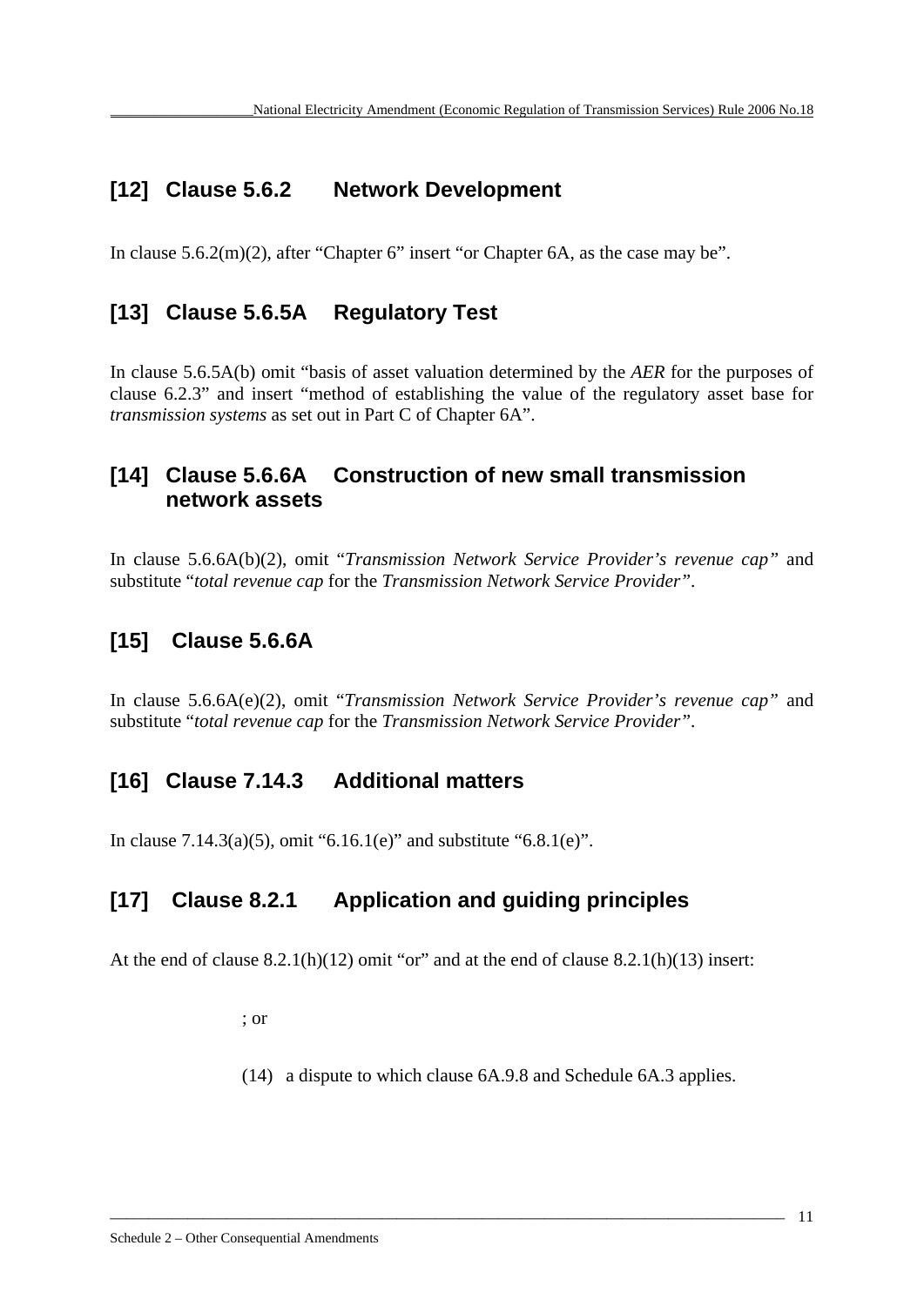## [12] Clause 5.6.2 Network Development

In clause 5.6.2(m)(2), after "Chapter 6" insert "or Chapter 6A, as the case may be".

## [13] Clause 5.6.5A Regulatory Test

In clause 5.6.5A(b) omit "basis of asset valuation determined by the *AER* for the purposes of clause 6.2.3" and insert "method of establishing the value of the regulatory asset base for *transmission systems* as set out in Part C of Chapter 6A".

## [14] Clause 5.6.6A Construction of new small transmission network assets

In clause 5.6.6A(b)(2), omit "*Transmission Network Service Provider's revenue cap*" and substitute "*total revenue cap* for the *Transmission Network Service Provider*".

## [15] Clause 5.6.6A

In clause 5.6.6A(e)(2), omit "*Transmission Network Service Provider's revenue cap*" and substitute "*total revenue cap* for the *Transmission Network Service Provider*".

## [16] Clause 7.14.3 Additional matters

In clause 7.14.3(a)(5), omit "6.16.1(e)" and substitute "6.8.1(e)".

## [17] Clause 8.2.1 Application and guiding principles

At the end of clause 8.2.1(h)(12) omit "or" and at the end of clause 8.2.1(h)(13) insert:

; or

(14) a dispute to which clause 6A.9.8 and Schedule 6A.3 applies.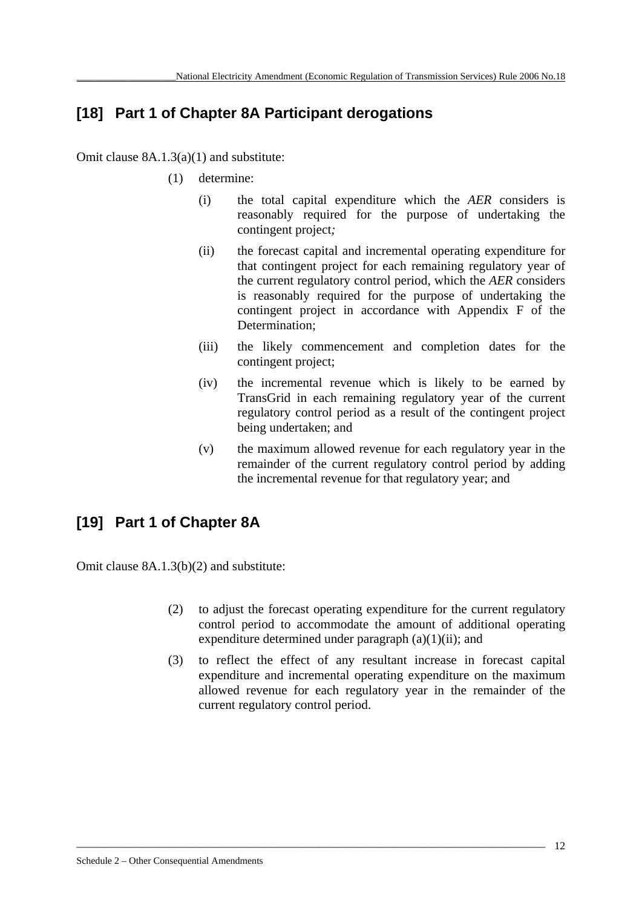## [18] Part 1 of Chapter 8A Participant derogations

Omit clause 8A.1.3(a)(1) and substitute:

(1) determine:

  (i) the total capital expenditure which the *AER* considers is reasonably required for the purpose of undertaking the contingent project*;*

  (ii) the forecast capital and incremental operating expenditure for that contingent project for each remaining regulatory year of the current regulatory control period, which the *AER* considers is reasonably required for the purpose of undertaking the contingent project in accordance with Appendix F of the Determination;

  (iii) the likely commencement and completion dates for the contingent project;

  (iv) the incremental revenue which is likely to be earned by TransGrid in each remaining regulatory year of the current regulatory control period as a result of the contingent project being undertaken; and

  (v) the maximum allowed revenue for each regulatory year in the remainder of the current regulatory control period by adding the incremental revenue for that regulatory year; and

## [19] Part 1 of Chapter 8A

Omit clause 8A.1.3(b)(2) and substitute:

(2) to adjust the forecast operating expenditure for the current regulatory control period to accommodate the amount of additional operating expenditure determined under paragraph (a)(1)(ii); and

(3) to reflect the effect of any resultant increase in forecast capital expenditure and incremental operating expenditure on the maximum allowed revenue for each regulatory year in the remainder of the current regulatory control period.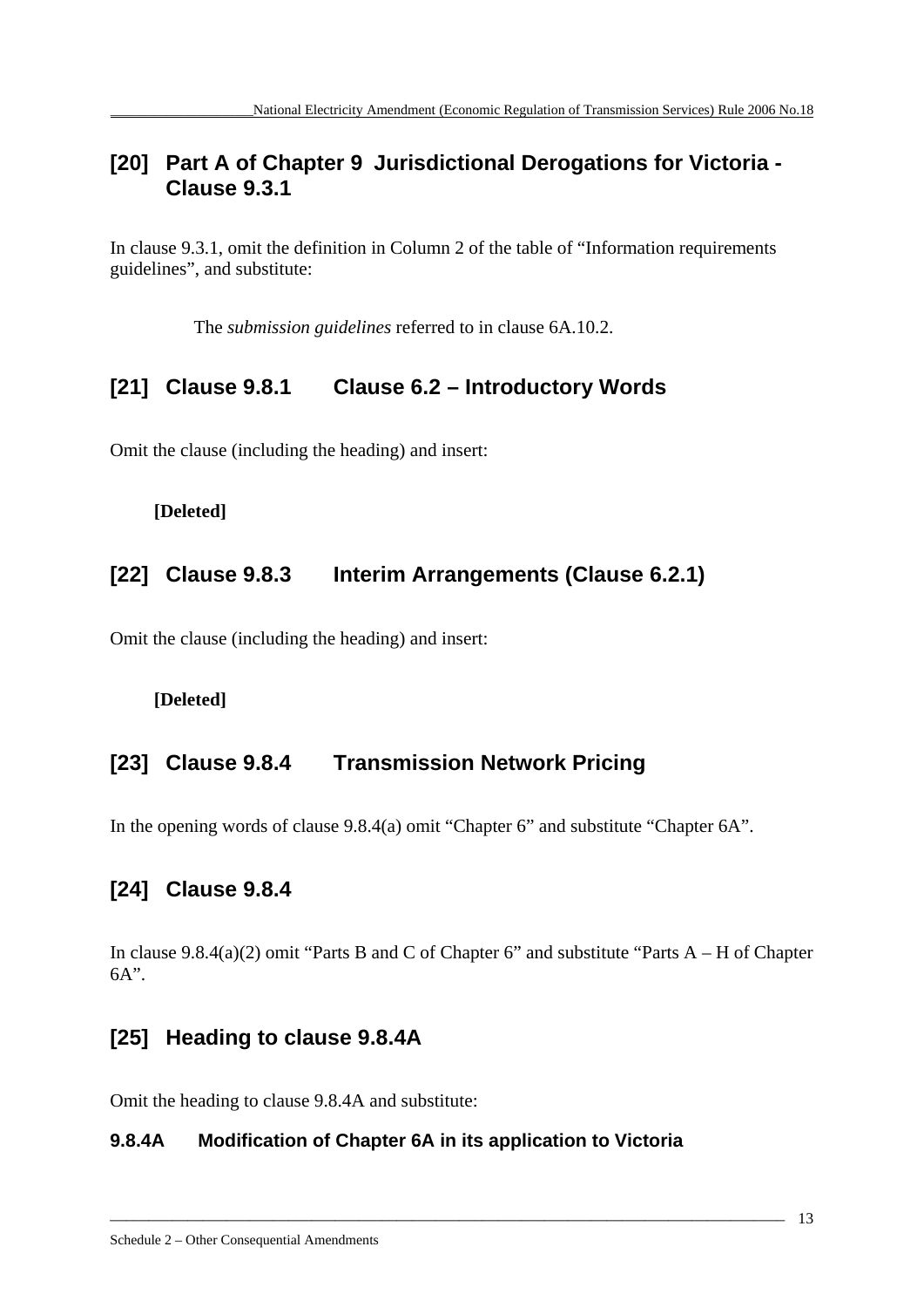## [20] Part A of Chapter 9 Jurisdictional Derogations for Victoria - Clause 9.3.1

In clause 9.3.1, omit the definition in Column 2 of the table of “Information requirements guidelines”, and substitute:

> The *submission guidelines* referred to in clause 6A.10.2.

## [21] Clause 9.8.1 Clause 6.2 – Introductory Words

Omit the clause (including the heading) and insert:

> **[Deleted]**

## [22] Clause 9.8.3 Interim Arrangements (Clause 6.2.1)

Omit the clause (including the heading) and insert:

> **[Deleted]**

## [23] Clause 9.8.4 Transmission Network Pricing

In the opening words of clause 9.8.4(a) omit “Chapter 6” and substitute “Chapter 6A”.

## [24] Clause 9.8.4

In clause 9.8.4(a)(2) omit “Parts B and C of Chapter 6” and substitute “Parts A – H of Chapter 6A”.

## [25] Heading to clause 9.8.4A

Omit the heading to clause 9.8.4A and substitute:

### 9.8.4A Modification of Chapter 6A in its application to Victoria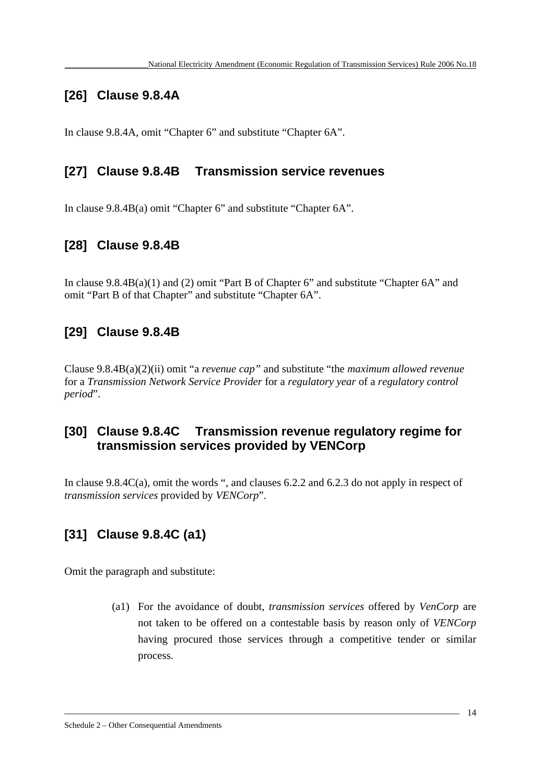## [26] Clause 9.8.4A

In clause 9.8.4A, omit “Chapter 6” and substitute “Chapter 6A”.

## [27] Clause 9.8.4B Transmission service revenues

In clause 9.8.4B(a) omit “Chapter 6” and substitute “Chapter 6A”.

## [28] Clause 9.8.4B

In clause 9.8.4B(a)(1) and (2) omit “Part B of Chapter 6” and substitute “Chapter 6A” and omit “Part B of that Chapter” and substitute “Chapter 6A”.

## [29] Clause 9.8.4B

Clause 9.8.4B(a)(2)(ii) omit “a *revenue cap”* and substitute “the *maximum allowed revenue* for a *Transmission Network Service Provider* for a *regulatory year* of a *regulatory control period*”.

## [30] Clause 9.8.4C Transmission revenue regulatory regime for transmission services provided by VENCorp

In clause 9.8.4C(a), omit the words “, and clauses 6.2.2 and 6.2.3 do not apply in respect of *transmission services* provided by *VENCorp*”.

## [31] Clause 9.8.4C (a1)

Omit the paragraph and substitute:

> (a1) For the avoidance of doubt, *transmission services* offered by *VenCorp* are not taken to be offered on a contestable basis by reason only of *VENCorp* having procured those services through a competitive tender or similar process.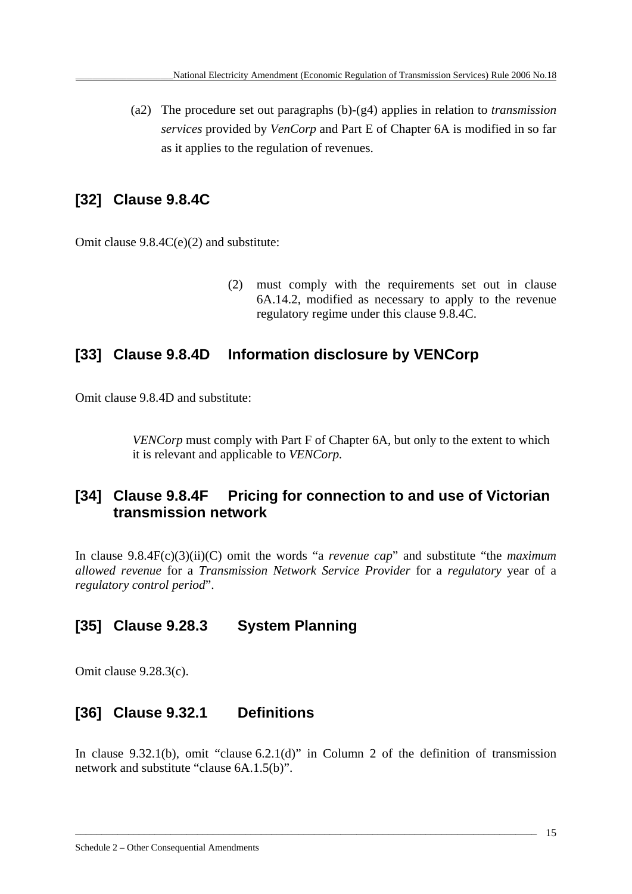(a2) The procedure set out paragraphs (b)-(g4) applies in relation to *transmission services* provided by *VenCorp* and Part E of Chapter 6A is modified in so far as it applies to the regulation of revenues.

## [32] Clause 9.8.4C

Omit clause 9.8.4C(e)(2) and substitute:

> (2) must comply with the requirements set out in clause 6A.14.2, modified as necessary to apply to the revenue regulatory regime under this clause 9.8.4C.

## [33] Clause 9.8.4D Information disclosure by VENCorp

Omit clause 9.8.4D and substitute:

> *VENCorp* must comply with Part F of Chapter 6A, but only to the extent to which it is relevant and applicable to *VENCorp.*

## [34] Clause 9.8.4F Pricing for connection to and use of Victorian transmission network

In clause 9.8.4F(c)(3)(ii)(C) omit the words "a *revenue cap*" and substitute "the *maximum allowed revenue* for a *Transmission Network Service Provider* for a *regulatory* year of a *regulatory control period*".

## [35] Clause 9.28.3 System Planning

Omit clause 9.28.3(c).

## [36] Clause 9.32.1 Definitions

In clause 9.32.1(b), omit "clause 6.2.1(d)" in Column 2 of the definition of transmission network and substitute "clause 6A.1.5(b)".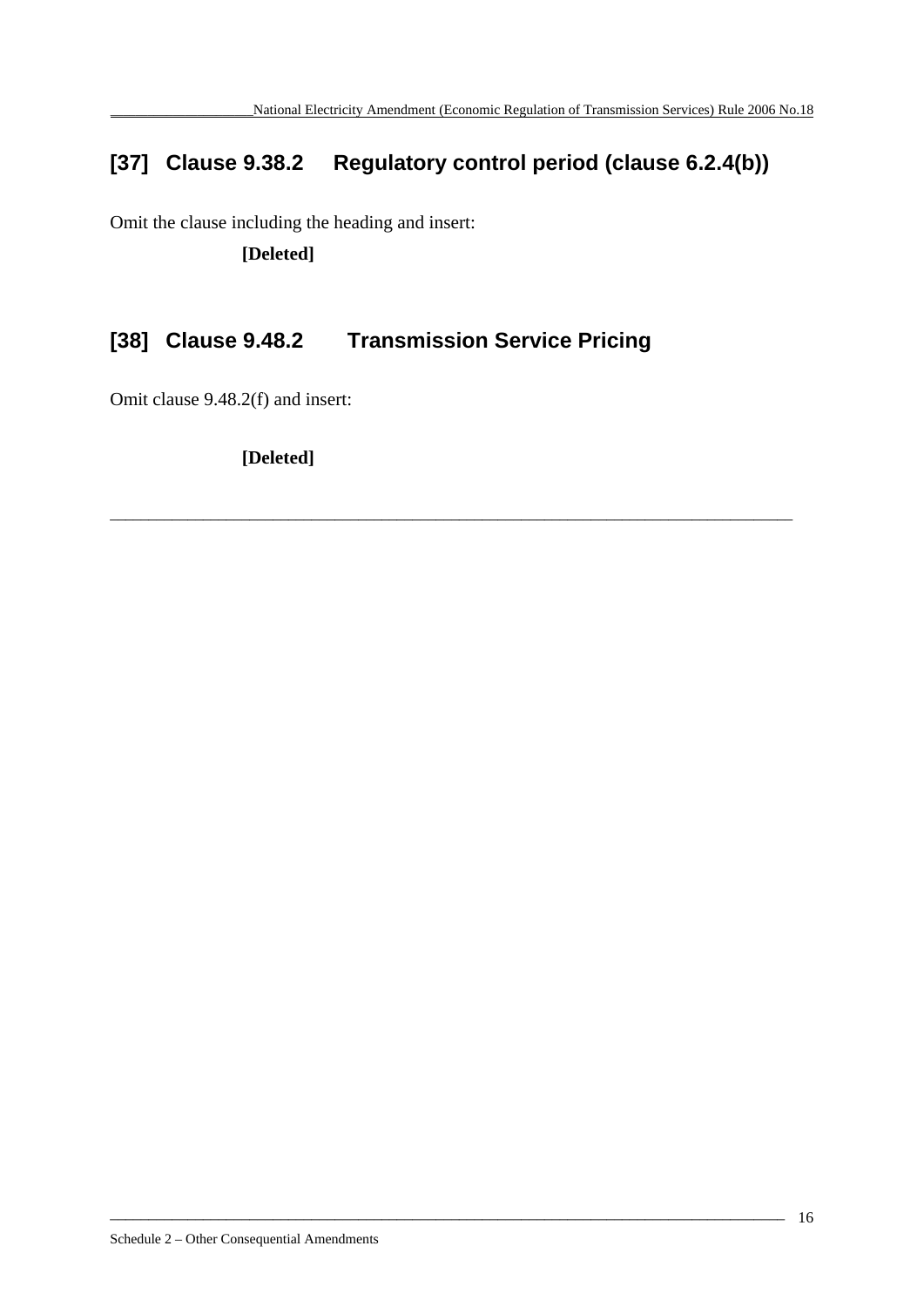## [37] Clause 9.38.2 Regulatory control period (clause 6.2.4(b))

Omit the clause including the heading and insert:

**[Deleted]**

## [38] Clause 9.48.2 Transmission Service Pricing

Omit clause 9.48.2(f) and insert:

**[Deleted]**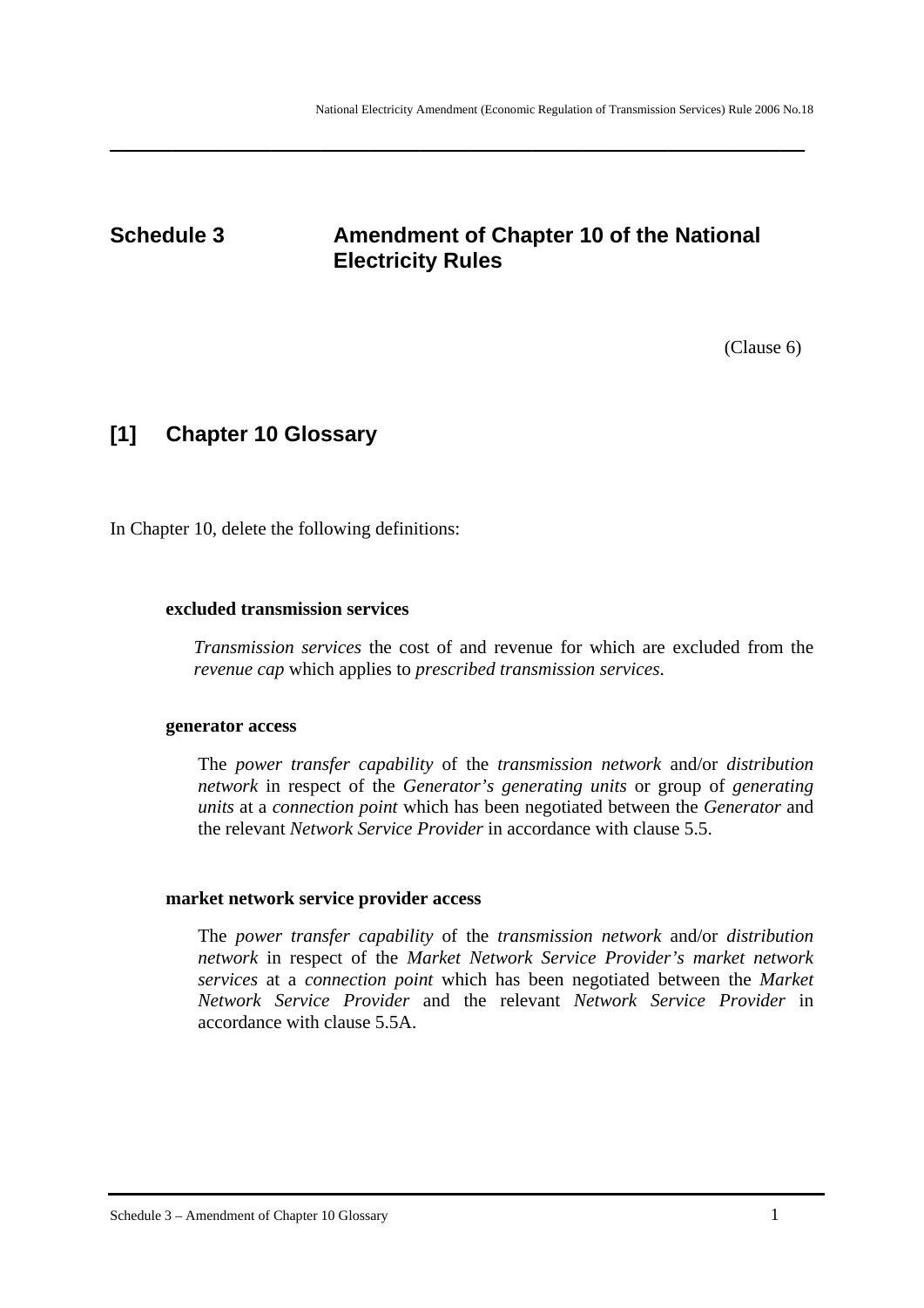## Schedule 3 Amendment of Chapter 10 of the National Electricity Rules

(Clause 6)

### [1] Chapter 10 Glossary

In Chapter 10, delete the following definitions:

**excluded transmission services**

*Transmission services* the cost of and revenue for which are excluded from the *revenue cap* which applies to *prescribed transmission services*.

**generator access**

The *power transfer capability* of the *transmission network* and/or *distribution network* in respect of the *Generator's generating units* or group of *generating units* at a *connection point* which has been negotiated between the *Generator* and the relevant *Network Service Provider* in accordance with clause 5.5.

**market network service provider access**

The *power transfer capability* of the *transmission network* and/or *distribution network* in respect of the *Market Network Service Provider's market network services* at a *connection point* which has been negotiated between the *Market Network Service Provider* and the relevant *Network Service Provider* in accordance with clause 5.5A.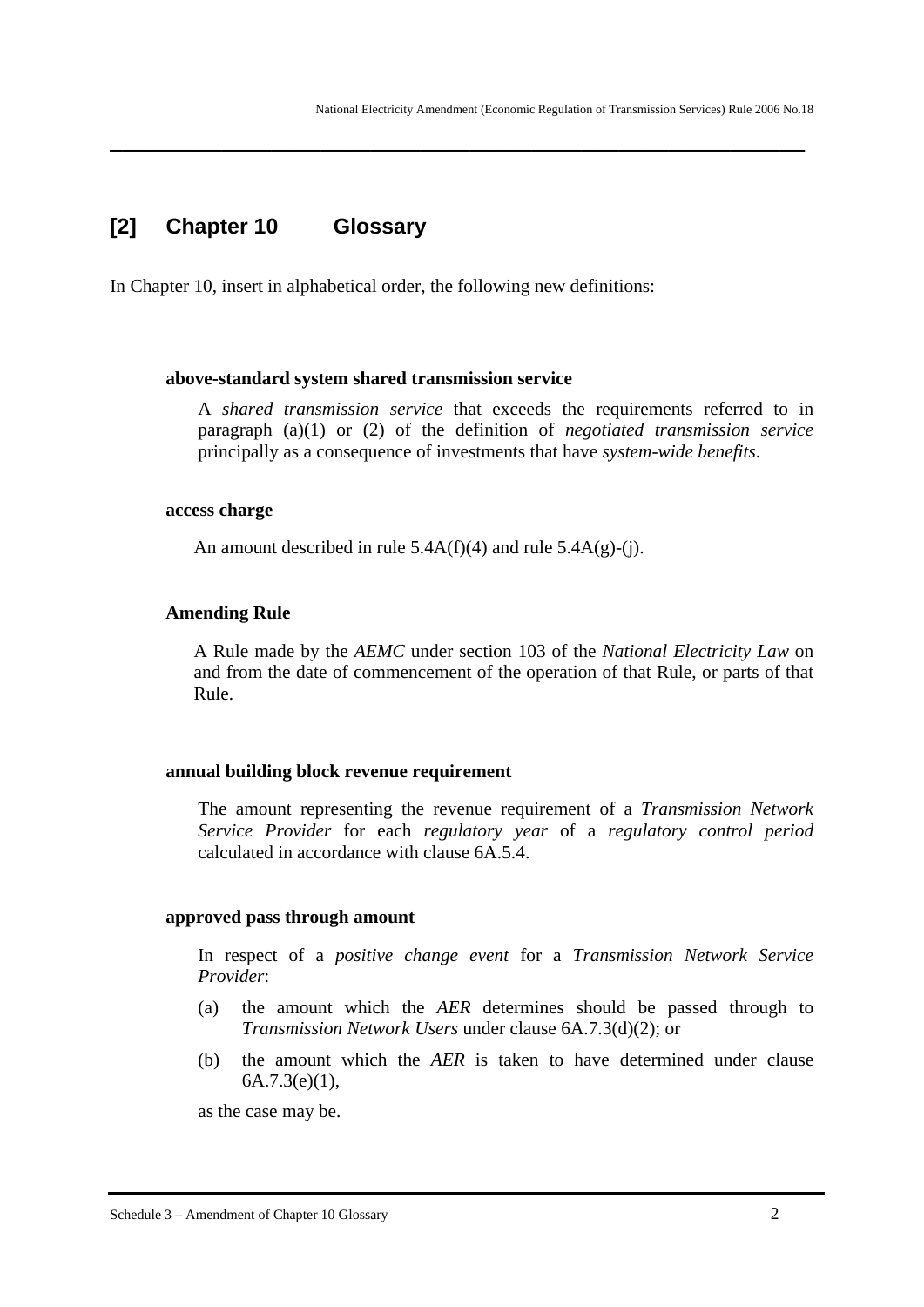## [2] Chapter 10 Glossary

In Chapter 10, insert in alphabetical order, the following new definitions:

**above-standard system shared transmission service**

A *shared transmission service* that exceeds the requirements referred to in paragraph (a)(1) or (2) of the definition of *negotiated transmission service* principally as a consequence of investments that have *system-wide benefits*.

**access charge**

An amount described in rule 5.4A(f)(4) and rule 5.4A(g)-(j).

**Amending Rule**

A Rule made by the *AEMC* under section 103 of the *National Electricity Law* on and from the date of commencement of the operation of that Rule, or parts of that Rule.

**annual building block revenue requirement**

The amount representing the revenue requirement of a *Transmission Network Service Provider* for each *regulatory year* of a *regulatory control period* calculated in accordance with clause 6A.5.4.

**approved pass through amount**

In respect of a *positive change event* for a *Transmission Network Service Provider*:

(a) the amount which the *AER* determines should be passed through to *Transmission Network Users* under clause 6A.7.3(d)(2); or

(b) the amount which the *AER* is taken to have determined under clause 6A.7.3(e)(1),

as the case may be.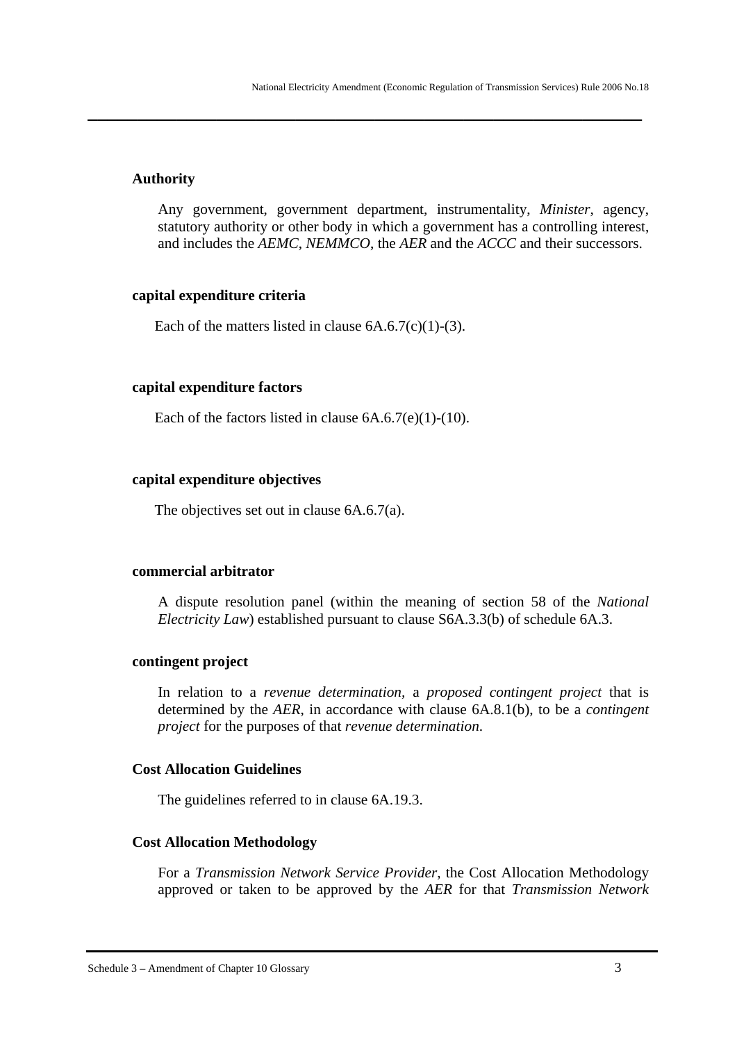**Authority**

Any government, government department, instrumentality, *Minister*, agency, statutory authority or other body in which a government has a controlling interest, and includes the *AEMC*, *NEMMCO*, the *AER* and the *ACCC* and their successors.

**capital expenditure criteria**

Each of the matters listed in clause 6A.6.7(c)(1)-(3).

**capital expenditure factors**

Each of the factors listed in clause 6A.6.7(e)(1)-(10).

**capital expenditure objectives**

The objectives set out in clause 6A.6.7(a).

**commercial arbitrator**

A dispute resolution panel (within the meaning of section 58 of the *National Electricity Law*) established pursuant to clause S6A.3.3(b) of schedule 6A.3.

**contingent project**

In relation to a *revenue determination*, a *proposed contingent project* that is determined by the *AER*, in accordance with clause 6A.8.1(b), to be a *contingent project* for the purposes of that *revenue determination*.

**Cost Allocation Guidelines**

The guidelines referred to in clause 6A.19.3.

**Cost Allocation Methodology**

For a *Transmission Network Service Provider*, the Cost Allocation Methodology approved or taken to be approved by the *AER* for that *Transmission Network*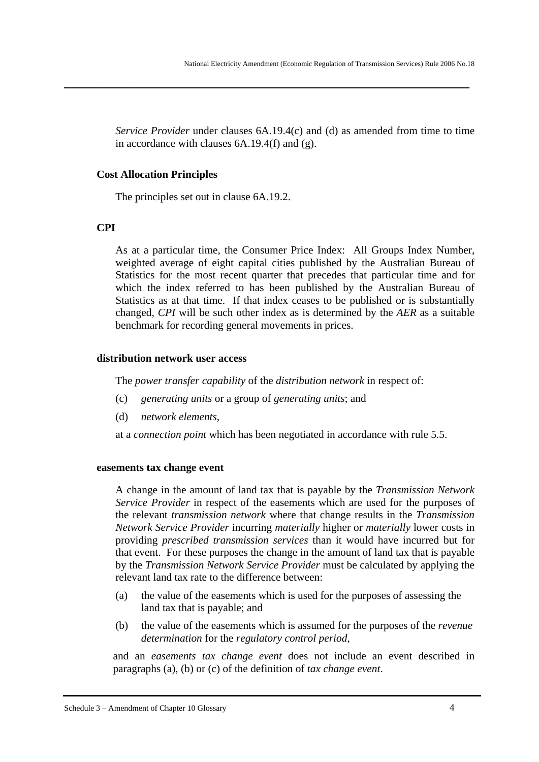*Service Provider* under clauses 6A.19.4(c) and (d) as amended from time to time in accordance with clauses 6A.19.4(f) and (g).

**Cost Allocation Principles**

The principles set out in clause 6A.19.2.

**CPI**

As at a particular time, the Consumer Price Index: All Groups Index Number, weighted average of eight capital cities published by the Australian Bureau of Statistics for the most recent quarter that precedes that particular time and for which the index referred to has been published by the Australian Bureau of Statistics as at that time. If that index ceases to be published or is substantially changed, *CPI* will be such other index as is determined by the *AER* as a suitable benchmark for recording general movements in prices.

**distribution network user access**

The *power transfer capability* of the *distribution network* in respect of:

(c) *generating units* or a group of *generating units*; and

(d) *network elements*,

at a *connection point* which has been negotiated in accordance with rule 5.5.

**easements tax change event**

A change in the amount of land tax that is payable by the *Transmission Network Service Provider* in respect of the easements which are used for the purposes of the relevant *transmission network* where that change results in the *Transmission Network Service Provider* incurring *materially* higher or *materially* lower costs in providing *prescribed transmission services* than it would have incurred but for that event. For these purposes the change in the amount of land tax that is payable by the *Transmission Network Service Provider* must be calculated by applying the relevant land tax rate to the difference between:

(a) the value of the easements which is used for the purposes of assessing the land tax that is payable; and

(b) the value of the easements which is assumed for the purposes of the *revenue determination* for the *regulatory control period*,

and an *easements tax change event* does not include an event described in paragraphs (a), (b) or (c) of the definition of *tax change event*.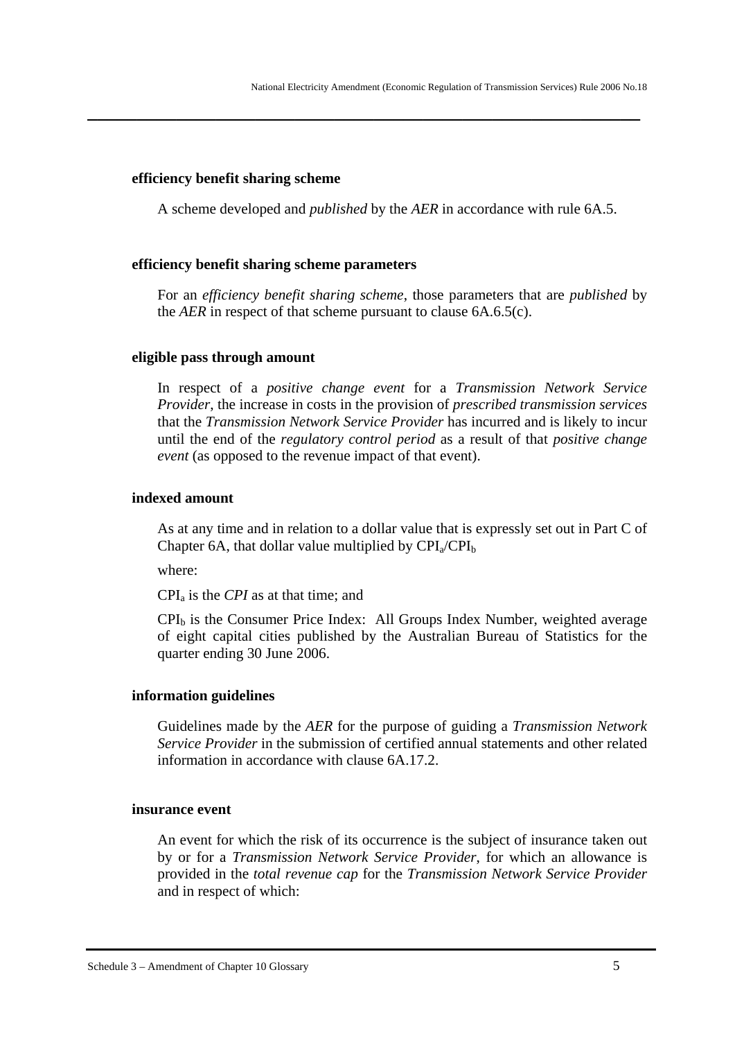**efficiency benefit sharing scheme**

A scheme developed and *published* by the *AER* in accordance with rule 6A.5.

**efficiency benefit sharing scheme parameters**

For an *efficiency benefit sharing scheme*, those parameters that are *published* by the *AER* in respect of that scheme pursuant to clause 6A.6.5(c).

**eligible pass through amount**

In respect of a *positive change event* for a *Transmission Network Service Provider*, the increase in costs in the provision of *prescribed transmission services* that the *Transmission Network Service Provider* has incurred and is likely to incur until the end of the *regulatory control period* as a result of that *positive change event* (as opposed to the revenue impact of that event).

**indexed amount**

As at any time and in relation to a dollar value that is expressly set out in Part C of Chapter 6A, that dollar value multiplied by $CPI_a/CPI_b$

where:

$CPI_a$ is the *CPI* as at that time; and

$CPI_b$ is the Consumer Price Index: All Groups Index Number, weighted average of eight capital cities published by the Australian Bureau of Statistics for the quarter ending 30 June 2006.

**information guidelines**

Guidelines made by the *AER* for the purpose of guiding a *Transmission Network Service Provider* in the submission of certified annual statements and other related information in accordance with clause 6A.17.2.

**insurance event**

An event for which the risk of its occurrence is the subject of insurance taken out by or for a *Transmission Network Service Provider*, for which an allowance is provided in the *total revenue cap* for the *Transmission Network Service Provider* and in respect of which: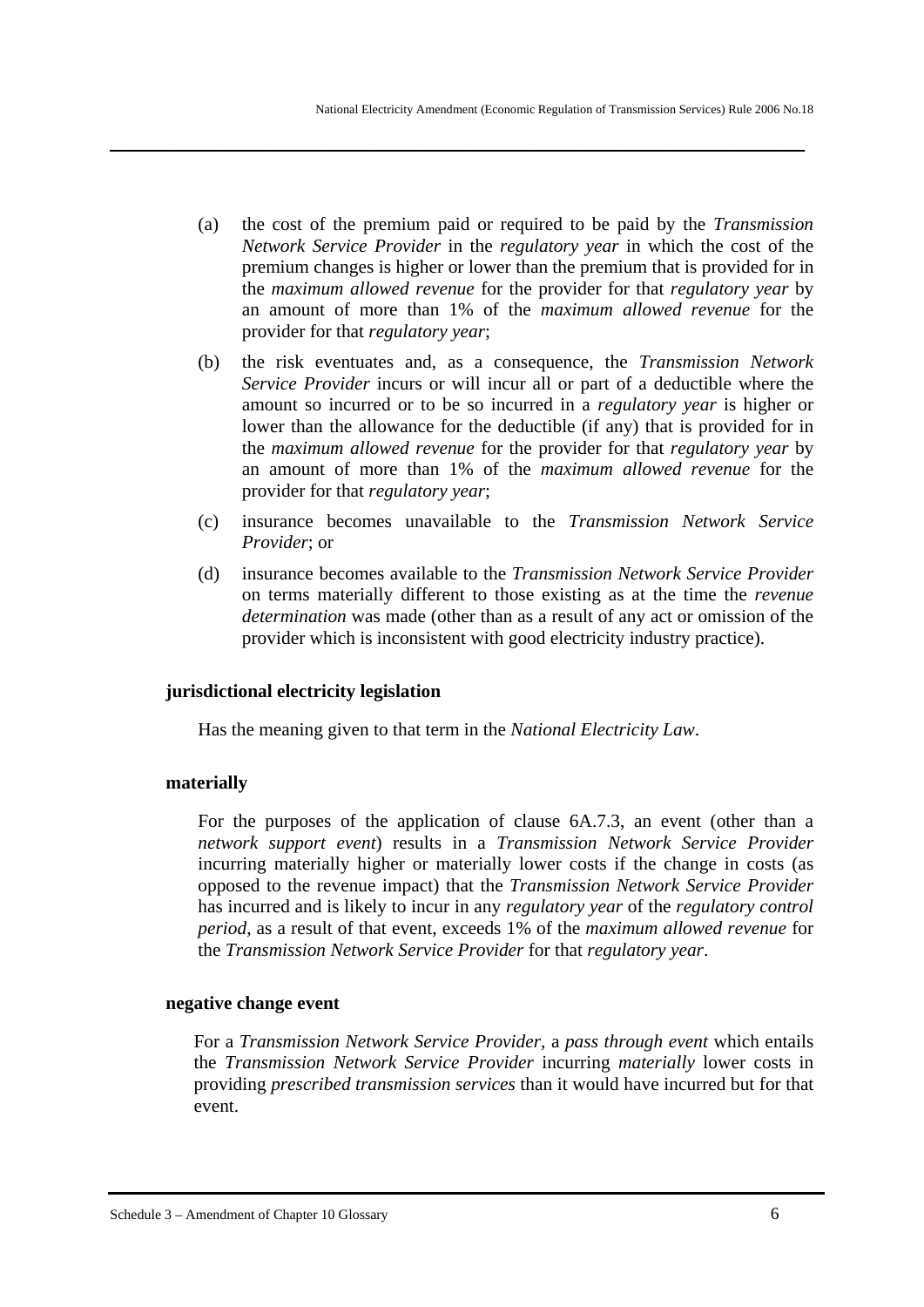(a) the cost of the premium paid or required to be paid by the *Transmission Network Service Provider* in the *regulatory year* in which the cost of the premium changes is higher or lower than the premium that is provided for in the *maximum allowed revenue* for the provider for that *regulatory year* by an amount of more than 1% of the *maximum allowed revenue* for the provider for that *regulatory year*;

(b) the risk eventuates and, as a consequence, the *Transmission Network Service Provider* incurs or will incur all or part of a deductible where the amount so incurred or to be so incurred in a *regulatory year* is higher or lower than the allowance for the deductible (if any) that is provided for in the *maximum allowed revenue* for the provider for that *regulatory year* by an amount of more than 1% of the *maximum allowed revenue* for the provider for that *regulatory year*;

(c) insurance becomes unavailable to the *Transmission Network Service Provider*; or

(d) insurance becomes available to the *Transmission Network Service Provider* on terms materially different to those existing as at the time the *revenue determination* was made (other than as a result of any act or omission of the provider which is inconsistent with good electricity industry practice).

**jurisdictional electricity legislation**

Has the meaning given to that term in the *National Electricity Law*.

**materially**

For the purposes of the application of clause 6A.7.3, an event (other than a *network support event*) results in a *Transmission Network Service Provider* incurring materially higher or materially lower costs if the change in costs (as opposed to the revenue impact) that the *Transmission Network Service Provider* has incurred and is likely to incur in any *regulatory year* of the *regulatory control period*, as a result of that event, exceeds 1% of the *maximum allowed revenue* for the *Transmission Network Service Provider* for that *regulatory year*.

**negative change event**

For a *Transmission Network Service Provider*, a *pass through event* which entails the *Transmission Network Service Provider* incurring *materially* lower costs in providing *prescribed transmission services* than it would have incurred but for that event.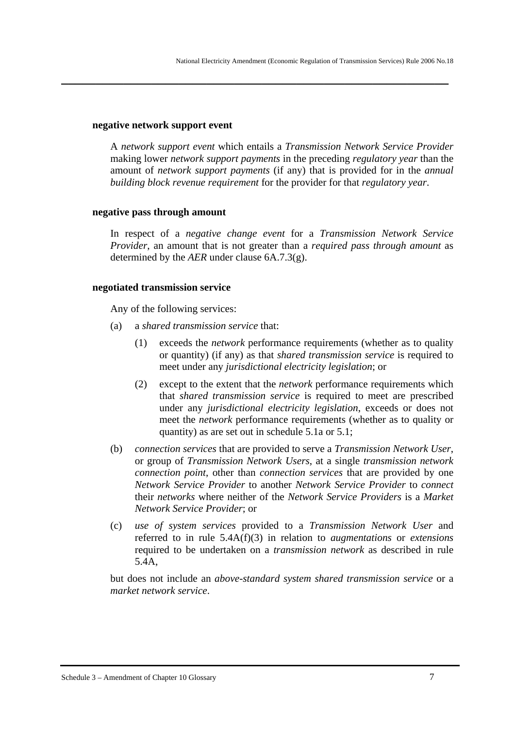**negative network support event**

A *network support event* which entails a *Transmission Network Service Provider* making lower *network support payments* in the preceding *regulatory year* than the amount of *network support payments* (if any) that is provided for in the *annual building block revenue requirement* for the provider for that *regulatory year*.

**negative pass through amount**

In respect of a *negative change event* for a *Transmission Network Service Provider*, an amount that is not greater than a *required pass through amount* as determined by the *AER* under clause 6A.7.3(g).

**negotiated transmission service**

Any of the following services:

(a) a *shared transmission service* that:

    (1) exceeds the *network* performance requirements (whether as to quality or quantity) (if any) as that *shared transmission service* is required to meet under any *jurisdictional electricity legislation*; or

    (2) except to the extent that the *network* performance requirements which that *shared transmission service* is required to meet are prescribed under any *jurisdictional electricity legislation*, exceeds or does not meet the *network* performance requirements (whether as to quality or quantity) as are set out in schedule 5.1a or 5.1;

(b) *connection services* that are provided to serve a *Transmission Network User*, or group of *Transmission Network Users*, at a single *transmission network connection point*, other than *connection services* that are provided by one *Network Service Provider* to another *Network Service Provider* to *connect* their *networks* where neither of the *Network Service Providers* is a *Market Network Service Provider*; or

(c) *use of system services* provided to a *Transmission Network User* and referred to in rule 5.4A(f)(3) in relation to *augmentations* or *extensions* required to be undertaken on a *transmission network* as described in rule 5.4A,

but does not include an *above-standard system shared transmission service* or a *market network service*.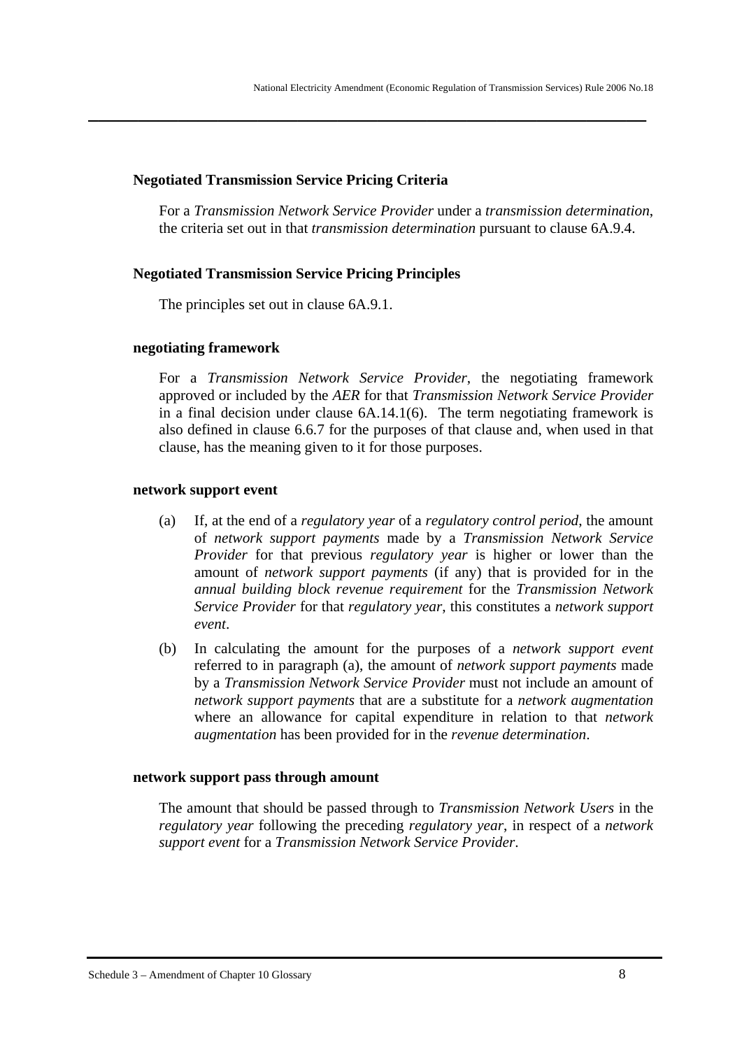**Negotiated Transmission Service Pricing Criteria**

For a *Transmission Network Service Provider* under a *transmission determination*, the criteria set out in that *transmission determination* pursuant to clause 6A.9.4.

**Negotiated Transmission Service Pricing Principles**

The principles set out in clause 6A.9.1.

**negotiating framework**

For a *Transmission Network Service Provider*, the negotiating framework approved or included by the *AER* for that *Transmission Network Service Provider* in a final decision under clause 6A.14.1(6). The term negotiating framework is also defined in clause 6.6.7 for the purposes of that clause and, when used in that clause, has the meaning given to it for those purposes.

**network support event**

(a) If, at the end of a *regulatory year* of a *regulatory control period*, the amount of *network support payments* made by a *Transmission Network Service Provider* for that previous *regulatory year* is higher or lower than the amount of *network support payments* (if any) that is provided for in the *annual building block revenue requirement* for the *Transmission Network Service Provider* for that *regulatory year*, this constitutes a *network support event*.

(b) In calculating the amount for the purposes of a *network support event* referred to in paragraph (a), the amount of *network support payments* made by a *Transmission Network Service Provider* must not include an amount of *network support payments* that are a substitute for a *network augmentation* where an allowance for capital expenditure in relation to that *network augmentation* has been provided for in the *revenue determination*.

**network support pass through amount**

The amount that should be passed through to *Transmission Network Users* in the *regulatory year* following the preceding *regulatory year*, in respect of a *network support event* for a *Transmission Network Service Provider*.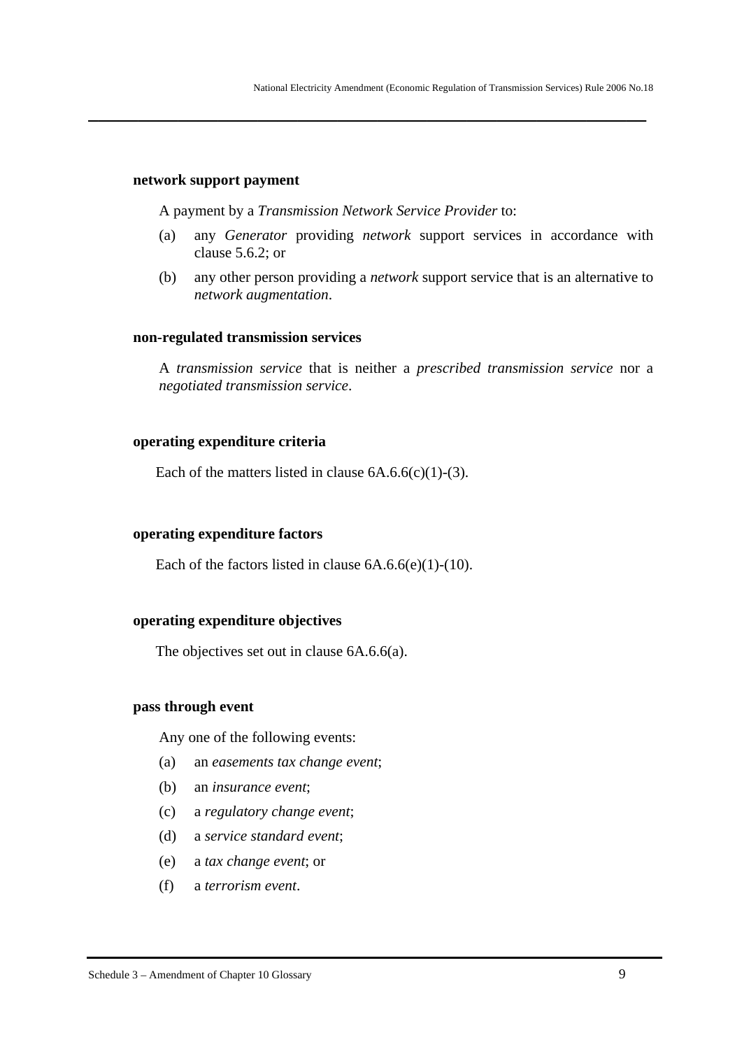**network support payment**

A payment by a *Transmission Network Service Provider* to:

(a) any *Generator* providing *network* support services in accordance with clause 5.6.2; or

(b) any other person providing a *network* support service that is an alternative to *network augmentation*.

**non-regulated transmission services**

A *transmission service* that is neither a *prescribed transmission service* nor a *negotiated transmission service*.

**operating expenditure criteria**

Each of the matters listed in clause 6A.6.6(c)(1)-(3).

**operating expenditure factors**

Each of the factors listed in clause 6A.6.6(e)(1)-(10).

**operating expenditure objectives**

The objectives set out in clause 6A.6.6(a).

**pass through event**

Any one of the following events:

(a) an *easements tax change event*;

(b) an *insurance event*;

(c) a *regulatory change event*;

(d) a *service standard event*;

(e) a *tax change event*; or

(f) a *terrorism event*.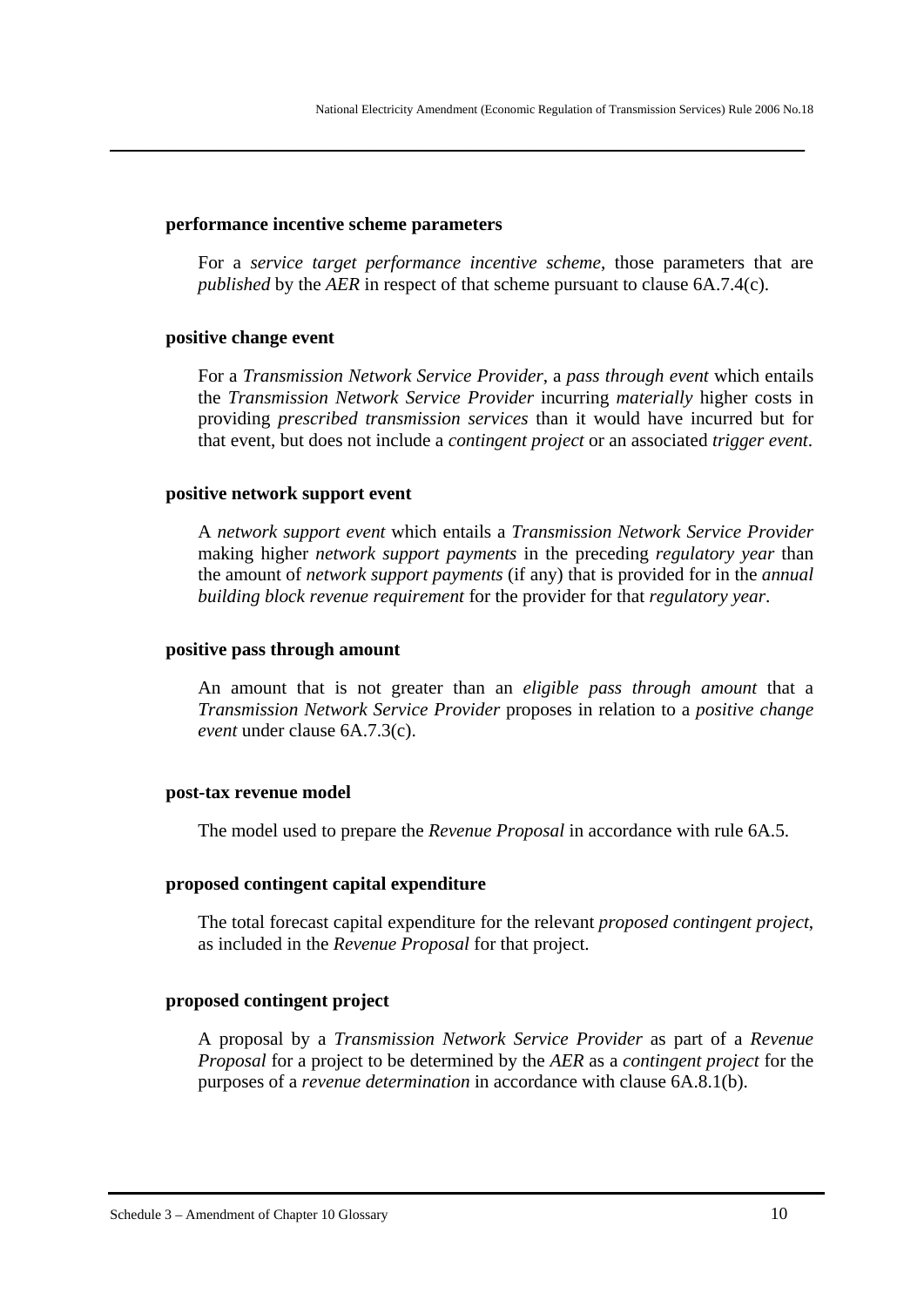**performance incentive scheme parameters**

For a *service target performance incentive scheme*, those parameters that are *published* by the *AER* in respect of that scheme pursuant to clause 6A.7.4(c).

**positive change event**

For a *Transmission Network Service Provider*, a *pass through event* which entails the *Transmission Network Service Provider* incurring *materially* higher costs in providing *prescribed transmission services* than it would have incurred but for that event, but does not include a *contingent project* or an associated *trigger event*.

**positive network support event**

A *network support event* which entails a *Transmission Network Service Provider* making higher *network support payments* in the preceding *regulatory year* than the amount of *network support payments* (if any) that is provided for in the *annual building block revenue requirement* for the provider for that *regulatory year*.

**positive pass through amount**

An amount that is not greater than an *eligible pass through amount* that a *Transmission Network Service Provider* proposes in relation to a *positive change event* under clause 6A.7.3(c).

**post-tax revenue model**

The model used to prepare the *Revenue Proposal* in accordance with rule 6A.5.

**proposed contingent capital expenditure**

The total forecast capital expenditure for the relevant *proposed contingent project*, as included in the *Revenue Proposal* for that project.

**proposed contingent project**

A proposal by a *Transmission Network Service Provider* as part of a *Revenue Proposal* for a project to be determined by the *AER* as a *contingent project* for the purposes of a *revenue determination* in accordance with clause 6A.8.1(b).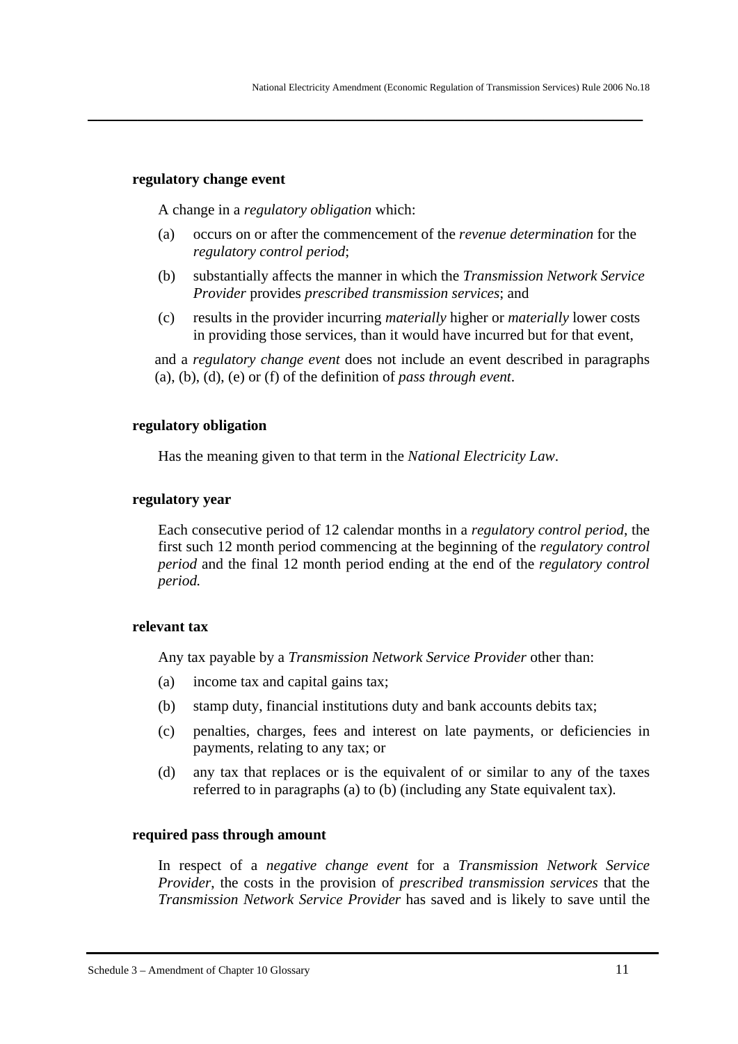**regulatory change event**

A change in a *regulatory obligation* which:

(a) occurs on or after the commencement of the *revenue determination* for the *regulatory control period*;

(b) substantially affects the manner in which the *Transmission Network Service Provider* provides *prescribed transmission services*; and

(c) results in the provider incurring *materially* higher or *materially* lower costs in providing those services, than it would have incurred but for that event,

and a *regulatory change event* does not include an event described in paragraphs (a), (b), (d), (e) or (f) of the definition of *pass through event*.

**regulatory obligation**

Has the meaning given to that term in the *National Electricity Law*.

**regulatory year**

Each consecutive period of 12 calendar months in a *regulatory control period*, the first such 12 month period commencing at the beginning of the *regulatory control period* and the final 12 month period ending at the end of the *regulatory control period.*

**relevant tax**

Any tax payable by a *Transmission Network Service Provider* other than:

(a) income tax and capital gains tax;

(b) stamp duty, financial institutions duty and bank accounts debits tax;

(c) penalties, charges, fees and interest on late payments, or deficiencies in payments, relating to any tax; or

(d) any tax that replaces or is the equivalent of or similar to any of the taxes referred to in paragraphs (a) to (b) (including any State equivalent tax).

**required pass through amount**

In respect of a *negative change event* for a *Transmission Network Service Provider*, the costs in the provision of *prescribed transmission services* that the *Transmission Network Service Provider* has saved and is likely to save until the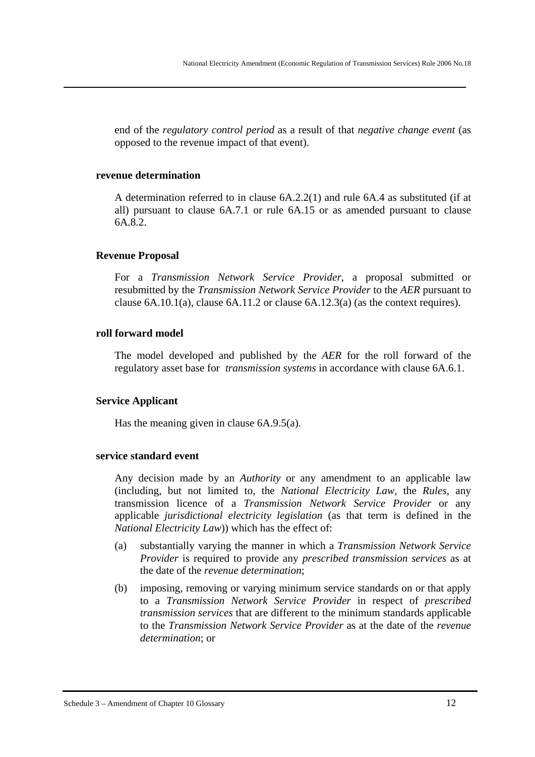end of the *regulatory control period* as a result of that *negative change event* (as opposed to the revenue impact of that event).

**revenue determination**

A determination referred to in clause 6A.2.2(1) and rule 6A.4 as substituted (if at all) pursuant to clause 6A.7.1 or rule 6A.15 or as amended pursuant to clause 6A.8.2.

**Revenue Proposal**

For a *Transmission Network Service Provider*, a proposal submitted or resubmitted by the *Transmission Network Service Provider* to the *AER* pursuant to clause 6A.10.1(a), clause 6A.11.2 or clause 6A.12.3(a) (as the context requires).

**roll forward model**

The model developed and published by the *AER* for the roll forward of the regulatory asset base for *transmission systems* in accordance with clause 6A.6.1.

**Service Applicant**

Has the meaning given in clause 6A.9.5(a).

**service standard event**

Any decision made by an *Authority* or any amendment to an applicable law (including, but not limited to, the *National Electricity Law*, the *Rules*, any transmission licence of a *Transmission Network Service Provider* or any applicable *jurisdictional electricity legislation* (as that term is defined in the *National Electricity Law*)) which has the effect of:

(a) substantially varying the manner in which a *Transmission Network Service Provider* is required to provide any *prescribed transmission services* as at the date of the *revenue determination*;

(b) imposing, removing or varying minimum service standards on or that apply to a *Transmission Network Service Provider* in respect of *prescribed transmission services* that are different to the minimum standards applicable to the *Transmission Network Service Provider* as at the date of the *revenue determination*; or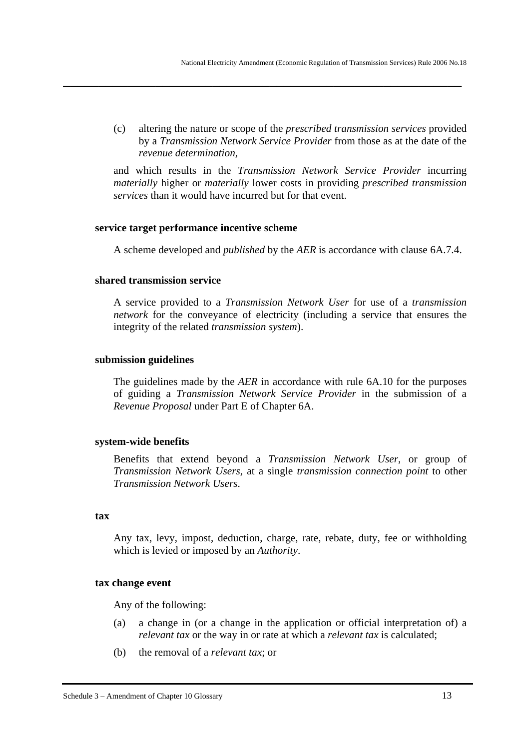(c) altering the nature or scope of the *prescribed transmission services* provided by a *Transmission Network Service Provider* from those as at the date of the *revenue determination*,

and which results in the *Transmission Network Service Provider* incurring *materially* higher or *materially* lower costs in providing *prescribed transmission services* than it would have incurred but for that event.

**service target performance incentive scheme**

A scheme developed and *published* by the *AER* is accordance with clause 6A.7.4.

**shared transmission service**

A service provided to a *Transmission Network User* for use of a *transmission network* for the conveyance of electricity (including a service that ensures the integrity of the related *transmission system*).

**submission guidelines**

The guidelines made by the *AER* in accordance with rule 6A.10 for the purposes of guiding a *Transmission Network Service Provider* in the submission of a *Revenue Proposal* under Part E of Chapter 6A.

**system-wide benefits**

Benefits that extend beyond a *Transmission Network User*, or group of *Transmission Network Users*, at a single *transmission connection point* to other *Transmission Network Users*.

**tax**

Any tax, levy, impost, deduction, charge, rate, rebate, duty, fee or withholding which is levied or imposed by an *Authority*.

**tax change event**

Any of the following:

(a) a change in (or a change in the application or official interpretation of) a *relevant tax* or the way in or rate at which a *relevant tax* is calculated;

(b) the removal of a *relevant tax*; or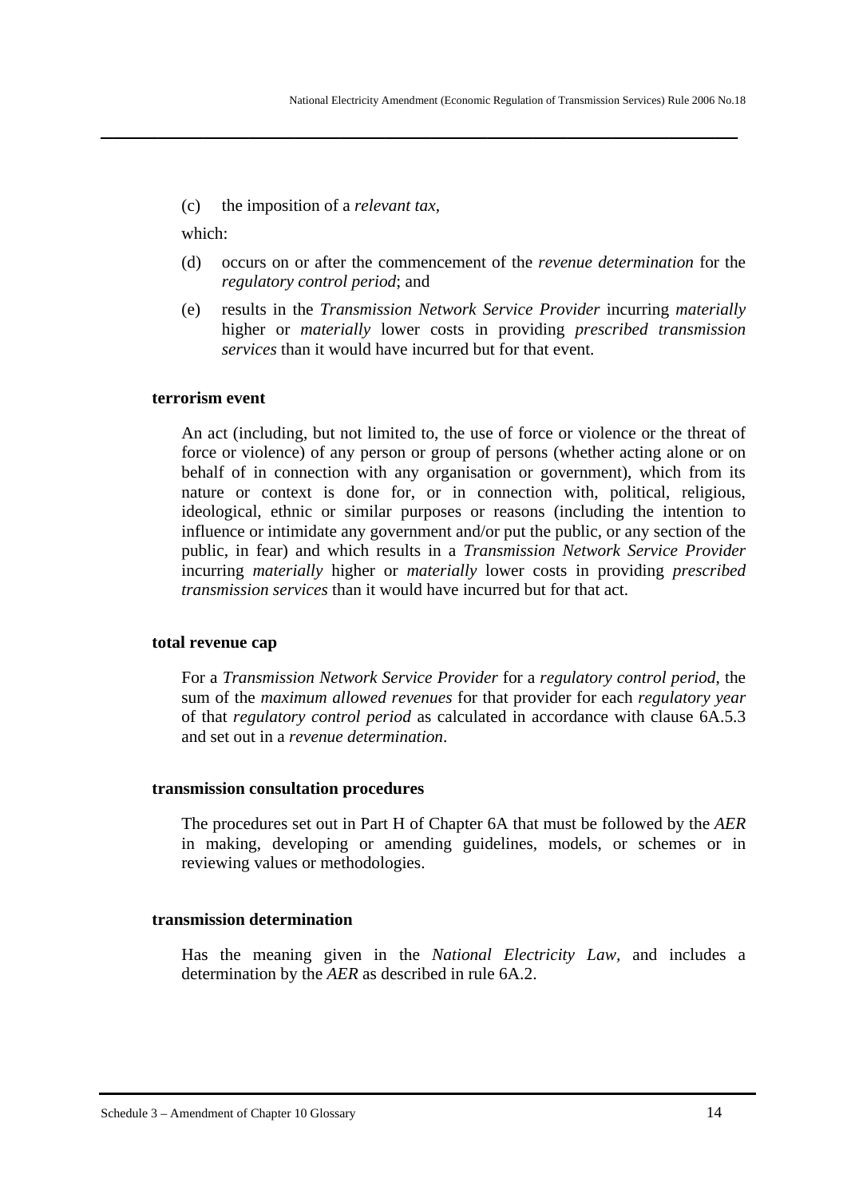(c) the imposition of a *relevant tax*,

which:

(d) occurs on or after the commencement of the *revenue determination* for the *regulatory control period*; and

(e) results in the *Transmission Network Service Provider* incurring *materially* higher or *materially* lower costs in providing *prescribed transmission services* than it would have incurred but for that event.

**terrorism event**

An act (including, but not limited to, the use of force or violence or the threat of force or violence) of any person or group of persons (whether acting alone or on behalf of in connection with any organisation or government), which from its nature or context is done for, or in connection with, political, religious, ideological, ethnic or similar purposes or reasons (including the intention to influence or intimidate any government and/or put the public, or any section of the public, in fear) and which results in a *Transmission Network Service Provider* incurring *materially* higher or *materially* lower costs in providing *prescribed transmission services* than it would have incurred but for that act.

**total revenue cap**

For a *Transmission Network Service Provider* for a *regulatory control period*, the sum of the *maximum allowed revenues* for that provider for each *regulatory year* of that *regulatory control period* as calculated in accordance with clause 6A.5.3 and set out in a *revenue determination*.

**transmission consultation procedures**

The procedures set out in Part H of Chapter 6A that must be followed by the *AER* in making, developing or amending guidelines, models, or schemes or in reviewing values or methodologies.

**transmission determination**

Has the meaning given in the *National Electricity Law*, and includes a determination by the *AER* as described in rule 6A.2.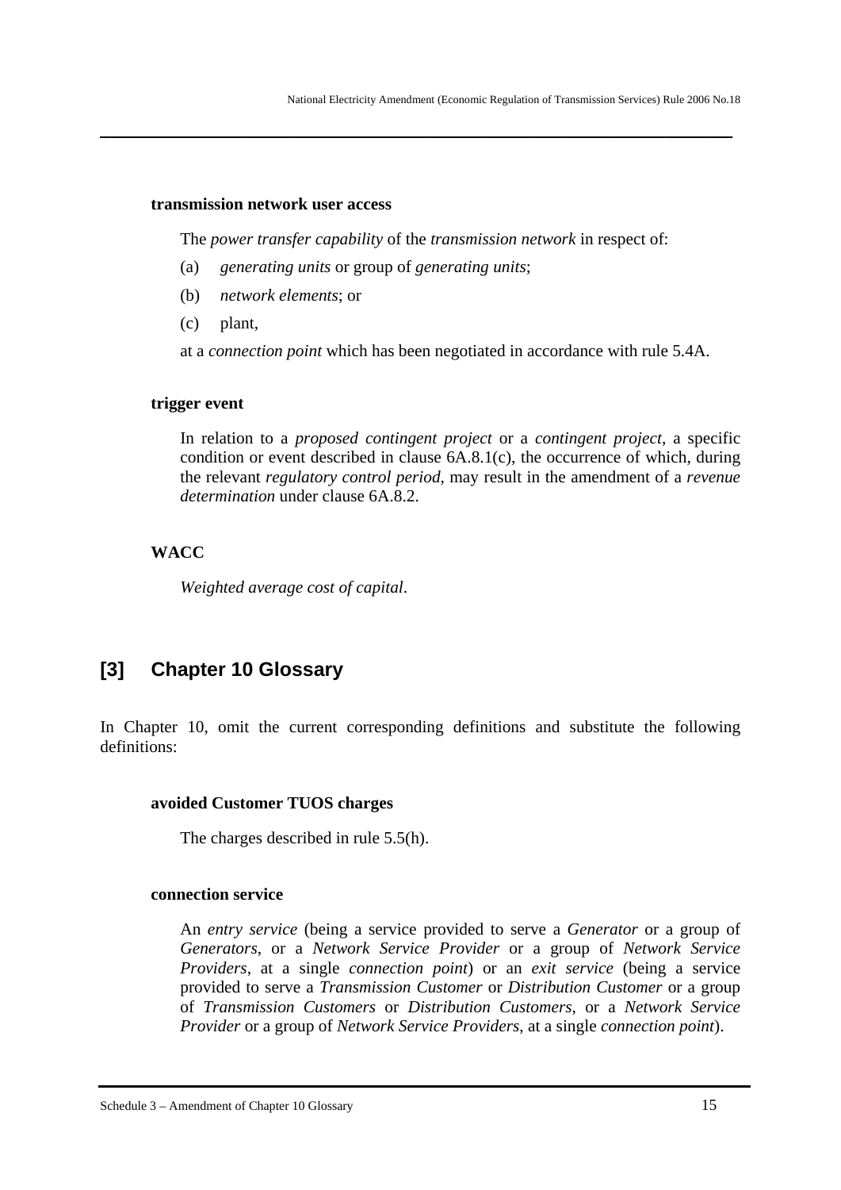**transmission network user access**

The *power transfer capability* of the *transmission network* in respect of:

(a) *generating units* or group of *generating units*;

(b) *network elements*; or

(c) plant,

at a *connection point* which has been negotiated in accordance with rule 5.4A.

**trigger event**

In relation to a *proposed contingent project* or a *contingent project*, a specific condition or event described in clause 6A.8.1(c), the occurrence of which, during the relevant *regulatory control period*, may result in the amendment of a *revenue determination* under clause 6A.8.2.

**WACC**

*Weighted average cost of capital*.

## [3] Chapter 10 Glossary

In Chapter 10, omit the current corresponding definitions and substitute the following definitions:

**avoided Customer TUOS charges**

The charges described in rule 5.5(h).

**connection service**

An *entry service* (being a service provided to serve a *Generator* or a group of *Generators*, or a *Network Service Provider* or a group of *Network Service Providers*, at a single *connection point*) or an *exit service* (being a service provided to serve a *Transmission Customer* or *Distribution Customer* or a group of *Transmission Customers* or *Distribution Customers*, or a *Network Service Provider* or a group of *Network Service Providers*, at a single *connection point*).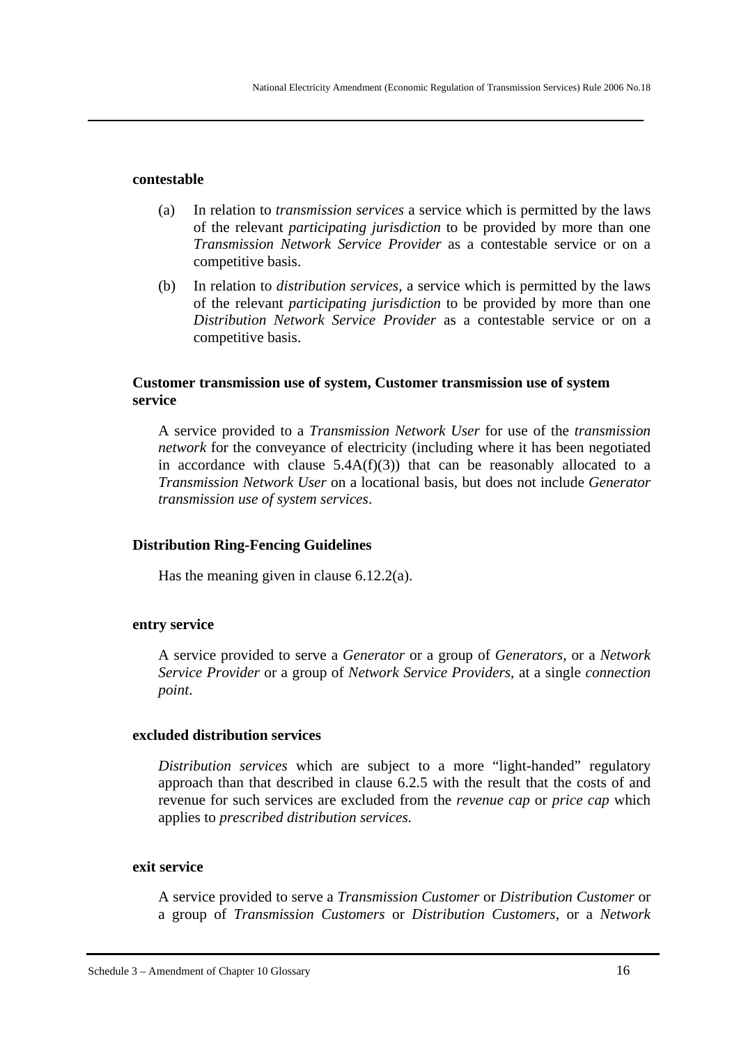**contestable**

(a) In relation to *transmission services* a service which is permitted by the laws of the relevant *participating jurisdiction* to be provided by more than one *Transmission Network Service Provider* as a contestable service or on a competitive basis.

(b) In relation to *distribution services*, a service which is permitted by the laws of the relevant *participating jurisdiction* to be provided by more than one *Distribution Network Service Provider* as a contestable service or on a competitive basis.

**Customer transmission use of system, Customer transmission use of system service**

A service provided to a *Transmission Network User* for use of the *transmission network* for the conveyance of electricity (including where it has been negotiated in accordance with clause 5.4A(f)(3)) that can be reasonably allocated to a *Transmission Network User* on a locational basis, but does not include *Generator transmission use of system services*.

**Distribution Ring-Fencing Guidelines**

Has the meaning given in clause 6.12.2(a).

**entry service**

A service provided to serve a *Generator* or a group of *Generators*, or a *Network Service Provider* or a group of *Network Service Providers*, at a single *connection point*.

**excluded distribution services**

*Distribution services* which are subject to a more "light-handed" regulatory approach than that described in clause 6.2.5 with the result that the costs of and revenue for such services are excluded from the *revenue cap* or *price cap* which applies to *prescribed distribution services.*

**exit service**

A service provided to serve a *Transmission Customer* or *Distribution Customer* or a group of *Transmission Customers* or *Distribution Customers*, or a *Network*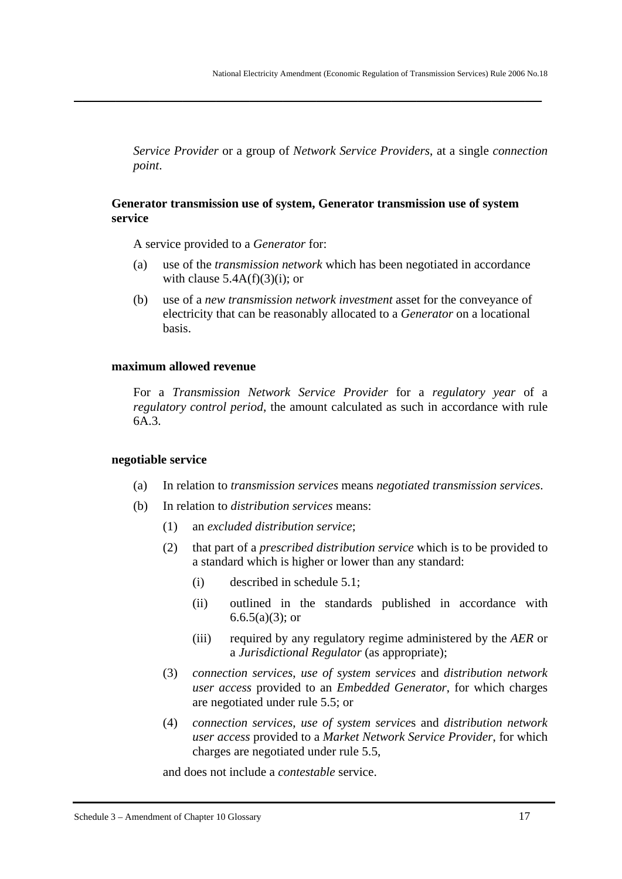*Service Provider* or a group of *Network Service Providers*, at a single *connection point*.

**Generator transmission use of system, Generator transmission use of system service**

A service provided to a *Generator* for:

(a) use of the *transmission network* which has been negotiated in accordance with clause 5.4A(f)(3)(i); or

(b) use of a *new transmission network investment* asset for the conveyance of electricity that can be reasonably allocated to a *Generator* on a locational basis.

**maximum allowed revenue**

For a *Transmission Network Service Provider* for a *regulatory year* of a *regulatory control period*, the amount calculated as such in accordance with rule 6A.3.

**negotiable service**

(a) In relation to *transmission services* means *negotiated transmission services*.

(b) In relation to *distribution services* means:

  (1) an *excluded distribution service*;

  (2) that part of a *prescribed distribution service* which is to be provided to a standard which is higher or lower than any standard:

    (i) described in schedule 5.1;

    (ii) outlined in the standards published in accordance with 6.6.5(a)(3); or

    (iii) required by any regulatory regime administered by the *AER* or a *Jurisdictional Regulator* (as appropriate);

  (3) *connection services*, *use of system services* and *distribution network user access* provided to an *Embedded Generator*, for which charges are negotiated under rule 5.5; or

  (4) *connection services*, *use of system service*s and *distribution network user access* provided to a *Market Network Service Provider*, for which charges are negotiated under rule 5.5,

and does not include a *contestable* service.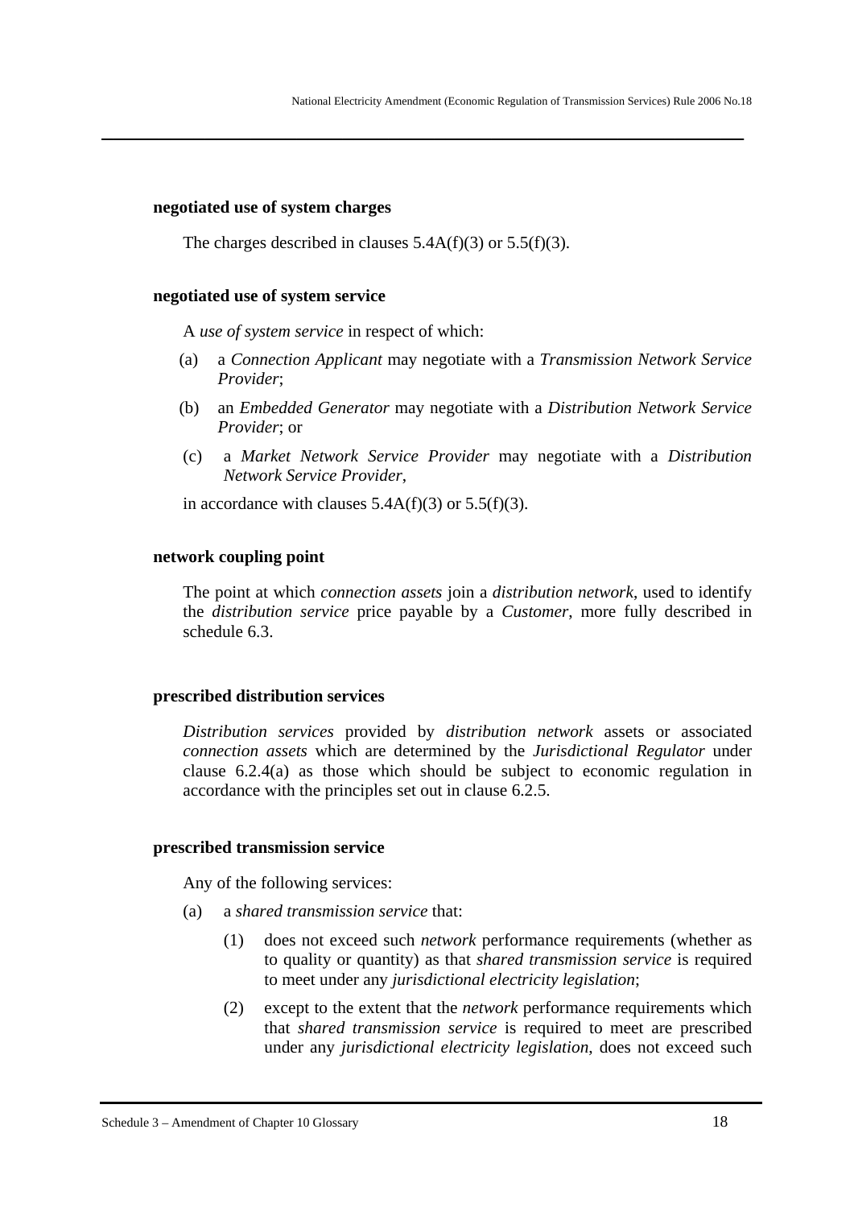**negotiated use of system charges**

The charges described in clauses 5.4A(f)(3) or 5.5(f)(3).

**negotiated use of system service**

A *use of system service* in respect of which:

(a) a *Connection Applicant* may negotiate with a *Transmission Network Service Provider*;

(b) an *Embedded Generator* may negotiate with a *Distribution Network Service Provider*; or

(c) a *Market Network Service Provider* may negotiate with a *Distribution Network Service Provider*,

in accordance with clauses 5.4A(f)(3) or 5.5(f)(3).

**network coupling point**

The point at which *connection assets* join a *distribution network*, used to identify the *distribution service* price payable by a *Customer*, more fully described in schedule 6.3.

**prescribed distribution services**

*Distribution services* provided by *distribution network* assets or associated *connection assets* which are determined by the *Jurisdictional Regulator* under clause 6.2.4(a) as those which should be subject to economic regulation in accordance with the principles set out in clause 6.2.5.

**prescribed transmission service**

Any of the following services:

(a) a *shared transmission service* that:

  (1) does not exceed such *network* performance requirements (whether as to quality or quantity) as that *shared transmission service* is required to meet under any *jurisdictional electricity legislation*;

  (2) except to the extent that the *network* performance requirements which that *shared transmission service* is required to meet are prescribed under any *jurisdictional electricity legislation*, does not exceed such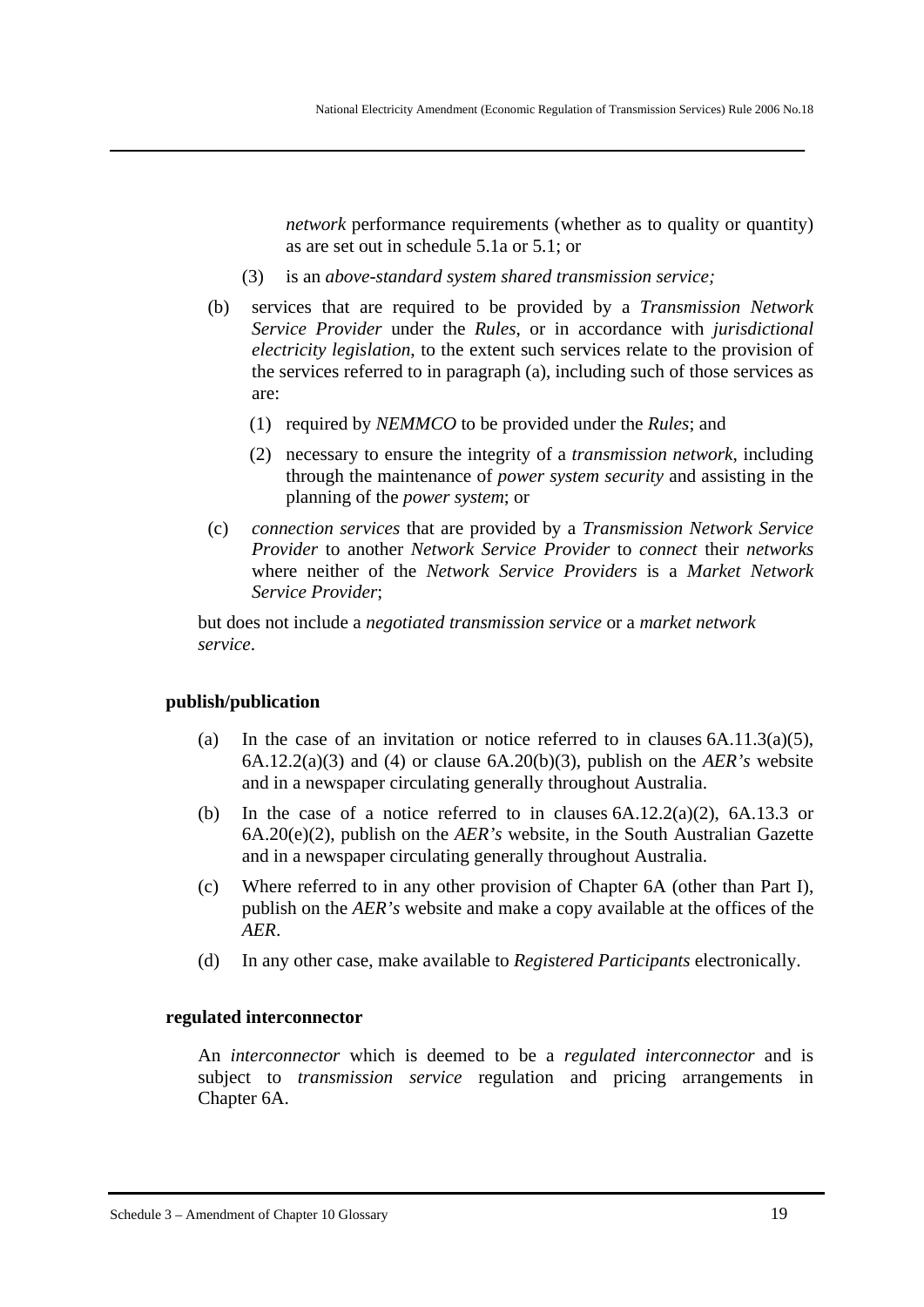*network* performance requirements (whether as to quality or quantity) as are set out in schedule 5.1a or 5.1; or

(3) is an *above-standard system shared transmission service;*

(b) services that are required to be provided by a *Transmission Network Service Provider* under the *Rules*, or in accordance with *jurisdictional electricity legislation*, to the extent such services relate to the provision of the services referred to in paragraph (a), including such of those services as are:

(1) required by *NEMMCO* to be provided under the *Rules*; and

(2) necessary to ensure the integrity of a *transmission network*, including through the maintenance of *power system security* and assisting in the planning of the *power system*; or

(c) *connection services* that are provided by a *Transmission Network Service Provider* to another *Network Service Provider* to *connect* their *networks* where neither of the *Network Service Providers* is a *Market Network Service Provider*;

but does not include a *negotiated transmission service* or a *market network service*.

**publish/publication**

(a) In the case of an invitation or notice referred to in clauses 6A.11.3(a)(5), 6A.12.2(a)(3) and (4) or clause 6A.20(b)(3), publish on the *AER's* website and in a newspaper circulating generally throughout Australia.

(b) In the case of a notice referred to in clauses 6A.12.2(a)(2), 6A.13.3 or 6A.20(e)(2), publish on the *AER's* website, in the South Australian Gazette and in a newspaper circulating generally throughout Australia.

(c) Where referred to in any other provision of Chapter 6A (other than Part I), publish on the *AER's* website and make a copy available at the offices of the *AER*.

(d) In any other case, make available to *Registered Participants* electronically.

**regulated interconnector**

An *interconnector* which is deemed to be a *regulated interconnector* and is subject to *transmission service* regulation and pricing arrangements in Chapter 6A.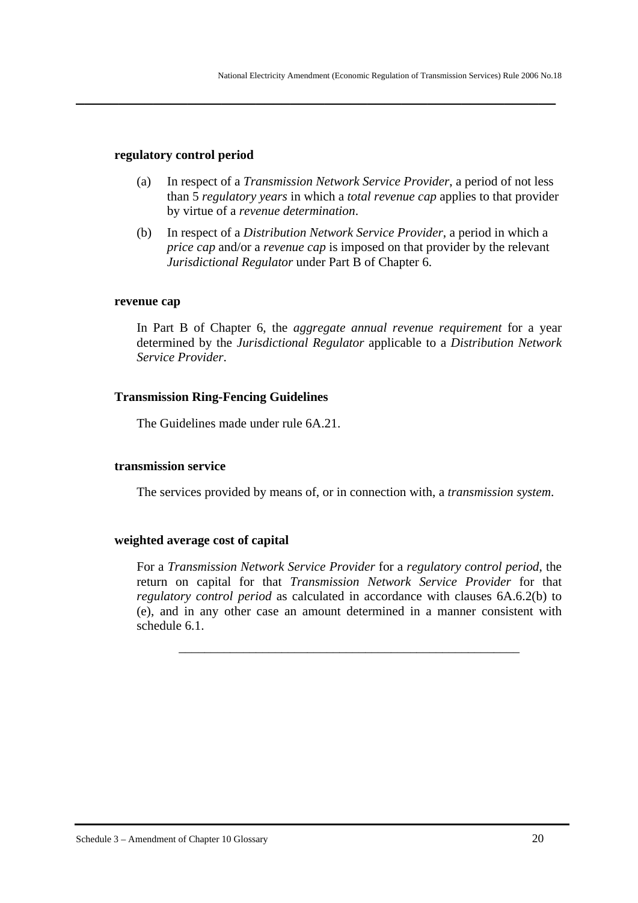**regulatory control period**

(a) In respect of a *Transmission Network Service Provider*, a period of not less than 5 *regulatory years* in which a *total revenue cap* applies to that provider by virtue of a *revenue determination*.

(b) In respect of a *Distribution Network Service Provider*, a period in which a *price cap* and/or a *revenue cap* is imposed on that provider by the relevant *Jurisdictional Regulator* under Part B of Chapter 6.

**revenue cap**

In Part B of Chapter 6, the *aggregate annual revenue requirement* for a year determined by the *Jurisdictional Regulator* applicable to a *Distribution Network Service Provider*.

**Transmission Ring-Fencing Guidelines**

The Guidelines made under rule 6A.21.

**transmission service**

The services provided by means of, or in connection with, a *transmission system*.

**weighted average cost of capital**

For a *Transmission Network Service Provider* for a *regulatory control period*, the return on capital for that *Transmission Network Service Provider* for that *regulatory control period* as calculated in accordance with clauses 6A.6.2(b) to (e), and in any other case an amount determined in a manner consistent with schedule 6.1.

---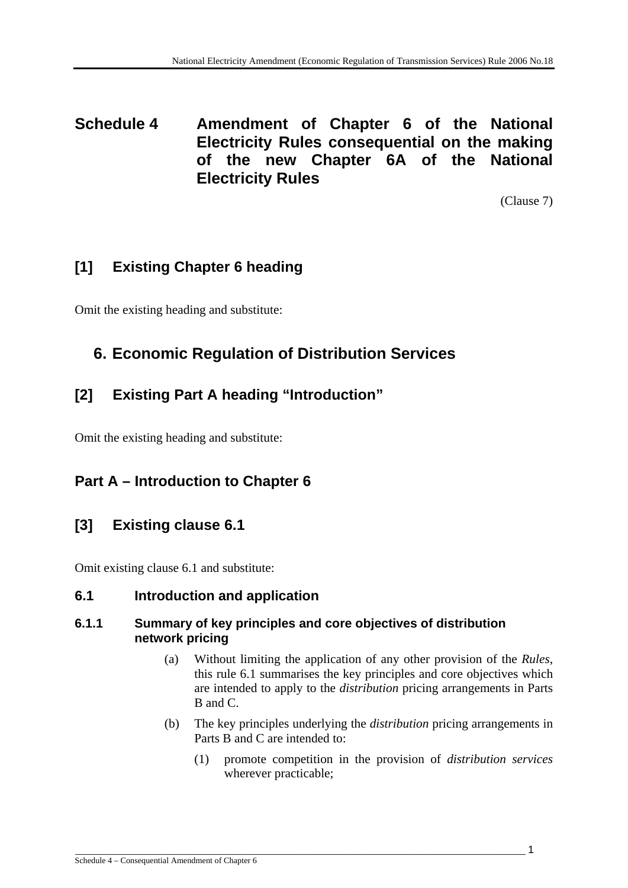# Schedule 4 Amendment of Chapter 6 of the National Electricity Rules consequential on the making of the new Chapter 6A of the National Electricity Rules

(Clause 7)

## [1] Existing Chapter 6 heading

Omit the existing heading and substitute:

## 6. Economic Regulation of Distribution Services

## [2] Existing Part A heading "Introduction"

Omit the existing heading and substitute:

## Part A – Introduction to Chapter 6

## [3] Existing clause 6.1

Omit existing clause 6.1 and substitute:

### 6.1 Introduction and application

#### 6.1.1 Summary of key principles and core objectives of distribution network pricing

(a) Without limiting the application of any other provision of the *Rules*, this rule 6.1 summarises the key principles and core objectives which are intended to apply to the *distribution* pricing arrangements in Parts B and C.

(b) The key principles underlying the *distribution* pricing arrangements in Parts B and C are intended to:

(1) promote competition in the provision of *distribution services* wherever practicable;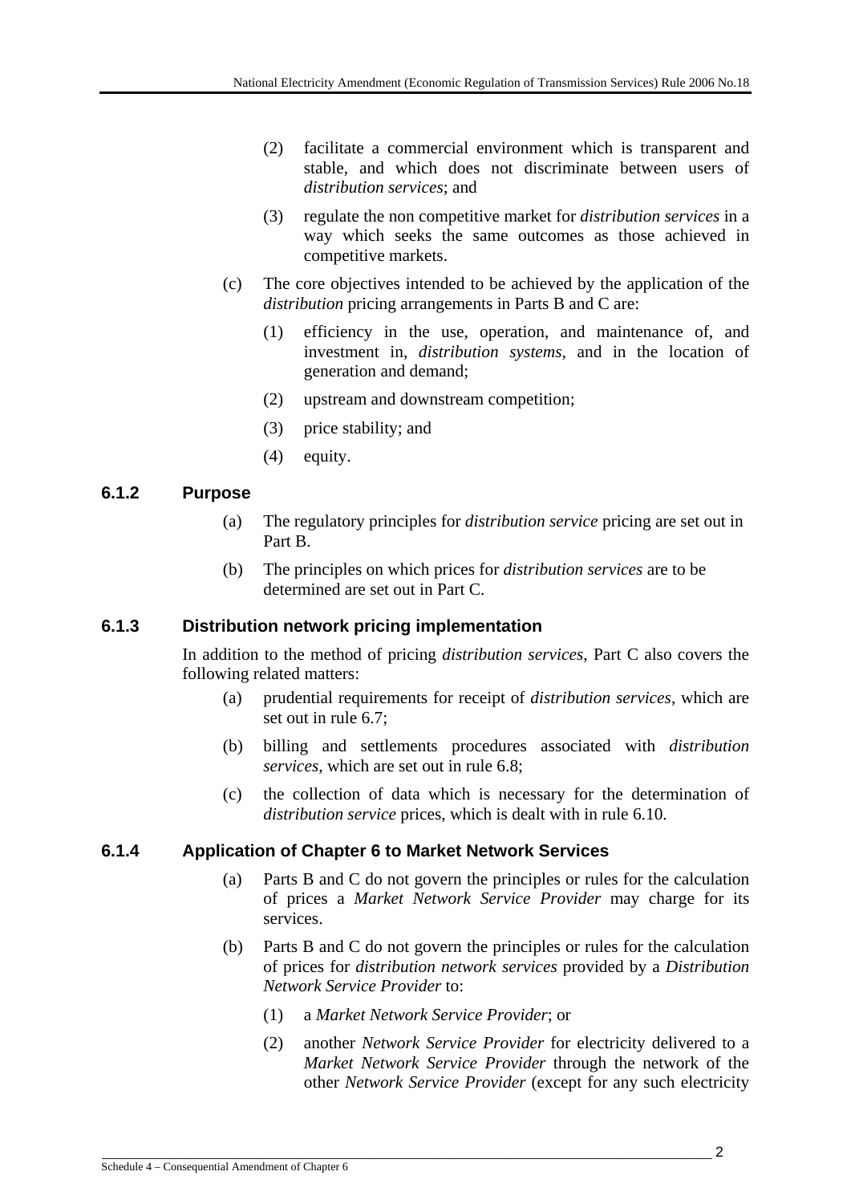(2) facilitate a commercial environment which is transparent and stable, and which does not discriminate between users of *distribution services*; and

(3) regulate the non competitive market for *distribution services* in a way which seeks the same outcomes as those achieved in competitive markets.

(c) The core objectives intended to be achieved by the application of the *distribution* pricing arrangements in Parts B and C are:

(1) efficiency in the use, operation, and maintenance of, and investment in, *distribution systems*, and in the location of generation and demand;

(2) upstream and downstream competition;

(3) price stability; and

(4) equity.

### 6.1.2 Purpose

(a) The regulatory principles for *distribution service* pricing are set out in Part B.

(b) The principles on which prices for *distribution services* are to be determined are set out in Part C.

### 6.1.3 Distribution network pricing implementation

In addition to the method of pricing *distribution services*, Part C also covers the following related matters:

(a) prudential requirements for receipt of *distribution services*, which are set out in rule 6.7;

(b) billing and settlements procedures associated with *distribution services*, which are set out in rule 6.8;

(c) the collection of data which is necessary for the determination of *distribution service* prices, which is dealt with in rule 6.10.

### 6.1.4 Application of Chapter 6 to Market Network Services

(a) Parts B and C do not govern the principles or rules for the calculation of prices a *Market Network Service Provider* may charge for its services.

(b) Parts B and C do not govern the principles or rules for the calculation of prices for *distribution network services* provided by a *Distribution Network Service Provider* to:

(1) a *Market Network Service Provider*; or

(2) another *Network Service Provider* for electricity delivered to a *Market Network Service Provider* through the network of the other *Network Service Provider* (except for any such electricity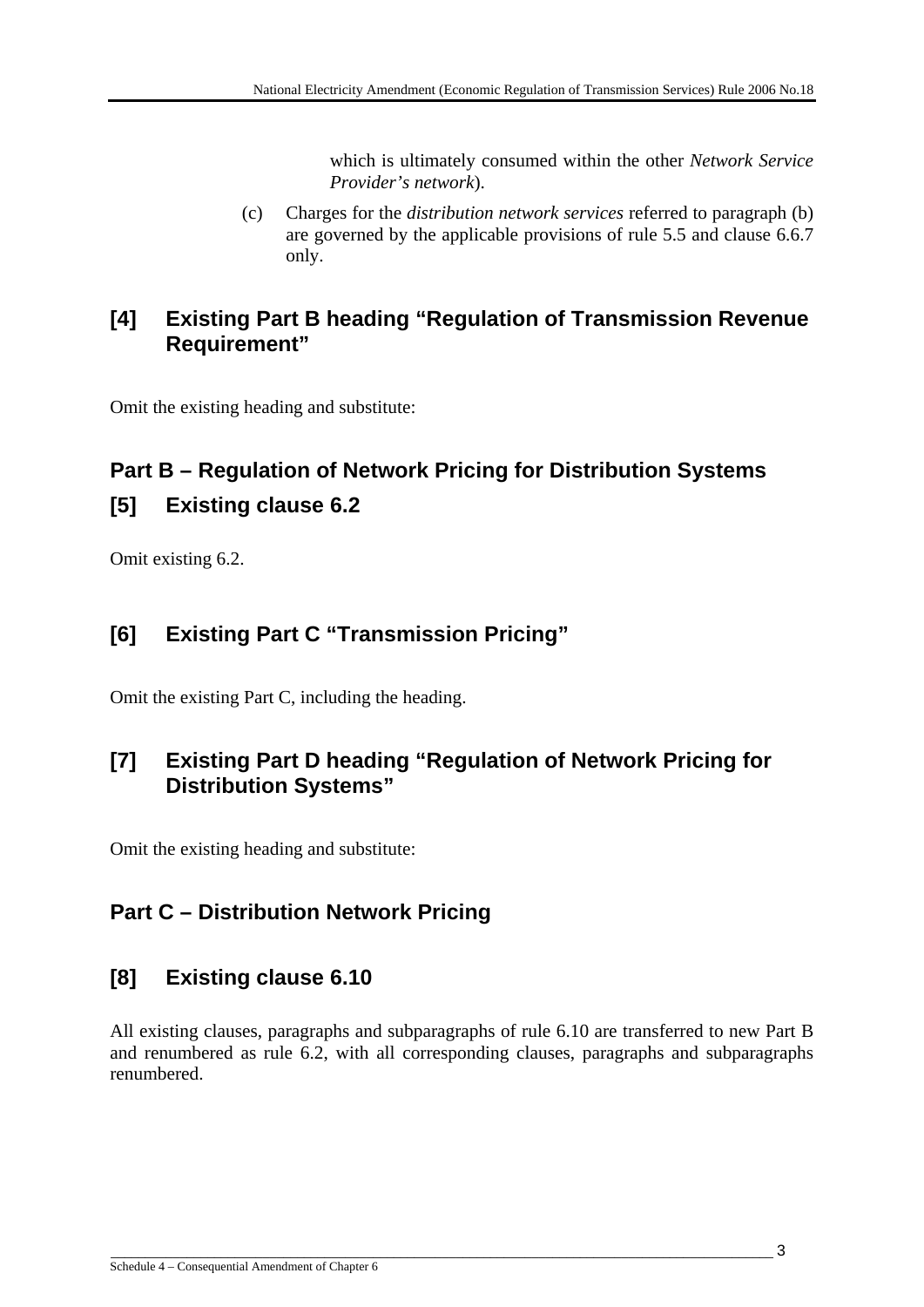which is ultimately consumed within the other *Network Service Provider's network*).

(c) Charges for the *distribution network services* referred to paragraph (b) are governed by the applicable provisions of rule 5.5 and clause 6.6.7 only.

## [4] Existing Part B heading "Regulation of Transmission Revenue Requirement"

Omit the existing heading and substitute:

## Part B – Regulation of Network Pricing for Distribution Systems

## [5] Existing clause 6.2

Omit existing 6.2.

## [6] Existing Part C "Transmission Pricing"

Omit the existing Part C, including the heading.

## [7] Existing Part D heading "Regulation of Network Pricing for Distribution Systems"

Omit the existing heading and substitute:

## Part C – Distribution Network Pricing

## [8] Existing clause 6.10

All existing clauses, paragraphs and subparagraphs of rule 6.10 are transferred to new Part B and renumbered as rule 6.2, with all corresponding clauses, paragraphs and subparagraphs renumbered.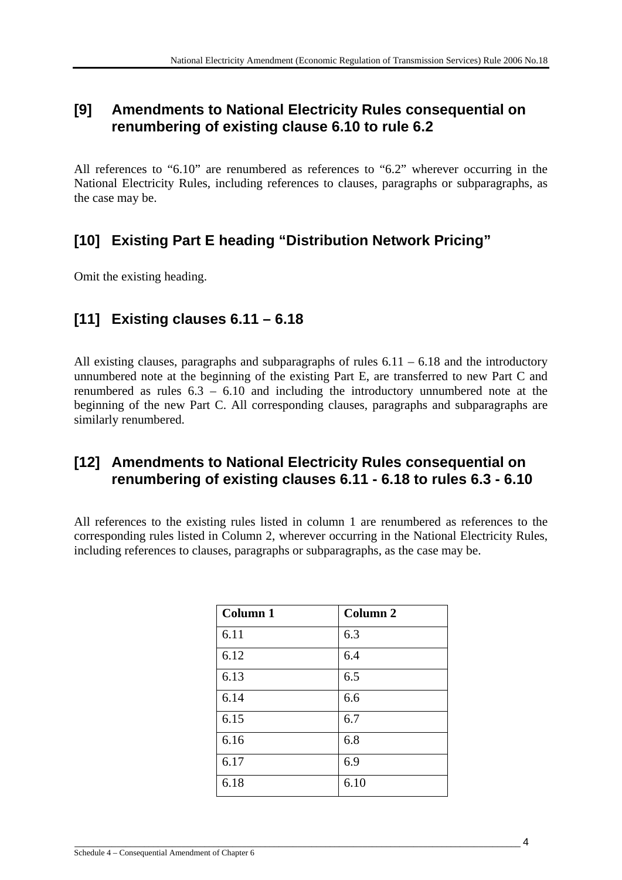## [9] Amendments to National Electricity Rules consequential on renumbering of existing clause 6.10 to rule 6.2

All references to "6.10" are renumbered as references to "6.2" wherever occurring in the National Electricity Rules, including references to clauses, paragraphs or subparagraphs, as the case may be.

## [10] Existing Part E heading "Distribution Network Pricing"

Omit the existing heading.

## [11] Existing clauses 6.11 – 6.18

All existing clauses, paragraphs and subparagraphs of rules 6.11 – 6.18 and the introductory unnumbered note at the beginning of the existing Part E, are transferred to new Part C and renumbered as rules 6.3 – 6.10 and including the introductory unnumbered note at the beginning of the new Part C. All corresponding clauses, paragraphs and subparagraphs are similarly renumbered.

## [12] Amendments to National Electricity Rules consequential on renumbering of existing clauses 6.11 - 6.18 to rules 6.3 - 6.10

All references to the existing rules listed in column 1 are renumbered as references to the corresponding rules listed in Column 2, wherever occurring in the National Electricity Rules, including references to clauses, paragraphs or subparagraphs, as the case may be.

| Column 1 | Column 2 |
|---|---|
| 6.11 | 6.3 |
| 6.12 | 6.4 |
| 6.13 | 6.5 |
| 6.14 | 6.6 |
| 6.15 | 6.7 |
| 6.16 | 6.8 |
| 6.17 | 6.9 |
| 6.18 | 6.10 |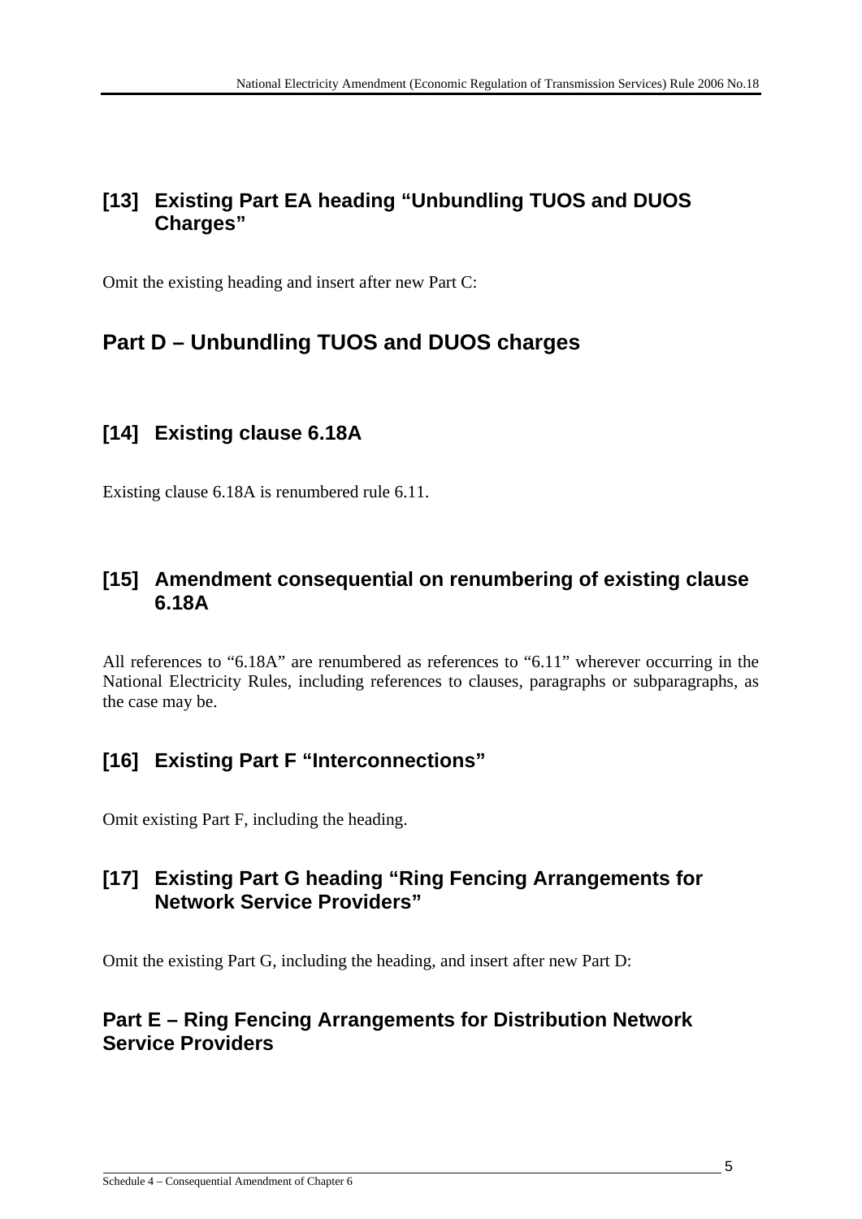## [13] Existing Part EA heading "Unbundling TUOS and DUOS Charges"

Omit the existing heading and insert after new Part C:

# Part D – Unbundling TUOS and DUOS charges

## [14] Existing clause 6.18A

Existing clause 6.18A is renumbered rule 6.11.

## [15] Amendment consequential on renumbering of existing clause 6.18A

All references to "6.18A" are renumbered as references to "6.11" wherever occurring in the National Electricity Rules, including references to clauses, paragraphs or subparagraphs, as the case may be.

## [16] Existing Part F "Interconnections"

Omit existing Part F, including the heading.

## [17] Existing Part G heading "Ring Fencing Arrangements for Network Service Providers"

Omit the existing Part G, including the heading, and insert after new Part D:

## Part E – Ring Fencing Arrangements for Distribution Network Service Providers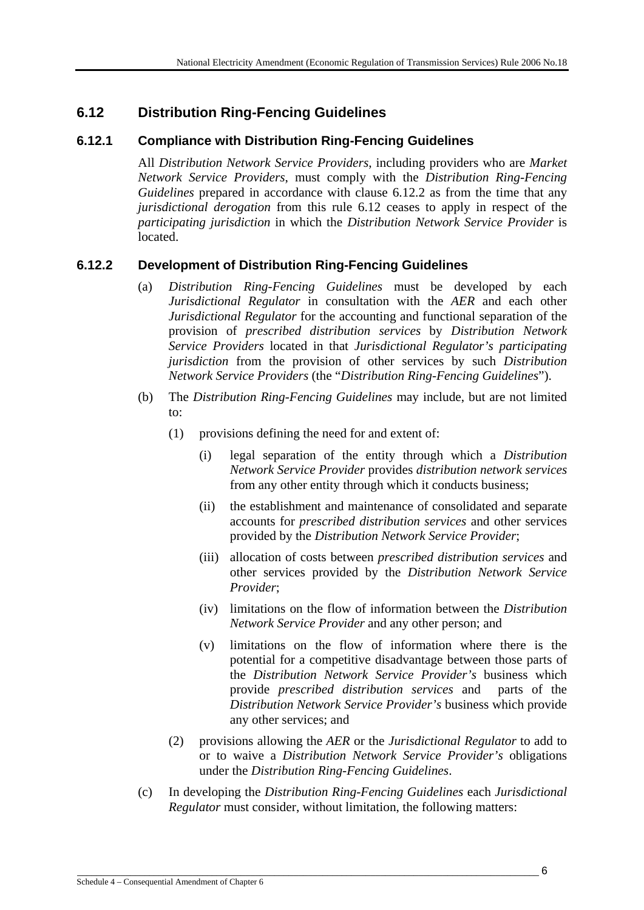## 6.12 Distribution Ring-Fencing Guidelines

### 6.12.1 Compliance with Distribution Ring-Fencing Guidelines

All *Distribution Network Service Providers*, including providers who are *Market Network Service Providers*, must comply with the *Distribution Ring-Fencing Guidelines* prepared in accordance with clause 6.12.2 as from the time that any *jurisdictional derogation* from this rule 6.12 ceases to apply in respect of the *participating jurisdiction* in which the *Distribution Network Service Provider* is located.

### 6.12.2 Development of Distribution Ring-Fencing Guidelines

(a) *Distribution Ring-Fencing Guidelines* must be developed by each *Jurisdictional Regulator* in consultation with the *AER* and each other *Jurisdictional Regulator* for the accounting and functional separation of the provision of *prescribed distribution services* by *Distribution Network Service Providers* located in that *Jurisdictional Regulator's participating jurisdiction* from the provision of other services by such *Distribution Network Service Providers* (the "*Distribution Ring-Fencing Guidelines*").

(b) The *Distribution Ring-Fencing Guidelines* may include, but are not limited to:

(1) provisions defining the need for and extent of:

(i) legal separation of the entity through which a *Distribution Network Service Provider* provides *distribution network services* from any other entity through which it conducts business;

(ii) the establishment and maintenance of consolidated and separate accounts for *prescribed distribution services* and other services provided by the *Distribution Network Service Provider*;

(iii) allocation of costs between *prescribed distribution services* and other services provided by the *Distribution Network Service Provider*;

(iv) limitations on the flow of information between the *Distribution Network Service Provider* and any other person; and

(v) limitations on the flow of information where there is the potential for a competitive disadvantage between those parts of the *Distribution Network Service Provider's* business which provide *prescribed distribution services* and parts of the *Distribution Network Service Provider's* business which provide any other services; and

(2) provisions allowing the *AER* or the *Jurisdictional Regulator* to add to or to waive a *Distribution Network Service Provider's* obligations under the *Distribution Ring-Fencing Guidelines*.

(c) In developing the *Distribution Ring-Fencing Guidelines* each *Jurisdictional Regulator* must consider, without limitation, the following matters: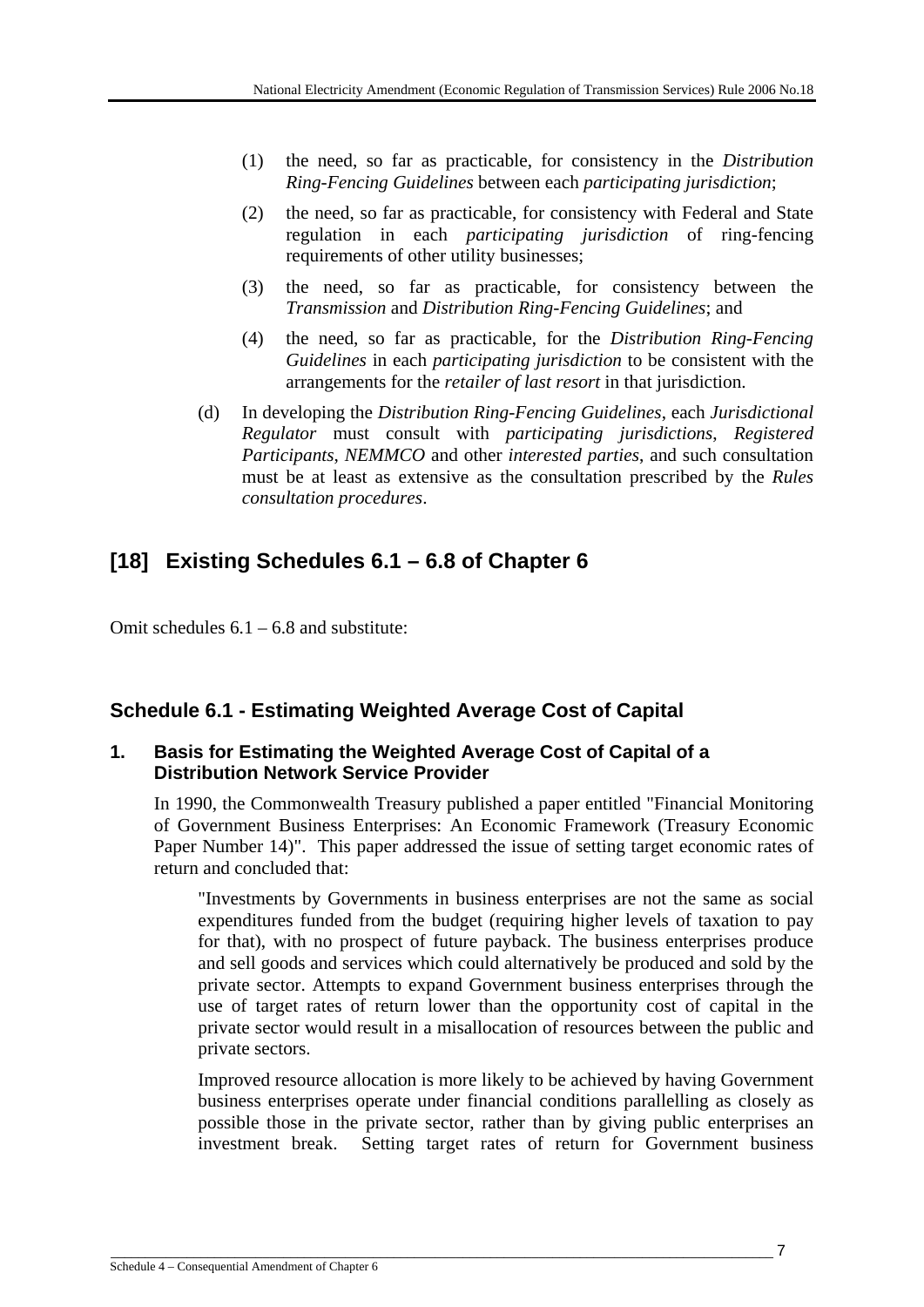(1) the need, so far as practicable, for consistency in the *Distribution Ring-Fencing Guidelines* between each *participating jurisdiction*;

(2) the need, so far as practicable, for consistency with Federal and State regulation in each *participating jurisdiction* of ring-fencing requirements of other utility businesses;

(3) the need, so far as practicable, for consistency between the *Transmission* and *Distribution Ring-Fencing Guidelines*; and

(4) the need, so far as practicable, for the *Distribution Ring-Fencing Guidelines* in each *participating jurisdiction* to be consistent with the arrangements for the *retailer of last resort* in that jurisdiction.

(d) In developing the *Distribution Ring-Fencing Guidelines*, each *Jurisdictional Regulator* must consult with *participating jurisdictions*, *Registered Participants*, *NEMMCO* and other *interested parties*, and such consultation must be at least as extensive as the consultation prescribed by the *Rules consultation procedures*.

## [18] Existing Schedules 6.1 – 6.8 of Chapter 6

Omit schedules 6.1 – 6.8 and substitute:

### Schedule 6.1 - Estimating Weighted Average Cost of Capital

#### 1. Basis for Estimating the Weighted Average Cost of Capital of a Distribution Network Service Provider

In 1990, the Commonwealth Treasury published a paper entitled "Financial Monitoring of Government Business Enterprises: An Economic Framework (Treasury Economic Paper Number 14)". This paper addressed the issue of setting target economic rates of return and concluded that:

> "Investments by Governments in business enterprises are not the same as social expenditures funded from the budget (requiring higher levels of taxation to pay for that), with no prospect of future payback. The business enterprises produce and sell goods and services which could alternatively be produced and sold by the private sector. Attempts to expand Government business enterprises through the use of target rates of return lower than the opportunity cost of capital in the private sector would result in a misallocation of resources between the public and private sectors.
>
> Improved resource allocation is more likely to be achieved by having Government business enterprises operate under financial conditions parallelling as closely as possible those in the private sector, rather than by giving public enterprises an investment break. Setting target rates of return for Government business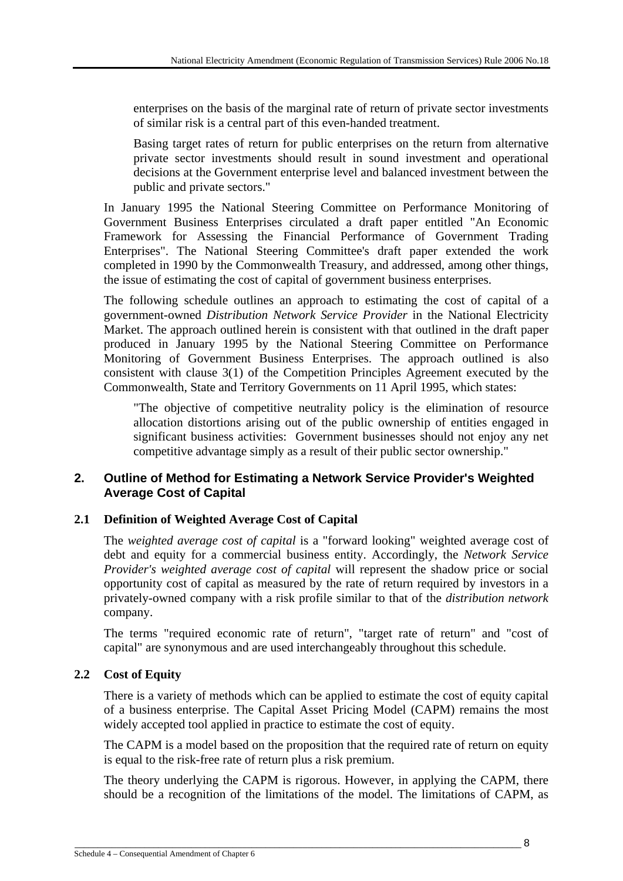enterprises on the basis of the marginal rate of return of private sector investments of similar risk is a central part of this even-handed treatment.

Basing target rates of return for public enterprises on the return from alternative private sector investments should result in sound investment and operational decisions at the Government enterprise level and balanced investment between the public and private sectors."

In January 1995 the National Steering Committee on Performance Monitoring of Government Business Enterprises circulated a draft paper entitled "An Economic Framework for Assessing the Financial Performance of Government Trading Enterprises". The National Steering Committee's draft paper extended the work completed in 1990 by the Commonwealth Treasury, and addressed, among other things, the issue of estimating the cost of capital of government business enterprises.

The following schedule outlines an approach to estimating the cost of capital of a government-owned *Distribution Network Service Provider* in the National Electricity Market. The approach outlined herein is consistent with that outlined in the draft paper produced in January 1995 by the National Steering Committee on Performance Monitoring of Government Business Enterprises. The approach outlined is also consistent with clause 3(1) of the Competition Principles Agreement executed by the Commonwealth, State and Territory Governments on 11 April 1995, which states:

"The objective of competitive neutrality policy is the elimination of resource allocation distortions arising out of the public ownership of entities engaged in significant business activities: Government businesses should not enjoy any net competitive advantage simply as a result of their public sector ownership."

## 2. Outline of Method for Estimating a Network Service Provider's Weighted Average Cost of Capital

### 2.1 Definition of Weighted Average Cost of Capital

The *weighted average cost of capital* is a "forward looking" weighted average cost of debt and equity for a commercial business entity. Accordingly, the *Network Service Provider's weighted average cost of capital* will represent the shadow price or social opportunity cost of capital as measured by the rate of return required by investors in a privately-owned company with a risk profile similar to that of the *distribution network* company.

The terms "required economic rate of return", "target rate of return" and "cost of capital" are synonymous and are used interchangeably throughout this schedule.

### 2.2 Cost of Equity

There is a variety of methods which can be applied to estimate the cost of equity capital of a business enterprise. The Capital Asset Pricing Model (CAPM) remains the most widely accepted tool applied in practice to estimate the cost of equity.

The CAPM is a model based on the proposition that the required rate of return on equity is equal to the risk-free rate of return plus a risk premium.

The theory underlying the CAPM is rigorous. However, in applying the CAPM, there should be a recognition of the limitations of the model. The limitations of CAPM, as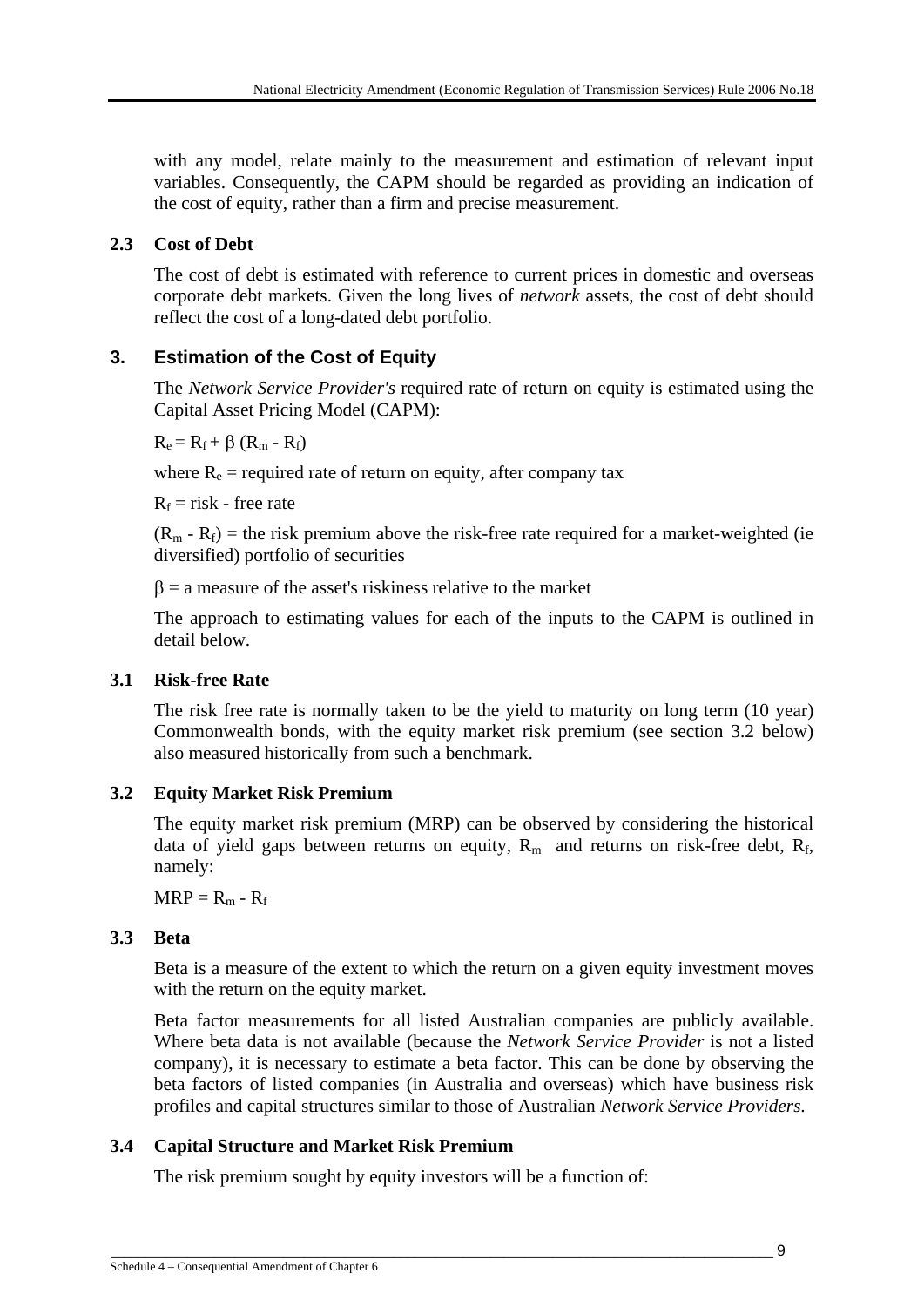with any model, relate mainly to the measurement and estimation of relevant input variables. Consequently, the CAPM should be regarded as providing an indication of the cost of equity, rather than a firm and precise measurement.

### 2.3 Cost of Debt

The cost of debt is estimated with reference to current prices in domestic and overseas corporate debt markets. Given the long lives of *network* assets, the cost of debt should reflect the cost of a long-dated debt portfolio.

## 3. Estimation of the Cost of Equity

The *Network Service Provider's* required rate of return on equity is estimated using the Capital Asset Pricing Model (CAPM):

$R_e = R_f + \beta\ (R_m - R_f)$

where $R_e$ = required rate of return on equity, after company tax

$R_f$ = risk - free rate

$(R_m - R_f)$ = the risk premium above the risk-free rate required for a market-weighted (ie diversified) portfolio of securities

$\beta$ = a measure of the asset's riskiness relative to the market

The approach to estimating values for each of the inputs to the CAPM is outlined in detail below.

### 3.1 Risk-free Rate

The risk free rate is normally taken to be the yield to maturity on long term (10 year) Commonwealth bonds, with the equity market risk premium (see section 3.2 below) also measured historically from such a benchmark.

### 3.2 Equity Market Risk Premium

The equity market risk premium (MRP) can be observed by considering the historical data of yield gaps between returns on equity, $R_m$ and returns on risk-free debt, $R_f$, namely:

$MRP = R_m - R_f$

### 3.3 Beta

Beta is a measure of the extent to which the return on a given equity investment moves with the return on the equity market.

Beta factor measurements for all listed Australian companies are publicly available. Where beta data is not available (because the *Network Service Provider* is not a listed company), it is necessary to estimate a beta factor. This can be done by observing the beta factors of listed companies (in Australia and overseas) which have business risk profiles and capital structures similar to those of Australian *Network Service Providers.*

### 3.4 Capital Structure and Market Risk Premium

The risk premium sought by equity investors will be a function of: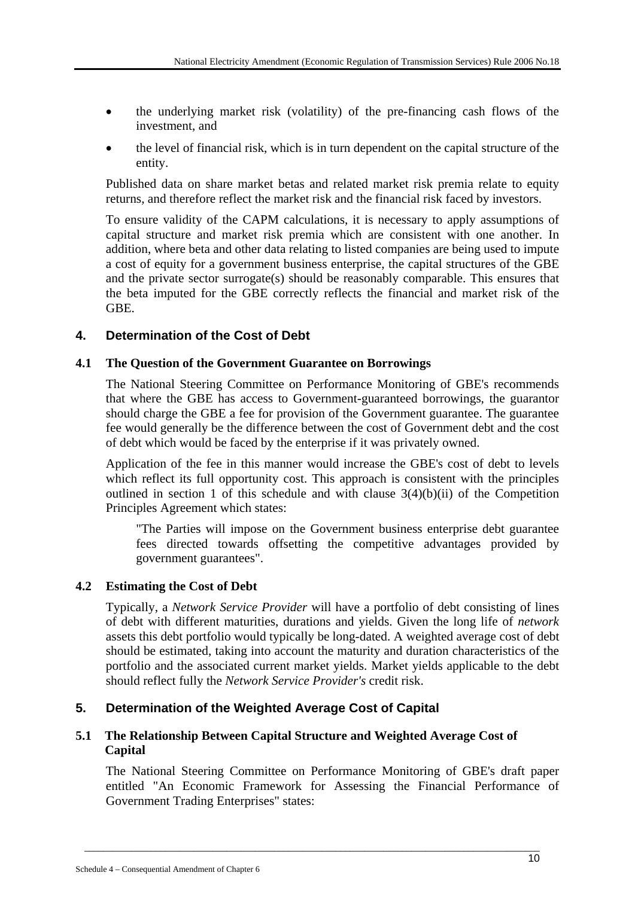- the underlying market risk (volatility) of the pre-financing cash flows of the investment, and
- the level of financial risk, which is in turn dependent on the capital structure of the entity.

Published data on share market betas and related market risk premia relate to equity returns, and therefore reflect the market risk and the financial risk faced by investors.

To ensure validity of the CAPM calculations, it is necessary to apply assumptions of capital structure and market risk premia which are consistent with one another. In addition, where beta and other data relating to listed companies are being used to impute a cost of equity for a government business enterprise, the capital structures of the GBE and the private sector surrogate(s) should be reasonably comparable. This ensures that the beta imputed for the GBE correctly reflects the financial and market risk of the GBE.

## 4. Determination of the Cost of Debt

### 4.1 The Question of the Government Guarantee on Borrowings

The National Steering Committee on Performance Monitoring of GBE's recommends that where the GBE has access to Government-guaranteed borrowings, the guarantor should charge the GBE a fee for provision of the Government guarantee. The guarantee fee would generally be the difference between the cost of Government debt and the cost of debt which would be faced by the enterprise if it was privately owned.

Application of the fee in this manner would increase the GBE's cost of debt to levels which reflect its full opportunity cost. This approach is consistent with the principles outlined in section 1 of this schedule and with clause 3(4)(b)(ii) of the Competition Principles Agreement which states:

> "The Parties will impose on the Government business enterprise debt guarantee fees directed towards offsetting the competitive advantages provided by government guarantees".

### 4.2 Estimating the Cost of Debt

Typically, a *Network Service Provider* will have a portfolio of debt consisting of lines of debt with different maturities, durations and yields. Given the long life of *network* assets this debt portfolio would typically be long-dated. A weighted average cost of debt should be estimated, taking into account the maturity and duration characteristics of the portfolio and the associated current market yields. Market yields applicable to the debt should reflect fully the *Network Service Provider's* credit risk.

## 5. Determination of the Weighted Average Cost of Capital

### 5.1 The Relationship Between Capital Structure and Weighted Average Cost of Capital

The National Steering Committee on Performance Monitoring of GBE's draft paper entitled "An Economic Framework for Assessing the Financial Performance of Government Trading Enterprises" states: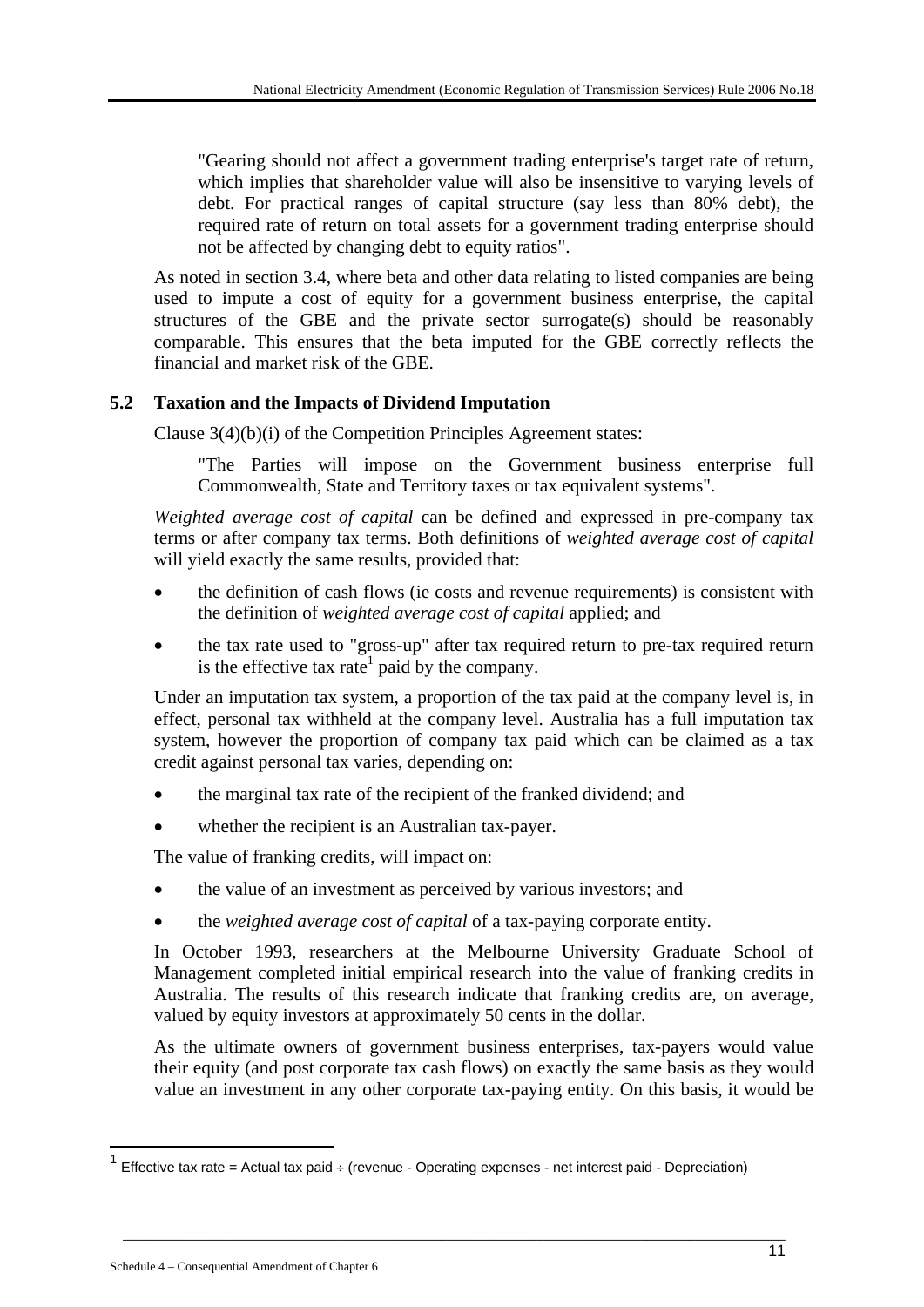> "Gearing should not affect a government trading enterprise's target rate of return, which implies that shareholder value will also be insensitive to varying levels of debt. For practical ranges of capital structure (say less than 80% debt), the required rate of return on total assets for a government trading enterprise should not be affected by changing debt to equity ratios".

As noted in section 3.4, where beta and other data relating to listed companies are being used to impute a cost of equity for a government business enterprise, the capital structures of the GBE and the private sector surrogate(s) should be reasonably comparable. This ensures that the beta imputed for the GBE correctly reflects the financial and market risk of the GBE.

## 5.2 Taxation and the Impacts of Dividend Imputation

Clause 3(4)(b)(i) of the Competition Principles Agreement states:

> "The Parties will impose on the Government business enterprise full Commonwealth, State and Territory taxes or tax equivalent systems".

*Weighted average cost of capital* can be defined and expressed in pre-company tax terms or after company tax terms. Both definitions of *weighted average cost of capital* will yield exactly the same results, provided that:

- the definition of cash flows (ie costs and revenue requirements) is consistent with the definition of *weighted average cost of capital* applied; and
- the tax rate used to "gross-up" after tax required return to pre-tax required return is the effective tax rate[1] paid by the company.

Under an imputation tax system, a proportion of the tax paid at the company level is, in effect, personal tax withheld at the company level. Australia has a full imputation tax system, however the proportion of company tax paid which can be claimed as a tax credit against personal tax varies, depending on:

- the marginal tax rate of the recipient of the franked dividend; and
- whether the recipient is an Australian tax-payer.

The value of franking credits, will impact on:

- the value of an investment as perceived by various investors; and
- the *weighted average cost of capital* of a tax-paying corporate entity.

In October 1993, researchers at the Melbourne University Graduate School of Management completed initial empirical research into the value of franking credits in Australia. The results of this research indicate that franking credits are, on average, valued by equity investors at approximately 50 cents in the dollar.

As the ultimate owners of government business enterprises, tax-payers would value their equity (and post corporate tax cash flows) on exactly the same basis as they would value an investment in any other corporate tax-paying entity. On this basis, it would be

---

[1] Effective tax rate = Actual tax paid ÷ (revenue - Operating expenses - net interest paid - Depreciation)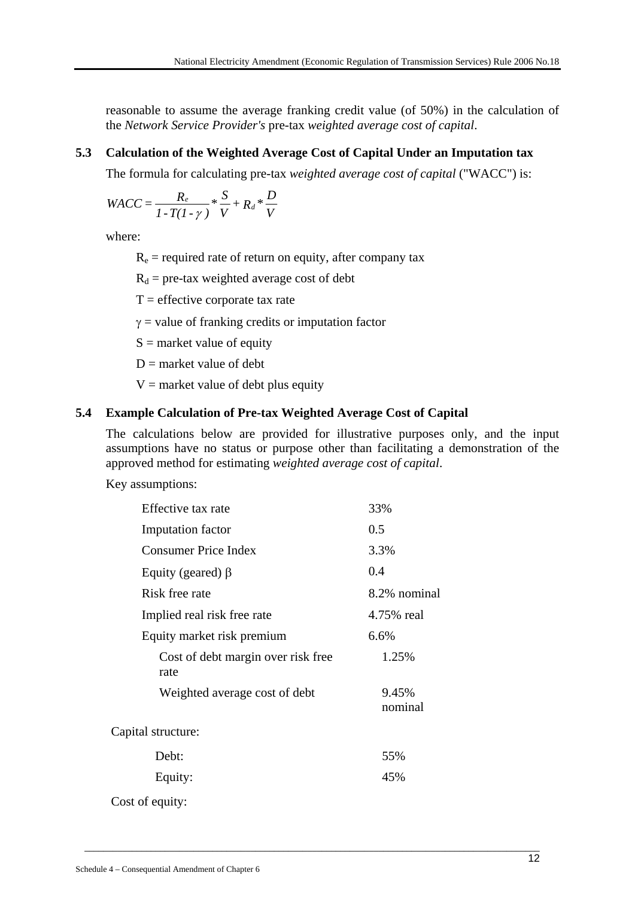reasonable to assume the average franking credit value (of 50%) in the calculation of the *Network Service Provider's* pre-tax *weighted average cost of capital*.

## 5.3 Calculation of the Weighted Average Cost of Capital Under an Imputation tax

The formula for calculating pre-tax *weighted average cost of capital* ("WACC") is:

$$WACC = \frac{R_e}{1 - T(1 - \gamma)} * \frac{S}{V} + R_d * \frac{D}{V}$$

where:

$R_e$ = required rate of return on equity, after company tax

$R_d$ = pre-tax weighted average cost of debt

T = effective corporate tax rate

$\gamma$ = value of franking credits or imputation factor

S = market value of equity

D = market value of debt

V = market value of debt plus equity

## 5.4 Example Calculation of Pre-tax Weighted Average Cost of Capital

The calculations below are provided for illustrative purposes only, and the input assumptions have no status or purpose other than facilitating a demonstration of the approved method for estimating *weighted average cost of capital*.

Key assumptions:

| | |
|---|---|
| Effective tax rate | 33% |
| Imputation factor | 0.5 |
| Consumer Price Index | 3.3% |
| Equity (geared) $\beta$ | 0.4 |
| Risk free rate | 8.2% nominal |
| Implied real risk free rate | 4.75% real |
| Equity market risk premium | 6.6% |
| Cost of debt margin over risk free rate | 1.25% |
| Weighted average cost of debt | 9.45% nominal |

Capital structure:

| | |
|---|---|
| Debt: | 55% |
| Equity: | 45% |

Cost of equity: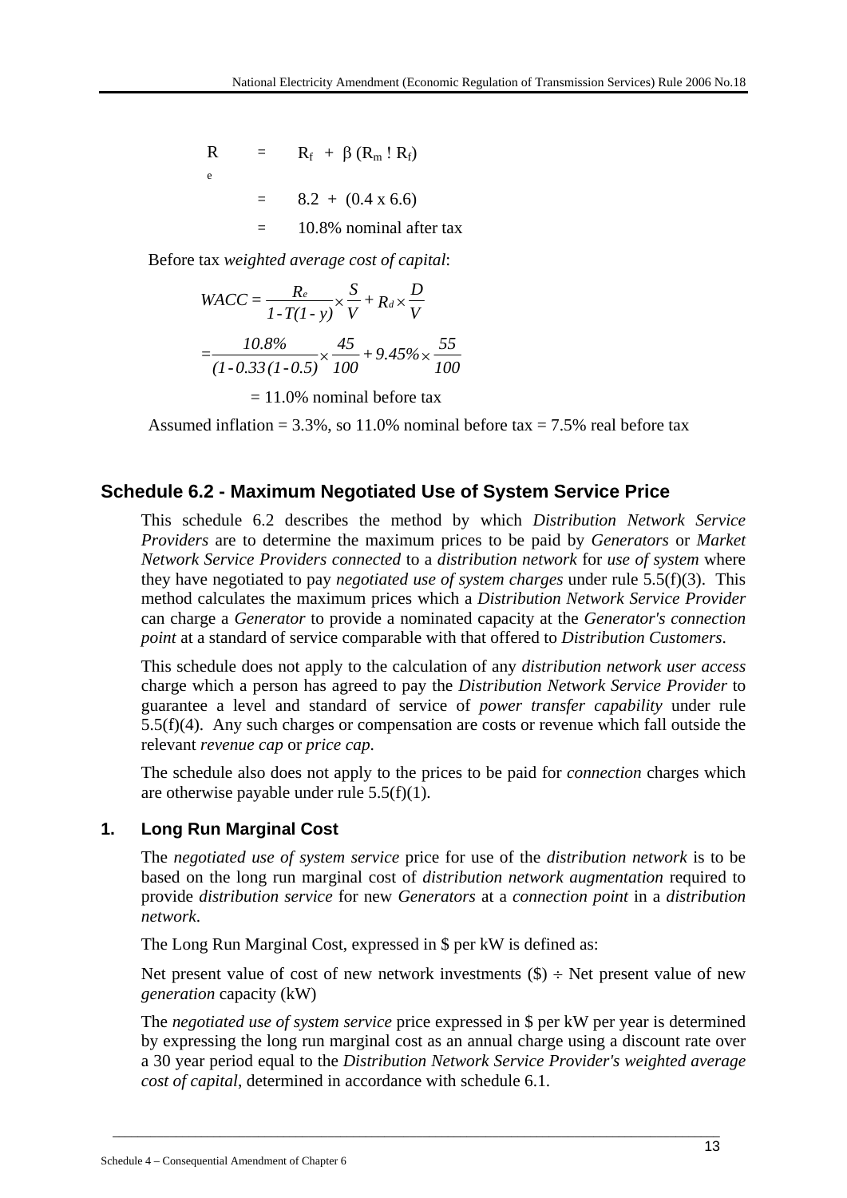$$R_e = R_f + \beta (R_m - R_f)$$

$$= 8.2 + (0.4 \times 6.6)$$

$$= 10.8\% \text{ nominal after tax}$$

Before tax *weighted average cost of capital*:

$$WACC = \frac{R_e}{1 - T(1 - y)} \times \frac{S}{V} + R_d \times \frac{D}{V}$$

$$= \frac{10.8\%}{(1 - 0.33(1 - 0.5))} \times \frac{45}{100} + 9.45\% \times \frac{55}{100}$$

$$= 11.0\% \text{ nominal before tax}$$

Assumed inflation = 3.3%, so 11.0% nominal before tax = 7.5% real before tax

## Schedule 6.2 - Maximum Negotiated Use of System Service Price

This schedule 6.2 describes the method by which *Distribution Network Service Providers* are to determine the maximum prices to be paid by *Generators* or *Market Network Service Providers connected* to a *distribution network* for *use of system* where they have negotiated to pay *negotiated use of system charges* under rule 5.5(f)(3). This method calculates the maximum prices which a *Distribution Network Service Provider* can charge a *Generator* to provide a nominated capacity at the *Generator's connection point* at a standard of service comparable with that offered to *Distribution Customers*.

This schedule does not apply to the calculation of any *distribution network user access* charge which a person has agreed to pay the *Distribution Network Service Provider* to guarantee a level and standard of service of *power transfer capability* under rule 5.5(f)(4). Any such charges or compensation are costs or revenue which fall outside the relevant *revenue cap* or *price cap*.

The schedule also does not apply to the prices to be paid for *connection* charges which are otherwise payable under rule 5.5(f)(1).

### 1. Long Run Marginal Cost

The *negotiated use of system service* price for use of the *distribution network* is to be based on the long run marginal cost of *distribution network augmentation* required to provide *distribution service* for new *Generators* at a *connection point* in a *distribution network*.

The Long Run Marginal Cost, expressed in $ per kW is defined as:

Net present value of cost of new network investments ($) ÷ Net present value of new *generation* capacity (kW)

The *negotiated use of system service* price expressed in $ per kW per year is determined by expressing the long run marginal cost as an annual charge using a discount rate over a 30 year period equal to the *Distribution Network Service Provider's weighted average cost of capital*, determined in accordance with schedule 6.1.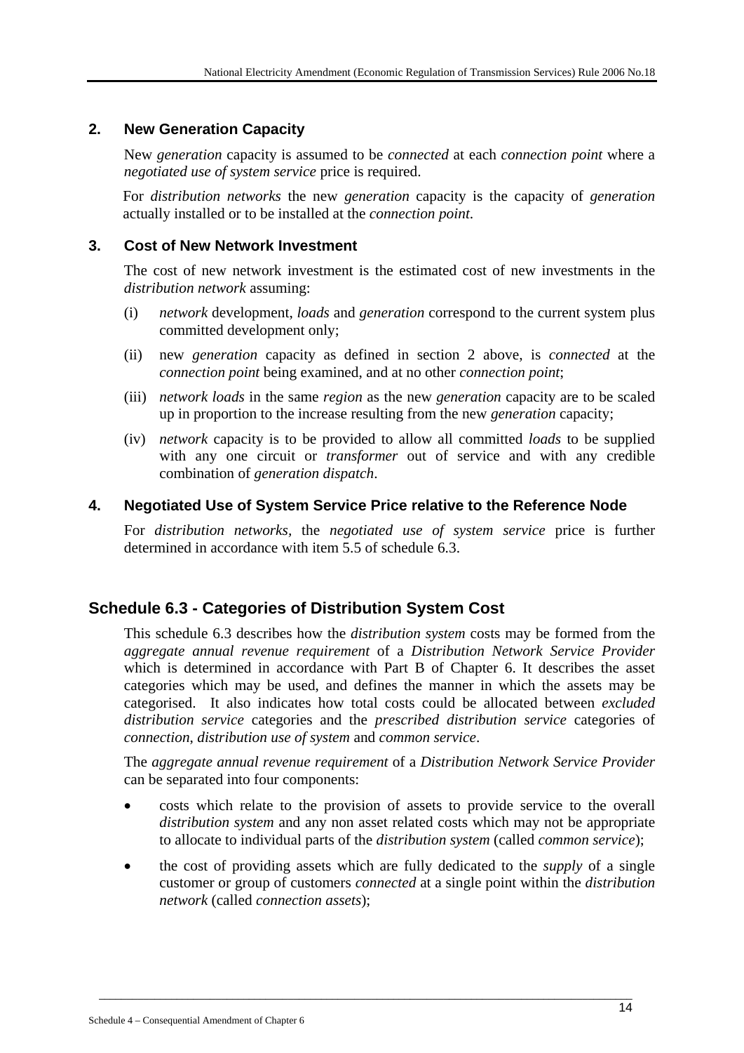### 2. New Generation Capacity

New *generation* capacity is assumed to be *connected* at each *connection point* where a *negotiated use of system service* price is required.

For *distribution networks* the new *generation* capacity is the capacity of *generation* actually installed or to be installed at the *connection point*.

### 3. Cost of New Network Investment

The cost of new network investment is the estimated cost of new investments in the *distribution network* assuming:

(i) *network* development, *loads* and *generation* correspond to the current system plus committed development only;

(ii) new *generation* capacity as defined in section 2 above, is *connected* at the *connection point* being examined, and at no other *connection point*;

(iii) *network loads* in the same *region* as the new *generation* capacity are to be scaled up in proportion to the increase resulting from the new *generation* capacity;

(iv) *network* capacity is to be provided to allow all committed *loads* to be supplied with any one circuit or *transformer* out of service and with any credible combination of *generation dispatch*.

### 4. Negotiated Use of System Service Price relative to the Reference Node

For *distribution networks,* the *negotiated use of system service* price is further determined in accordance with item 5.5 of schedule 6.3.

## Schedule 6.3 - Categories of Distribution System Cost

This schedule 6.3 describes how the *distribution system* costs may be formed from the *aggregate annual revenue requirement* of a *Distribution Network Service Provider* which is determined in accordance with Part B of Chapter 6. It describes the asset categories which may be used, and defines the manner in which the assets may be categorised. It also indicates how total costs could be allocated between *excluded distribution service* categories and the *prescribed distribution service* categories of *connection*, *distribution use of system* and *common service*.

The *aggregate annual revenue requirement* of a *Distribution Network Service Provider* can be separated into four components:

- costs which relate to the provision of assets to provide service to the overall *distribution system* and any non asset related costs which may not be appropriate to allocate to individual parts of the *distribution system* (called *common service*);
- the cost of providing assets which are fully dedicated to the *supply* of a single customer or group of customers *connected* at a single point within the *distribution network* (called *connection assets*);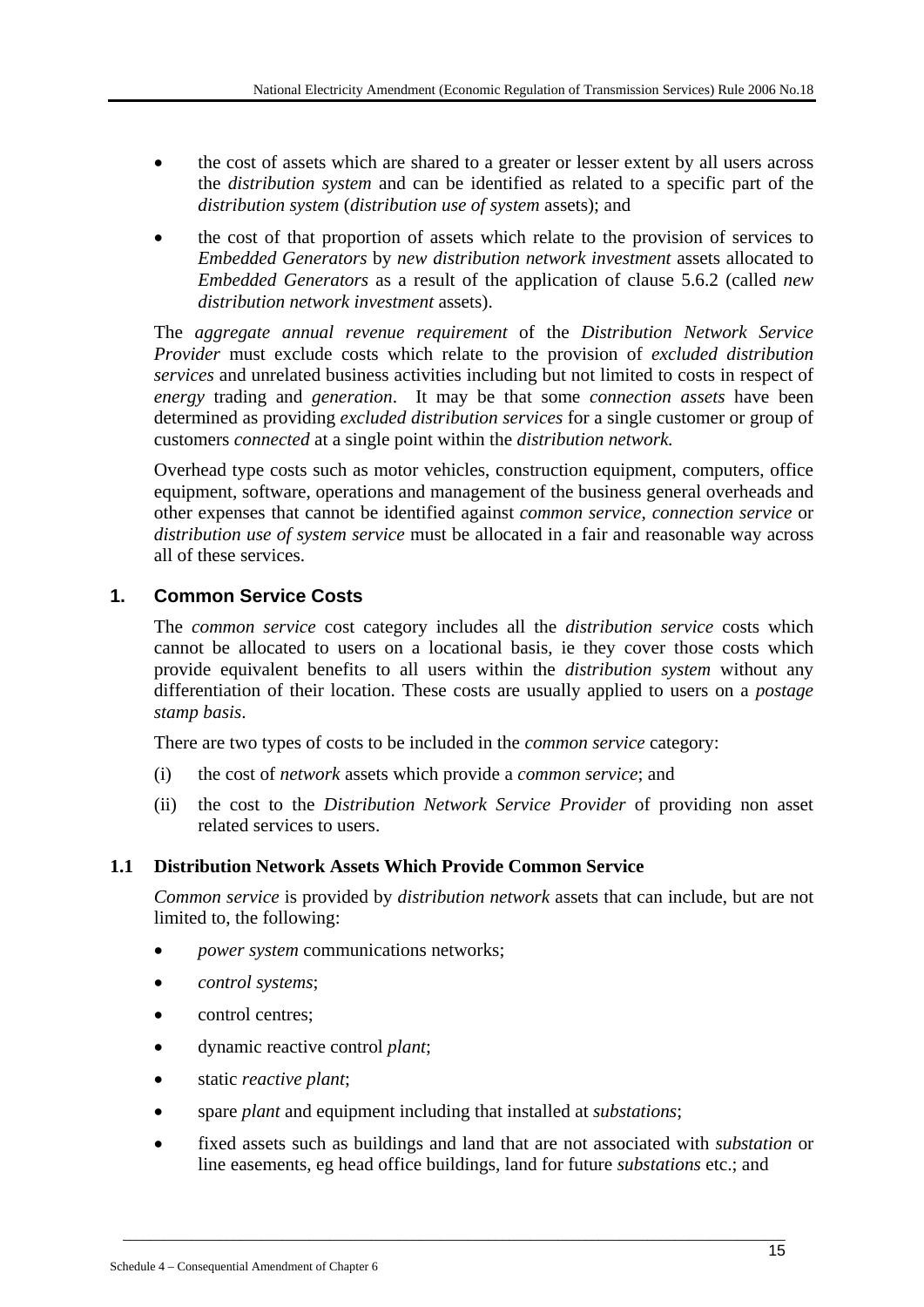- the cost of assets which are shared to a greater or lesser extent by all users across the *distribution system* and can be identified as related to a specific part of the *distribution system* (*distribution use of system* assets); and

- the cost of that proportion of assets which relate to the provision of services to *Embedded Generators* by *new distribution network investment* assets allocated to *Embedded Generators* as a result of the application of clause 5.6.2 (called *new distribution network investment* assets).

The *aggregate annual revenue requirement* of the *Distribution Network Service Provider* must exclude costs which relate to the provision of *excluded distribution services* and unrelated business activities including but not limited to costs in respect of *energy* trading and *generation*. It may be that some *connection assets* have been determined as providing *excluded distribution services* for a single customer or group of customers *connected* at a single point within the *distribution network.*

Overhead type costs such as motor vehicles, construction equipment, computers, office equipment, software, operations and management of the business general overheads and other expenses that cannot be identified against *common service*, *connection service* or *distribution use of system service* must be allocated in a fair and reasonable way across all of these services.

## 1. Common Service Costs

The *common service* cost category includes all the *distribution service* costs which cannot be allocated to users on a locational basis, ie they cover those costs which provide equivalent benefits to all users within the *distribution system* without any differentiation of their location. These costs are usually applied to users on a *postage stamp basis*.

There are two types of costs to be included in the *common service* category:

(i) the cost of *network* assets which provide a *common service*; and

(ii) the cost to the *Distribution Network Service Provider* of providing non asset related services to users.

### 1.1 Distribution Network Assets Which Provide Common Service

*Common service* is provided by *distribution network* assets that can include, but are not limited to, the following:

- *power system* communications networks;
- *control systems*;
- control centres;
- dynamic reactive control *plant*;
- static *reactive plant*;
- spare *plant* and equipment including that installed at *substations*;
- fixed assets such as buildings and land that are not associated with *substation* or line easements, eg head office buildings, land for future *substations* etc.; and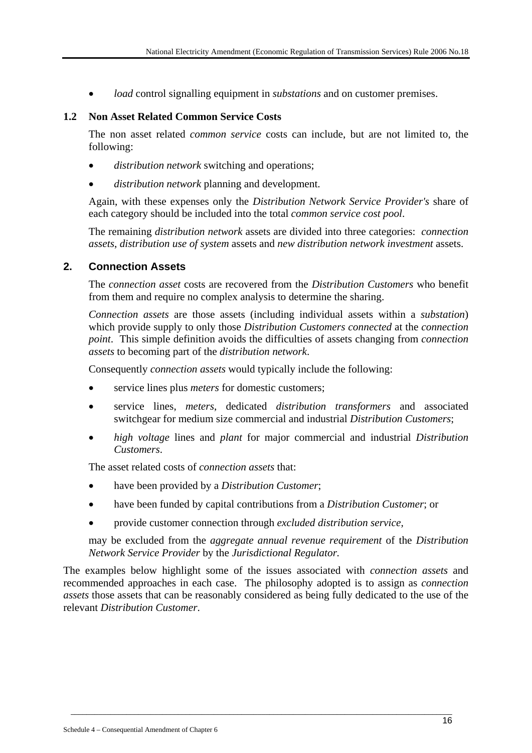- *load* control signalling equipment in *substations* and on customer premises.

### 1.2 Non Asset Related Common Service Costs

The non asset related *common service* costs can include, but are not limited to, the following:

- *distribution network* switching and operations;
- *distribution network* planning and development.

Again, with these expenses only the *Distribution Network Service Provider's* share of each category should be included into the total *common service cost pool*.

The remaining *distribution network* assets are divided into three categories: *connection assets*, *distribution use of system* assets and *new distribution network investment* assets.

## 2. Connection Assets

The *connection asset* costs are recovered from the *Distribution Customers* who benefit from them and require no complex analysis to determine the sharing.

*Connection assets* are those assets (including individual assets within a *substation*) which provide supply to only those *Distribution Customers connected* at the *connection point*. This simple definition avoids the difficulties of assets changing from *connection assets* to becoming part of the *distribution network*.

Consequently *connection assets* would typically include the following:

- service lines plus *meters* for domestic customers;
- service lines, *meters*, dedicated *distribution transformers* and associated switchgear for medium size commercial and industrial *Distribution Customers*;
- *high voltage* lines and *plant* for major commercial and industrial *Distribution Customers*.

The asset related costs of *connection assets* that:

- have been provided by a *Distribution Customer*;
- have been funded by capital contributions from a *Distribution Customer*; or
- provide customer connection through *excluded distribution service*,

may be excluded from the *aggregate annual revenue requirement* of the *Distribution Network Service Provider* by the *Jurisdictional Regulator.*

The examples below highlight some of the issues associated with *connection assets* and recommended approaches in each case. The philosophy adopted is to assign as *connection assets* those assets that can be reasonably considered as being fully dedicated to the use of the relevant *Distribution Customer*.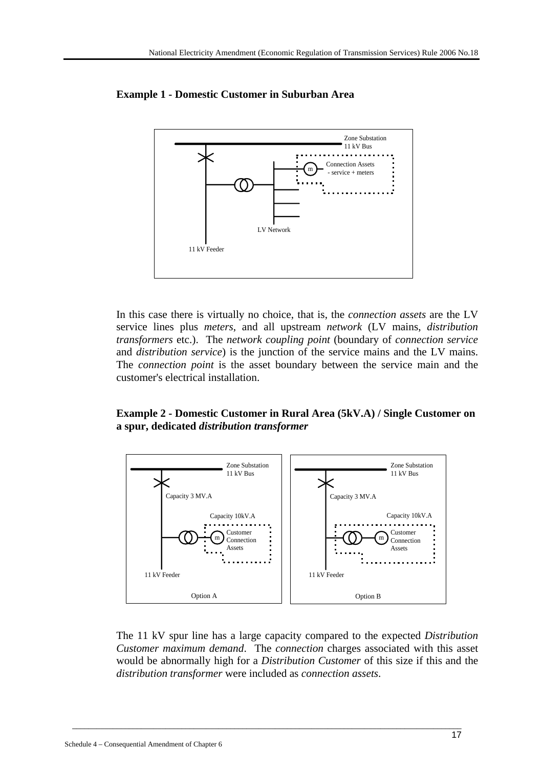**Example 1 - Domestic Customer in Suburban Area**

Zone Substation
11 kV Bus

Connection Assets
- service + meters

LV Network

11 kV Feeder

In this case there is virtually no choice, that is, the *connection assets* are the LV service lines plus *meters*, and all upstream *network* (LV mains, *distribution transformers* etc.). The *network coupling point* (boundary of *connection service* and *distribution service*) is the junction of the service mains and the LV mains. The *connection point* is the asset boundary between the service main and the customer's electrical installation.

**Example 2 - Domestic Customer in Rural Area (5kV.A) / Single Customer on a spur, dedicated *distribution transformer***

Zone Substation
11 kV Bus

Capacity 3 MV.A

Capacity 10kV.A

Customer Connection Assets

11 kV Feeder

Option A

Zone Substation
11 kV Bus

Capacity 3 MV.A

Capacity 10kV.A

Customer Connection Assets

11 kV Feeder

Option B

The 11 kV spur line has a large capacity compared to the expected *Distribution Customer maximum demand*. The *connection* charges associated with this asset would be abnormally high for a *Distribution Customer* of this size if this and the *distribution transformer* were included as *connection assets*.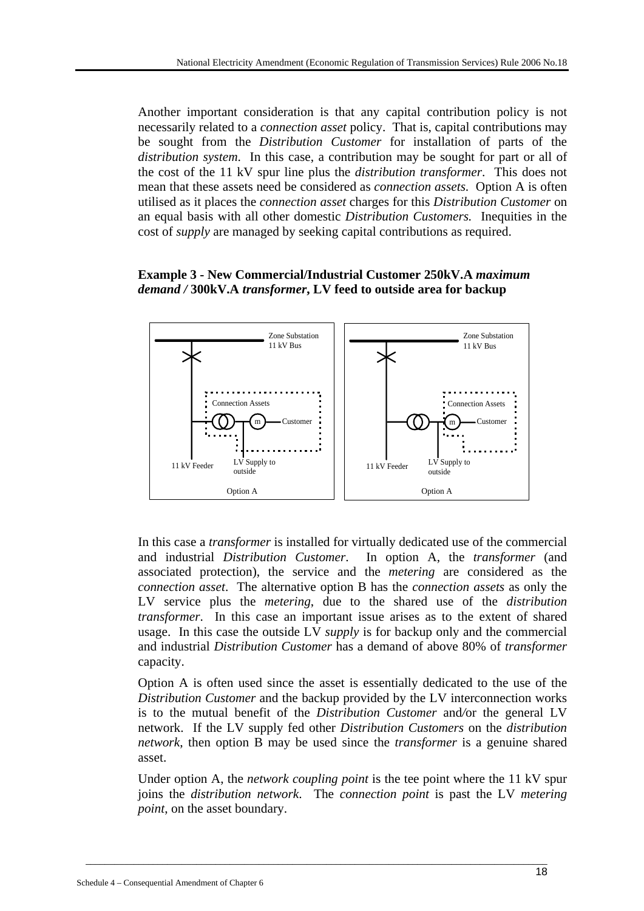Another important consideration is that any capital contribution policy is not necessarily related to a *connection asset* policy. That is, capital contributions may be sought from the *Distribution Customer* for installation of parts of the *distribution system*. In this case, a contribution may be sought for part or all of the cost of the 11 kV spur line plus the *distribution transformer*. This does not mean that these assets need be considered as *connection assets.* Option A is often utilised as it places the *connection asset* charges for this *Distribution Customer* on an equal basis with all other domestic *Distribution Customers.* Inequities in the cost of *supply* are managed by seeking capital contributions as required.

**Example 3 - New Commercial/Industrial Customer 250kV.A *maximum demand /* 300kV.A *transformer*, LV feed to outside area for backup**

In this case a *transformer* is installed for virtually dedicated use of the commercial and industrial *Distribution Customer*. In option A, the *transformer* (and associated protection), the service and the *metering* are considered as the *connection asset*. The alternative option B has the *connection assets* as only the LV service plus the *metering*, due to the shared use of the *distribution transformer*. In this case an important issue arises as to the extent of shared usage. In this case the outside LV *supply* is for backup only and the commercial and industrial *Distribution Customer* has a demand of above 80% of *transformer* capacity.

Option A is often used since the asset is essentially dedicated to the use of the *Distribution Customer* and the backup provided by the LV interconnection works is to the mutual benefit of the *Distribution Customer* and/or the general LV network. If the LV supply fed other *Distribution Customers* on the *distribution network*, then option B may be used since the *transformer* is a genuine shared asset.

Under option A, the *network coupling point* is the tee point where the 11 kV spur joins the *distribution network*. The *connection point* is past the LV *metering point*, on the asset boundary.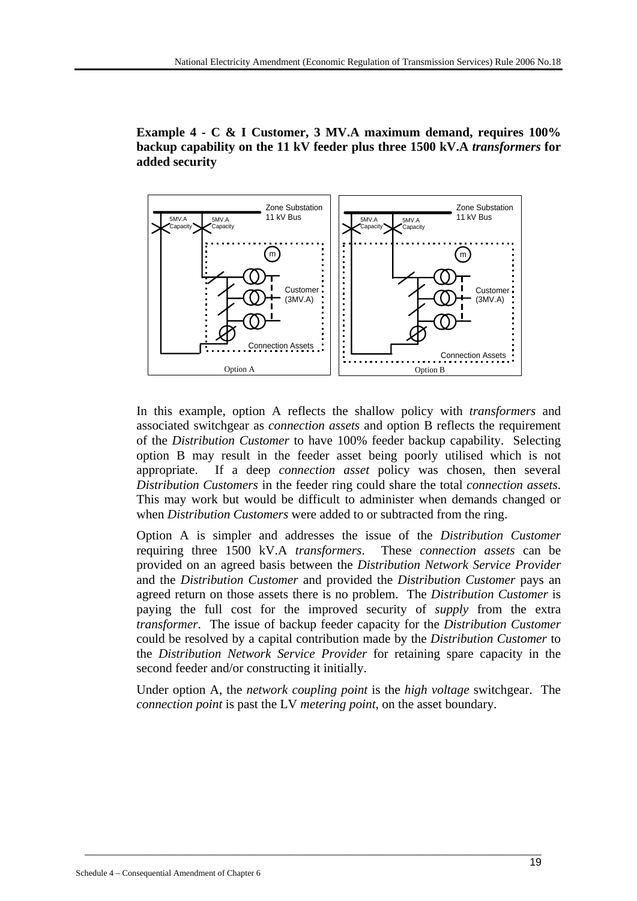**Example 4 - C & I Customer, 3 MV.A maximum demand, requires 100% backup capability on the 11 kV feeder plus three 1500 kV.A *transformers* for added security**

In this example, option A reflects the shallow policy with *transformers* and associated switchgear as *connection assets* and option B reflects the requirement of the *Distribution Customer* to have 100% feeder backup capability. Selecting option B may result in the feeder asset being poorly utilised which is not appropriate. If a deep *connection asset* policy was chosen, then several *Distribution Customers* in the feeder ring could share the total *connection assets*. This may work but would be difficult to administer when demands changed or when *Distribution Customers* were added to or subtracted from the ring.

Option A is simpler and addresses the issue of the *Distribution Customer* requiring three 1500 kV.A *transformers*. These *connection assets* can be provided on an agreed basis between the *Distribution Network Service Provider* and the *Distribution Customer* and provided the *Distribution Customer* pays an agreed return on those assets there is no problem. The *Distribution Customer* is paying the full cost for the improved security of *supply* from the extra *transformer*. The issue of backup feeder capacity for the *Distribution Customer* could be resolved by a capital contribution made by the *Distribution Customer* to the *Distribution Network Service Provider* for retaining spare capacity in the second feeder and/or constructing it initially.

Under option A, the *network coupling point* is the *high voltage* switchgear. The *connection point* is past the LV *metering point*, on the asset boundary.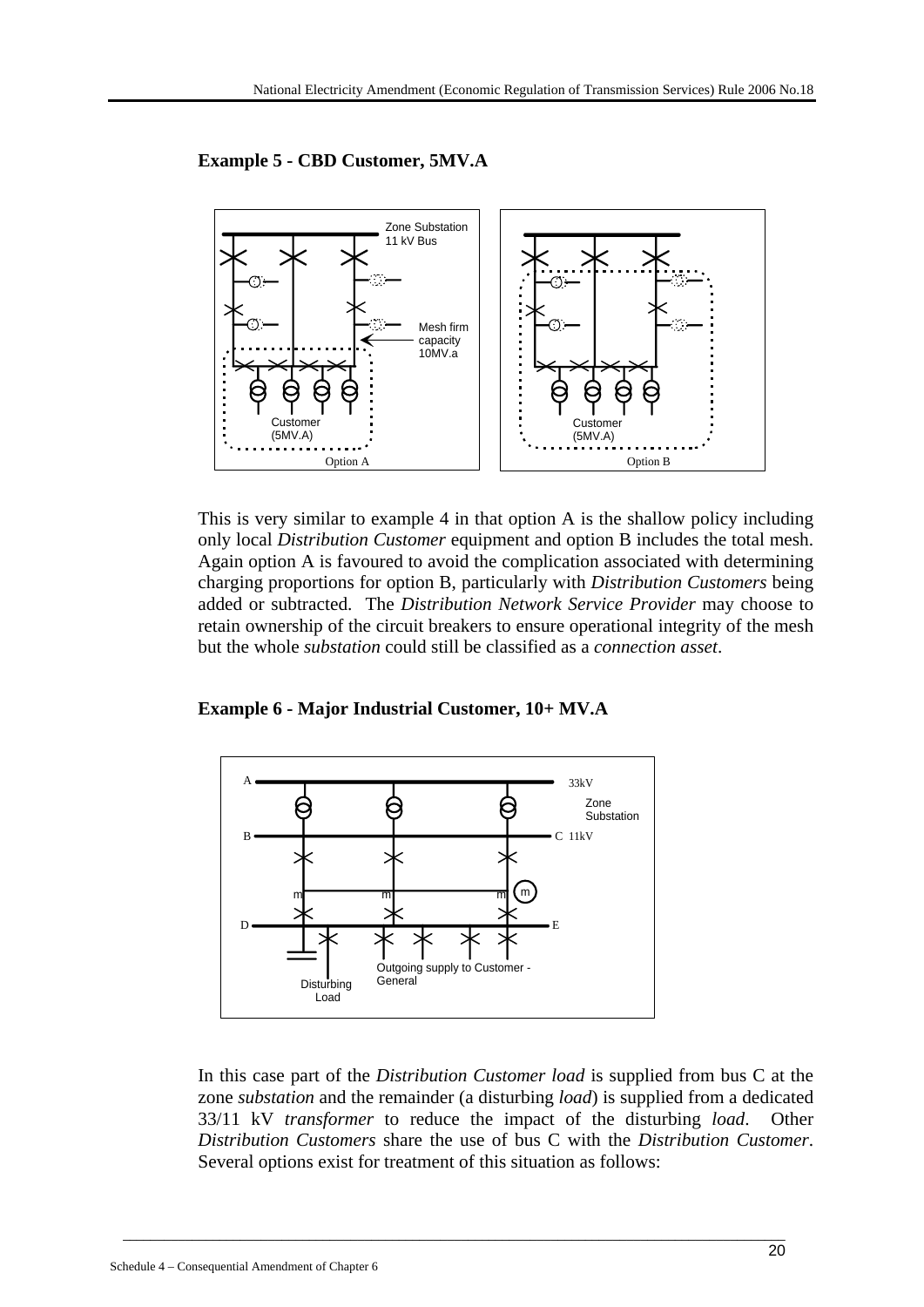**Example 5 - CBD Customer, 5MV.A**

This is very similar to example 4 in that option A is the shallow policy including only local *Distribution Customer* equipment and option B includes the total mesh. Again option A is favoured to avoid the complication associated with determining charging proportions for option B, particularly with *Distribution Customers* being added or subtracted. The *Distribution Network Service Provider* may choose to retain ownership of the circuit breakers to ensure operational integrity of the mesh but the whole *substation* could still be classified as a *connection asset*.

**Example 6 - Major Industrial Customer, 10+ MV.A**

In this case part of the *Distribution Customer load* is supplied from bus C at the zone *substation* and the remainder (a disturbing *load*) is supplied from a dedicated 33/11 kV *transformer* to reduce the impact of the disturbing *load*. Other *Distribution Customers* share the use of bus C with the *Distribution Customer*. Several options exist for treatment of this situation as follows: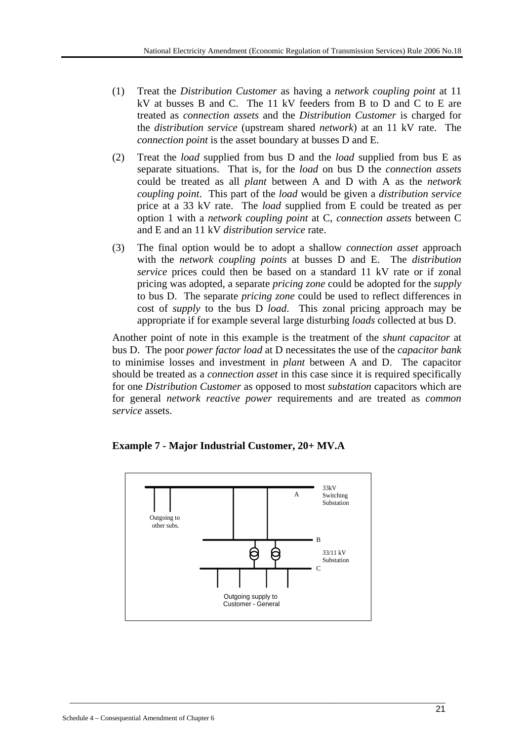(1) Treat the *Distribution Customer* as having a *network coupling point* at 11 kV at busses B and C. The 11 kV feeders from B to D and C to E are treated as *connection assets* and the *Distribution Customer* is charged for the *distribution service* (upstream shared *network*) at an 11 kV rate. The *connection point* is the asset boundary at busses D and E.

(2) Treat the *load* supplied from bus D and the *load* supplied from bus E as separate situations. That is, for the *load* on bus D the *connection assets* could be treated as all *plant* between A and D with A as the *network coupling point*. This part of the *load* would be given a *distribution service* price at a 33 kV rate. The *load* supplied from E could be treated as per option 1 with a *network coupling point* at C, *connection assets* between C and E and an 11 kV *distribution service* rate.

(3) The final option would be to adopt a shallow *connection asset* approach with the *network coupling points* at busses D and E. The *distribution service* prices could then be based on a standard 11 kV rate or if zonal pricing was adopted, a separate *pricing zone* could be adopted for the *supply* to bus D. The separate *pricing zone* could be used to reflect differences in cost of *supply* to the bus D *load*. This zonal pricing approach may be appropriate if for example several large disturbing *loads* collected at bus D.

Another point of note in this example is the treatment of the *shunt capacitor* at bus D. The poor *power factor load* at D necessitates the use of the *capacitor bank* to minimise losses and investment in *plant* between A and D. The capacitor should be treated as a *connection asset* in this case since it is required specifically for one *Distribution Customer* as opposed to most *substation* capacitors which are for general *network reactive power* requirements and are treated as *common service* assets.

**Example 7 - Major Industrial Customer, 20+ MV.A**

A — 33kV Switching Substation

Outgoing to other subs.

B — 33/11 kV Substation — C

Outgoing supply to Customer - General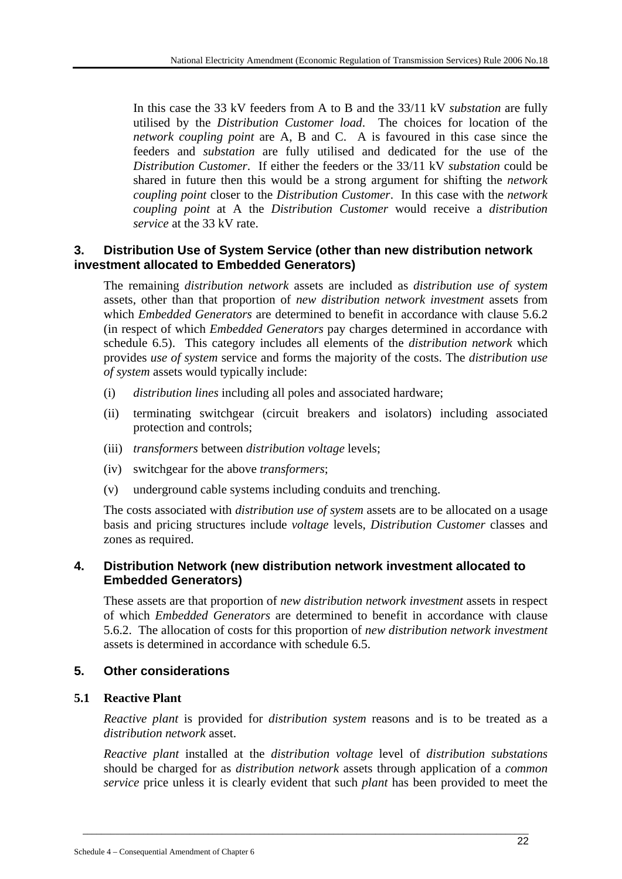In this case the 33 kV feeders from A to B and the 33/11 kV *substation* are fully utilised by the *Distribution Customer load*. The choices for location of the *network coupling point* are A, B and C. A is favoured in this case since the feeders and *substation* are fully utilised and dedicated for the use of the *Distribution Customer*. If either the feeders or the 33/11 kV *substation* could be shared in future then this would be a strong argument for shifting the *network coupling point* closer to the *Distribution Customer*. In this case with the *network coupling point* at A the *Distribution Customer* would receive a *distribution service* at the 33 kV rate.

## 3. Distribution Use of System Service (other than new distribution network investment allocated to Embedded Generators)

The remaining *distribution network* assets are included as *distribution use of system* assets, other than that proportion of *new distribution network investment* assets from which *Embedded Generators* are determined to benefit in accordance with clause 5.6.2 (in respect of which *Embedded Generators* pay charges determined in accordance with schedule 6.5). This category includes all elements of the *distribution network* which provides *use of system* service and forms the majority of the costs. The *distribution use of system* assets would typically include:

(i) *distribution lines* including all poles and associated hardware;

(ii) terminating switchgear (circuit breakers and isolators) including associated protection and controls;

(iii) *transformers* between *distribution voltage* levels;

(iv) switchgear for the above *transformers*;

(v) underground cable systems including conduits and trenching.

The costs associated with *distribution use of system* assets are to be allocated on a usage basis and pricing structures include *voltage* levels, *Distribution Customer* classes and zones as required.

## 4. Distribution Network (new distribution network investment allocated to Embedded Generators)

These assets are that proportion of *new distribution network investment* assets in respect of which *Embedded Generators* are determined to benefit in accordance with clause 5.6.2. The allocation of costs for this proportion of *new distribution network investment* assets is determined in accordance with schedule 6.5.

## 5. Other considerations

### 5.1 Reactive Plant

*Reactive plant* is provided for *distribution system* reasons and is to be treated as a *distribution network* asset.

*Reactive plant* installed at the *distribution voltage* level of *distribution substations* should be charged for as *distribution network* assets through application of a *common service* price unless it is clearly evident that such *plant* has been provided to meet the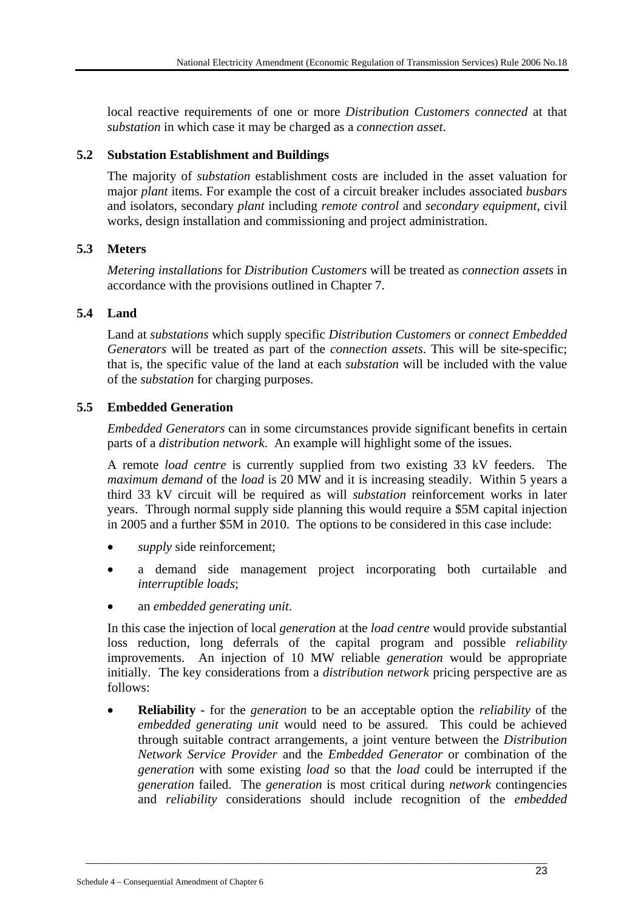local reactive requirements of one or more *Distribution Customers connected* at that *substation* in which case it may be charged as a *connection asset*.

### 5.2 Substation Establishment and Buildings

The majority of *substation* establishment costs are included in the asset valuation for major *plant* items. For example the cost of a circuit breaker includes associated *busbars* and isolators, secondary *plant* including *remote control* and *secondary equipment*, civil works, design installation and commissioning and project administration.

### 5.3 Meters

*Metering installations* for *Distribution Customers* will be treated as *connection assets* in accordance with the provisions outlined in Chapter 7.

### 5.4 Land

Land at *substations* which supply specific *Distribution Customers* or *connect Embedded Generators* will be treated as part of the *connection assets*. This will be site-specific; that is, the specific value of the land at each *substation* will be included with the value of the *substation* for charging purposes.

### 5.5 Embedded Generation

*Embedded Generators* can in some circumstances provide significant benefits in certain parts of a *distribution network*. An example will highlight some of the issues.

A remote *load centre* is currently supplied from two existing 33 kV feeders. The *maximum demand* of the *load* is 20 MW and it is increasing steadily. Within 5 years a third 33 kV circuit will be required as will *substation* reinforcement works in later years. Through normal supply side planning this would require a $5M capital injection in 2005 and a further $5M in 2010. The options to be considered in this case include:

- *supply* side reinforcement;
- a demand side management project incorporating both curtailable and *interruptible loads*;
- an *embedded generating unit*.

In this case the injection of local *generation* at the *load centre* would provide substantial loss reduction, long deferrals of the capital program and possible *reliability* improvements. An injection of 10 MW reliable *generation* would be appropriate initially. The key considerations from a *distribution network* pricing perspective are as follows:

- **Reliability** - for the *generation* to be an acceptable option the *reliability* of the *embedded generating unit* would need to be assured. This could be achieved through suitable contract arrangements, a joint venture between the *Distribution Network Service Provider* and the *Embedded Generator* or combination of the *generation* with some existing *load* so that the *load* could be interrupted if the *generation* failed. The *generation* is most critical during *network* contingencies and *reliability* considerations should include recognition of the *embedded*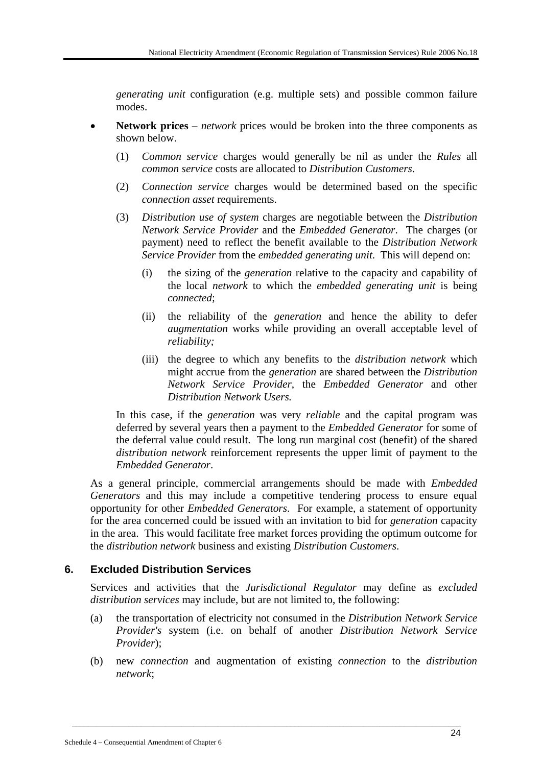*generating unit* configuration (e.g. multiple sets) and possible common failure modes.

- **Network prices** – *network* prices would be broken into the three components as shown below.

  (1) *Common service* charges would generally be nil as under the *Rules* all *common service* costs are allocated to *Distribution Customers*.

  (2) *Connection service* charges would be determined based on the specific *connection asset* requirements.

  (3) *Distribution use of system* charges are negotiable between the *Distribution Network Service Provider* and the *Embedded Generator*. The charges (or payment) need to reflect the benefit available to the *Distribution Network Service Provider* from the *embedded generating unit*. This will depend on:

  (i) the sizing of the *generation* relative to the capacity and capability of the local *network* to which the *embedded generating unit* is being *connected*;

  (ii) the reliability of the *generation* and hence the ability to defer *augmentation* works while providing an overall acceptable level of *reliability;*

  (iii) the degree to which any benefits to the *distribution network* which might accrue from the *generation* are shared between the *Distribution Network Service Provider*, the *Embedded Generator* and other *Distribution Network Users.*

  In this case, if the *generation* was very *reliable* and the capital program was deferred by several years then a payment to the *Embedded Generator* for some of the deferral value could result. The long run marginal cost (benefit) of the shared *distribution network* reinforcement represents the upper limit of payment to the *Embedded Generator*.

As a general principle, commercial arrangements should be made with *Embedded Generators* and this may include a competitive tendering process to ensure equal opportunity for other *Embedded Generators*. For example, a statement of opportunity for the area concerned could be issued with an invitation to bid for *generation* capacity in the area. This would facilitate free market forces providing the optimum outcome for the *distribution network* business and existing *Distribution Customers*.

## 6. Excluded Distribution Services

Services and activities that the *Jurisdictional Regulator* may define as *excluded distribution services* may include, but are not limited to, the following:

(a) the transportation of electricity not consumed in the *Distribution Network Service Provider's* system (i.e. on behalf of another *Distribution Network Service Provider*);

(b) new *connection* and augmentation of existing *connection* to the *distribution network*;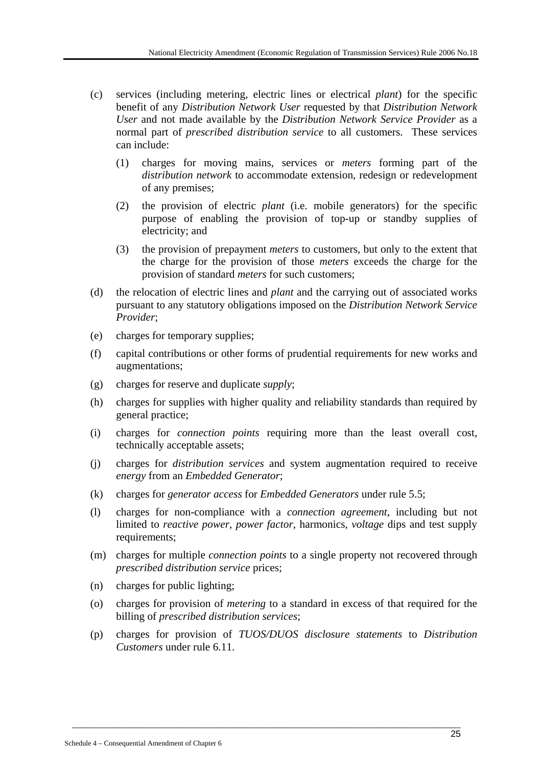(c) services (including metering, electric lines or electrical *plant*) for the specific benefit of any *Distribution Network User* requested by that *Distribution Network User* and not made available by the *Distribution Network Service Provider* as a normal part of *prescribed distribution service* to all customers. These services can include:

 (1) charges for moving mains, services or *meters* forming part of the *distribution network* to accommodate extension, redesign or redevelopment of any premises;

 (2) the provision of electric *plant* (i.e. mobile generators) for the specific purpose of enabling the provision of top-up or standby supplies of electricity; and

 (3) the provision of prepayment *meters* to customers, but only to the extent that the charge for the provision of those *meters* exceeds the charge for the provision of standard *meters* for such customers;

(d) the relocation of electric lines and *plant* and the carrying out of associated works pursuant to any statutory obligations imposed on the *Distribution Network Service Provider*;

(e) charges for temporary supplies;

(f) capital contributions or other forms of prudential requirements for new works and augmentations;

(g) charges for reserve and duplicate *supply*;

(h) charges for supplies with higher quality and reliability standards than required by general practice;

(i) charges for *connection points* requiring more than the least overall cost, technically acceptable assets;

(j) charges for *distribution services* and system augmentation required to receive *energy* from an *Embedded Generator*;

(k) charges for *generator access* for *Embedded Generators* under rule 5.5;

(l) charges for non-compliance with a *connection agreement*, including but not limited to *reactive power*, *power factor*, harmonics, *voltage* dips and test supply requirements;

(m) charges for multiple *connection points* to a single property not recovered through *prescribed distribution service* prices;

(n) charges for public lighting;

(o) charges for provision of *metering* to a standard in excess of that required for the billing of *prescribed distribution services*;

(p) charges for provision of *TUOS/DUOS disclosure statements* to *Distribution Customers* under rule 6.11.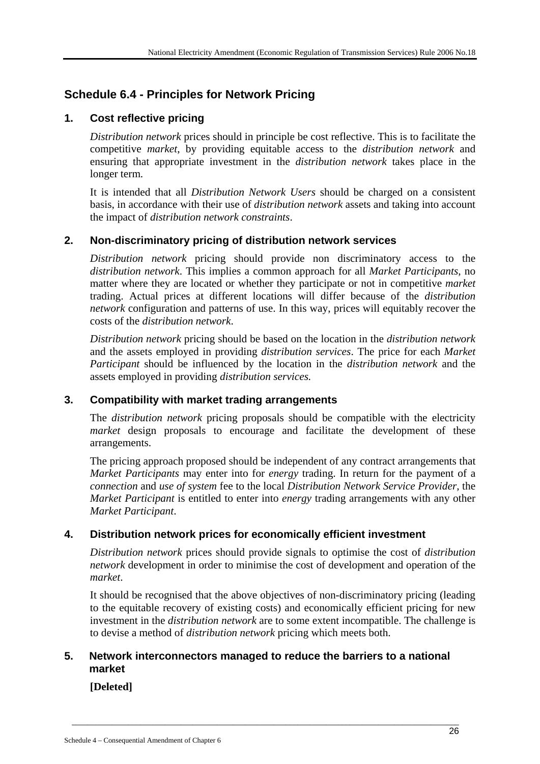## Schedule 6.4 - Principles for Network Pricing

### 1. Cost reflective pricing

*Distribution network* prices should in principle be cost reflective. This is to facilitate the competitive *market*, by providing equitable access to the *distribution network* and ensuring that appropriate investment in the *distribution network* takes place in the longer term.

It is intended that all *Distribution Network Users* should be charged on a consistent basis, in accordance with their use of *distribution network* assets and taking into account the impact of *distribution network constraints*.

### 2. Non-discriminatory pricing of distribution network services

*Distribution network* pricing should provide non discriminatory access to the *distribution network*. This implies a common approach for all *Market Participants*, no matter where they are located or whether they participate or not in competitive *market* trading. Actual prices at different locations will differ because of the *distribution network* configuration and patterns of use. In this way, prices will equitably recover the costs of the *distribution network*.

*Distribution network* pricing should be based on the location in the *distribution network* and the assets employed in providing *distribution services*. The price for each *Market Participant* should be influenced by the location in the *distribution network* and the assets employed in providing *distribution services.*

### 3. Compatibility with market trading arrangements

The *distribution network* pricing proposals should be compatible with the electricity *market* design proposals to encourage and facilitate the development of these arrangements.

The pricing approach proposed should be independent of any contract arrangements that *Market Participants* may enter into for *energy* trading. In return for the payment of a *connection* and *use of system* fee to the local *Distribution Network Service Provider*, the *Market Participant* is entitled to enter into *energy* trading arrangements with any other *Market Participant*.

### 4. Distribution network prices for economically efficient investment

*Distribution network* prices should provide signals to optimise the cost of *distribution network* development in order to minimise the cost of development and operation of the *market*.

It should be recognised that the above objectives of non-discriminatory pricing (leading to the equitable recovery of existing costs) and economically efficient pricing for new investment in the *distribution network* are to some extent incompatible. The challenge is to devise a method of *distribution network* pricing which meets both.

### 5. Network interconnectors managed to reduce the barriers to a national market

**[Deleted]**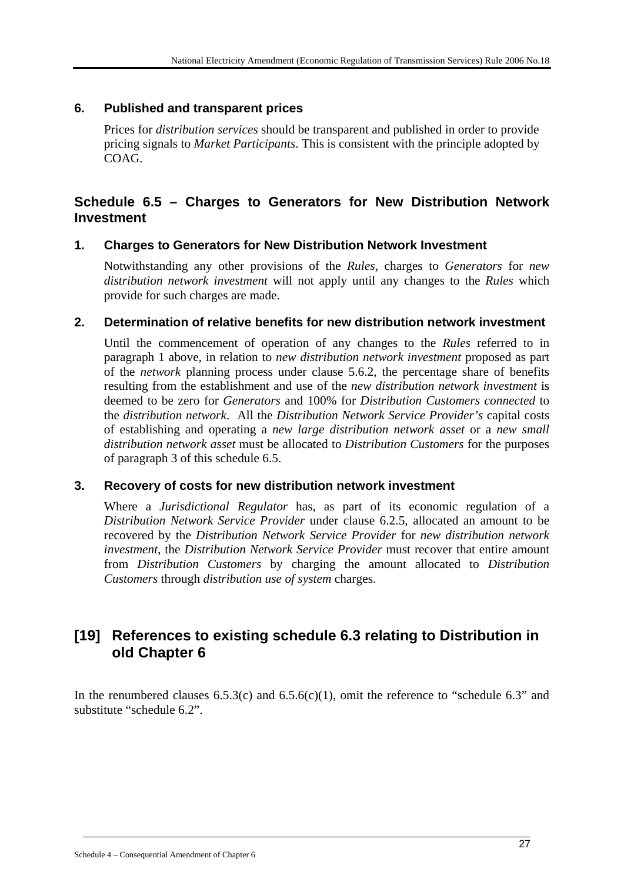### 6. Published and transparent prices

Prices for *distribution services* should be transparent and published in order to provide pricing signals to *Market Participants*. This is consistent with the principle adopted by COAG.

## Schedule 6.5 – Charges to Generators for New Distribution Network Investment

### 1. Charges to Generators for New Distribution Network Investment

Notwithstanding any other provisions of the *Rules*, charges to *Generators* for *new distribution network investment* will not apply until any changes to the *Rules* which provide for such charges are made.

### 2. Determination of relative benefits for new distribution network investment

Until the commencement of operation of any changes to the *Rules* referred to in paragraph 1 above, in relation to *new distribution network investment* proposed as part of the *network* planning process under clause 5.6.2, the percentage share of benefits resulting from the establishment and use of the *new distribution network investment* is deemed to be zero for *Generators* and 100% for *Distribution Customers connected* to the *distribution network*. All the *Distribution Network Service Provider's* capital costs of establishing and operating a *new large distribution network asset* or a *new small distribution network asset* must be allocated to *Distribution Customers* for the purposes of paragraph 3 of this schedule 6.5.

### 3. Recovery of costs for new distribution network investment

Where a *Jurisdictional Regulator* has, as part of its economic regulation of a *Distribution Network Service Provider* under clause 6.2.5, allocated an amount to be recovered by the *Distribution Network Service Provider* for *new distribution network investment*, the *Distribution Network Service Provider* must recover that entire amount from *Distribution Customers* by charging the amount allocated to *Distribution Customers* through *distribution use of system* charges.

## [19] References to existing schedule 6.3 relating to Distribution in old Chapter 6

In the renumbered clauses 6.5.3(c) and 6.5.6(c)(1), omit the reference to "schedule 6.3" and substitute "schedule 6.2".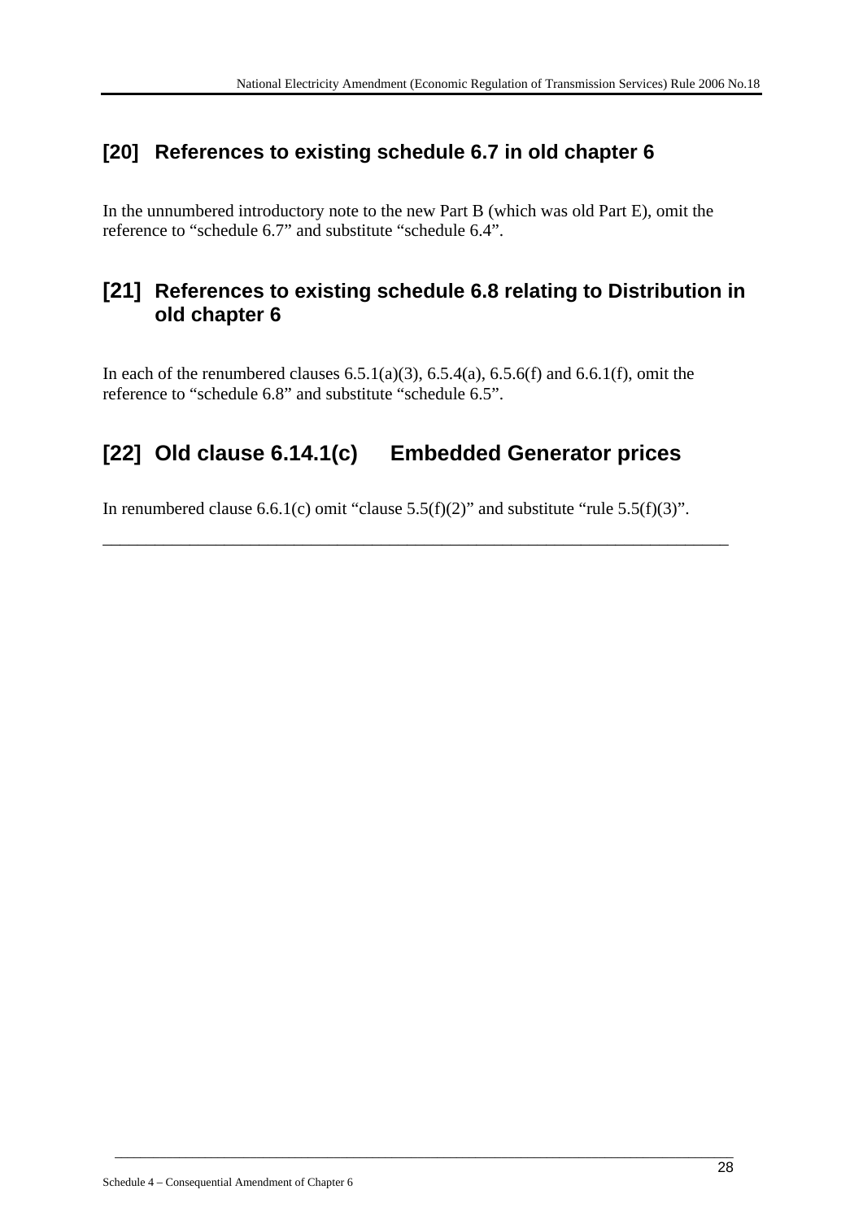## [20] References to existing schedule 6.7 in old chapter 6

In the unnumbered introductory note to the new Part B (which was old Part E), omit the reference to "schedule 6.7" and substitute "schedule 6.4".

## [21] References to existing schedule 6.8 relating to Distribution in old chapter 6

In each of the renumbered clauses 6.5.1(a)(3), 6.5.4(a), 6.5.6(f) and 6.6.1(f), omit the reference to "schedule 6.8" and substitute "schedule 6.5".

## [22] Old clause 6.14.1(c) Embedded Generator prices

In renumbered clause 6.6.1(c) omit "clause 5.5(f)(2)" and substitute "rule 5.5(f)(3)".

---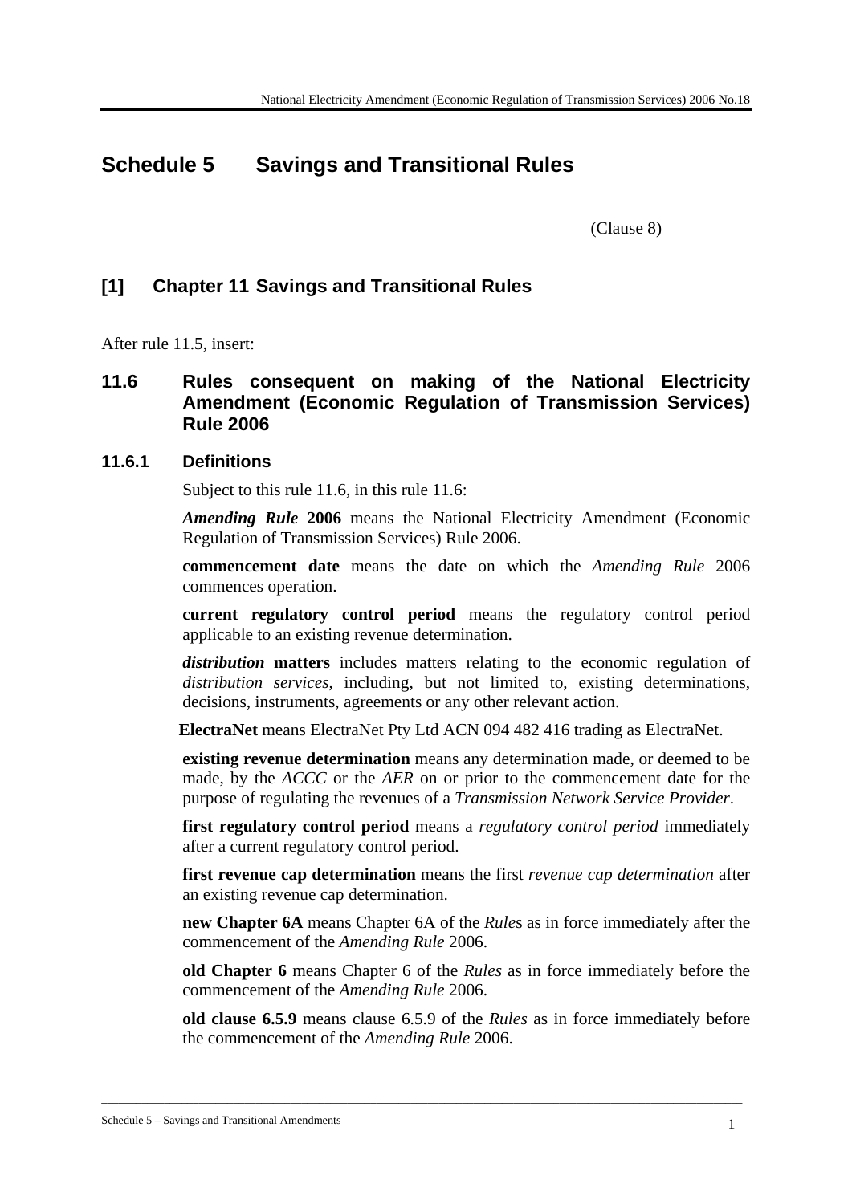# Schedule 5 Savings and Transitional Rules

(Clause 8)

## [1] Chapter 11 Savings and Transitional Rules

After rule 11.5, insert:

### 11.6 Rules consequent on making of the National Electricity Amendment (Economic Regulation of Transmission Services) Rule 2006

#### 11.6.1 Definitions

Subject to this rule 11.6, in this rule 11.6:

***Amending Rule*** **2006** means the National Electricity Amendment (Economic Regulation of Transmission Services) Rule 2006.

**commencement date** means the date on which the *Amending Rule* 2006 commences operation.

**current regulatory control period** means the regulatory control period applicable to an existing revenue determination.

***distribution*** **matters** includes matters relating to the economic regulation of *distribution services*, including, but not limited to, existing determinations, decisions, instruments, agreements or any other relevant action.

**ElectraNet** means ElectraNet Pty Ltd ACN 094 482 416 trading as ElectraNet.

**existing revenue determination** means any determination made, or deemed to be made, by the *ACCC* or the *AER* on or prior to the commencement date for the purpose of regulating the revenues of a *Transmission Network Service Provider*.

**first regulatory control period** means a *regulatory control period* immediately after a current regulatory control period.

**first revenue cap determination** means the first *revenue cap determination* after an existing revenue cap determination.

**new Chapter 6A** means Chapter 6A of the *Rule*s as in force immediately after the commencement of the *Amending Rule* 2006.

**old Chapter 6** means Chapter 6 of the *Rules* as in force immediately before the commencement of the *Amending Rule* 2006.

**old clause 6.5.9** means clause 6.5.9 of the *Rules* as in force immediately before the commencement of the *Amending Rule* 2006.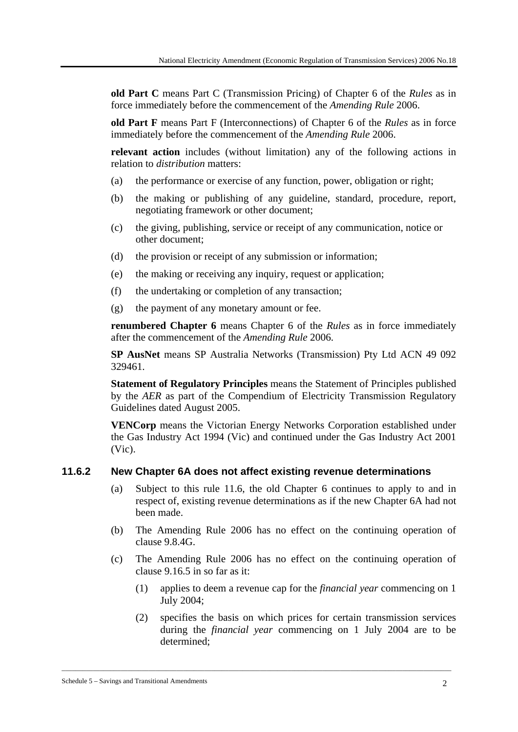**old Part C** means Part C (Transmission Pricing) of Chapter 6 of the *Rules* as in force immediately before the commencement of the *Amending Rule* 2006.

**old Part F** means Part F (Interconnections) of Chapter 6 of the *Rules* as in force immediately before the commencement of the *Amending Rule* 2006.

**relevant action** includes (without limitation) any of the following actions in relation to *distribution* matters:

(a) the performance or exercise of any function, power, obligation or right;

(b) the making or publishing of any guideline, standard, procedure, report, negotiating framework or other document;

(c) the giving, publishing, service or receipt of any communication, notice or other document;

(d) the provision or receipt of any submission or information;

(e) the making or receiving any inquiry, request or application;

(f) the undertaking or completion of any transaction;

(g) the payment of any monetary amount or fee.

**renumbered Chapter 6** means Chapter 6 of the *Rules* as in force immediately after the commencement of the *Amending Rule* 2006.

**SP AusNet** means SP Australia Networks (Transmission) Pty Ltd ACN 49 092 329461.

**Statement of Regulatory Principles** means the Statement of Principles published by the *AER* as part of the Compendium of Electricity Transmission Regulatory Guidelines dated August 2005.

**VENCorp** means the Victorian Energy Networks Corporation established under the Gas Industry Act 1994 (Vic) and continued under the Gas Industry Act 2001 (Vic).

### 11.6.2 New Chapter 6A does not affect existing revenue determinations

(a) Subject to this rule 11.6, the old Chapter 6 continues to apply to and in respect of, existing revenue determinations as if the new Chapter 6A had not been made.

(b) The Amending Rule 2006 has no effect on the continuing operation of clause 9.8.4G.

(c) The Amending Rule 2006 has no effect on the continuing operation of clause 9.16.5 in so far as it:

(1) applies to deem a revenue cap for the *financial year* commencing on 1 July 2004;

(2) specifies the basis on which prices for certain transmission services during the *financial year* commencing on 1 July 2004 are to be determined;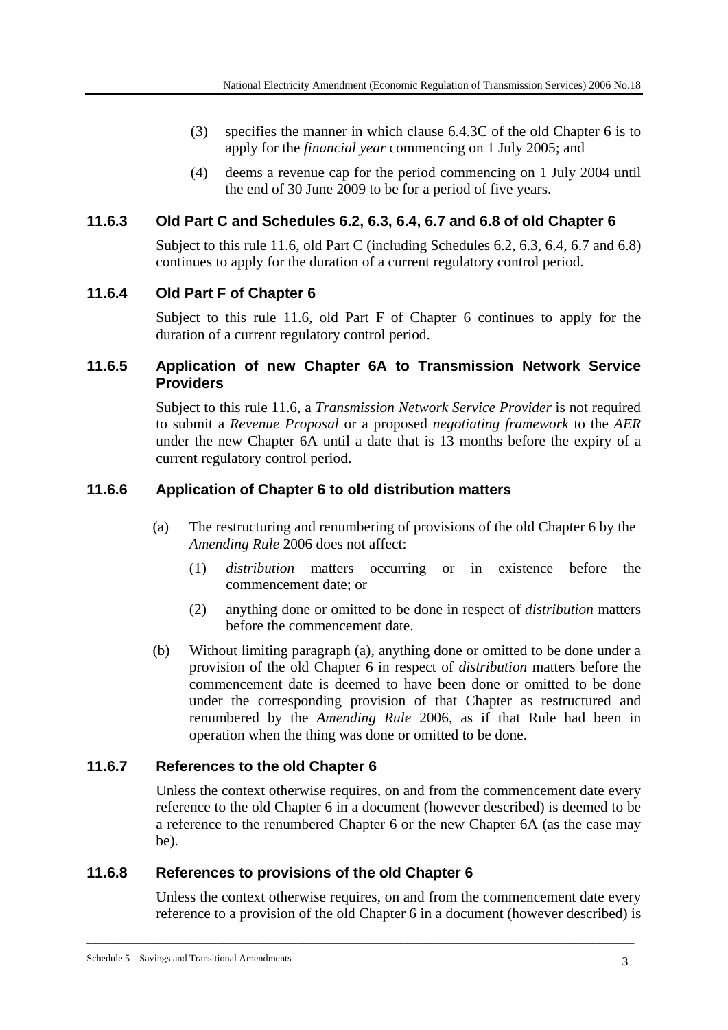(3) specifies the manner in which clause 6.4.3C of the old Chapter 6 is to apply for the *financial year* commencing on 1 July 2005; and

(4) deems a revenue cap for the period commencing on 1 July 2004 until the end of 30 June 2009 to be for a period of five years.

### 11.6.3 Old Part C and Schedules 6.2, 6.3, 6.4, 6.7 and 6.8 of old Chapter 6

Subject to this rule 11.6, old Part C (including Schedules 6.2, 6.3, 6.4, 6.7 and 6.8) continues to apply for the duration of a current regulatory control period.

### 11.6.4 Old Part F of Chapter 6

Subject to this rule 11.6, old Part F of Chapter 6 continues to apply for the duration of a current regulatory control period.

### 11.6.5 Application of new Chapter 6A to Transmission Network Service Providers

Subject to this rule 11.6, a *Transmission Network Service Provider* is not required to submit a *Revenue Proposal* or a proposed *negotiating framework* to the *AER* under the new Chapter 6A until a date that is 13 months before the expiry of a current regulatory control period.

### 11.6.6 Application of Chapter 6 to old distribution matters

(a) The restructuring and renumbering of provisions of the old Chapter 6 by the *Amending Rule* 2006 does not affect:

(1) *distribution* matters occurring or in existence before the commencement date; or

(2) anything done or omitted to be done in respect of *distribution* matters before the commencement date.

(b) Without limiting paragraph (a), anything done or omitted to be done under a provision of the old Chapter 6 in respect of *distribution* matters before the commencement date is deemed to have been done or omitted to be done under the corresponding provision of that Chapter as restructured and renumbered by the *Amending Rule* 2006, as if that Rule had been in operation when the thing was done or omitted to be done.

### 11.6.7 References to the old Chapter 6

Unless the context otherwise requires, on and from the commencement date every reference to the old Chapter 6 in a document (however described) is deemed to be a reference to the renumbered Chapter 6 or the new Chapter 6A (as the case may be).

### 11.6.8 References to provisions of the old Chapter 6

Unless the context otherwise requires, on and from the commencement date every reference to a provision of the old Chapter 6 in a document (however described) is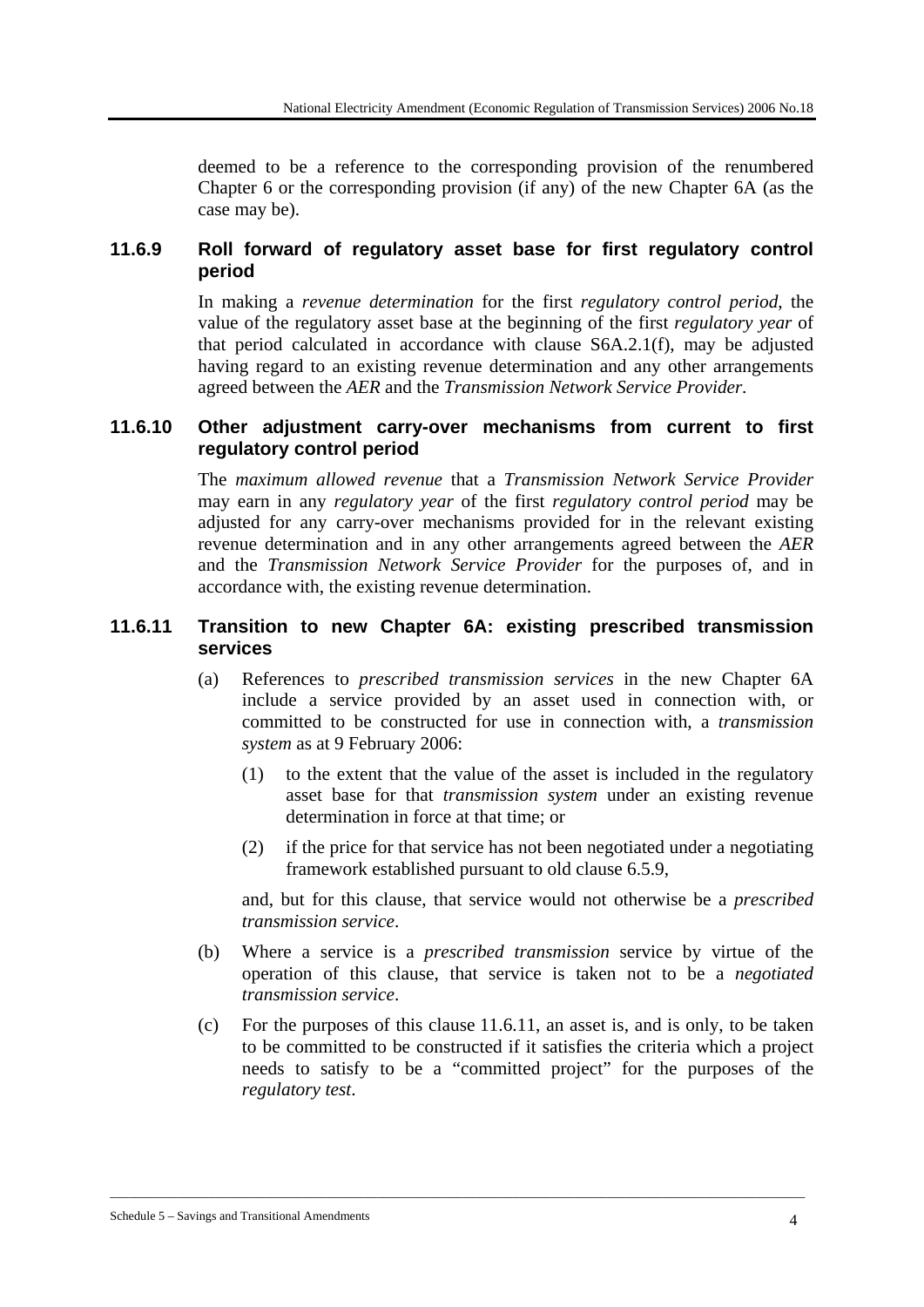deemed to be a reference to the corresponding provision of the renumbered Chapter 6 or the corresponding provision (if any) of the new Chapter 6A (as the case may be).

### 11.6.9 Roll forward of regulatory asset base for first regulatory control period

In making a *revenue determination* for the first *regulatory control period*, the value of the regulatory asset base at the beginning of the first *regulatory year* of that period calculated in accordance with clause S6A.2.1(f), may be adjusted having regard to an existing revenue determination and any other arrangements agreed between the *AER* and the *Transmission Network Service Provider*.

### 11.6.10 Other adjustment carry-over mechanisms from current to first regulatory control period

The *maximum allowed revenue* that a *Transmission Network Service Provider* may earn in any *regulatory year* of the first *regulatory control period* may be adjusted for any carry-over mechanisms provided for in the relevant existing revenue determination and in any other arrangements agreed between the *AER* and the *Transmission Network Service Provider* for the purposes of, and in accordance with, the existing revenue determination.

### 11.6.11 Transition to new Chapter 6A: existing prescribed transmission services

(a) References to *prescribed transmission services* in the new Chapter 6A include a service provided by an asset used in connection with, or committed to be constructed for use in connection with, a *transmission system* as at 9 February 2006:

(1) to the extent that the value of the asset is included in the regulatory asset base for that *transmission system* under an existing revenue determination in force at that time; or

(2) if the price for that service has not been negotiated under a negotiating framework established pursuant to old clause 6.5.9,

and, but for this clause, that service would not otherwise be a *prescribed transmission service*.

(b) Where a service is a *prescribed transmission* service by virtue of the operation of this clause, that service is taken not to be a *negotiated transmission service*.

(c) For the purposes of this clause 11.6.11, an asset is, and is only, to be taken to be committed to be constructed if it satisfies the criteria which a project needs to satisfy to be a "committed project" for the purposes of the *regulatory test*.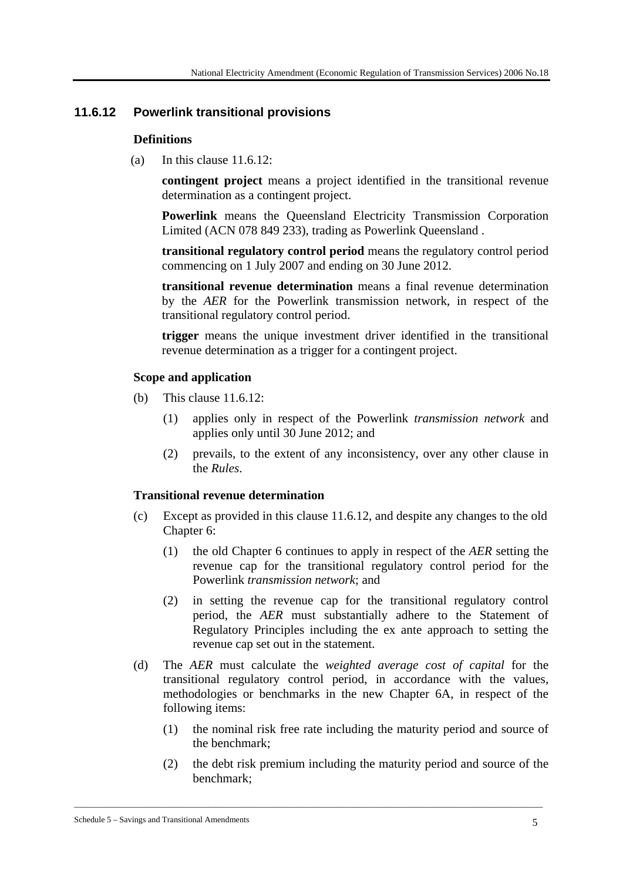## 11.6.12 Powerlink transitional provisions

**Definitions**

(a) In this clause 11.6.12:

**contingent project** means a project identified in the transitional revenue determination as a contingent project.

**Powerlink** means the Queensland Electricity Transmission Corporation Limited (ACN 078 849 233), trading as Powerlink Queensland .

**transitional regulatory control period** means the regulatory control period commencing on 1 July 2007 and ending on 30 June 2012.

**transitional revenue determination** means a final revenue determination by the *AER* for the Powerlink transmission network, in respect of the transitional regulatory control period.

**trigger** means the unique investment driver identified in the transitional revenue determination as a trigger for a contingent project.

**Scope and application**

(b) This clause 11.6.12:

(1) applies only in respect of the Powerlink *transmission network* and applies only until 30 June 2012; and

(2) prevails, to the extent of any inconsistency, over any other clause in the *Rules*.

**Transitional revenue determination**

(c) Except as provided in this clause 11.6.12, and despite any changes to the old Chapter 6:

(1) the old Chapter 6 continues to apply in respect of the *AER* setting the revenue cap for the transitional regulatory control period for the Powerlink *transmission network*; and

(2) in setting the revenue cap for the transitional regulatory control period, the *AER* must substantially adhere to the Statement of Regulatory Principles including the ex ante approach to setting the revenue cap set out in the statement.

(d) The *AER* must calculate the *weighted average cost of capital* for the transitional regulatory control period, in accordance with the values, methodologies or benchmarks in the new Chapter 6A, in respect of the following items:

(1) the nominal risk free rate including the maturity period and source of the benchmark;

(2) the debt risk premium including the maturity period and source of the benchmark;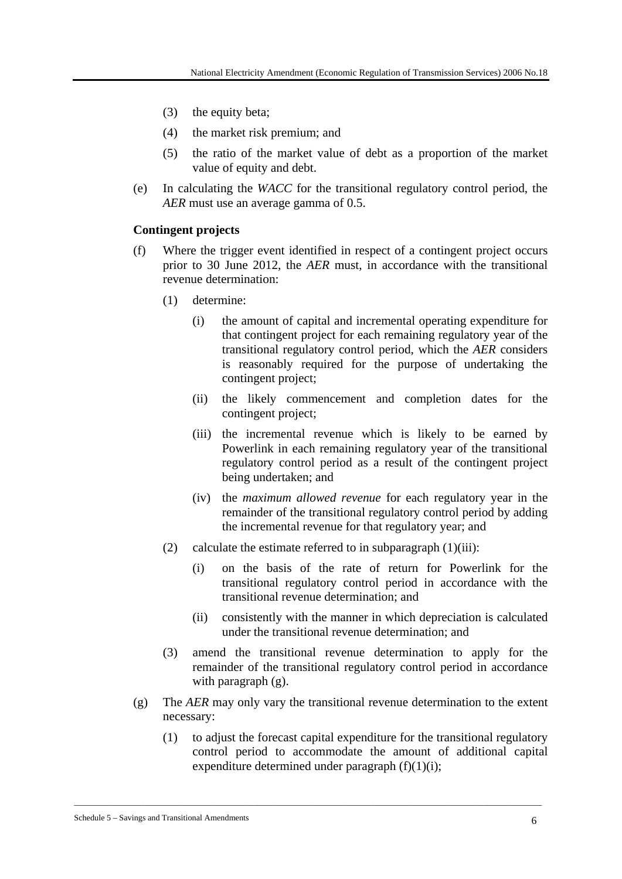(3) the equity beta;

(4) the market risk premium; and

(5) the ratio of the market value of debt as a proportion of the market value of equity and debt.

(e) In calculating the *WACC* for the transitional regulatory control period, the *AER* must use an average gamma of 0.5.

**Contingent projects**

(f) Where the trigger event identified in respect of a contingent project occurs prior to 30 June 2012, the *AER* must, in accordance with the transitional revenue determination:

(1) determine:

(i) the amount of capital and incremental operating expenditure for that contingent project for each remaining regulatory year of the transitional regulatory control period, which the *AER* considers is reasonably required for the purpose of undertaking the contingent project;

(ii) the likely commencement and completion dates for the contingent project;

(iii) the incremental revenue which is likely to be earned by Powerlink in each remaining regulatory year of the transitional regulatory control period as a result of the contingent project being undertaken; and

(iv) the *maximum allowed revenue* for each regulatory year in the remainder of the transitional regulatory control period by adding the incremental revenue for that regulatory year; and

(2) calculate the estimate referred to in subparagraph (1)(iii):

(i) on the basis of the rate of return for Powerlink for the transitional regulatory control period in accordance with the transitional revenue determination; and

(ii) consistently with the manner in which depreciation is calculated under the transitional revenue determination; and

(3) amend the transitional revenue determination to apply for the remainder of the transitional regulatory control period in accordance with paragraph (g).

(g) The *AER* may only vary the transitional revenue determination to the extent necessary:

(1) to adjust the forecast capital expenditure for the transitional regulatory control period to accommodate the amount of additional capital expenditure determined under paragraph (f)(1)(i);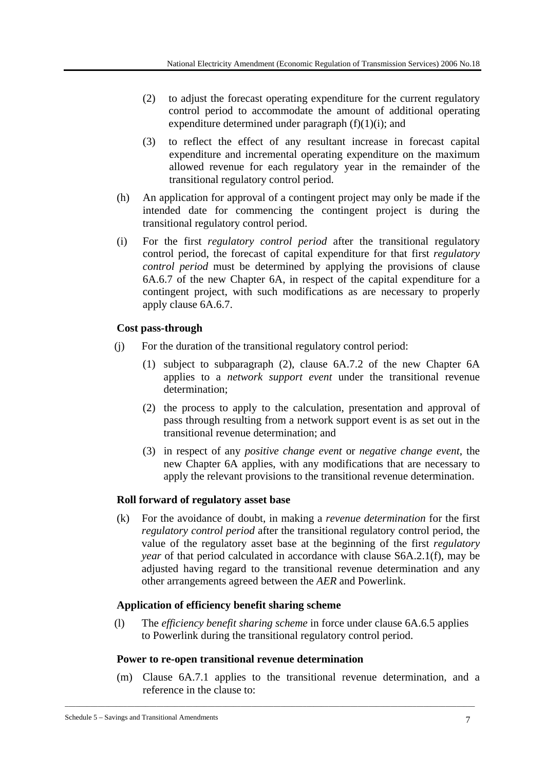(2) to adjust the forecast operating expenditure for the current regulatory control period to accommodate the amount of additional operating expenditure determined under paragraph (f)(1)(i); and

(3) to reflect the effect of any resultant increase in forecast capital expenditure and incremental operating expenditure on the maximum allowed revenue for each regulatory year in the remainder of the transitional regulatory control period.

(h) An application for approval of a contingent project may only be made if the intended date for commencing the contingent project is during the transitional regulatory control period.

(i) For the first *regulatory control period* after the transitional regulatory control period, the forecast of capital expenditure for that first *regulatory control period* must be determined by applying the provisions of clause 6A.6.7 of the new Chapter 6A, in respect of the capital expenditure for a contingent project, with such modifications as are necessary to properly apply clause 6A.6.7.

**Cost pass-through**

(j) For the duration of the transitional regulatory control period:

(1) subject to subparagraph (2), clause 6A.7.2 of the new Chapter 6A applies to a *network support event* under the transitional revenue determination;

(2) the process to apply to the calculation, presentation and approval of pass through resulting from a network support event is as set out in the transitional revenue determination; and

(3) in respect of any *positive change event* or *negative change event*, the new Chapter 6A applies, with any modifications that are necessary to apply the relevant provisions to the transitional revenue determination.

**Roll forward of regulatory asset base**

(k) For the avoidance of doubt, in making a *revenue determination* for the first *regulatory control period* after the transitional regulatory control period, the value of the regulatory asset base at the beginning of the first *regulatory year* of that period calculated in accordance with clause S6A.2.1(f), may be adjusted having regard to the transitional revenue determination and any other arrangements agreed between the *AER* and Powerlink.

**Application of efficiency benefit sharing scheme**

(l) The *efficiency benefit sharing scheme* in force under clause 6A.6.5 applies to Powerlink during the transitional regulatory control period.

**Power to re-open transitional revenue determination**

(m) Clause 6A.7.1 applies to the transitional revenue determination, and a reference in the clause to: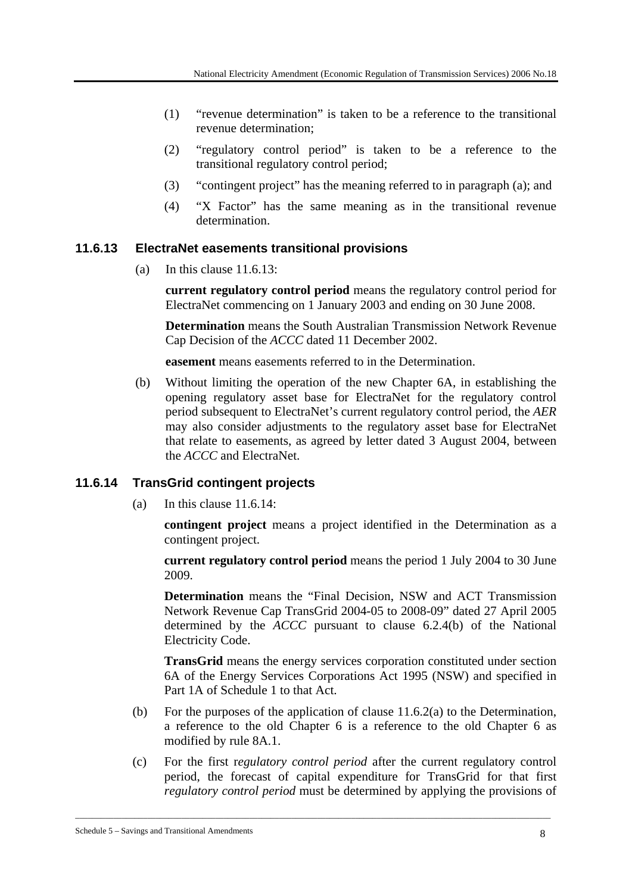(1) "revenue determination" is taken to be a reference to the transitional revenue determination;

(2) "regulatory control period" is taken to be a reference to the transitional regulatory control period;

(3) "contingent project" has the meaning referred to in paragraph (a); and

(4) "X Factor" has the same meaning as in the transitional revenue determination.

### 11.6.13 ElectraNet easements transitional provisions

(a) In this clause 11.6.13:

**current regulatory control period** means the regulatory control period for ElectraNet commencing on 1 January 2003 and ending on 30 June 2008.

**Determination** means the South Australian Transmission Network Revenue Cap Decision of the *ACCC* dated 11 December 2002.

**easement** means easements referred to in the Determination.

(b) Without limiting the operation of the new Chapter 6A, in establishing the opening regulatory asset base for ElectraNet for the regulatory control period subsequent to ElectraNet's current regulatory control period, the *AER* may also consider adjustments to the regulatory asset base for ElectraNet that relate to easements, as agreed by letter dated 3 August 2004, between the *ACCC* and ElectraNet.

### 11.6.14 TransGrid contingent projects

(a) In this clause 11.6.14:

**contingent project** means a project identified in the Determination as a contingent project.

**current regulatory control period** means the period 1 July 2004 to 30 June 2009.

**Determination** means the "Final Decision, NSW and ACT Transmission Network Revenue Cap TransGrid 2004-05 to 2008-09" dated 27 April 2005 determined by the *ACCC* pursuant to clause 6.2.4(b) of the National Electricity Code.

**TransGrid** means the energy services corporation constituted under section 6A of the Energy Services Corporations Act 1995 (NSW) and specified in Part 1A of Schedule 1 to that Act.

(b) For the purposes of the application of clause 11.6.2(a) to the Determination, a reference to the old Chapter 6 is a reference to the old Chapter 6 as modified by rule 8A.1.

(c) For the first r*egulatory control period* after the current regulatory control period, the forecast of capital expenditure for TransGrid for that first *regulatory control period* must be determined by applying the provisions of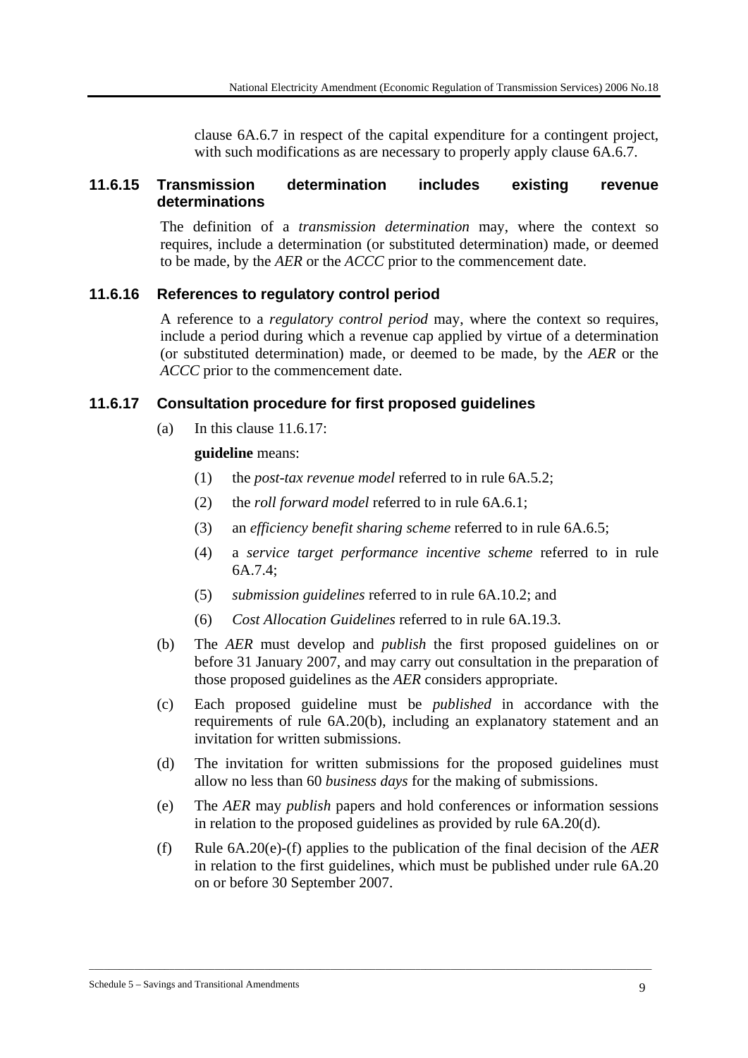clause 6A.6.7 in respect of the capital expenditure for a contingent project, with such modifications as are necessary to properly apply clause 6A.6.7.

### 11.6.15 Transmission determination includes existing revenue determinations

The definition of a *transmission determination* may, where the context so requires, include a determination (or substituted determination) made, or deemed to be made, by the *AER* or the *ACCC* prior to the commencement date.

### 11.6.16 References to regulatory control period

A reference to a *regulatory control period* may, where the context so requires, include a period during which a revenue cap applied by virtue of a determination (or substituted determination) made, or deemed to be made, by the *AER* or the *ACCC* prior to the commencement date.

### 11.6.17 Consultation procedure for first proposed guidelines

(a) In this clause 11.6.17:

**guideline** means:

(1) the *post-tax revenue model* referred to in rule 6A.5.2;

(2) the *roll forward model* referred to in rule 6A.6.1;

(3) an *efficiency benefit sharing scheme* referred to in rule 6A.6.5;

(4) a *service target performance incentive scheme* referred to in rule 6A.7.4;

(5) *submission guidelines* referred to in rule 6A.10.2; and

(6) *Cost Allocation Guidelines* referred to in rule 6A.19.3.

(b) The *AER* must develop and *publish* the first proposed guidelines on or before 31 January 2007, and may carry out consultation in the preparation of those proposed guidelines as the *AER* considers appropriate.

(c) Each proposed guideline must be *published* in accordance with the requirements of rule 6A.20(b), including an explanatory statement and an invitation for written submissions.

(d) The invitation for written submissions for the proposed guidelines must allow no less than 60 *business days* for the making of submissions.

(e) The *AER* may *publish* papers and hold conferences or information sessions in relation to the proposed guidelines as provided by rule 6A.20(d).

(f) Rule 6A.20(e)-(f) applies to the publication of the final decision of the *AER* in relation to the first guidelines, which must be published under rule 6A.20 on or before 30 September 2007.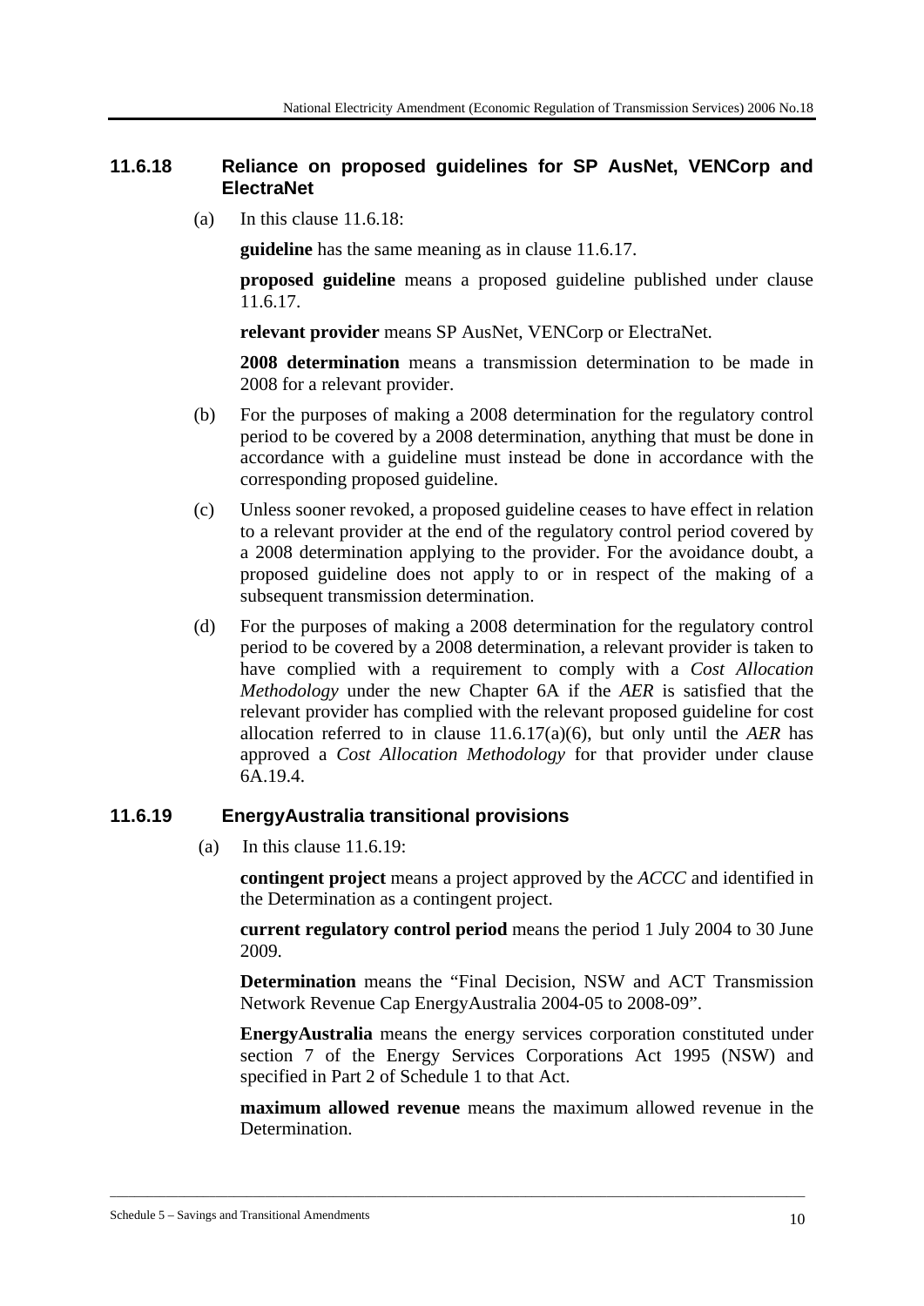### 11.6.18 Reliance on proposed guidelines for SP AusNet, VENCorp and ElectraNet

(a) In this clause 11.6.18:

**guideline** has the same meaning as in clause 11.6.17.

**proposed guideline** means a proposed guideline published under clause 11.6.17.

**relevant provider** means SP AusNet, VENCorp or ElectraNet.

**2008 determination** means a transmission determination to be made in 2008 for a relevant provider.

(b) For the purposes of making a 2008 determination for the regulatory control period to be covered by a 2008 determination, anything that must be done in accordance with a guideline must instead be done in accordance with the corresponding proposed guideline.

(c) Unless sooner revoked, a proposed guideline ceases to have effect in relation to a relevant provider at the end of the regulatory control period covered by a 2008 determination applying to the provider. For the avoidance doubt, a proposed guideline does not apply to or in respect of the making of a subsequent transmission determination.

(d) For the purposes of making a 2008 determination for the regulatory control period to be covered by a 2008 determination, a relevant provider is taken to have complied with a requirement to comply with a *Cost Allocation Methodology* under the new Chapter 6A if the *AER* is satisfied that the relevant provider has complied with the relevant proposed guideline for cost allocation referred to in clause 11.6.17(a)(6), but only until the *AER* has approved a *Cost Allocation Methodology* for that provider under clause 6A.19.4.

### 11.6.19 EnergyAustralia transitional provisions

(a) In this clause 11.6.19:

**contingent project** means a project approved by the *ACCC* and identified in the Determination as a contingent project.

**current regulatory control period** means the period 1 July 2004 to 30 June 2009.

**Determination** means the "Final Decision, NSW and ACT Transmission Network Revenue Cap EnergyAustralia 2004-05 to 2008-09".

**EnergyAustralia** means the energy services corporation constituted under section 7 of the Energy Services Corporations Act 1995 (NSW) and specified in Part 2 of Schedule 1 to that Act.

**maximum allowed revenue** means the maximum allowed revenue in the Determination.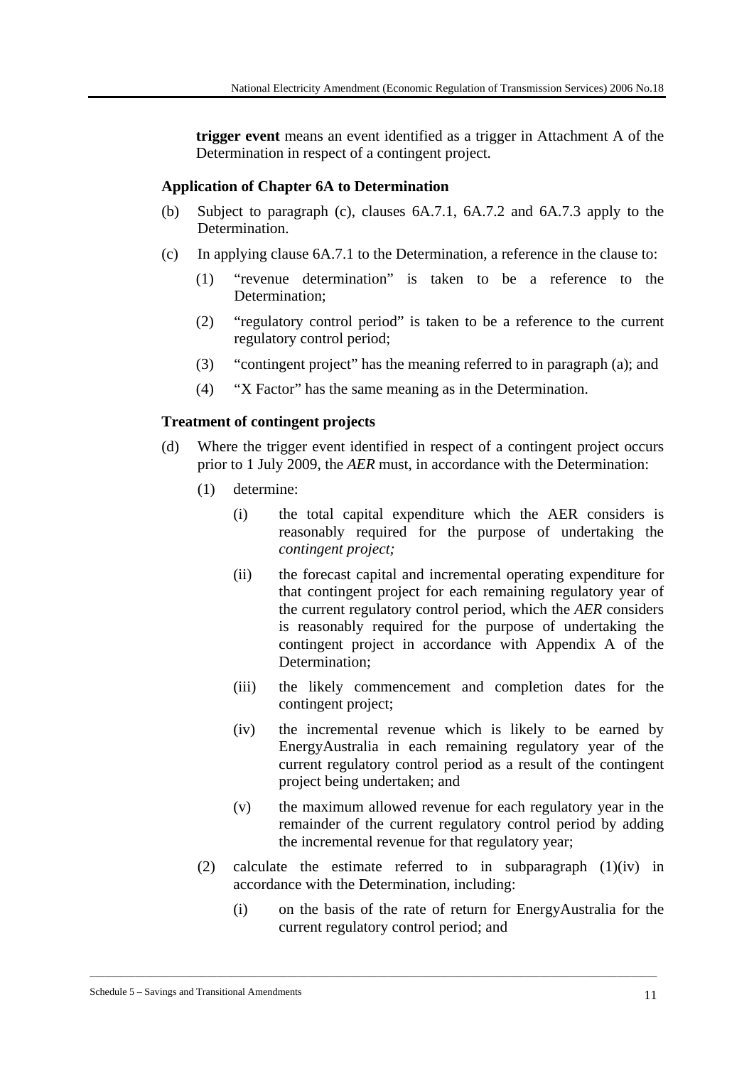**trigger event** means an event identified as a trigger in Attachment A of the Determination in respect of a contingent project.

**Application of Chapter 6A to Determination**

(b) Subject to paragraph (c), clauses 6A.7.1, 6A.7.2 and 6A.7.3 apply to the Determination.

(c) In applying clause 6A.7.1 to the Determination, a reference in the clause to:

  (1) "revenue determination" is taken to be a reference to the Determination;

  (2) "regulatory control period" is taken to be a reference to the current regulatory control period;

  (3) "contingent project" has the meaning referred to in paragraph (a); and

  (4) "X Factor" has the same meaning as in the Determination.

**Treatment of contingent projects**

(d) Where the trigger event identified in respect of a contingent project occurs prior to 1 July 2009, the *AER* must, in accordance with the Determination:

  (1) determine:

    (i) the total capital expenditure which the AER considers is reasonably required for the purpose of undertaking the *contingent project;*

    (ii) the forecast capital and incremental operating expenditure for that contingent project for each remaining regulatory year of the current regulatory control period, which the *AER* considers is reasonably required for the purpose of undertaking the contingent project in accordance with Appendix A of the Determination;

    (iii) the likely commencement and completion dates for the contingent project;

    (iv) the incremental revenue which is likely to be earned by EnergyAustralia in each remaining regulatory year of the current regulatory control period as a result of the contingent project being undertaken; and

    (v) the maximum allowed revenue for each regulatory year in the remainder of the current regulatory control period by adding the incremental revenue for that regulatory year;

  (2) calculate the estimate referred to in subparagraph (1)(iv) in accordance with the Determination, including:

    (i) on the basis of the rate of return for EnergyAustralia for the current regulatory control period; and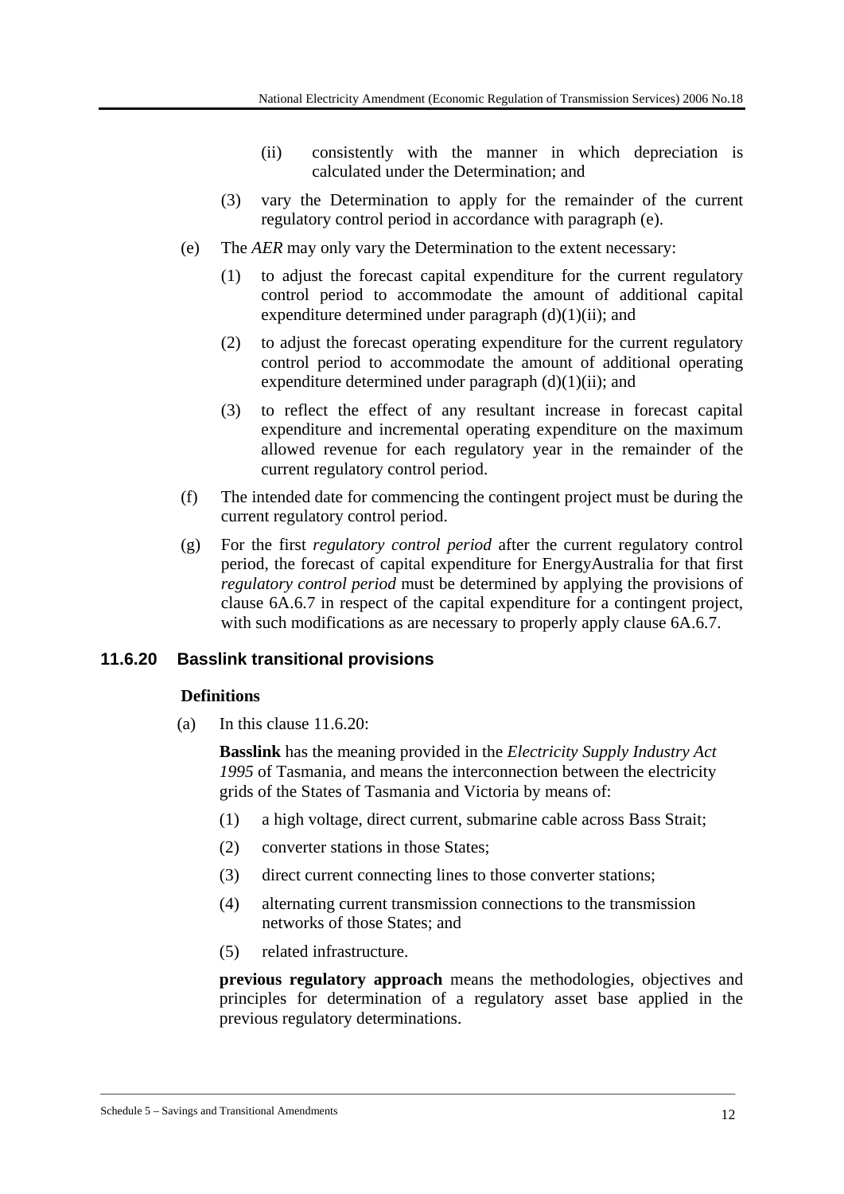(ii) consistently with the manner in which depreciation is calculated under the Determination; and

(3) vary the Determination to apply for the remainder of the current regulatory control period in accordance with paragraph (e).

(e) The *AER* may only vary the Determination to the extent necessary:

(1) to adjust the forecast capital expenditure for the current regulatory control period to accommodate the amount of additional capital expenditure determined under paragraph (d)(1)(ii); and

(2) to adjust the forecast operating expenditure for the current regulatory control period to accommodate the amount of additional operating expenditure determined under paragraph (d)(1)(ii); and

(3) to reflect the effect of any resultant increase in forecast capital expenditure and incremental operating expenditure on the maximum allowed revenue for each regulatory year in the remainder of the current regulatory control period.

(f) The intended date for commencing the contingent project must be during the current regulatory control period.

(g) For the first *regulatory control period* after the current regulatory control period, the forecast of capital expenditure for EnergyAustralia for that first *regulatory control period* must be determined by applying the provisions of clause 6A.6.7 in respect of the capital expenditure for a contingent project, with such modifications as are necessary to properly apply clause 6A.6.7.

### 11.6.20 Basslink transitional provisions

**Definitions**

(a) In this clause 11.6.20:

**Basslink** has the meaning provided in the *Electricity Supply Industry Act 1995* of Tasmania, and means the interconnection between the electricity grids of the States of Tasmania and Victoria by means of:

(1) a high voltage, direct current, submarine cable across Bass Strait;

(2) converter stations in those States;

(3) direct current connecting lines to those converter stations;

(4) alternating current transmission connections to the transmission networks of those States; and

(5) related infrastructure.

**previous regulatory approach** means the methodologies, objectives and principles for determination of a regulatory asset base applied in the previous regulatory determinations.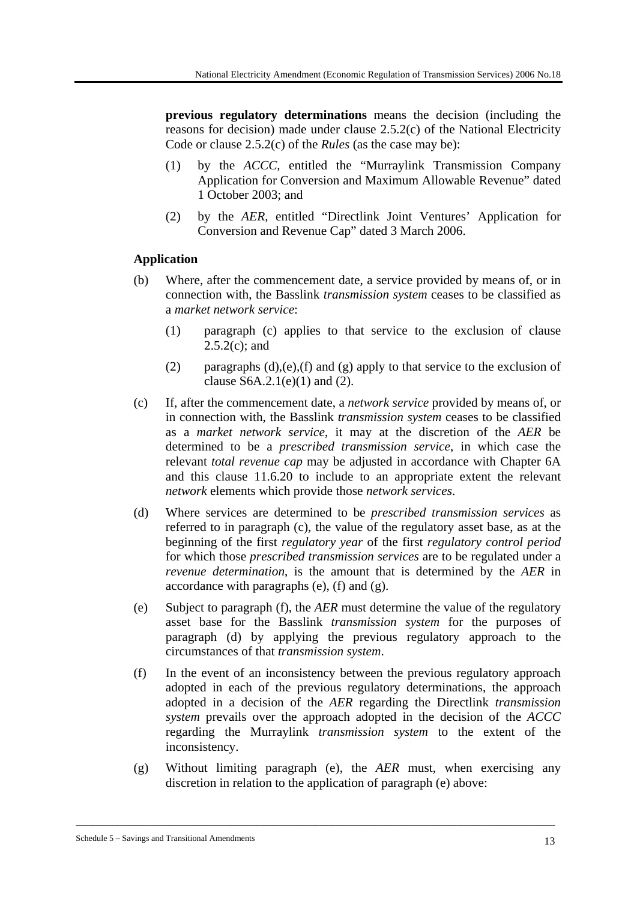**previous regulatory determinations** means the decision (including the reasons for decision) made under clause 2.5.2(c) of the National Electricity Code or clause 2.5.2(c) of the *Rules* (as the case may be):

(1) by the *ACCC*, entitled the "Murraylink Transmission Company Application for Conversion and Maximum Allowable Revenue" dated 1 October 2003; and

(2) by the *AER,* entitled "Directlink Joint Ventures' Application for Conversion and Revenue Cap" dated 3 March 2006.

**Application**

(b) Where, after the commencement date, a service provided by means of, or in connection with, the Basslink *transmission system* ceases to be classified as a *market network service*:

(1) paragraph (c) applies to that service to the exclusion of clause 2.5.2(c); and

(2) paragraphs (d),(e),(f) and (g) apply to that service to the exclusion of clause S6A.2.1(e)(1) and (2).

(c) If, after the commencement date, a *network service* provided by means of, or in connection with, the Basslink *transmission system* ceases to be classified as a *market network service*, it may at the discretion of the *AER* be determined to be a *prescribed transmission service*, in which case the relevant *total revenue cap* may be adjusted in accordance with Chapter 6A and this clause 11.6.20 to include to an appropriate extent the relevant *network* elements which provide those *network services*.

(d) Where services are determined to be *prescribed transmission services* as referred to in paragraph (c), the value of the regulatory asset base, as at the beginning of the first *regulatory year* of the first *regulatory control period* for which those *prescribed transmission services* are to be regulated under a *revenue determination*, is the amount that is determined by the *AER* in accordance with paragraphs (e), (f) and (g).

(e) Subject to paragraph (f), the *AER* must determine the value of the regulatory asset base for the Basslink *transmission system* for the purposes of paragraph (d) by applying the previous regulatory approach to the circumstances of that *transmission system*.

(f) In the event of an inconsistency between the previous regulatory approach adopted in each of the previous regulatory determinations, the approach adopted in a decision of the *AER* regarding the Directlink *transmission system* prevails over the approach adopted in the decision of the *ACCC* regarding the Murraylink *transmission system* to the extent of the inconsistency.

(g) Without limiting paragraph (e), the *AER* must, when exercising any discretion in relation to the application of paragraph (e) above: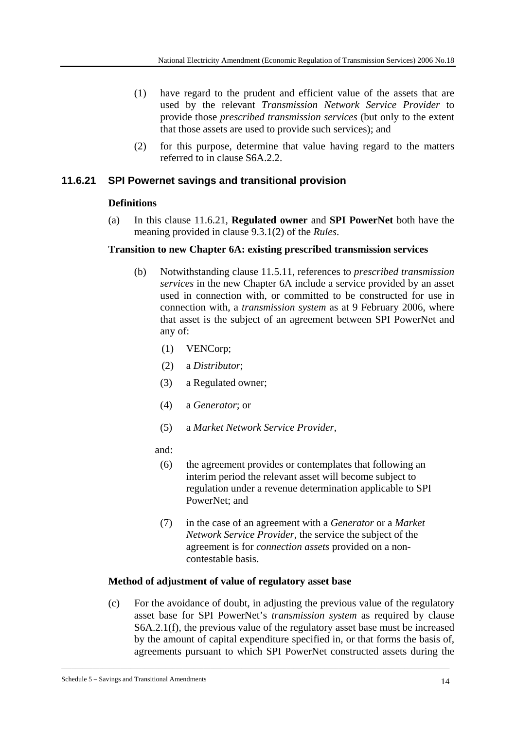(1) have regard to the prudent and efficient value of the assets that are used by the relevant *Transmission Network Service Provider* to provide those *prescribed transmission services* (but only to the extent that those assets are used to provide such services); and

(2) for this purpose, determine that value having regard to the matters referred to in clause S6A.2.2.

### 11.6.21 SPI Powernet savings and transitional provision

**Definitions**

(a) In this clause 11.6.21, **Regulated owner** and **SPI PowerNet** both have the meaning provided in clause 9.3.1(2) of the *Rules*.

**Transition to new Chapter 6A: existing prescribed transmission services**

(b) Notwithstanding clause 11.5.11, references to *prescribed transmission services* in the new Chapter 6A include a service provided by an asset used in connection with, or committed to be constructed for use in connection with, a *transmission system* as at 9 February 2006, where that asset is the subject of an agreement between SPI PowerNet and any of:

(1) VENCorp;

(2) a *Distributor*;

(3) a Regulated owner;

(4) a *Generator*; or

(5) a *Market Network Service Provider*,

and:

(6) the agreement provides or contemplates that following an interim period the relevant asset will become subject to regulation under a revenue determination applicable to SPI PowerNet; and

(7) in the case of an agreement with a *Generator* or a *Market Network Service Provider*, the service the subject of the agreement is for *connection assets* provided on a non-contestable basis.

**Method of adjustment of value of regulatory asset base**

(c) For the avoidance of doubt, in adjusting the previous value of the regulatory asset base for SPI PowerNet's *transmission system* as required by clause S6A.2.1(f), the previous value of the regulatory asset base must be increased by the amount of capital expenditure specified in, or that forms the basis of, agreements pursuant to which SPI PowerNet constructed assets during the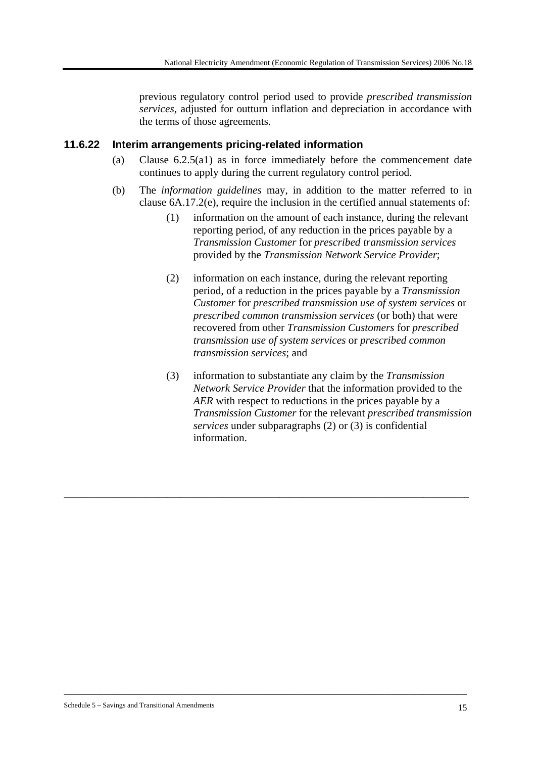previous regulatory control period used to provide *prescribed transmission services*, adjusted for outturn inflation and depreciation in accordance with the terms of those agreements.

### 11.6.22 Interim arrangements pricing-related information

(a) Clause 6.2.5(a1) as in force immediately before the commencement date continues to apply during the current regulatory control period.

(b) The *information guidelines* may, in addition to the matter referred to in clause 6A.17.2(e), require the inclusion in the certified annual statements of:

(1) information on the amount of each instance, during the relevant reporting period, of any reduction in the prices payable by a *Transmission Customer* for *prescribed transmission services* provided by the *Transmission Network Service Provider*;

(2) information on each instance, during the relevant reporting period, of a reduction in the prices payable by a *Transmission Customer* for *prescribed transmission use of system services* or *prescribed common transmission services* (or both) that were recovered from other *Transmission Customers* for *prescribed transmission use of system services* or *prescribed common transmission services*; and

(3) information to substantiate any claim by the *Transmission Network Service Provider* that the information provided to the *AER* with respect to reductions in the prices payable by a *Transmission Customer* for the relevant *prescribed transmission services* under subparagraphs (2) or (3) is confidential information.

---